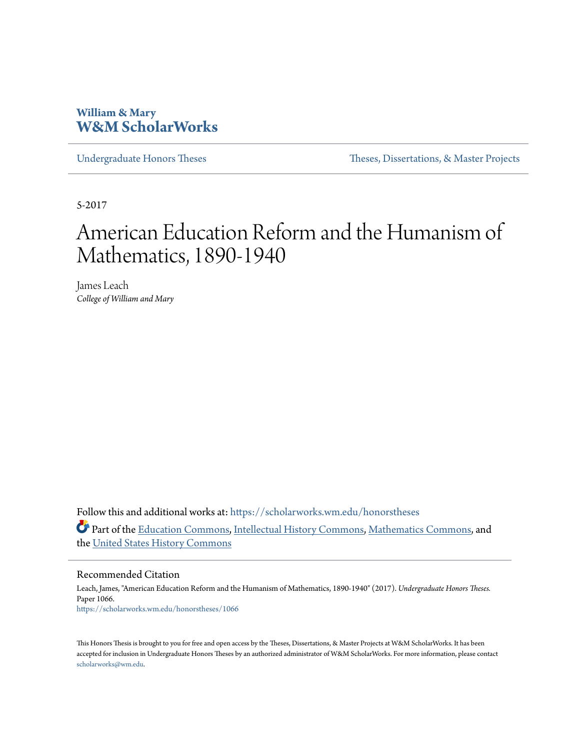**William & Mary**
**W&M ScholarWorks**

Undergraduate Honors Theses | Theses, Dissertations, & Master Projects

5-2017

# American Education Reform and the Humanism of Mathematics, 1890-1940

James Leach
*College of William and Mary*

Follow this and additional works at: https://scholarworks.wm.edu/honorstheses

Part of the Education Commons, Intellectual History Commons, Mathematics Commons, and the United States History Commons

## Recommended Citation

Leach, James, "American Education Reform and the Humanism of Mathematics, 1890-1940" (2017). *Undergraduate Honors Theses.* Paper 1066.
https://scholarworks.wm.edu/honorstheses/1066

This Honors Thesis is brought to you for free and open access by the Theses, Dissertations, & Master Projects at W&M ScholarWorks. It has been accepted for inclusion in Undergraduate Honors Theses by an authorized administrator of W&M ScholarWorks. For more information, please contact scholarworks@wm.edu.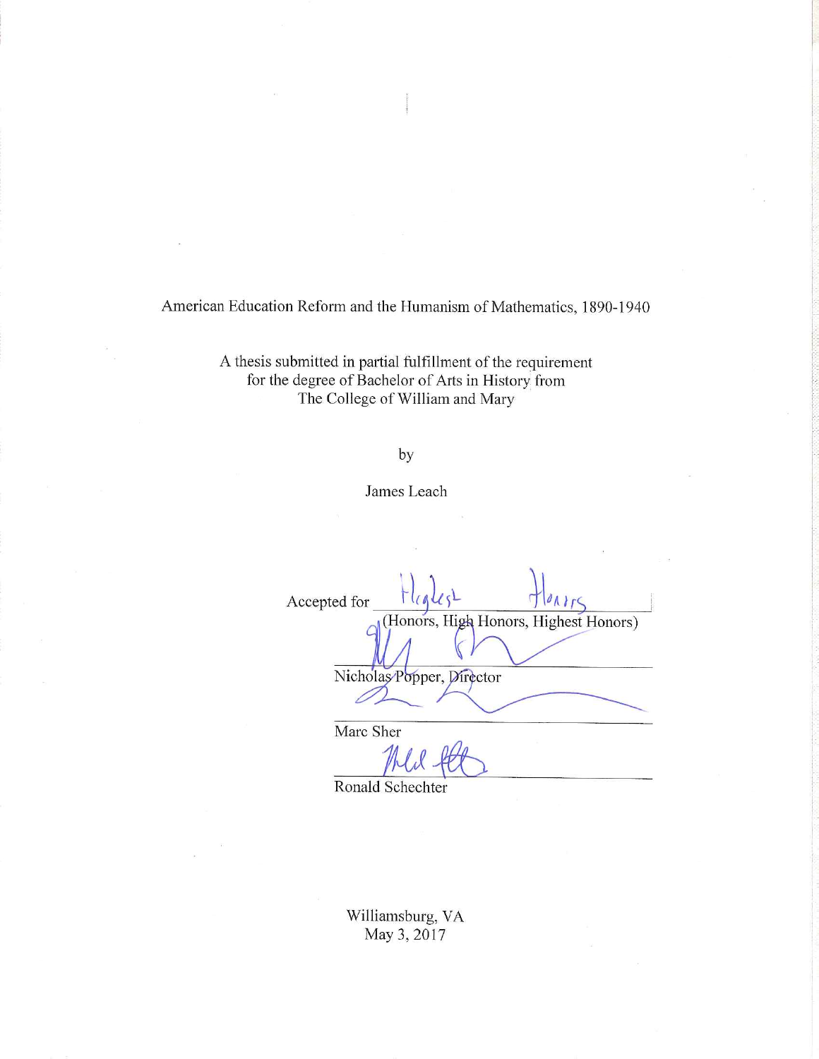American Education Reform and the Humanism of Mathematics, 1890-1940

A thesis submitted in partial fulfillment of the requirement
for the degree of Bachelor of Arts in History from
The College of William and Mary

by

James Leach

Accepted for Highest Honors
(Honors, High Honors, Highest Honors)

Nicholas Popper, Director

Marc Sher

Ronald Schechter

Williamsburg, VA
May 3, 2017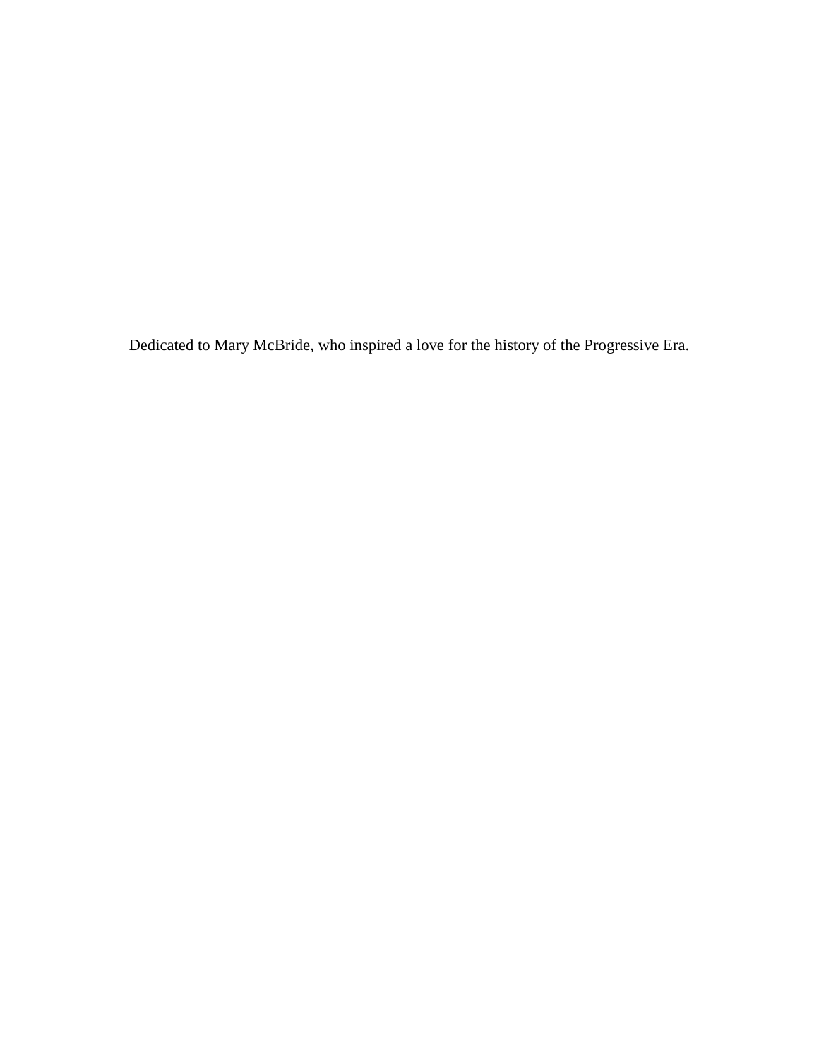Dedicated to Mary McBride, who inspired a love for the history of the Progressive Era.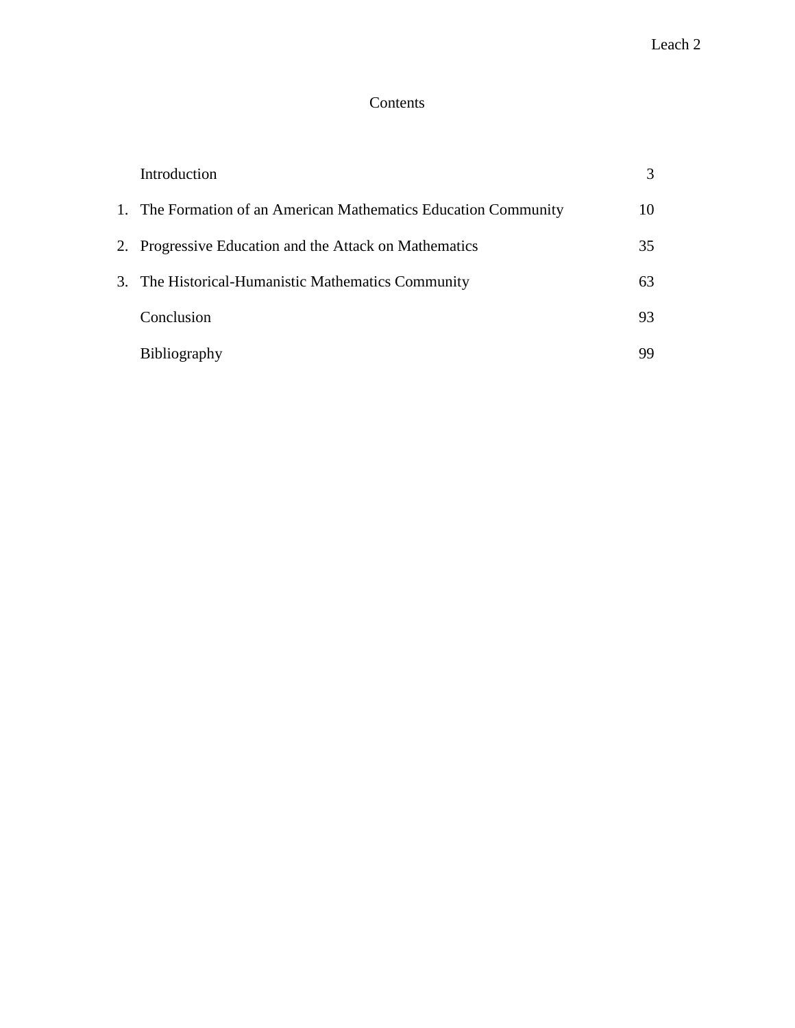# Contents

| | | |
|---|---|---|
| | Introduction | 3 |
| 1. | The Formation of an American Mathematics Education Community | 10 |
| 2. | Progressive Education and the Attack on Mathematics | 35 |
| 3. | The Historical-Humanistic Mathematics Community | 63 |
| | Conclusion | 93 |
| | Bibliography | 99 |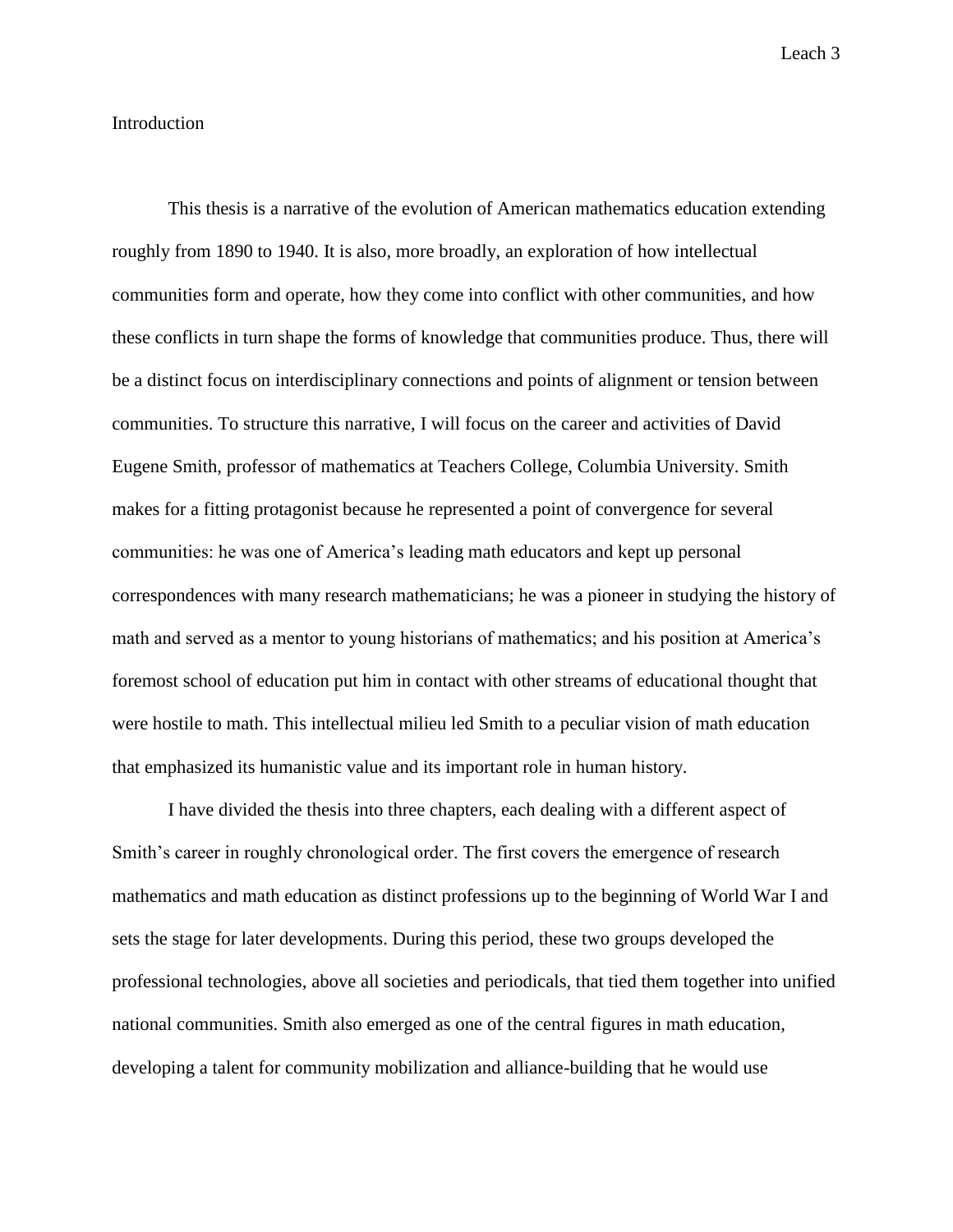## Introduction

This thesis is a narrative of the evolution of American mathematics education extending roughly from 1890 to 1940. It is also, more broadly, an exploration of how intellectual communities form and operate, how they come into conflict with other communities, and how these conflicts in turn shape the forms of knowledge that communities produce. Thus, there will be a distinct focus on interdisciplinary connections and points of alignment or tension between communities. To structure this narrative, I will focus on the career and activities of David Eugene Smith, professor of mathematics at Teachers College, Columbia University. Smith makes for a fitting protagonist because he represented a point of convergence for several communities: he was one of America's leading math educators and kept up personal correspondences with many research mathematicians; he was a pioneer in studying the history of math and served as a mentor to young historians of mathematics; and his position at America's foremost school of education put him in contact with other streams of educational thought that were hostile to math. This intellectual milieu led Smith to a peculiar vision of math education that emphasized its humanistic value and its important role in human history.

I have divided the thesis into three chapters, each dealing with a different aspect of Smith's career in roughly chronological order. The first covers the emergence of research mathematics and math education as distinct professions up to the beginning of World War I and sets the stage for later developments. During this period, these two groups developed the professional technologies, above all societies and periodicals, that tied them together into unified national communities. Smith also emerged as one of the central figures in math education, developing a talent for community mobilization and alliance-building that he would use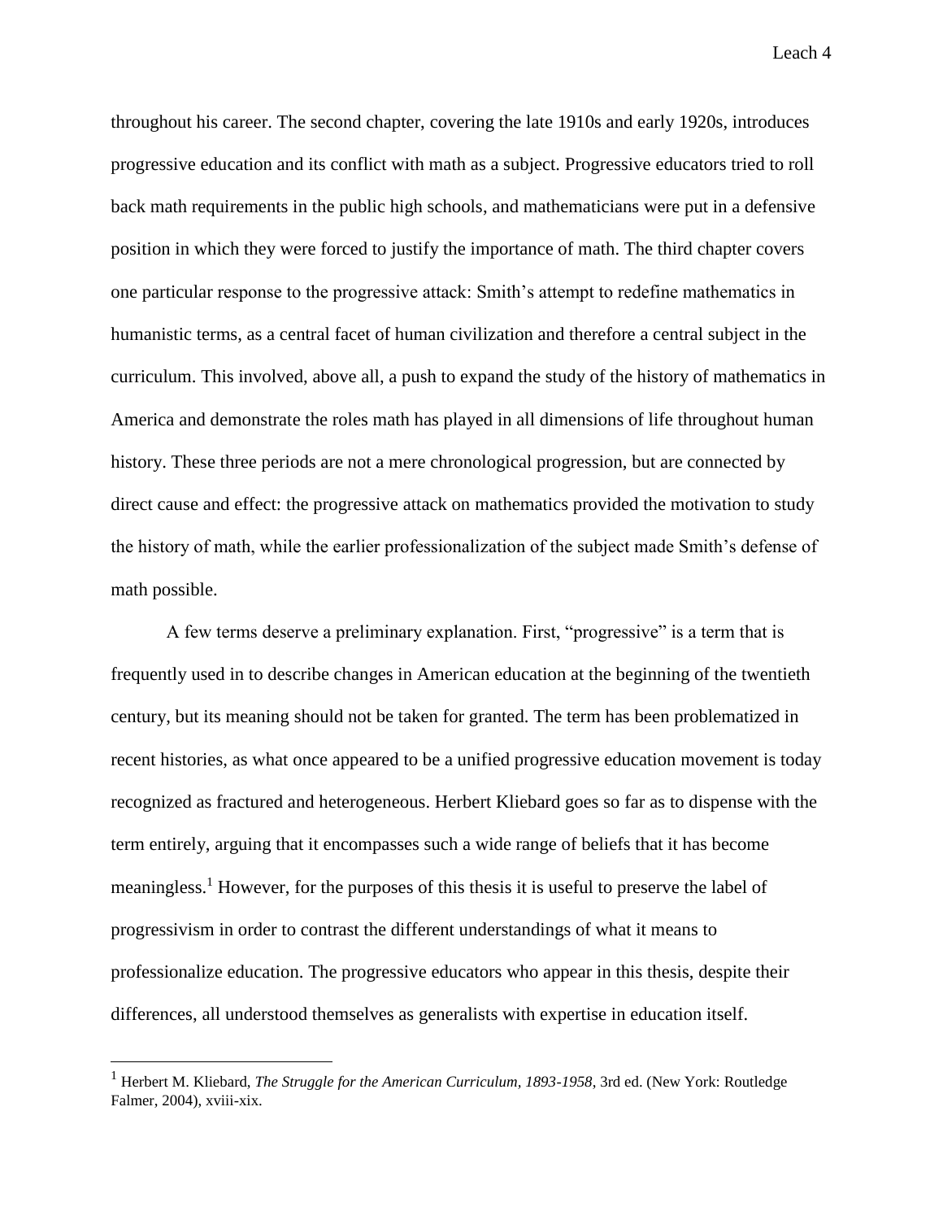throughout his career. The second chapter, covering the late 1910s and early 1920s, introduces progressive education and its conflict with math as a subject. Progressive educators tried to roll back math requirements in the public high schools, and mathematicians were put in a defensive position in which they were forced to justify the importance of math. The third chapter covers one particular response to the progressive attack: Smith's attempt to redefine mathematics in humanistic terms, as a central facet of human civilization and therefore a central subject in the curriculum. This involved, above all, a push to expand the study of the history of mathematics in America and demonstrate the roles math has played in all dimensions of life throughout human history. These three periods are not a mere chronological progression, but are connected by direct cause and effect: the progressive attack on mathematics provided the motivation to study the history of math, while the earlier professionalization of the subject made Smith's defense of math possible.

A few terms deserve a preliminary explanation. First, "progressive" is a term that is frequently used in to describe changes in American education at the beginning of the twentieth century, but its meaning should not be taken for granted. The term has been problematized in recent histories, as what once appeared to be a unified progressive education movement is today recognized as fractured and heterogeneous. Herbert Kliebard goes so far as to dispense with the term entirely, arguing that it encompasses such a wide range of beliefs that it has become meaningless.[1] However, for the purposes of this thesis it is useful to preserve the label of progressivism in order to contrast the different understandings of what it means to professionalize education. The progressive educators who appear in this thesis, despite their differences, all understood themselves as generalists with expertise in education itself.

---

[1] Herbert M. Kliebard, *The Struggle for the American Curriculum, 1893-1958*, 3rd ed. (New York: Routledge Falmer, 2004), xviii-xix.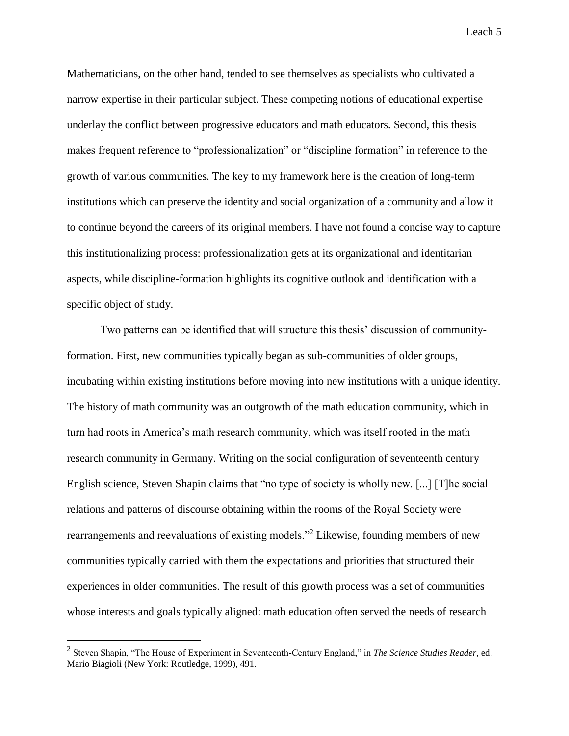Mathematicians, on the other hand, tended to see themselves as specialists who cultivated a narrow expertise in their particular subject. These competing notions of educational expertise underlay the conflict between progressive educators and math educators. Second, this thesis makes frequent reference to "professionalization" or "discipline formation" in reference to the growth of various communities. The key to my framework here is the creation of long-term institutions which can preserve the identity and social organization of a community and allow it to continue beyond the careers of its original members. I have not found a concise way to capture this institutionalizing process: professionalization gets at its organizational and identitarian aspects, while discipline-formation highlights its cognitive outlook and identification with a specific object of study.

Two patterns can be identified that will structure this thesis' discussion of community-formation. First, new communities typically began as sub-communities of older groups, incubating within existing institutions before moving into new institutions with a unique identity. The history of math community was an outgrowth of the math education community, which in turn had roots in America's math research community, which was itself rooted in the math research community in Germany. Writing on the social configuration of seventeenth century English science, Steven Shapin claims that "no type of society is wholly new. [...] [T]he social relations and patterns of discourse obtaining within the rooms of the Royal Society were rearrangements and reevaluations of existing models."[2] Likewise, founding members of new communities typically carried with them the expectations and priorities that structured their experiences in older communities. The result of this growth process was a set of communities whose interests and goals typically aligned: math education often served the needs of research

---

[2] Steven Shapin, "The House of Experiment in Seventeenth-Century England," in *The Science Studies Reader*, ed. Mario Biagioli (New York: Routledge, 1999), 491.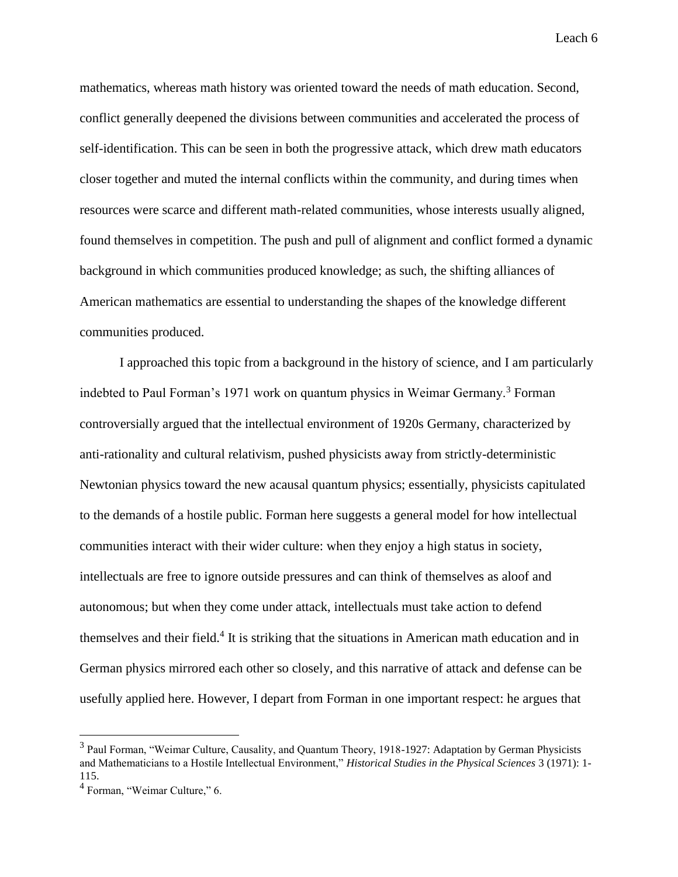mathematics, whereas math history was oriented toward the needs of math education. Second, conflict generally deepened the divisions between communities and accelerated the process of self-identification. This can be seen in both the progressive attack, which drew math educators closer together and muted the internal conflicts within the community, and during times when resources were scarce and different math-related communities, whose interests usually aligned, found themselves in competition. The push and pull of alignment and conflict formed a dynamic background in which communities produced knowledge; as such, the shifting alliances of American mathematics are essential to understanding the shapes of the knowledge different communities produced.

I approached this topic from a background in the history of science, and I am particularly indebted to Paul Forman's 1971 work on quantum physics in Weimar Germany.[3] Forman controversially argued that the intellectual environment of 1920s Germany, characterized by anti-rationality and cultural relativism, pushed physicists away from strictly-deterministic Newtonian physics toward the new acausal quantum physics; essentially, physicists capitulated to the demands of a hostile public. Forman here suggests a general model for how intellectual communities interact with their wider culture: when they enjoy a high status in society, intellectuals are free to ignore outside pressures and can think of themselves as aloof and autonomous; but when they come under attack, intellectuals must take action to defend themselves and their field.[4] It is striking that the situations in American math education and in German physics mirrored each other so closely, and this narrative of attack and defense can be usefully applied here. However, I depart from Forman in one important respect: he argues that

---

[3] Paul Forman, "Weimar Culture, Causality, and Quantum Theory, 1918-1927: Adaptation by German Physicists and Mathematicians to a Hostile Intellectual Environment," *Historical Studies in the Physical Sciences* 3 (1971): 1-115.

[4] Forman, "Weimar Culture," 6.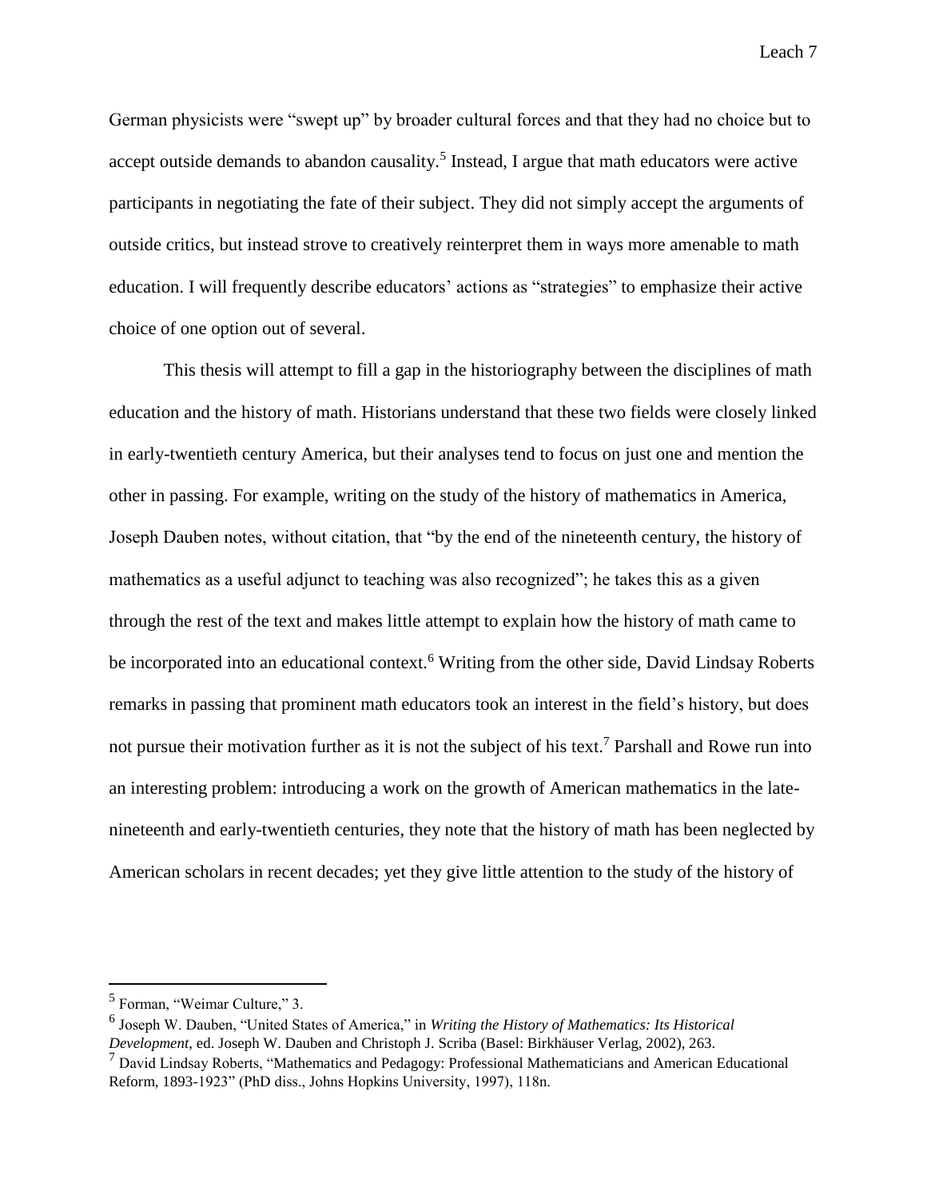German physicists were "swept up" by broader cultural forces and that they had no choice but to accept outside demands to abandon causality.[5] Instead, I argue that math educators were active participants in negotiating the fate of their subject. They did not simply accept the arguments of outside critics, but instead strove to creatively reinterpret them in ways more amenable to math education. I will frequently describe educators' actions as "strategies" to emphasize their active choice of one option out of several.

This thesis will attempt to fill a gap in the historiography between the disciplines of math education and the history of math. Historians understand that these two fields were closely linked in early-twentieth century America, but their analyses tend to focus on just one and mention the other in passing. For example, writing on the study of the history of mathematics in America, Joseph Dauben notes, without citation, that "by the end of the nineteenth century, the history of mathematics as a useful adjunct to teaching was also recognized"; he takes this as a given through the rest of the text and makes little attempt to explain how the history of math came to be incorporated into an educational context.[6] Writing from the other side, David Lindsay Roberts remarks in passing that prominent math educators took an interest in the field's history, but does not pursue their motivation further as it is not the subject of his text.[7] Parshall and Rowe run into an interesting problem: introducing a work on the growth of American mathematics in the late-nineteenth and early-twentieth centuries, they note that the history of math has been neglected by American scholars in recent decades; yet they give little attention to the study of the history of

---

[5] Forman, "Weimar Culture," 3.

[6] Joseph W. Dauben, "United States of America," in *Writing the History of Mathematics: Its Historical Development*, ed. Joseph W. Dauben and Christoph J. Scriba (Basel: Birkhäuser Verlag, 2002), 263.

[7] David Lindsay Roberts, "Mathematics and Pedagogy: Professional Mathematicians and American Educational Reform, 1893-1923" (PhD diss., Johns Hopkins University, 1997), 118n.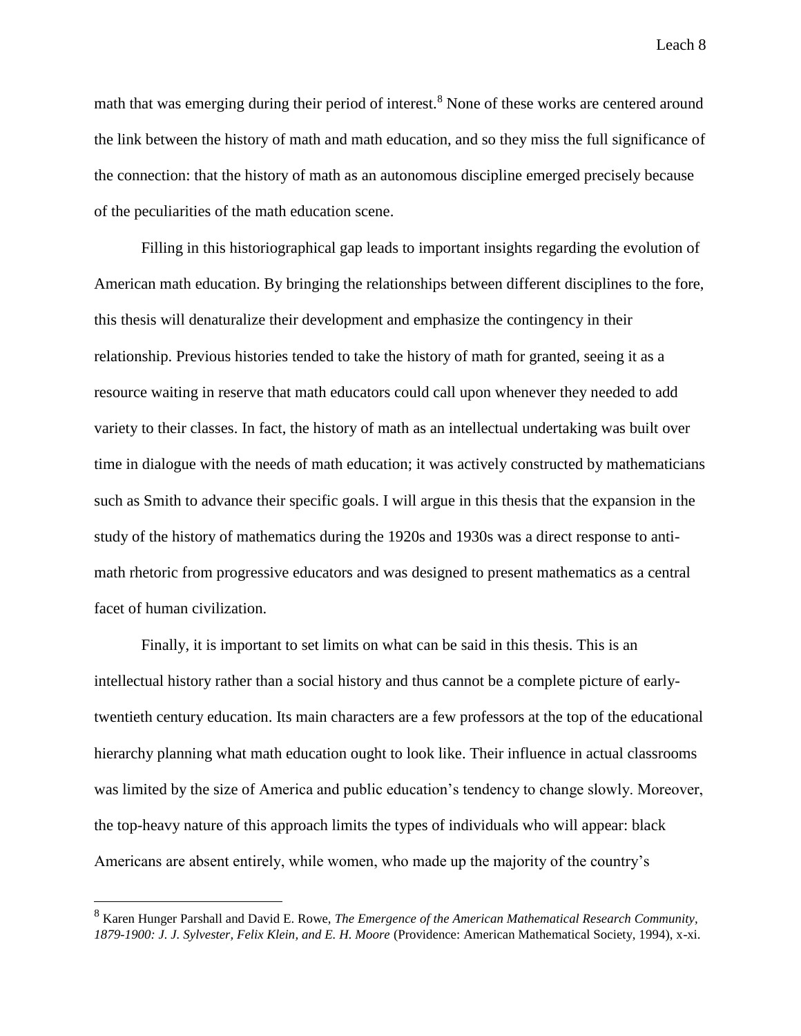math that was emerging during their period of interest.[8] None of these works are centered around the link between the history of math and math education, and so they miss the full significance of the connection: that the history of math as an autonomous discipline emerged precisely because of the peculiarities of the math education scene.

Filling in this historiographical gap leads to important insights regarding the evolution of American math education. By bringing the relationships between different disciplines to the fore, this thesis will denaturalize their development and emphasize the contingency in their relationship. Previous histories tended to take the history of math for granted, seeing it as a resource waiting in reserve that math educators could call upon whenever they needed to add variety to their classes. In fact, the history of math as an intellectual undertaking was built over time in dialogue with the needs of math education; it was actively constructed by mathematicians such as Smith to advance their specific goals. I will argue in this thesis that the expansion in the study of the history of mathematics during the 1920s and 1930s was a direct response to anti-math rhetoric from progressive educators and was designed to present mathematics as a central facet of human civilization.

Finally, it is important to set limits on what can be said in this thesis. This is an intellectual history rather than a social history and thus cannot be a complete picture of early-twentieth century education. Its main characters are a few professors at the top of the educational hierarchy planning what math education ought to look like. Their influence in actual classrooms was limited by the size of America and public education's tendency to change slowly. Moreover, the top-heavy nature of this approach limits the types of individuals who will appear: black Americans are absent entirely, while women, who made up the majority of the country's

---

[8] Karen Hunger Parshall and David E. Rowe, *The Emergence of the American Mathematical Research Community, 1879-1900: J. J. Sylvester, Felix Klein, and E. H. Moore* (Providence: American Mathematical Society, 1994), x-xi.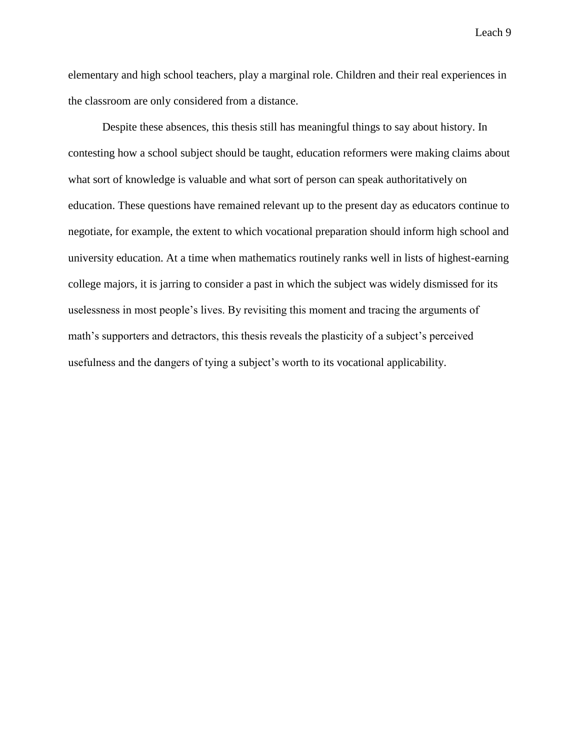elementary and high school teachers, play a marginal role. Children and their real experiences in the classroom are only considered from a distance.

Despite these absences, this thesis still has meaningful things to say about history. In contesting how a school subject should be taught, education reformers were making claims about what sort of knowledge is valuable and what sort of person can speak authoritatively on education. These questions have remained relevant up to the present day as educators continue to negotiate, for example, the extent to which vocational preparation should inform high school and university education. At a time when mathematics routinely ranks well in lists of highest-earning college majors, it is jarring to consider a past in which the subject was widely dismissed for its uselessness in most people's lives. By revisiting this moment and tracing the arguments of math's supporters and detractors, this thesis reveals the plasticity of a subject's perceived usefulness and the dangers of tying a subject's worth to its vocational applicability.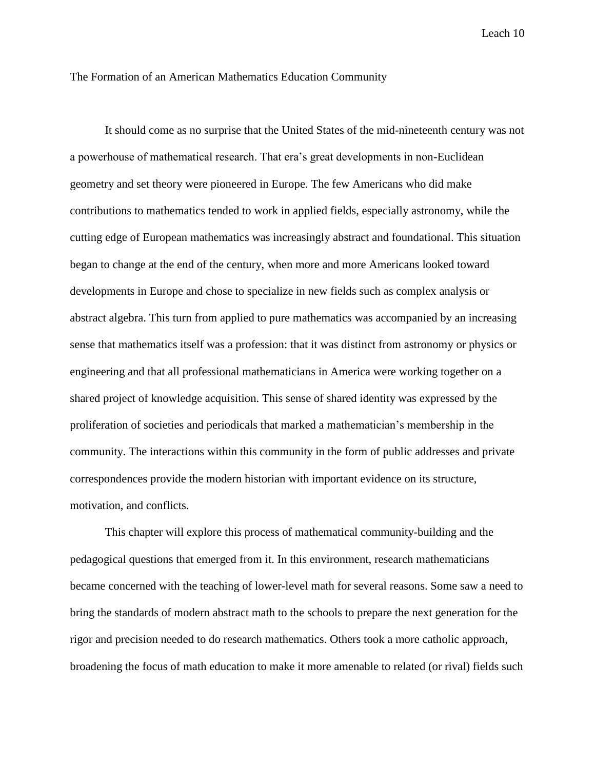## The Formation of an American Mathematics Education Community

It should come as no surprise that the United States of the mid-nineteenth century was not a powerhouse of mathematical research. That era's great developments in non-Euclidean geometry and set theory were pioneered in Europe. The few Americans who did make contributions to mathematics tended to work in applied fields, especially astronomy, while the cutting edge of European mathematics was increasingly abstract and foundational. This situation began to change at the end of the century, when more and more Americans looked toward developments in Europe and chose to specialize in new fields such as complex analysis or abstract algebra. This turn from applied to pure mathematics was accompanied by an increasing sense that mathematics itself was a profession: that it was distinct from astronomy or physics or engineering and that all professional mathematicians in America were working together on a shared project of knowledge acquisition. This sense of shared identity was expressed by the proliferation of societies and periodicals that marked a mathematician's membership in the community. The interactions within this community in the form of public addresses and private correspondences provide the modern historian with important evidence on its structure, motivation, and conflicts.

This chapter will explore this process of mathematical community-building and the pedagogical questions that emerged from it. In this environment, research mathematicians became concerned with the teaching of lower-level math for several reasons. Some saw a need to bring the standards of modern abstract math to the schools to prepare the next generation for the rigor and precision needed to do research mathematics. Others took a more catholic approach, broadening the focus of math education to make it more amenable to related (or rival) fields such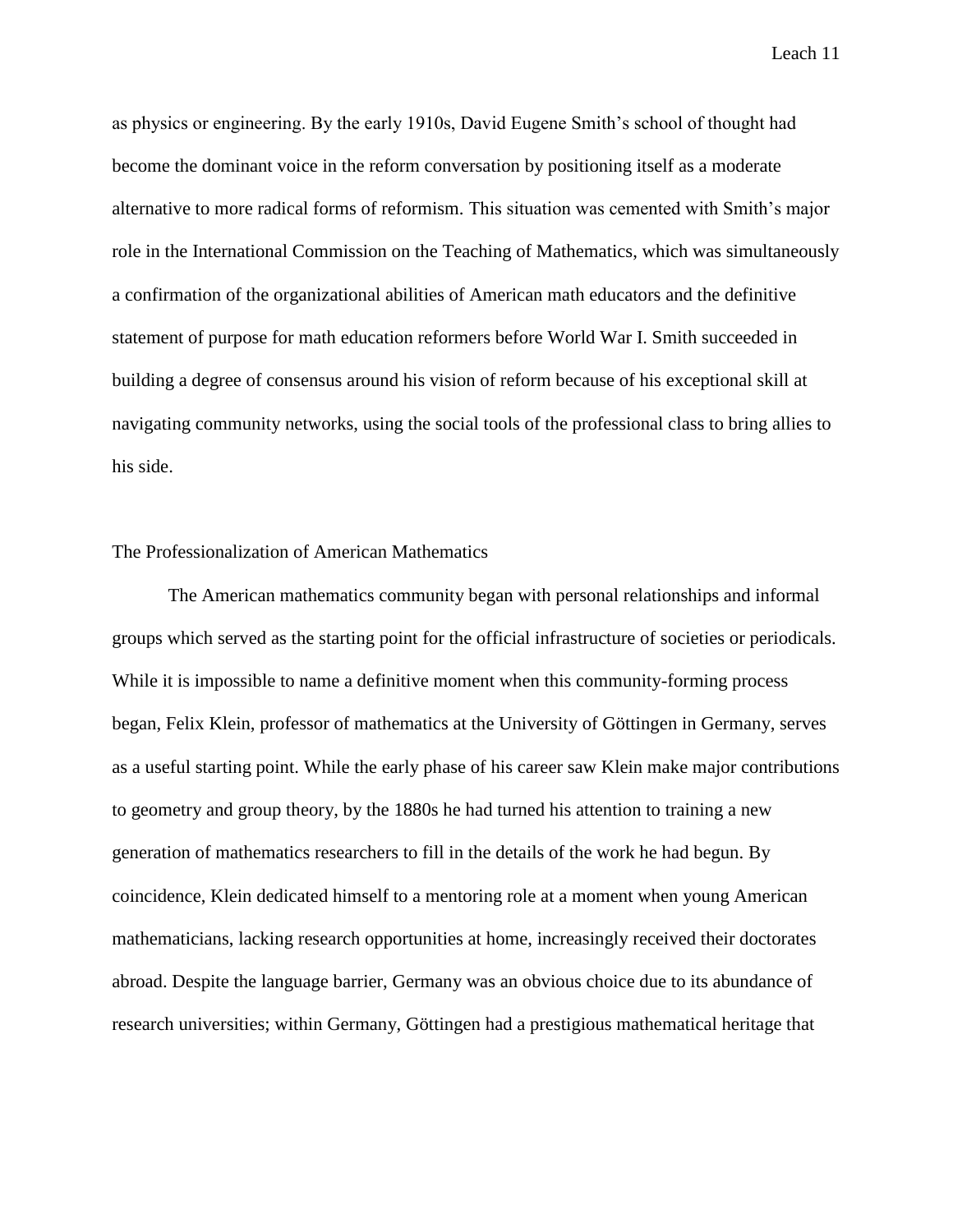as physics or engineering. By the early 1910s, David Eugene Smith's school of thought had become the dominant voice in the reform conversation by positioning itself as a moderate alternative to more radical forms of reformism. This situation was cemented with Smith's major role in the International Commission on the Teaching of Mathematics, which was simultaneously a confirmation of the organizational abilities of American math educators and the definitive statement of purpose for math education reformers before World War I. Smith succeeded in building a degree of consensus around his vision of reform because of his exceptional skill at navigating community networks, using the social tools of the professional class to bring allies to his side.

## The Professionalization of American Mathematics

The American mathematics community began with personal relationships and informal groups which served as the starting point for the official infrastructure of societies or periodicals. While it is impossible to name a definitive moment when this community-forming process began, Felix Klein, professor of mathematics at the University of Göttingen in Germany, serves as a useful starting point. While the early phase of his career saw Klein make major contributions to geometry and group theory, by the 1880s he had turned his attention to training a new generation of mathematics researchers to fill in the details of the work he had begun. By coincidence, Klein dedicated himself to a mentoring role at a moment when young American mathematicians, lacking research opportunities at home, increasingly received their doctorates abroad. Despite the language barrier, Germany was an obvious choice due to its abundance of research universities; within Germany, Göttingen had a prestigious mathematical heritage that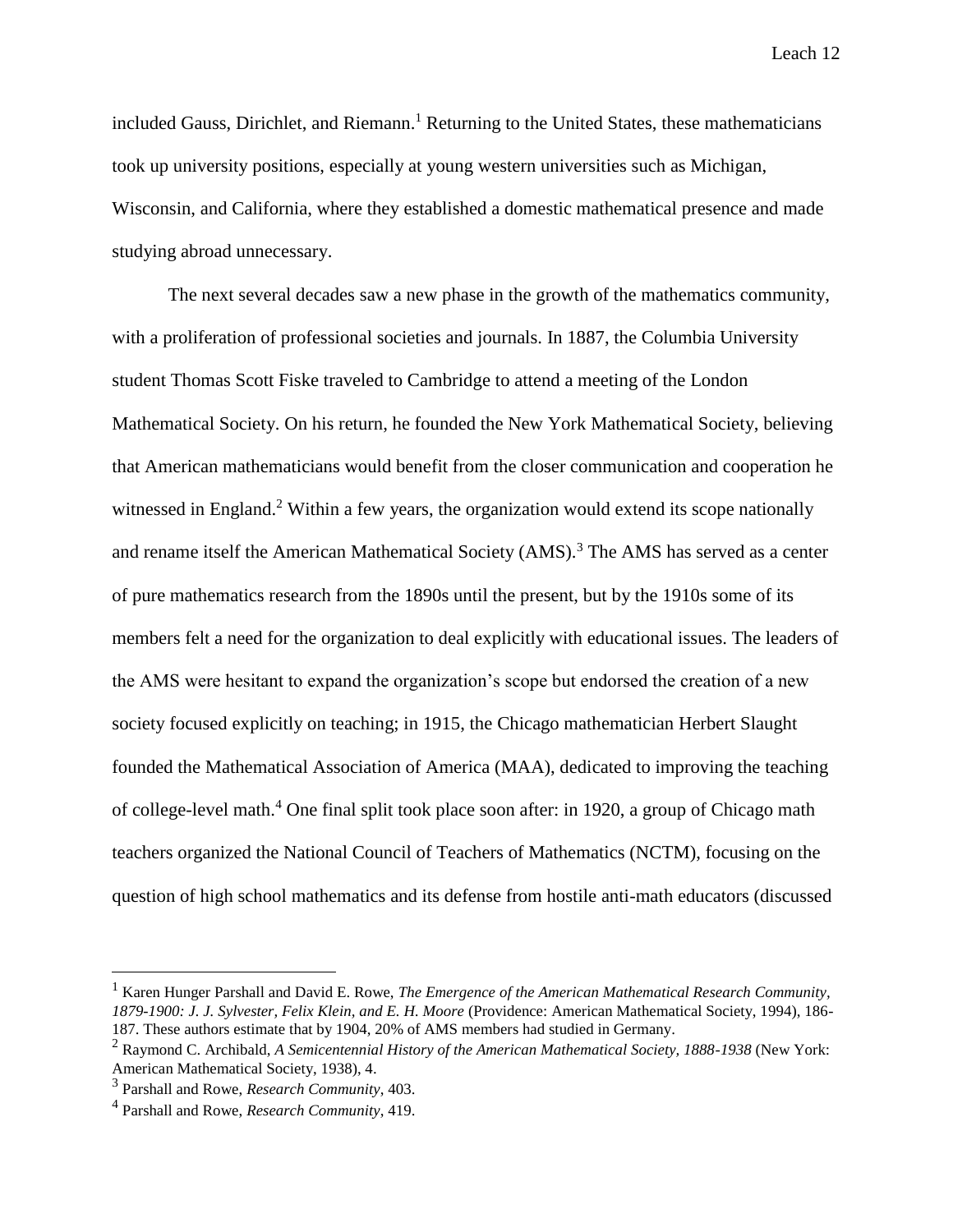included Gauss, Dirichlet, and Riemann.[1] Returning to the United States, these mathematicians took up university positions, especially at young western universities such as Michigan, Wisconsin, and California, where they established a domestic mathematical presence and made studying abroad unnecessary.

The next several decades saw a new phase in the growth of the mathematics community, with a proliferation of professional societies and journals. In 1887, the Columbia University student Thomas Scott Fiske traveled to Cambridge to attend a meeting of the London Mathematical Society. On his return, he founded the New York Mathematical Society, believing that American mathematicians would benefit from the closer communication and cooperation he witnessed in England.[2] Within a few years, the organization would extend its scope nationally and rename itself the American Mathematical Society (AMS).[3] The AMS has served as a center of pure mathematics research from the 1890s until the present, but by the 1910s some of its members felt a need for the organization to deal explicitly with educational issues. The leaders of the AMS were hesitant to expand the organization's scope but endorsed the creation of a new society focused explicitly on teaching; in 1915, the Chicago mathematician Herbert Slaught founded the Mathematical Association of America (MAA), dedicated to improving the teaching of college-level math.[4] One final split took place soon after: in 1920, a group of Chicago math teachers organized the National Council of Teachers of Mathematics (NCTM), focusing on the question of high school mathematics and its defense from hostile anti-math educators (discussed

---

[1] Karen Hunger Parshall and David E. Rowe, *The Emergence of the American Mathematical Research Community, 1879-1900: J. J. Sylvester, Felix Klein, and E. H. Moore* (Providence: American Mathematical Society, 1994), 186-187. These authors estimate that by 1904, 20% of AMS members had studied in Germany.

[2] Raymond C. Archibald, *A Semicentennial History of the American Mathematical Society, 1888-1938* (New York: American Mathematical Society, 1938), 4.

[3] Parshall and Rowe, *Research Community*, 403.

[4] Parshall and Rowe, *Research Community*, 419.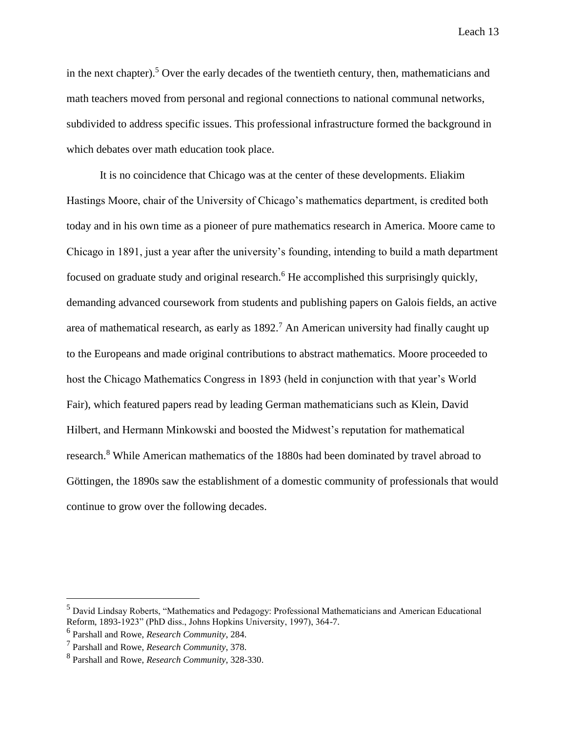in the next chapter).[5] Over the early decades of the twentieth century, then, mathematicians and math teachers moved from personal and regional connections to national communal networks, subdivided to address specific issues. This professional infrastructure formed the background in which debates over math education took place.

It is no coincidence that Chicago was at the center of these developments. Eliakim Hastings Moore, chair of the University of Chicago's mathematics department, is credited both today and in his own time as a pioneer of pure mathematics research in America. Moore came to Chicago in 1891, just a year after the university's founding, intending to build a math department focused on graduate study and original research.[6] He accomplished this surprisingly quickly, demanding advanced coursework from students and publishing papers on Galois fields, an active area of mathematical research, as early as 1892.[7] An American university had finally caught up to the Europeans and made original contributions to abstract mathematics. Moore proceeded to host the Chicago Mathematics Congress in 1893 (held in conjunction with that year's World Fair), which featured papers read by leading German mathematicians such as Klein, David Hilbert, and Hermann Minkowski and boosted the Midwest's reputation for mathematical research.[8] While American mathematics of the 1880s had been dominated by travel abroad to Göttingen, the 1890s saw the establishment of a domestic community of professionals that would continue to grow over the following decades.

---

[5] David Lindsay Roberts, "Mathematics and Pedagogy: Professional Mathematicians and American Educational Reform, 1893-1923" (PhD diss., Johns Hopkins University, 1997), 364-7.

[6] Parshall and Rowe, *Research Community*, 284.

[7] Parshall and Rowe, *Research Community*, 378.

[8] Parshall and Rowe, *Research Community*, 328-330.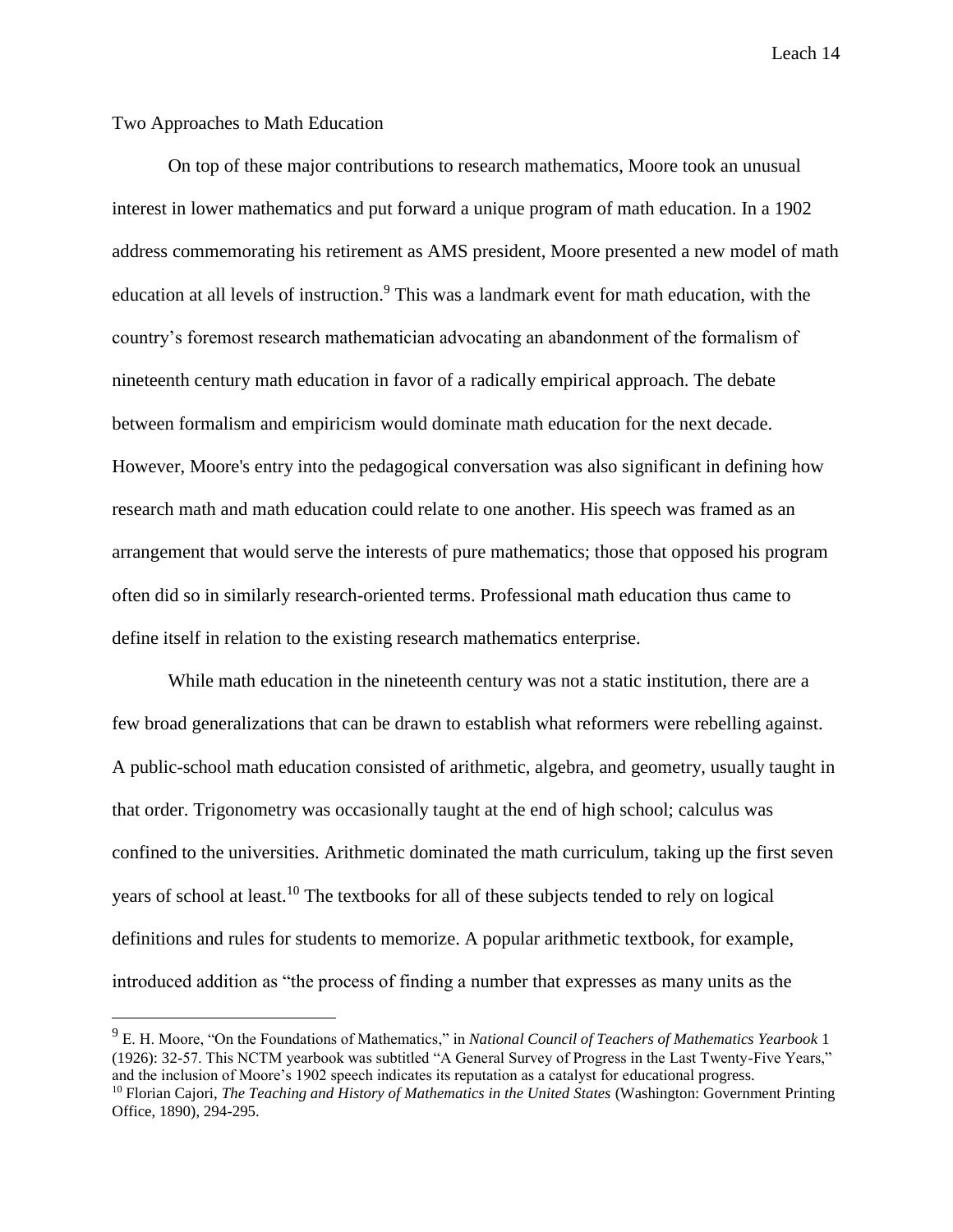## Two Approaches to Math Education

On top of these major contributions to research mathematics, Moore took an unusual interest in lower mathematics and put forward a unique program of math education. In a 1902 address commemorating his retirement as AMS president, Moore presented a new model of math education at all levels of instruction.[9] This was a landmark event for math education, with the country's foremost research mathematician advocating an abandonment of the formalism of nineteenth century math education in favor of a radically empirical approach. The debate between formalism and empiricism would dominate math education for the next decade. However, Moore's entry into the pedagogical conversation was also significant in defining how research math and math education could relate to one another. His speech was framed as an arrangement that would serve the interests of pure mathematics; those that opposed his program often did so in similarly research-oriented terms. Professional math education thus came to define itself in relation to the existing research mathematics enterprise.

While math education in the nineteenth century was not a static institution, there are a few broad generalizations that can be drawn to establish what reformers were rebelling against. A public-school math education consisted of arithmetic, algebra, and geometry, usually taught in that order. Trigonometry was occasionally taught at the end of high school; calculus was confined to the universities. Arithmetic dominated the math curriculum, taking up the first seven years of school at least.[10] The textbooks for all of these subjects tended to rely on logical definitions and rules for students to memorize. A popular arithmetic textbook, for example, introduced addition as "the process of finding a number that expresses as many units as the

---

[9] E. H. Moore, "On the Foundations of Mathematics," in *National Council of Teachers of Mathematics Yearbook* 1 (1926): 32-57. This NCTM yearbook was subtitled "A General Survey of Progress in the Last Twenty-Five Years," and the inclusion of Moore's 1902 speech indicates its reputation as a catalyst for educational progress.

[10] Florian Cajori, *The Teaching and History of Mathematics in the United States* (Washington: Government Printing Office, 1890), 294-295.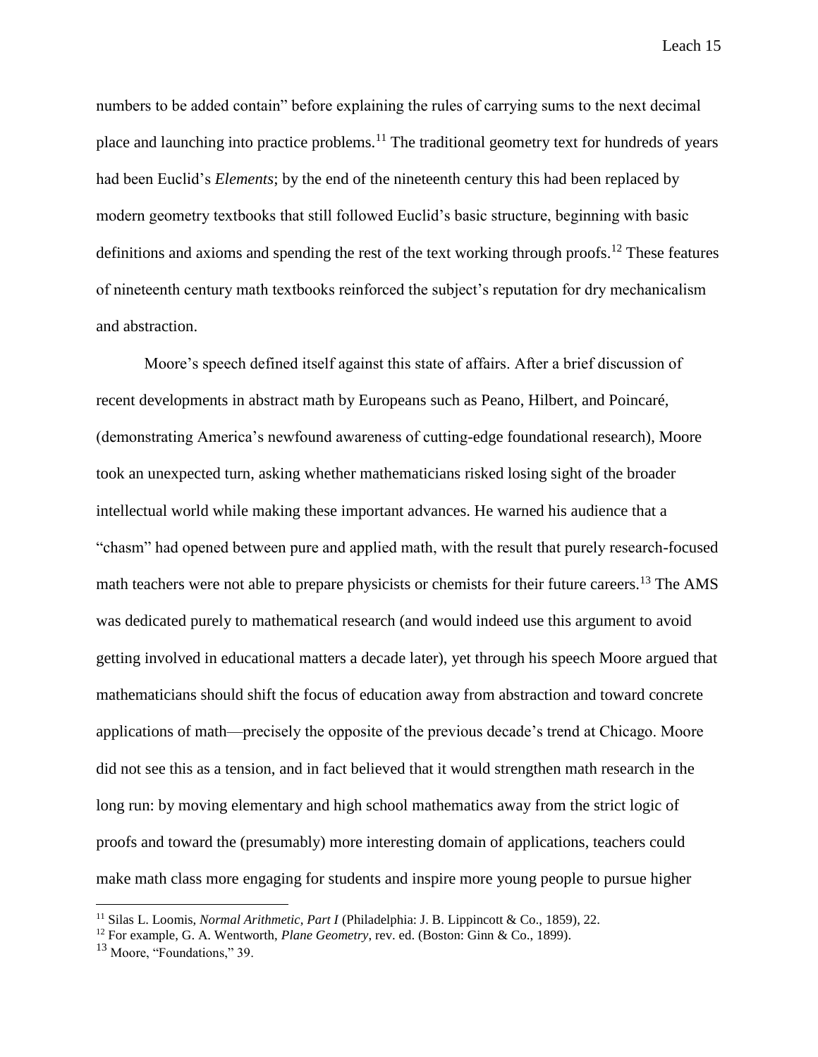numbers to be added contain" before explaining the rules of carrying sums to the next decimal place and launching into practice problems.[11] The traditional geometry text for hundreds of years had been Euclid's *Elements*; by the end of the nineteenth century this had been replaced by modern geometry textbooks that still followed Euclid's basic structure, beginning with basic definitions and axioms and spending the rest of the text working through proofs.[12] These features of nineteenth century math textbooks reinforced the subject's reputation for dry mechanicalism and abstraction.

Moore's speech defined itself against this state of affairs. After a brief discussion of recent developments in abstract math by Europeans such as Peano, Hilbert, and Poincaré, (demonstrating America's newfound awareness of cutting-edge foundational research), Moore took an unexpected turn, asking whether mathematicians risked losing sight of the broader intellectual world while making these important advances. He warned his audience that a "chasm" had opened between pure and applied math, with the result that purely research-focused math teachers were not able to prepare physicists or chemists for their future careers.[13] The AMS was dedicated purely to mathematical research (and would indeed use this argument to avoid getting involved in educational matters a decade later), yet through his speech Moore argued that mathematicians should shift the focus of education away from abstraction and toward concrete applications of math—precisely the opposite of the previous decade's trend at Chicago. Moore did not see this as a tension, and in fact believed that it would strengthen math research in the long run: by moving elementary and high school mathematics away from the strict logic of proofs and toward the (presumably) more interesting domain of applications, teachers could make math class more engaging for students and inspire more young people to pursue higher

[11] Silas L. Loomis, *Normal Arithmetic, Part I* (Philadelphia: J. B. Lippincott & Co., 1859), 22.

[12] For example, G. A. Wentworth, *Plane Geometry*, rev. ed. (Boston: Ginn & Co., 1899).

[13] Moore, "Foundations," 39.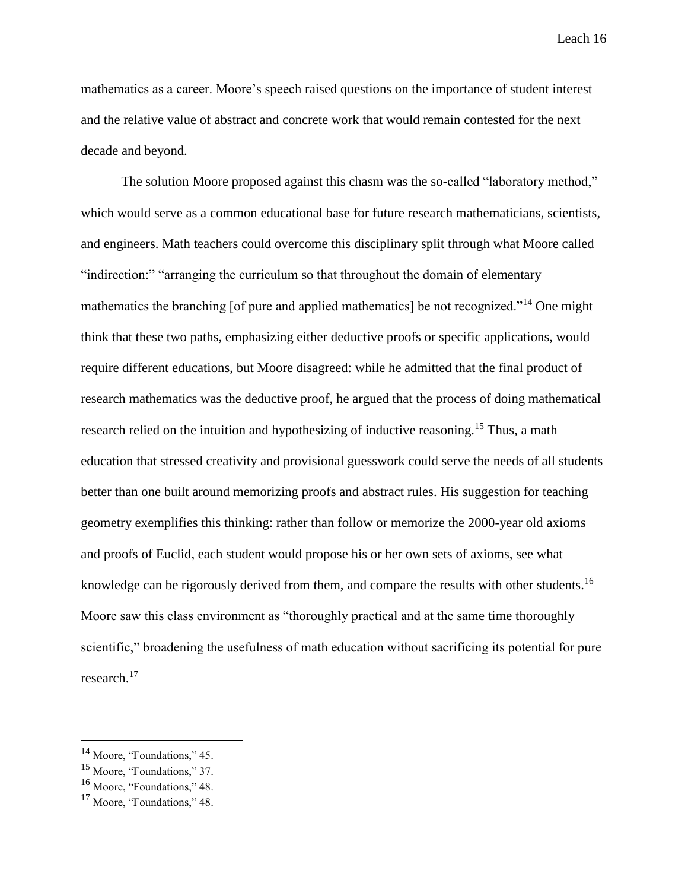mathematics as a career. Moore's speech raised questions on the importance of student interest and the relative value of abstract and concrete work that would remain contested for the next decade and beyond.

The solution Moore proposed against this chasm was the so-called "laboratory method," which would serve as a common educational base for future research mathematicians, scientists, and engineers. Math teachers could overcome this disciplinary split through what Moore called "indirection:" "arranging the curriculum so that throughout the domain of elementary mathematics the branching [of pure and applied mathematics] be not recognized."[14] One might think that these two paths, emphasizing either deductive proofs or specific applications, would require different educations, but Moore disagreed: while he admitted that the final product of research mathematics was the deductive proof, he argued that the process of doing mathematical research relied on the intuition and hypothesizing of inductive reasoning.[15] Thus, a math education that stressed creativity and provisional guesswork could serve the needs of all students better than one built around memorizing proofs and abstract rules. His suggestion for teaching geometry exemplifies this thinking: rather than follow or memorize the 2000-year old axioms and proofs of Euclid, each student would propose his or her own sets of axioms, see what knowledge can be rigorously derived from them, and compare the results with other students.[16] Moore saw this class environment as "thoroughly practical and at the same time thoroughly scientific," broadening the usefulness of math education without sacrificing its potential for pure research.[17]

---

[14] Moore, "Foundations," 45.
[15] Moore, "Foundations," 37.
[16] Moore, "Foundations," 48.
[17] Moore, "Foundations," 48.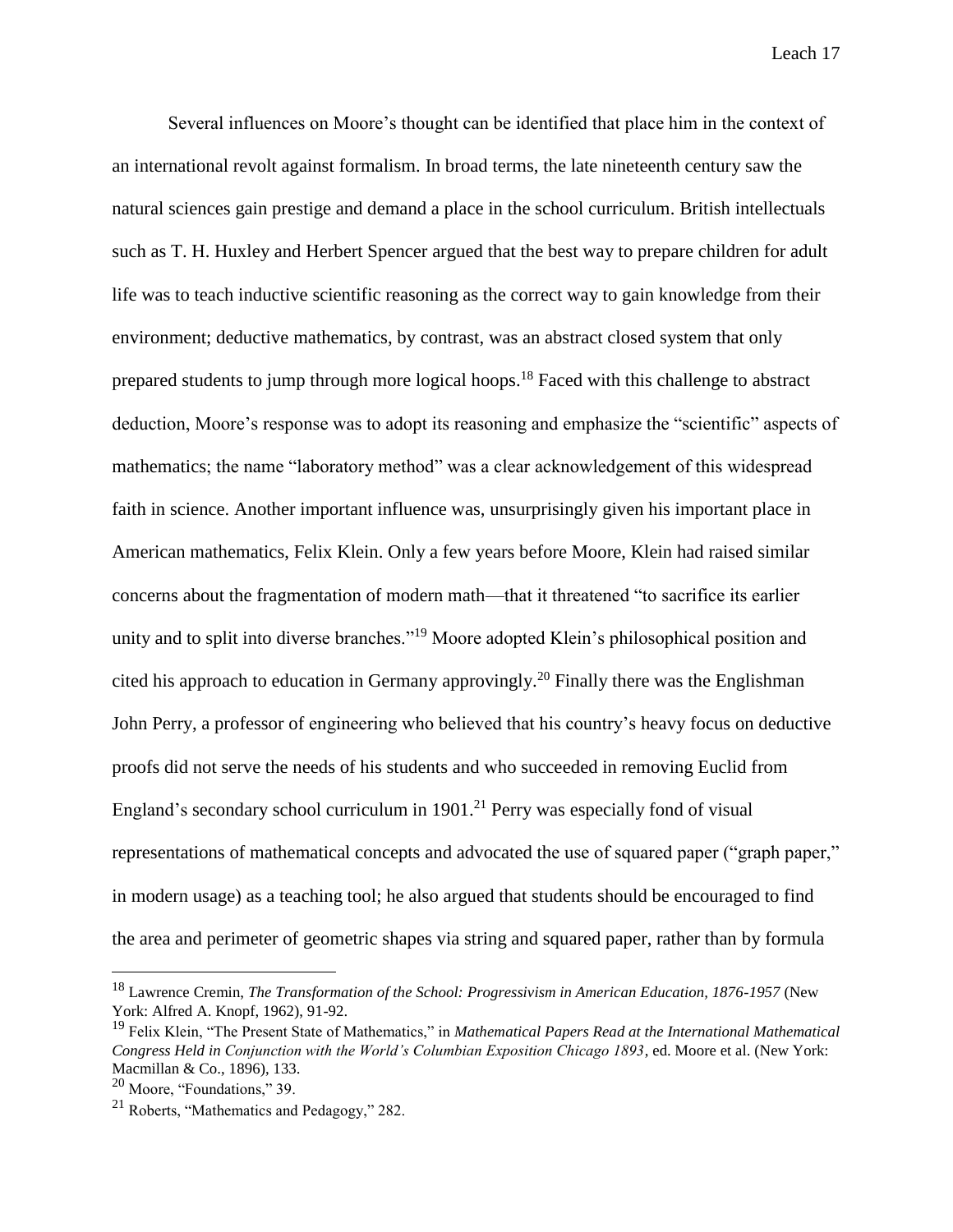Several influences on Moore's thought can be identified that place him in the context of an international revolt against formalism. In broad terms, the late nineteenth century saw the natural sciences gain prestige and demand a place in the school curriculum. British intellectuals such as T. H. Huxley and Herbert Spencer argued that the best way to prepare children for adult life was to teach inductive scientific reasoning as the correct way to gain knowledge from their environment; deductive mathematics, by contrast, was an abstract closed system that only prepared students to jump through more logical hoops.[18] Faced with this challenge to abstract deduction, Moore's response was to adopt its reasoning and emphasize the "scientific" aspects of mathematics; the name "laboratory method" was a clear acknowledgement of this widespread faith in science. Another important influence was, unsurprisingly given his important place in American mathematics, Felix Klein. Only a few years before Moore, Klein had raised similar concerns about the fragmentation of modern math—that it threatened "to sacrifice its earlier unity and to split into diverse branches."[19] Moore adopted Klein's philosophical position and cited his approach to education in Germany approvingly.[20] Finally there was the Englishman John Perry, a professor of engineering who believed that his country's heavy focus on deductive proofs did not serve the needs of his students and who succeeded in removing Euclid from England's secondary school curriculum in 1901.[21] Perry was especially fond of visual representations of mathematical concepts and advocated the use of squared paper ("graph paper," in modern usage) as a teaching tool; he also argued that students should be encouraged to find the area and perimeter of geometric shapes via string and squared paper, rather than by formula

---

[18] Lawrence Cremin, *The Transformation of the School: Progressivism in American Education, 1876-1957* (New York: Alfred A. Knopf, 1962), 91-92.

[19] Felix Klein, "The Present State of Mathematics," in *Mathematical Papers Read at the International Mathematical Congress Held in Conjunction with the World's Columbian Exposition Chicago 1893*, ed. Moore et al. (New York: Macmillan & Co., 1896), 133.

[20] Moore, "Foundations," 39.

[21] Roberts, "Mathematics and Pedagogy," 282.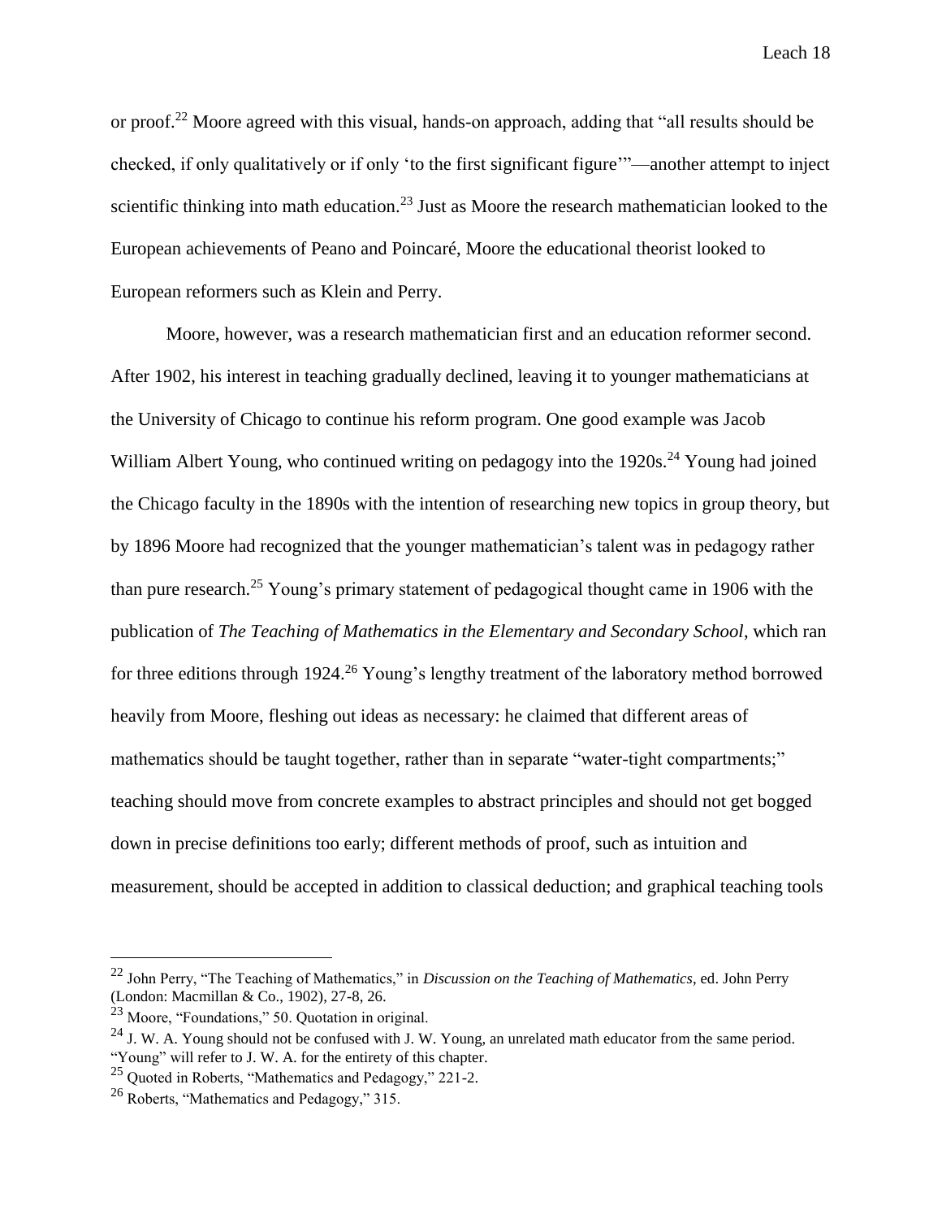or proof.[22] Moore agreed with this visual, hands-on approach, adding that "all results should be checked, if only qualitatively or if only 'to the first significant figure'"—another attempt to inject scientific thinking into math education.[23] Just as Moore the research mathematician looked to the European achievements of Peano and Poincaré, Moore the educational theorist looked to European reformers such as Klein and Perry.

Moore, however, was a research mathematician first and an education reformer second. After 1902, his interest in teaching gradually declined, leaving it to younger mathematicians at the University of Chicago to continue his reform program. One good example was Jacob William Albert Young, who continued writing on pedagogy into the 1920s.[24] Young had joined the Chicago faculty in the 1890s with the intention of researching new topics in group theory, but by 1896 Moore had recognized that the younger mathematician's talent was in pedagogy rather than pure research.[25] Young's primary statement of pedagogical thought came in 1906 with the publication of *The Teaching of Mathematics in the Elementary and Secondary School*, which ran for three editions through 1924.[26] Young's lengthy treatment of the laboratory method borrowed heavily from Moore, fleshing out ideas as necessary: he claimed that different areas of mathematics should be taught together, rather than in separate "water-tight compartments;" teaching should move from concrete examples to abstract principles and should not get bogged down in precise definitions too early; different methods of proof, such as intuition and measurement, should be accepted in addition to classical deduction; and graphical teaching tools

---

[22] John Perry, "The Teaching of Mathematics," in *Discussion on the Teaching of Mathematics*, ed. John Perry (London: Macmillan & Co., 1902), 27-8, 26.

[23] Moore, "Foundations," 50. Quotation in original.

[24] J. W. A. Young should not be confused with J. W. Young, an unrelated math educator from the same period. "Young" will refer to J. W. A. for the entirety of this chapter.

[25] Quoted in Roberts, "Mathematics and Pedagogy," 221-2.

[26] Roberts, "Mathematics and Pedagogy," 315.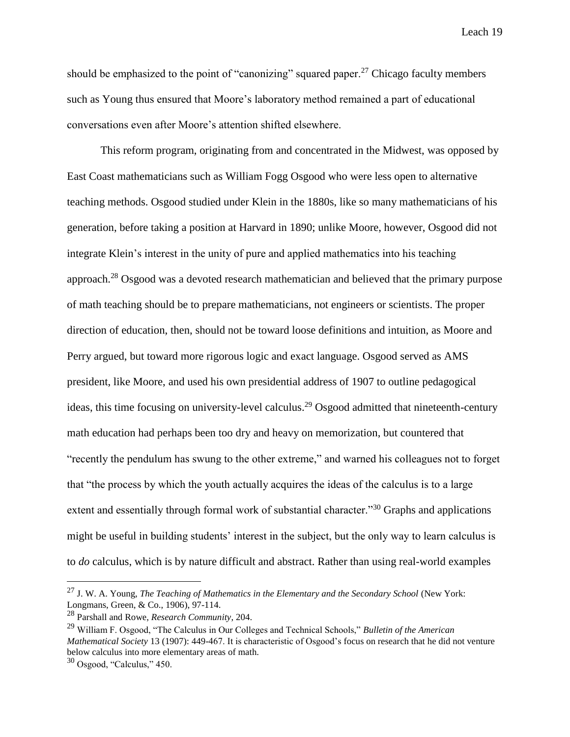should be emphasized to the point of "canonizing" squared paper.[27] Chicago faculty members such as Young thus ensured that Moore's laboratory method remained a part of educational conversations even after Moore's attention shifted elsewhere.

This reform program, originating from and concentrated in the Midwest, was opposed by East Coast mathematicians such as William Fogg Osgood who were less open to alternative teaching methods. Osgood studied under Klein in the 1880s, like so many mathematicians of his generation, before taking a position at Harvard in 1890; unlike Moore, however, Osgood did not integrate Klein's interest in the unity of pure and applied mathematics into his teaching approach.[28] Osgood was a devoted research mathematician and believed that the primary purpose of math teaching should be to prepare mathematicians, not engineers or scientists. The proper direction of education, then, should not be toward loose definitions and intuition, as Moore and Perry argued, but toward more rigorous logic and exact language. Osgood served as AMS president, like Moore, and used his own presidential address of 1907 to outline pedagogical ideas, this time focusing on university-level calculus.[29] Osgood admitted that nineteenth-century math education had perhaps been too dry and heavy on memorization, but countered that "recently the pendulum has swung to the other extreme," and warned his colleagues not to forget that "the process by which the youth actually acquires the ideas of the calculus is to a large extent and essentially through formal work of substantial character."[30] Graphs and applications might be useful in building students' interest in the subject, but the only way to learn calculus is to *do* calculus, which is by nature difficult and abstract. Rather than using real-world examples

---

[27] J. W. A. Young, *The Teaching of Mathematics in the Elementary and the Secondary School* (New York: Longmans, Green, & Co., 1906), 97-114.

[28] Parshall and Rowe, *Research Community*, 204.

[29] William F. Osgood, "The Calculus in Our Colleges and Technical Schools," *Bulletin of the American Mathematical Society* 13 (1907): 449-467. It is characteristic of Osgood's focus on research that he did not venture below calculus into more elementary areas of math.

[30] Osgood, "Calculus," 450.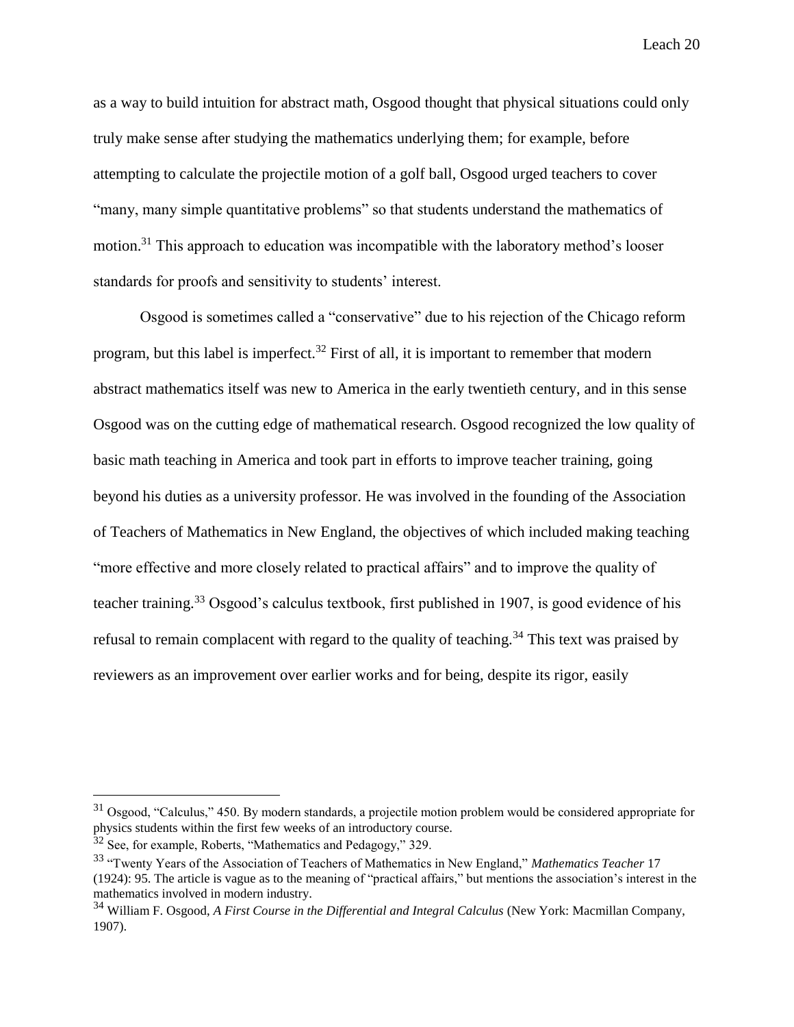as a way to build intuition for abstract math, Osgood thought that physical situations could only truly make sense after studying the mathematics underlying them; for example, before attempting to calculate the projectile motion of a golf ball, Osgood urged teachers to cover "many, many simple quantitative problems" so that students understand the mathematics of motion.[31] This approach to education was incompatible with the laboratory method's looser standards for proofs and sensitivity to students' interest.

Osgood is sometimes called a "conservative" due to his rejection of the Chicago reform program, but this label is imperfect.[32] First of all, it is important to remember that modern abstract mathematics itself was new to America in the early twentieth century, and in this sense Osgood was on the cutting edge of mathematical research. Osgood recognized the low quality of basic math teaching in America and took part in efforts to improve teacher training, going beyond his duties as a university professor. He was involved in the founding of the Association of Teachers of Mathematics in New England, the objectives of which included making teaching "more effective and more closely related to practical affairs" and to improve the quality of teacher training.[33] Osgood's calculus textbook, first published in 1907, is good evidence of his refusal to remain complacent with regard to the quality of teaching.[34] This text was praised by reviewers as an improvement over earlier works and for being, despite its rigor, easily

---

[31] Osgood, "Calculus," 450. By modern standards, a projectile motion problem would be considered appropriate for physics students within the first few weeks of an introductory course.

[32] See, for example, Roberts, "Mathematics and Pedagogy," 329.

[33] "Twenty Years of the Association of Teachers of Mathematics in New England," *Mathematics Teacher* 17 (1924): 95. The article is vague as to the meaning of "practical affairs," but mentions the association's interest in the mathematics involved in modern industry.

[34] William F. Osgood, *A First Course in the Differential and Integral Calculus* (New York: Macmillan Company, 1907).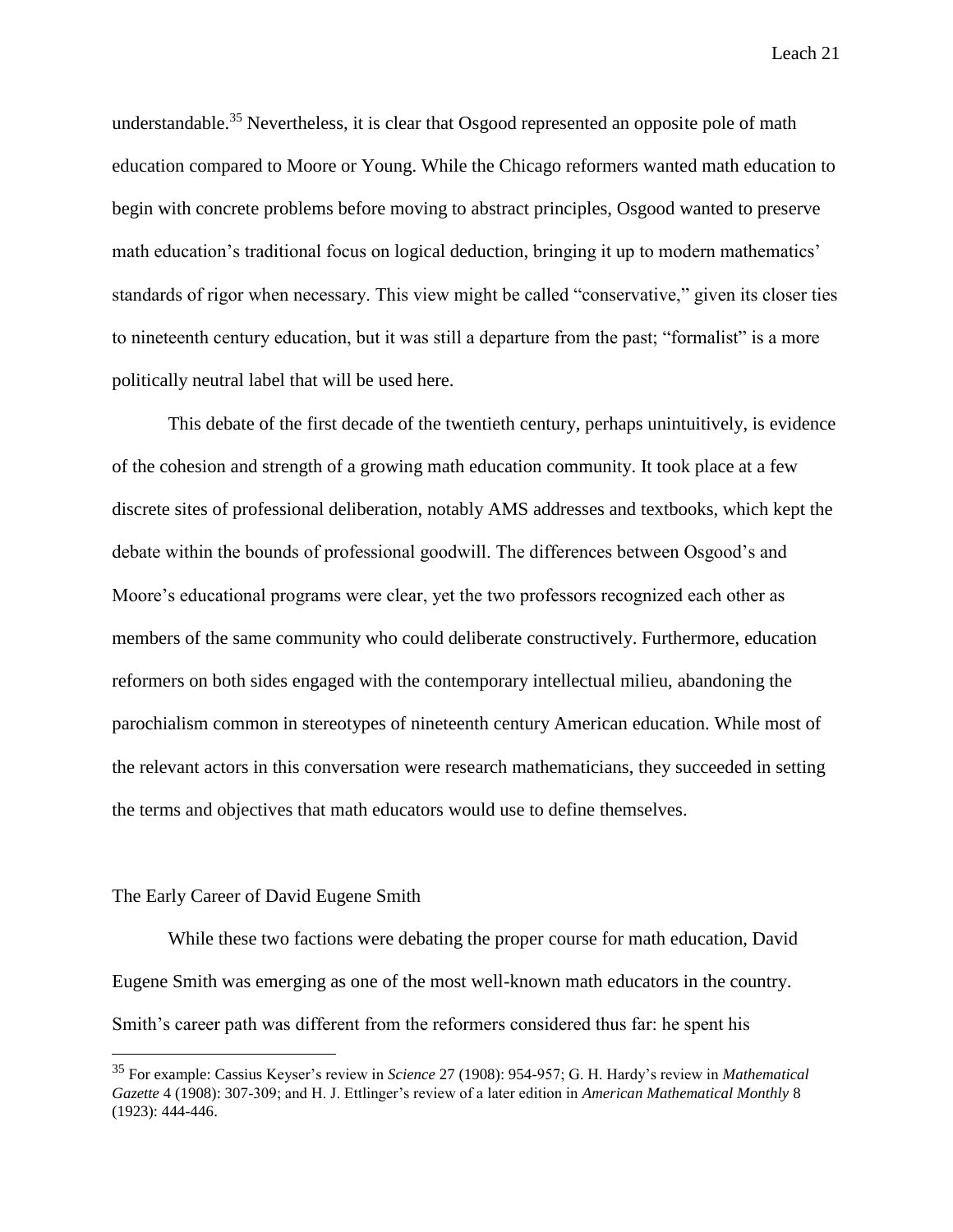understandable.[35] Nevertheless, it is clear that Osgood represented an opposite pole of math education compared to Moore or Young. While the Chicago reformers wanted math education to begin with concrete problems before moving to abstract principles, Osgood wanted to preserve math education's traditional focus on logical deduction, bringing it up to modern mathematics' standards of rigor when necessary. This view might be called "conservative," given its closer ties to nineteenth century education, but it was still a departure from the past; "formalist" is a more politically neutral label that will be used here.

This debate of the first decade of the twentieth century, perhaps unintuitively, is evidence of the cohesion and strength of a growing math education community. It took place at a few discrete sites of professional deliberation, notably AMS addresses and textbooks, which kept the debate within the bounds of professional goodwill. The differences between Osgood's and Moore's educational programs were clear, yet the two professors recognized each other as members of the same community who could deliberate constructively. Furthermore, education reformers on both sides engaged with the contemporary intellectual milieu, abandoning the parochialism common in stereotypes of nineteenth century American education. While most of the relevant actors in this conversation were research mathematicians, they succeeded in setting the terms and objectives that math educators would use to define themselves.

## The Early Career of David Eugene Smith

While these two factions were debating the proper course for math education, David Eugene Smith was emerging as one of the most well-known math educators in the country. Smith's career path was different from the reformers considered thus far: he spent his

---

[35] For example: Cassius Keyser's review in *Science* 27 (1908): 954-957; G. H. Hardy's review in *Mathematical Gazette* 4 (1908): 307-309; and H. J. Ettlinger's review of a later edition in *American Mathematical Monthly* 8 (1923): 444-446.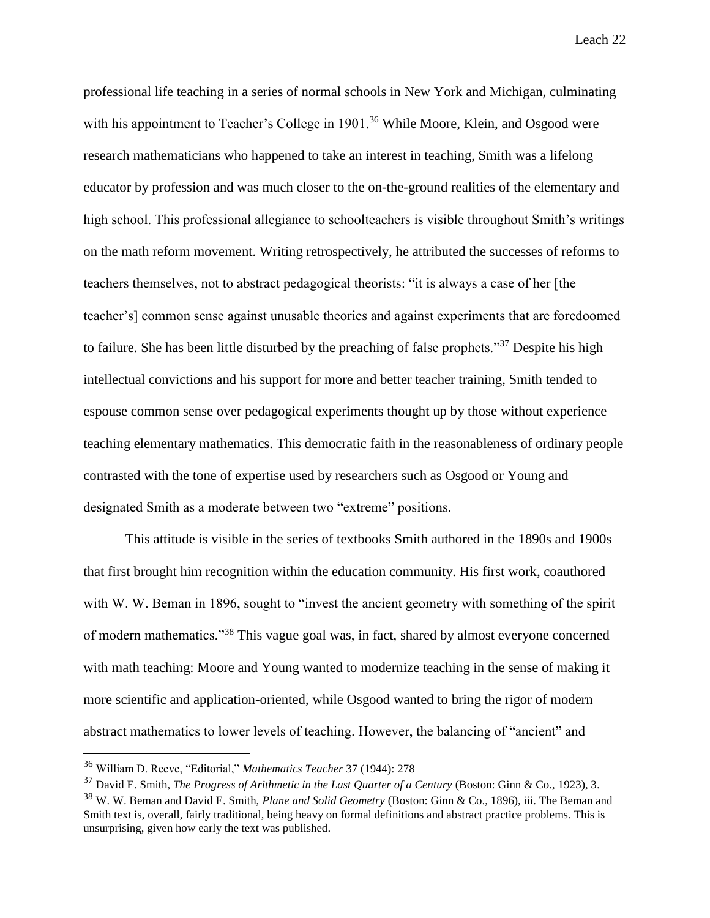professional life teaching in a series of normal schools in New York and Michigan, culminating with his appointment to Teacher's College in 1901.[36] While Moore, Klein, and Osgood were research mathematicians who happened to take an interest in teaching, Smith was a lifelong educator by profession and was much closer to the on-the-ground realities of the elementary and high school. This professional allegiance to schoolteachers is visible throughout Smith's writings on the math reform movement. Writing retrospectively, he attributed the successes of reforms to teachers themselves, not to abstract pedagogical theorists: "it is always a case of her [the teacher's] common sense against unusable theories and against experiments that are foredoomed to failure. She has been little disturbed by the preaching of false prophets."[37] Despite his high intellectual convictions and his support for more and better teacher training, Smith tended to espouse common sense over pedagogical experiments thought up by those without experience teaching elementary mathematics. This democratic faith in the reasonableness of ordinary people contrasted with the tone of expertise used by researchers such as Osgood or Young and designated Smith as a moderate between two "extreme" positions.

This attitude is visible in the series of textbooks Smith authored in the 1890s and 1900s that first brought him recognition within the education community. His first work, coauthored with W. W. Beman in 1896, sought to "invest the ancient geometry with something of the spirit of modern mathematics."[38] This vague goal was, in fact, shared by almost everyone concerned with math teaching: Moore and Young wanted to modernize teaching in the sense of making it more scientific and application-oriented, while Osgood wanted to bring the rigor of modern abstract mathematics to lower levels of teaching. However, the balancing of "ancient" and

---

[36] William D. Reeve, "Editorial," *Mathematics Teacher* 37 (1944): 278

[37] David E. Smith, *The Progress of Arithmetic in the Last Quarter of a Century* (Boston: Ginn & Co., 1923), 3.

[38] W. W. Beman and David E. Smith, *Plane and Solid Geometry* (Boston: Ginn & Co., 1896), iii. The Beman and Smith text is, overall, fairly traditional, being heavy on formal definitions and abstract practice problems. This is unsurprising, given how early the text was published.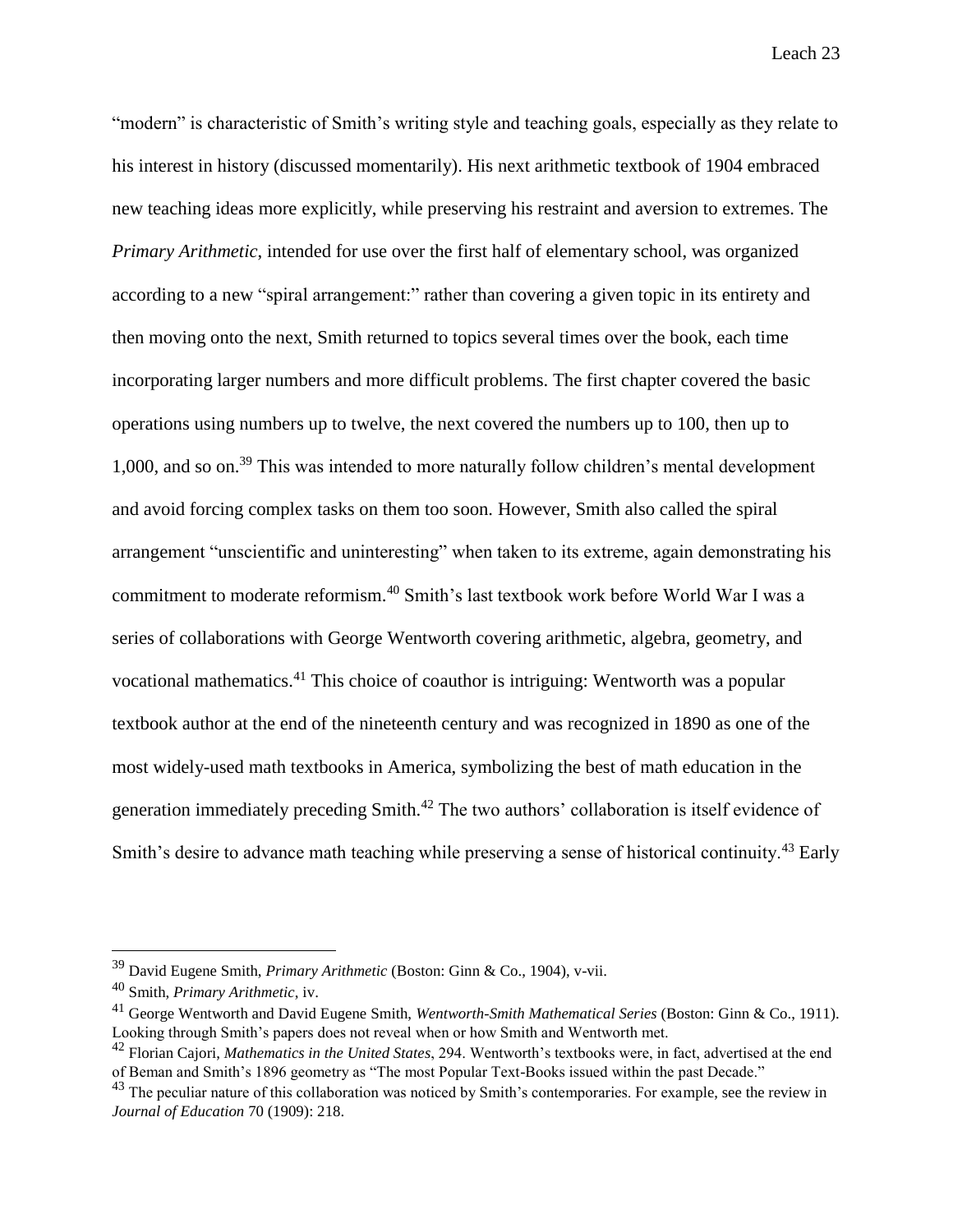"modern" is characteristic of Smith's writing style and teaching goals, especially as they relate to his interest in history (discussed momentarily). His next arithmetic textbook of 1904 embraced new teaching ideas more explicitly, while preserving his restraint and aversion to extremes. The *Primary Arithmetic*, intended for use over the first half of elementary school, was organized according to a new "spiral arrangement:" rather than covering a given topic in its entirety and then moving onto the next, Smith returned to topics several times over the book, each time incorporating larger numbers and more difficult problems. The first chapter covered the basic operations using numbers up to twelve, the next covered the numbers up to 100, then up to 1,000, and so on.[39] This was intended to more naturally follow children's mental development and avoid forcing complex tasks on them too soon. However, Smith also called the spiral arrangement "unscientific and uninteresting" when taken to its extreme, again demonstrating his commitment to moderate reformism.[40] Smith's last textbook work before World War I was a series of collaborations with George Wentworth covering arithmetic, algebra, geometry, and vocational mathematics.[41] This choice of coauthor is intriguing: Wentworth was a popular textbook author at the end of the nineteenth century and was recognized in 1890 as one of the most widely-used math textbooks in America, symbolizing the best of math education in the generation immediately preceding Smith.[42] The two authors' collaboration is itself evidence of Smith's desire to advance math teaching while preserving a sense of historical continuity.[43] Early

---

[39] David Eugene Smith, *Primary Arithmetic* (Boston: Ginn & Co., 1904), v-vii.

[40] Smith, *Primary Arithmetic*, iv.

[41] George Wentworth and David Eugene Smith, *Wentworth-Smith Mathematical Series* (Boston: Ginn & Co., 1911). Looking through Smith's papers does not reveal when or how Smith and Wentworth met.

[42] Florian Cajori, *Mathematics in the United States*, 294. Wentworth's textbooks were, in fact, advertised at the end of Beman and Smith's 1896 geometry as "The most Popular Text-Books issued within the past Decade."

[43] The peculiar nature of this collaboration was noticed by Smith's contemporaries. For example, see the review in *Journal of Education* 70 (1909): 218.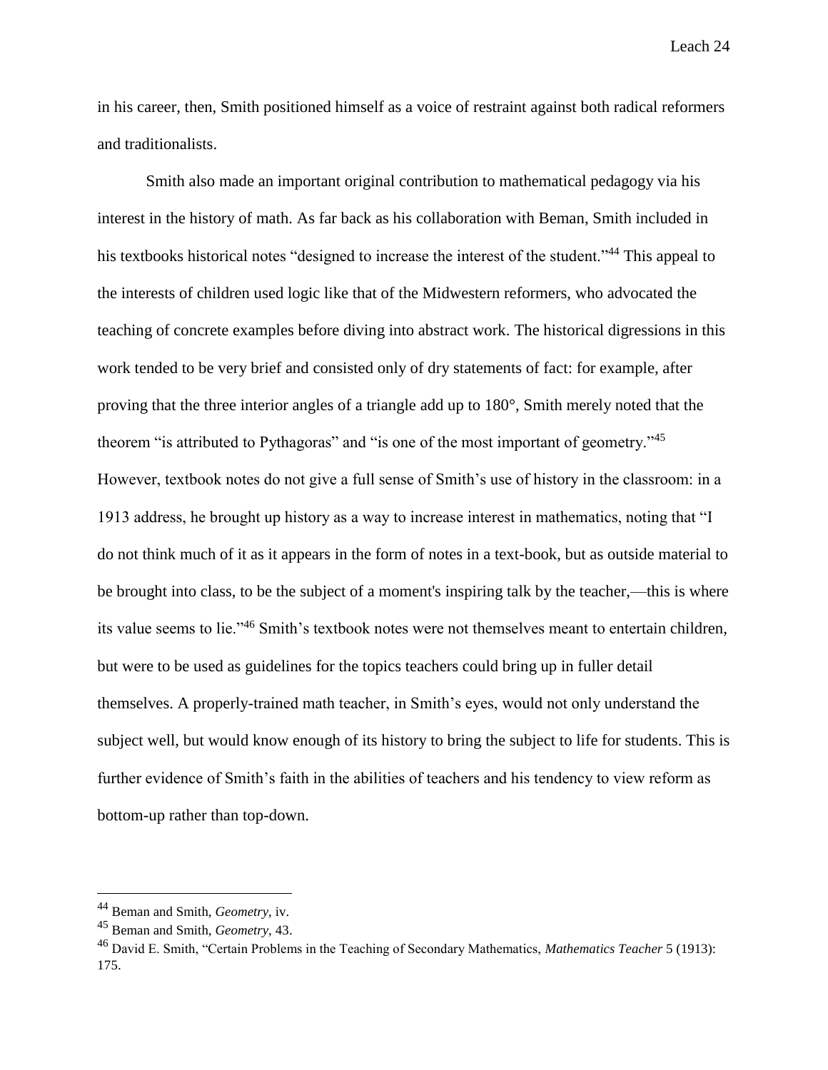in his career, then, Smith positioned himself as a voice of restraint against both radical reformers and traditionalists.

Smith also made an important original contribution to mathematical pedagogy via his interest in the history of math. As far back as his collaboration with Beman, Smith included in his textbooks historical notes "designed to increase the interest of the student."[44] This appeal to the interests of children used logic like that of the Midwestern reformers, who advocated the teaching of concrete examples before diving into abstract work. The historical digressions in this work tended to be very brief and consisted only of dry statements of fact: for example, after proving that the three interior angles of a triangle add up to 180°, Smith merely noted that the theorem "is attributed to Pythagoras" and "is one of the most important of geometry."[45] However, textbook notes do not give a full sense of Smith's use of history in the classroom: in a 1913 address, he brought up history as a way to increase interest in mathematics, noting that "I do not think much of it as it appears in the form of notes in a text-book, but as outside material to be brought into class, to be the subject of a moment's inspiring talk by the teacher,—this is where its value seems to lie."[46] Smith's textbook notes were not themselves meant to entertain children, but were to be used as guidelines for the topics teachers could bring up in fuller detail themselves. A properly-trained math teacher, in Smith's eyes, would not only understand the subject well, but would know enough of its history to bring the subject to life for students. This is further evidence of Smith's faith in the abilities of teachers and his tendency to view reform as bottom-up rather than top-down.

---

[44] Beman and Smith, *Geometry*, iv.

[45] Beman and Smith, *Geometry*, 43.

[46] David E. Smith, "Certain Problems in the Teaching of Secondary Mathematics, *Mathematics Teacher* 5 (1913): 175.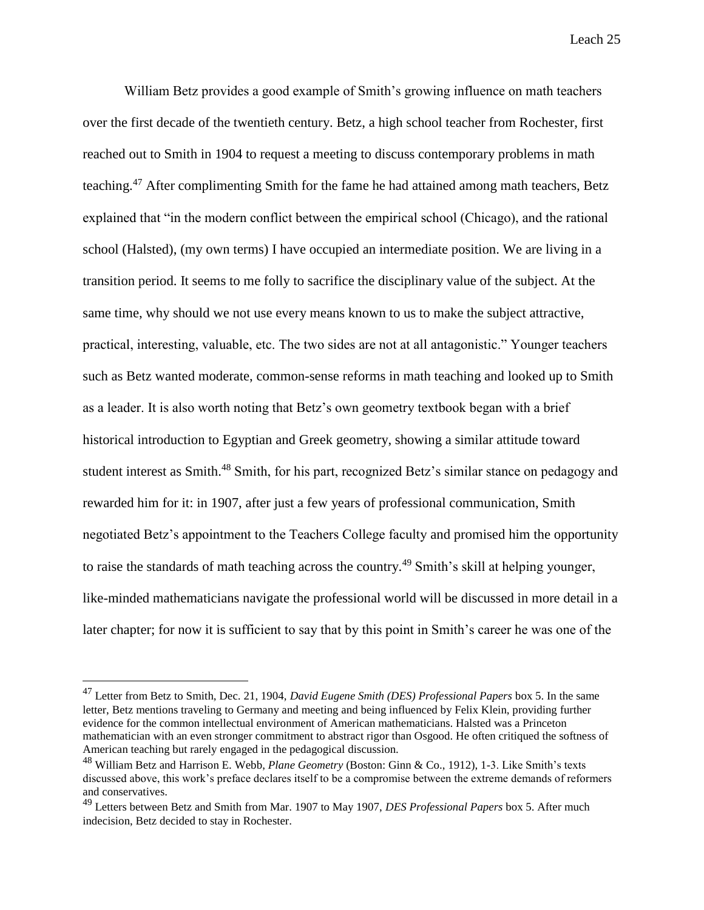William Betz provides a good example of Smith's growing influence on math teachers over the first decade of the twentieth century. Betz, a high school teacher from Rochester, first reached out to Smith in 1904 to request a meeting to discuss contemporary problems in math teaching.[47] After complimenting Smith for the fame he had attained among math teachers, Betz explained that "in the modern conflict between the empirical school (Chicago), and the rational school (Halsted), (my own terms) I have occupied an intermediate position. We are living in a transition period. It seems to me folly to sacrifice the disciplinary value of the subject. At the same time, why should we not use every means known to us to make the subject attractive, practical, interesting, valuable, etc. The two sides are not at all antagonistic." Younger teachers such as Betz wanted moderate, common-sense reforms in math teaching and looked up to Smith as a leader. It is also worth noting that Betz's own geometry textbook began with a brief historical introduction to Egyptian and Greek geometry, showing a similar attitude toward student interest as Smith.[48] Smith, for his part, recognized Betz's similar stance on pedagogy and rewarded him for it: in 1907, after just a few years of professional communication, Smith negotiated Betz's appointment to the Teachers College faculty and promised him the opportunity to raise the standards of math teaching across the country.[49] Smith's skill at helping younger, like-minded mathematicians navigate the professional world will be discussed in more detail in a later chapter; for now it is sufficient to say that by this point in Smith's career he was one of the

---

[47] Letter from Betz to Smith, Dec. 21, 1904, *David Eugene Smith (DES) Professional Papers* box 5. In the same letter, Betz mentions traveling to Germany and meeting and being influenced by Felix Klein, providing further evidence for the common intellectual environment of American mathematicians. Halsted was a Princeton mathematician with an even stronger commitment to abstract rigor than Osgood. He often critiqued the softness of American teaching but rarely engaged in the pedagogical discussion.

[48] William Betz and Harrison E. Webb, *Plane Geometry* (Boston: Ginn & Co., 1912), 1-3. Like Smith's texts discussed above, this work's preface declares itself to be a compromise between the extreme demands of reformers and conservatives.

[49] Letters between Betz and Smith from Mar. 1907 to May 1907, *DES Professional Papers* box 5. After much indecision, Betz decided to stay in Rochester.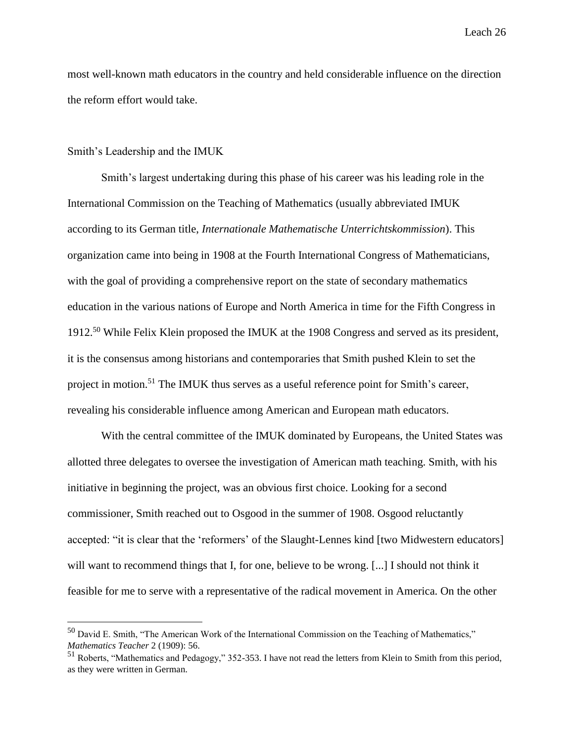most well-known math educators in the country and held considerable influence on the direction the reform effort would take.

## Smith's Leadership and the IMUK

Smith's largest undertaking during this phase of his career was his leading role in the International Commission on the Teaching of Mathematics (usually abbreviated IMUK according to its German title, *Internationale Mathematische Unterrichtskommission*). This organization came into being in 1908 at the Fourth International Congress of Mathematicians, with the goal of providing a comprehensive report on the state of secondary mathematics education in the various nations of Europe and North America in time for the Fifth Congress in 1912.[50] While Felix Klein proposed the IMUK at the 1908 Congress and served as its president, it is the consensus among historians and contemporaries that Smith pushed Klein to set the project in motion.[51] The IMUK thus serves as a useful reference point for Smith's career, revealing his considerable influence among American and European math educators.

With the central committee of the IMUK dominated by Europeans, the United States was allotted three delegates to oversee the investigation of American math teaching. Smith, with his initiative in beginning the project, was an obvious first choice. Looking for a second commissioner, Smith reached out to Osgood in the summer of 1908. Osgood reluctantly accepted: "it is clear that the 'reformers' of the Slaught-Lennes kind [two Midwestern educators] will want to recommend things that I, for one, believe to be wrong. [...] I should not think it feasible for me to serve with a representative of the radical movement in America. On the other

---

[50] David E. Smith, "The American Work of the International Commission on the Teaching of Mathematics," *Mathematics Teacher* 2 (1909): 56.

[51] Roberts, "Mathematics and Pedagogy," 352-353. I have not read the letters from Klein to Smith from this period, as they were written in German.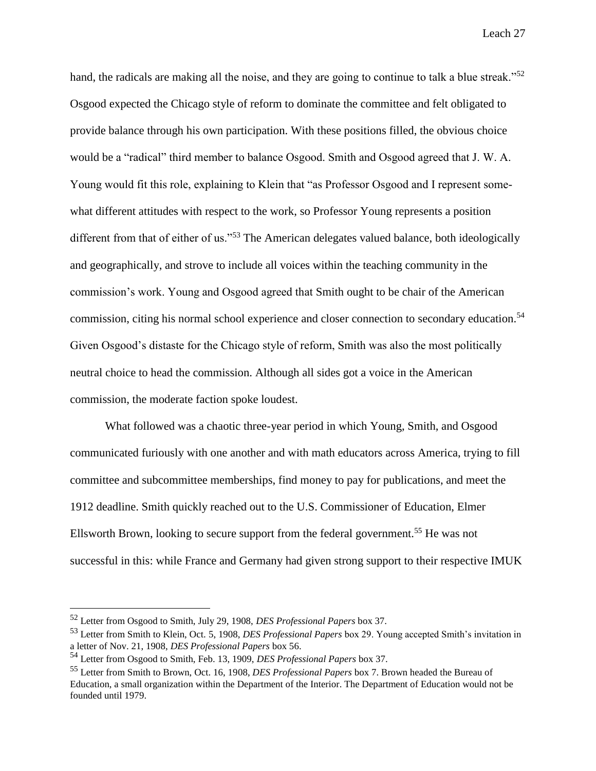hand, the radicals are making all the noise, and they are going to continue to talk a blue streak."[52] Osgood expected the Chicago style of reform to dominate the committee and felt obligated to provide balance through his own participation. With these positions filled, the obvious choice would be a "radical" third member to balance Osgood. Smith and Osgood agreed that J. W. A. Young would fit this role, explaining to Klein that "as Professor Osgood and I represent some-what different attitudes with respect to the work, so Professor Young represents a position different from that of either of us."[53] The American delegates valued balance, both ideologically and geographically, and strove to include all voices within the teaching community in the commission's work. Young and Osgood agreed that Smith ought to be chair of the American commission, citing his normal school experience and closer connection to secondary education.[54] Given Osgood's distaste for the Chicago style of reform, Smith was also the most politically neutral choice to head the commission. Although all sides got a voice in the American commission, the moderate faction spoke loudest.

What followed was a chaotic three-year period in which Young, Smith, and Osgood communicated furiously with one another and with math educators across America, trying to fill committee and subcommittee memberships, find money to pay for publications, and meet the 1912 deadline. Smith quickly reached out to the U.S. Commissioner of Education, Elmer Ellsworth Brown, looking to secure support from the federal government.[55] He was not successful in this: while France and Germany had given strong support to their respective IMUK

---

[52] Letter from Osgood to Smith, July 29, 1908, *DES Professional Papers* box 37.

[53] Letter from Smith to Klein, Oct. 5, 1908, *DES Professional Papers* box 29. Young accepted Smith's invitation in a letter of Nov. 21, 1908, *DES Professional Papers* box 56.

[54] Letter from Osgood to Smith, Feb. 13, 1909, *DES Professional Papers* box 37.

[55] Letter from Smith to Brown, Oct. 16, 1908, *DES Professional Papers* box 7. Brown headed the Bureau of Education, a small organization within the Department of the Interior. The Department of Education would not be founded until 1979.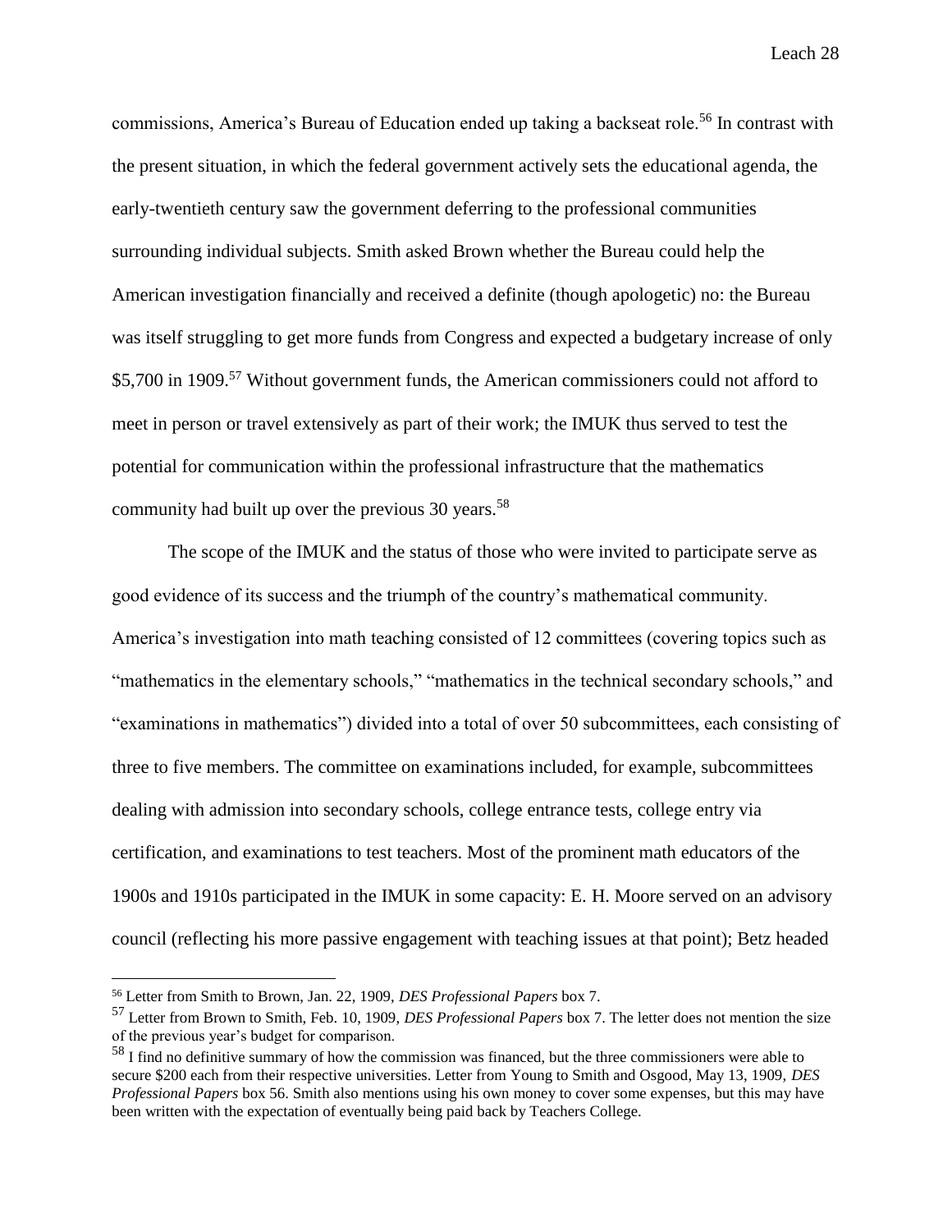commissions, America's Bureau of Education ended up taking a backseat role.[56] In contrast with the present situation, in which the federal government actively sets the educational agenda, the early-twentieth century saw the government deferring to the professional communities surrounding individual subjects. Smith asked Brown whether the Bureau could help the American investigation financially and received a definite (though apologetic) no: the Bureau was itself struggling to get more funds from Congress and expected a budgetary increase of only \$5,700 in 1909.[57] Without government funds, the American commissioners could not afford to meet in person or travel extensively as part of their work; the IMUK thus served to test the potential for communication within the professional infrastructure that the mathematics community had built up over the previous 30 years.[58]

The scope of the IMUK and the status of those who were invited to participate serve as good evidence of its success and the triumph of the country's mathematical community. America's investigation into math teaching consisted of 12 committees (covering topics such as "mathematics in the elementary schools," "mathematics in the technical secondary schools," and "examinations in mathematics") divided into a total of over 50 subcommittees, each consisting of three to five members. The committee on examinations included, for example, subcommittees dealing with admission into secondary schools, college entrance tests, college entry via certification, and examinations to test teachers. Most of the prominent math educators of the 1900s and 1910s participated in the IMUK in some capacity: E. H. Moore served on an advisory council (reflecting his more passive engagement with teaching issues at that point); Betz headed

---

[56] Letter from Smith to Brown, Jan. 22, 1909, *DES Professional Papers* box 7.

[57] Letter from Brown to Smith, Feb. 10, 1909, *DES Professional Papers* box 7. The letter does not mention the size of the previous year's budget for comparison.

[58] I find no definitive summary of how the commission was financed, but the three commissioners were able to secure \$200 each from their respective universities. Letter from Young to Smith and Osgood, May 13, 1909, *DES Professional Papers* box 56. Smith also mentions using his own money to cover some expenses, but this may have been written with the expectation of eventually being paid back by Teachers College.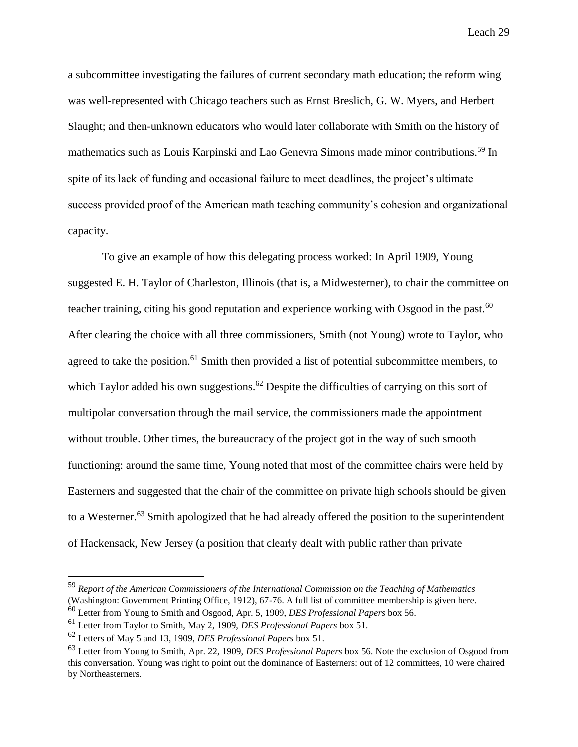a subcommittee investigating the failures of current secondary math education; the reform wing was well-represented with Chicago teachers such as Ernst Breslich, G. W. Myers, and Herbert Slaught; and then-unknown educators who would later collaborate with Smith on the history of mathematics such as Louis Karpinski and Lao Genevra Simons made minor contributions.[59] In spite of its lack of funding and occasional failure to meet deadlines, the project's ultimate success provided proof of the American math teaching community's cohesion and organizational capacity.

To give an example of how this delegating process worked: In April 1909, Young suggested E. H. Taylor of Charleston, Illinois (that is, a Midwesterner), to chair the committee on teacher training, citing his good reputation and experience working with Osgood in the past.[60] After clearing the choice with all three commissioners, Smith (not Young) wrote to Taylor, who agreed to take the position.[61] Smith then provided a list of potential subcommittee members, to which Taylor added his own suggestions.[62] Despite the difficulties of carrying on this sort of multipolar conversation through the mail service, the commissioners made the appointment without trouble. Other times, the bureaucracy of the project got in the way of such smooth functioning: around the same time, Young noted that most of the committee chairs were held by Easterners and suggested that the chair of the committee on private high schools should be given to a Westerner.[63] Smith apologized that he had already offered the position to the superintendent of Hackensack, New Jersey (a position that clearly dealt with public rather than private

---

[59] *Report of the American Commissioners of the International Commission on the Teaching of Mathematics* (Washington: Government Printing Office, 1912), 67-76. A full list of committee membership is given here.

[60] Letter from Young to Smith and Osgood, Apr. 5, 1909, *DES Professional Papers* box 56.

[61] Letter from Taylor to Smith, May 2, 1909, *DES Professional Papers* box 51.

[62] Letters of May 5 and 13, 1909, *DES Professional Papers* box 51.

[63] Letter from Young to Smith, Apr. 22, 1909, *DES Professional Papers* box 56. Note the exclusion of Osgood from this conversation. Young was right to point out the dominance of Easterners: out of 12 committees, 10 were chaired by Northeasterners.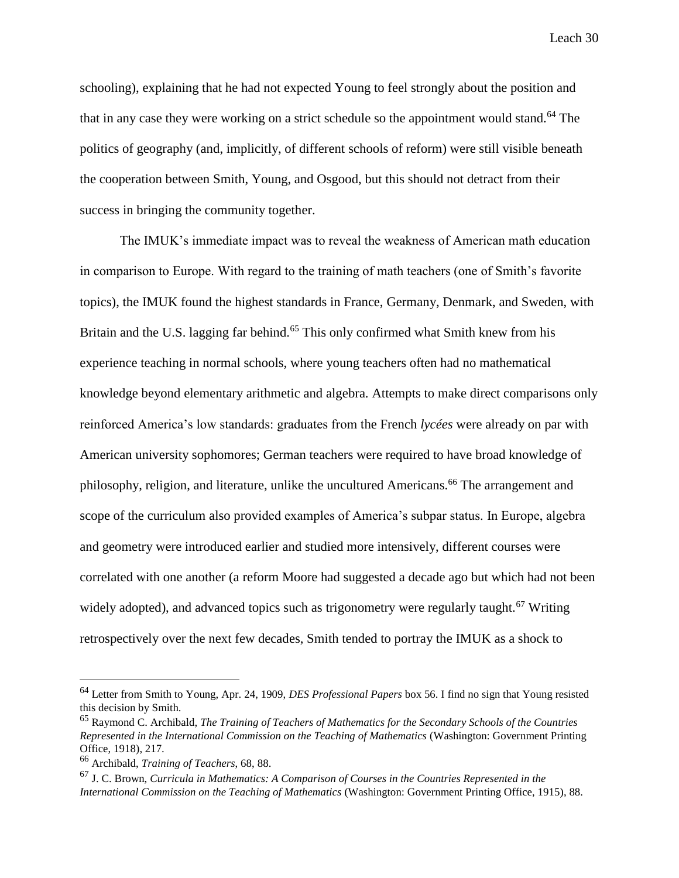schooling), explaining that he had not expected Young to feel strongly about the position and that in any case they were working on a strict schedule so the appointment would stand.[64] The politics of geography (and, implicitly, of different schools of reform) were still visible beneath the cooperation between Smith, Young, and Osgood, but this should not detract from their success in bringing the community together.

The IMUK's immediate impact was to reveal the weakness of American math education in comparison to Europe. With regard to the training of math teachers (one of Smith's favorite topics), the IMUK found the highest standards in France, Germany, Denmark, and Sweden, with Britain and the U.S. lagging far behind.[65] This only confirmed what Smith knew from his experience teaching in normal schools, where young teachers often had no mathematical knowledge beyond elementary arithmetic and algebra. Attempts to make direct comparisons only reinforced America's low standards: graduates from the French *lycées* were already on par with American university sophomores; German teachers were required to have broad knowledge of philosophy, religion, and literature, unlike the uncultured Americans.[66] The arrangement and scope of the curriculum also provided examples of America's subpar status. In Europe, algebra and geometry were introduced earlier and studied more intensively, different courses were correlated with one another (a reform Moore had suggested a decade ago but which had not been widely adopted), and advanced topics such as trigonometry were regularly taught.[67] Writing retrospectively over the next few decades, Smith tended to portray the IMUK as a shock to

---

[64] Letter from Smith to Young, Apr. 24, 1909, *DES Professional Papers* box 56. I find no sign that Young resisted this decision by Smith.

[65] Raymond C. Archibald, *The Training of Teachers of Mathematics for the Secondary Schools of the Countries Represented in the International Commission on the Teaching of Mathematics* (Washington: Government Printing Office, 1918), 217.

[66] Archibald, *Training of Teachers*, 68, 88.

[67] J. C. Brown, *Curricula in Mathematics: A Comparison of Courses in the Countries Represented in the International Commission on the Teaching of Mathematics* (Washington: Government Printing Office, 1915), 88.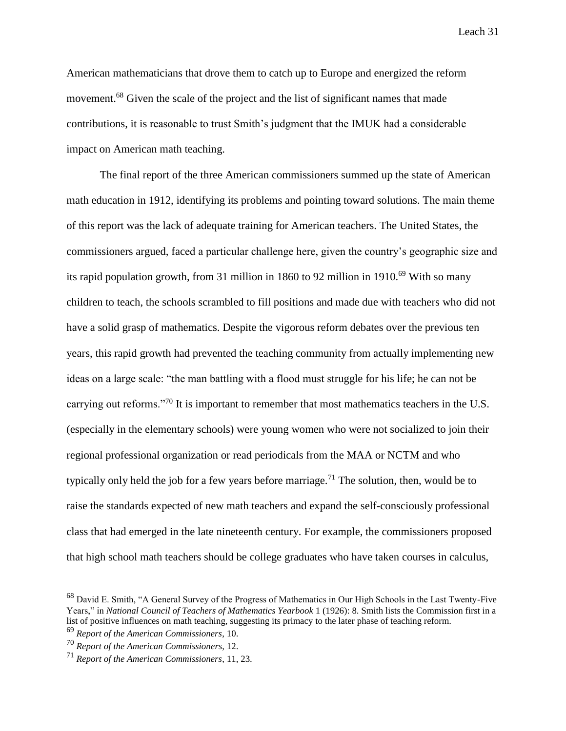American mathematicians that drove them to catch up to Europe and energized the reform movement.[68] Given the scale of the project and the list of significant names that made contributions, it is reasonable to trust Smith's judgment that the IMUK had a considerable impact on American math teaching.

The final report of the three American commissioners summed up the state of American math education in 1912, identifying its problems and pointing toward solutions. The main theme of this report was the lack of adequate training for American teachers. The United States, the commissioners argued, faced a particular challenge here, given the country's geographic size and its rapid population growth, from 31 million in 1860 to 92 million in 1910.[69] With so many children to teach, the schools scrambled to fill positions and made due with teachers who did not have a solid grasp of mathematics. Despite the vigorous reform debates over the previous ten years, this rapid growth had prevented the teaching community from actually implementing new ideas on a large scale: "the man battling with a flood must struggle for his life; he can not be carrying out reforms."[70] It is important to remember that most mathematics teachers in the U.S. (especially in the elementary schools) were young women who were not socialized to join their regional professional organization or read periodicals from the MAA or NCTM and who typically only held the job for a few years before marriage.[71] The solution, then, would be to raise the standards expected of new math teachers and expand the self-consciously professional class that had emerged in the late nineteenth century. For example, the commissioners proposed that high school math teachers should be college graduates who have taken courses in calculus,

---

[68] David E. Smith, "A General Survey of the Progress of Mathematics in Our High Schools in the Last Twenty-Five Years," in *National Council of Teachers of Mathematics Yearbook* 1 (1926): 8. Smith lists the Commission first in a list of positive influences on math teaching, suggesting its primacy to the later phase of teaching reform.

[69] *Report of the American Commissioners*, 10.

[70] *Report of the American Commissioners*, 12.

[71] *Report of the American Commissioners*, 11, 23.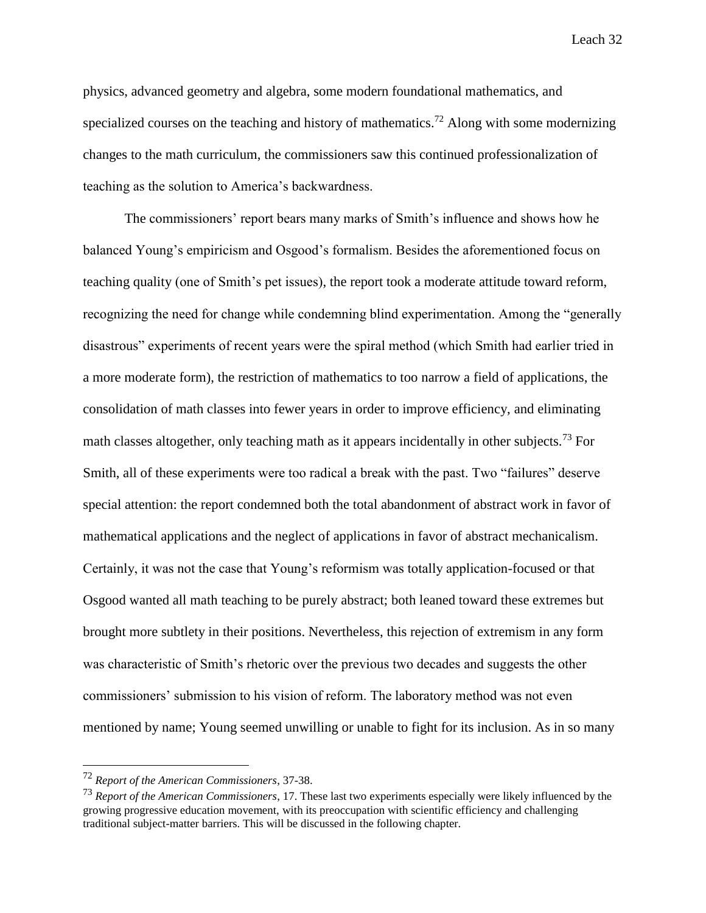physics, advanced geometry and algebra, some modern foundational mathematics, and specialized courses on the teaching and history of mathematics.[72] Along with some modernizing changes to the math curriculum, the commissioners saw this continued professionalization of teaching as the solution to America's backwardness.

The commissioners' report bears many marks of Smith's influence and shows how he balanced Young's empiricism and Osgood's formalism. Besides the aforementioned focus on teaching quality (one of Smith's pet issues), the report took a moderate attitude toward reform, recognizing the need for change while condemning blind experimentation. Among the "generally disastrous" experiments of recent years were the spiral method (which Smith had earlier tried in a more moderate form), the restriction of mathematics to too narrow a field of applications, the consolidation of math classes into fewer years in order to improve efficiency, and eliminating math classes altogether, only teaching math as it appears incidentally in other subjects.[73] For Smith, all of these experiments were too radical a break with the past. Two "failures" deserve special attention: the report condemned both the total abandonment of abstract work in favor of mathematical applications and the neglect of applications in favor of abstract mechanicalism. Certainly, it was not the case that Young's reformism was totally application-focused or that Osgood wanted all math teaching to be purely abstract; both leaned toward these extremes but brought more subtlety in their positions. Nevertheless, this rejection of extremism in any form was characteristic of Smith's rhetoric over the previous two decades and suggests the other commissioners' submission to his vision of reform. The laboratory method was not even mentioned by name; Young seemed unwilling or unable to fight for its inclusion. As in so many

---

[72] *Report of the American Commissioners*, 37-38.

[73] *Report of the American Commissioners*, 17. These last two experiments especially were likely influenced by the growing progressive education movement, with its preoccupation with scientific efficiency and challenging traditional subject-matter barriers. This will be discussed in the following chapter.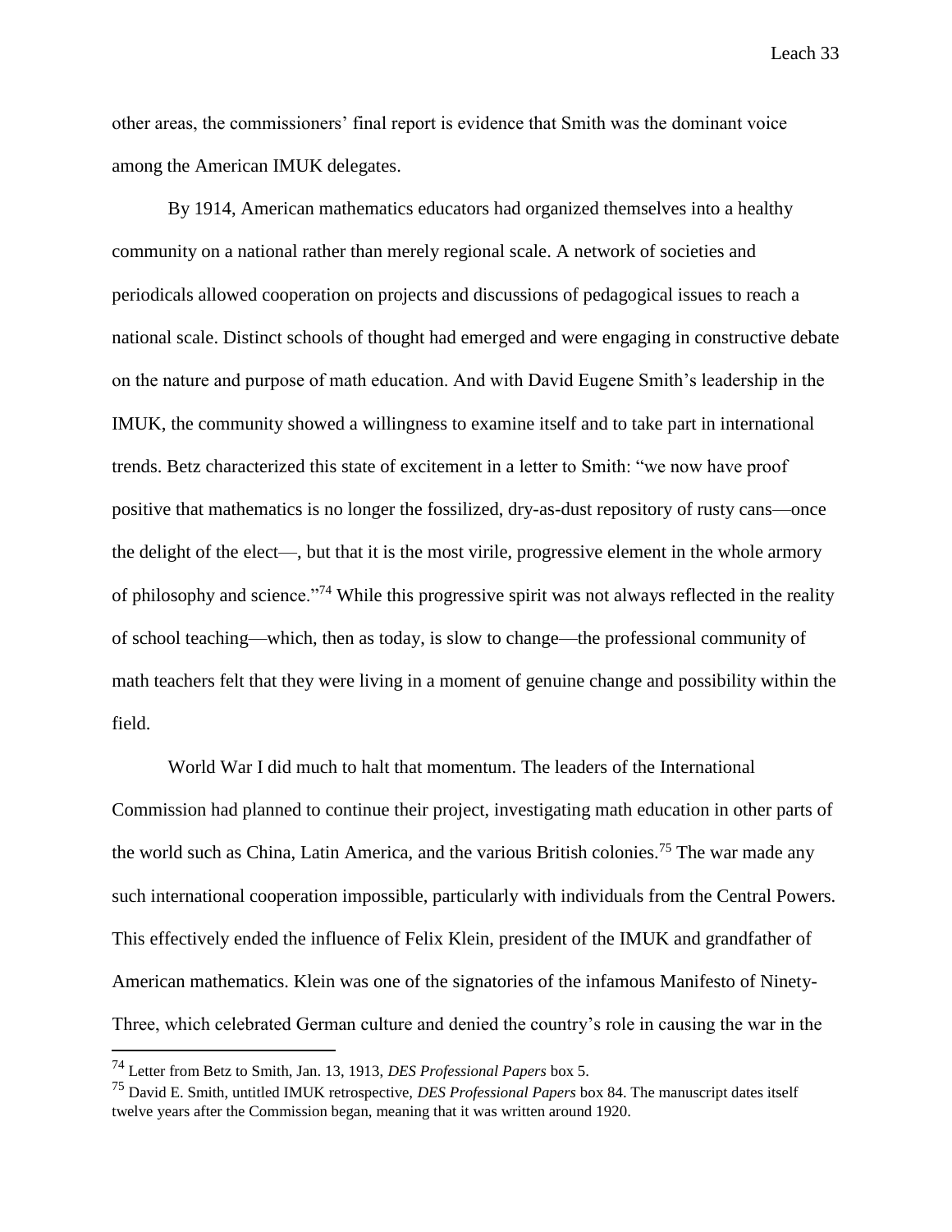other areas, the commissioners' final report is evidence that Smith was the dominant voice among the American IMUK delegates.

By 1914, American mathematics educators had organized themselves into a healthy community on a national rather than merely regional scale. A network of societies and periodicals allowed cooperation on projects and discussions of pedagogical issues to reach a national scale. Distinct schools of thought had emerged and were engaging in constructive debate on the nature and purpose of math education. And with David Eugene Smith's leadership in the IMUK, the community showed a willingness to examine itself and to take part in international trends. Betz characterized this state of excitement in a letter to Smith: "we now have proof positive that mathematics is no longer the fossilized, dry-as-dust repository of rusty cans—once the delight of the elect—, but that it is the most virile, progressive element in the whole armory of philosophy and science."[74] While this progressive spirit was not always reflected in the reality of school teaching—which, then as today, is slow to change—the professional community of math teachers felt that they were living in a moment of genuine change and possibility within the field.

World War I did much to halt that momentum. The leaders of the International Commission had planned to continue their project, investigating math education in other parts of the world such as China, Latin America, and the various British colonies.[75] The war made any such international cooperation impossible, particularly with individuals from the Central Powers. This effectively ended the influence of Felix Klein, president of the IMUK and grandfather of American mathematics. Klein was one of the signatories of the infamous Manifesto of Ninety-Three, which celebrated German culture and denied the country's role in causing the war in the

---

[74] Letter from Betz to Smith, Jan. 13, 1913, *DES Professional Papers* box 5.

[75] David E. Smith, untitled IMUK retrospective, *DES Professional Papers* box 84. The manuscript dates itself twelve years after the Commission began, meaning that it was written around 1920.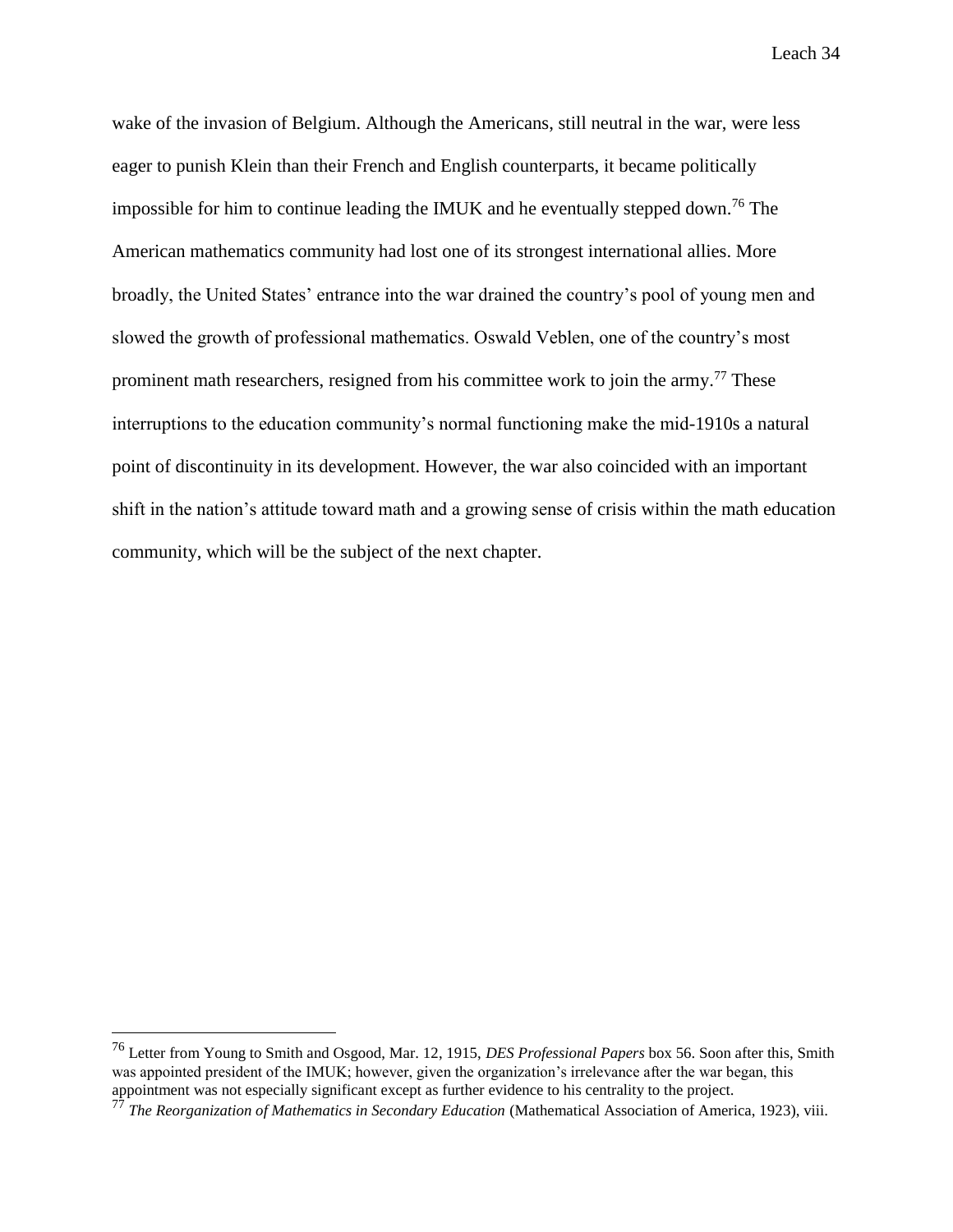wake of the invasion of Belgium. Although the Americans, still neutral in the war, were less eager to punish Klein than their French and English counterparts, it became politically impossible for him to continue leading the IMUK and he eventually stepped down.[76] The American mathematics community had lost one of its strongest international allies. More broadly, the United States' entrance into the war drained the country's pool of young men and slowed the growth of professional mathematics. Oswald Veblen, one of the country's most prominent math researchers, resigned from his committee work to join the army.[77] These interruptions to the education community's normal functioning make the mid-1910s a natural point of discontinuity in its development. However, the war also coincided with an important shift in the nation's attitude toward math and a growing sense of crisis within the math education community, which will be the subject of the next chapter.

---

[76] Letter from Young to Smith and Osgood, Mar. 12, 1915, *DES Professional Papers* box 56. Soon after this, Smith was appointed president of the IMUK; however, given the organization's irrelevance after the war began, this appointment was not especially significant except as further evidence to his centrality to the project.

[77] *The Reorganization of Mathematics in Secondary Education* (Mathematical Association of America, 1923), viii.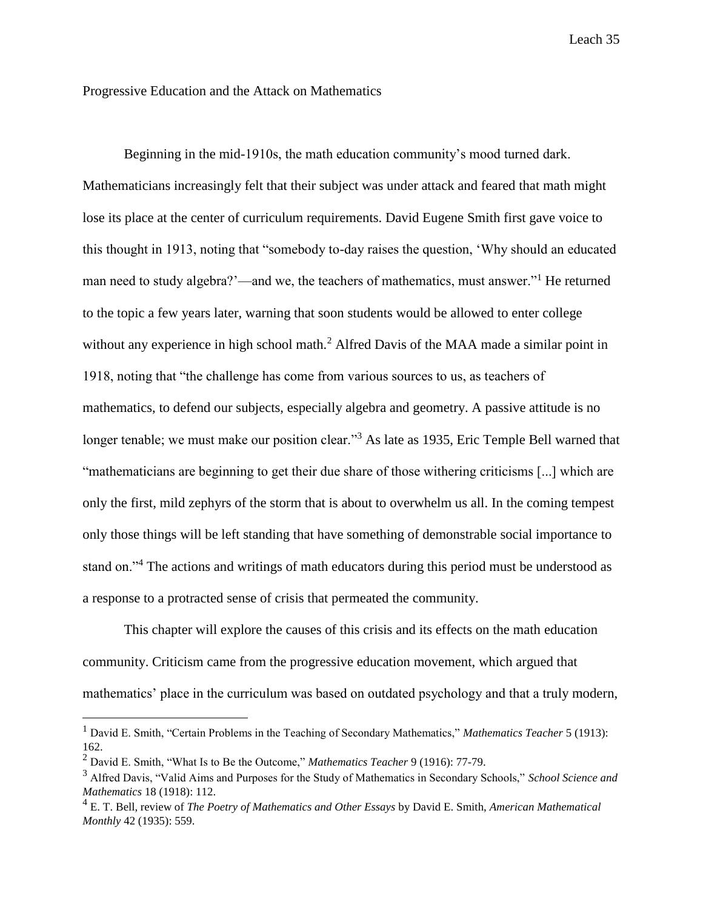## Progressive Education and the Attack on Mathematics

Beginning in the mid-1910s, the math education community's mood turned dark. Mathematicians increasingly felt that their subject was under attack and feared that math might lose its place at the center of curriculum requirements. David Eugene Smith first gave voice to this thought in 1913, noting that "somebody to-day raises the question, 'Why should an educated man need to study algebra?'—and we, the teachers of mathematics, must answer."[1] He returned to the topic a few years later, warning that soon students would be allowed to enter college without any experience in high school math.[2] Alfred Davis of the MAA made a similar point in 1918, noting that "the challenge has come from various sources to us, as teachers of mathematics, to defend our subjects, especially algebra and geometry. A passive attitude is no longer tenable; we must make our position clear."[3] As late as 1935, Eric Temple Bell warned that "mathematicians are beginning to get their due share of those withering criticisms [...] which are only the first, mild zephyrs of the storm that is about to overwhelm us all. In the coming tempest only those things will be left standing that have something of demonstrable social importance to stand on."[4] The actions and writings of math educators during this period must be understood as a response to a protracted sense of crisis that permeated the community.

This chapter will explore the causes of this crisis and its effects on the math education community. Criticism came from the progressive education movement, which argued that mathematics' place in the curriculum was based on outdated psychology and that a truly modern,

---

[1] David E. Smith, "Certain Problems in the Teaching of Secondary Mathematics," *Mathematics Teacher* 5 (1913): 162.

[2] David E. Smith, "What Is to Be the Outcome," *Mathematics Teacher* 9 (1916): 77-79.

[3] Alfred Davis, "Valid Aims and Purposes for the Study of Mathematics in Secondary Schools," *School Science and Mathematics* 18 (1918): 112.

[4] E. T. Bell, review of *The Poetry of Mathematics and Other Essays* by David E. Smith, *American Mathematical Monthly* 42 (1935): 559.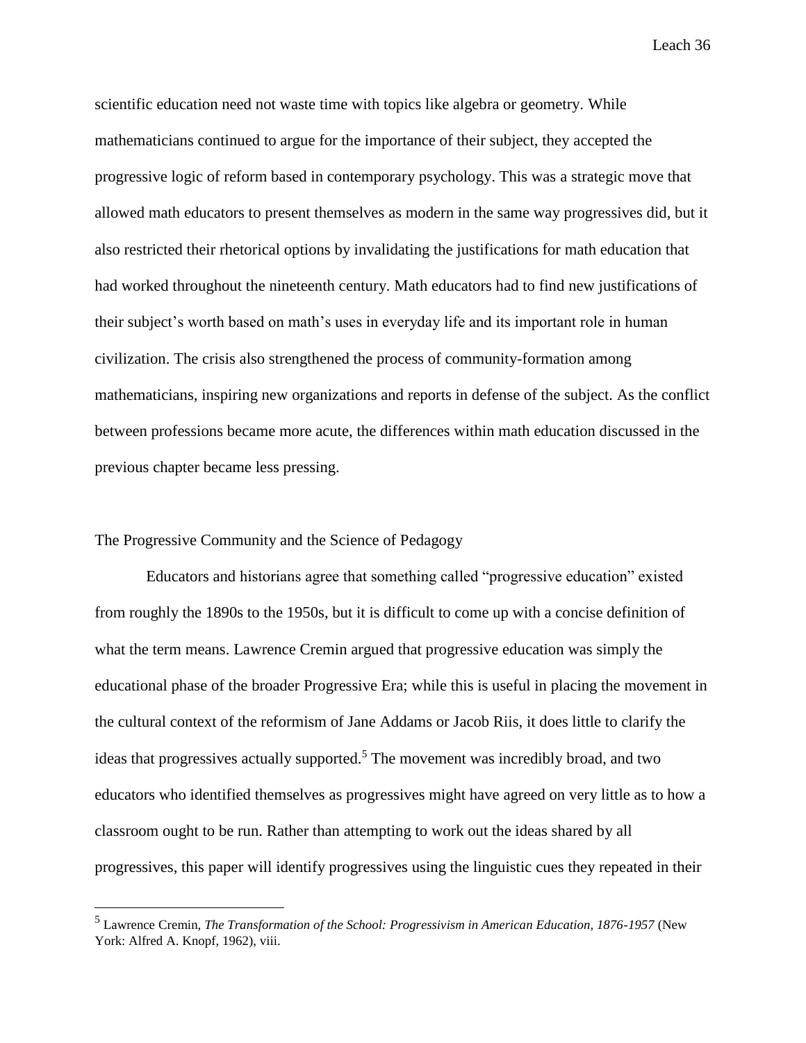scientific education need not waste time with topics like algebra or geometry. While mathematicians continued to argue for the importance of their subject, they accepted the progressive logic of reform based in contemporary psychology. This was a strategic move that allowed math educators to present themselves as modern in the same way progressives did, but it also restricted their rhetorical options by invalidating the justifications for math education that had worked throughout the nineteenth century. Math educators had to find new justifications of their subject's worth based on math's uses in everyday life and its important role in human civilization. The crisis also strengthened the process of community-formation among mathematicians, inspiring new organizations and reports in defense of the subject. As the conflict between professions became more acute, the differences within math education discussed in the previous chapter became less pressing.

## The Progressive Community and the Science of Pedagogy

Educators and historians agree that something called "progressive education" existed from roughly the 1890s to the 1950s, but it is difficult to come up with a concise definition of what the term means. Lawrence Cremin argued that progressive education was simply the educational phase of the broader Progressive Era; while this is useful in placing the movement in the cultural context of the reformism of Jane Addams or Jacob Riis, it does little to clarify the ideas that progressives actually supported.[5] The movement was incredibly broad, and two educators who identified themselves as progressives might have agreed on very little as to how a classroom ought to be run. Rather than attempting to work out the ideas shared by all progressives, this paper will identify progressives using the linguistic cues they repeated in their

---

[5] Lawrence Cremin, *The Transformation of the School: Progressivism in American Education, 1876-1957* (New York: Alfred A. Knopf, 1962), viii.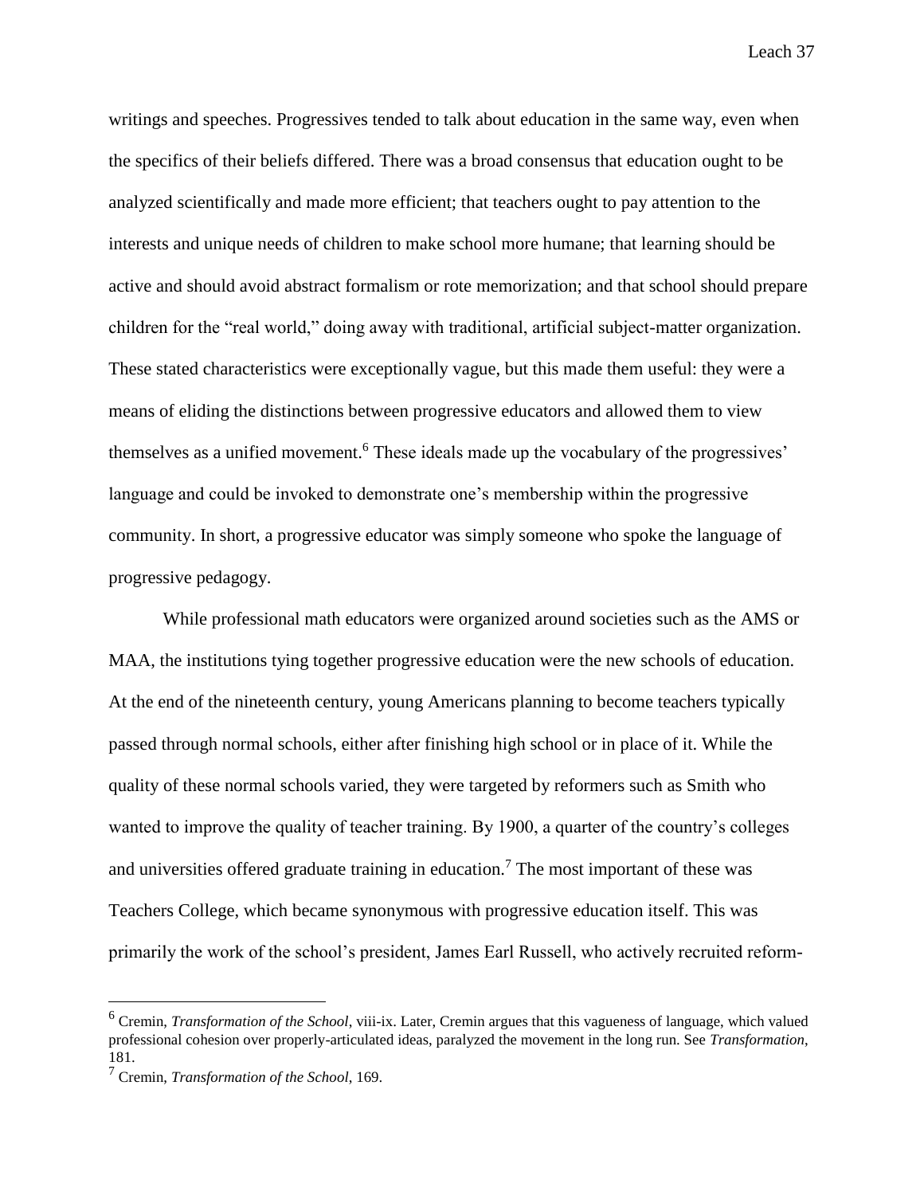writings and speeches. Progressives tended to talk about education in the same way, even when the specifics of their beliefs differed. There was a broad consensus that education ought to be analyzed scientifically and made more efficient; that teachers ought to pay attention to the interests and unique needs of children to make school more humane; that learning should be active and should avoid abstract formalism or rote memorization; and that school should prepare children for the "real world," doing away with traditional, artificial subject-matter organization. These stated characteristics were exceptionally vague, but this made them useful: they were a means of eliding the distinctions between progressive educators and allowed them to view themselves as a unified movement.[6] These ideals made up the vocabulary of the progressives' language and could be invoked to demonstrate one's membership within the progressive community. In short, a progressive educator was simply someone who spoke the language of progressive pedagogy.

While professional math educators were organized around societies such as the AMS or MAA, the institutions tying together progressive education were the new schools of education. At the end of the nineteenth century, young Americans planning to become teachers typically passed through normal schools, either after finishing high school or in place of it. While the quality of these normal schools varied, they were targeted by reformers such as Smith who wanted to improve the quality of teacher training. By 1900, a quarter of the country's colleges and universities offered graduate training in education.[7] The most important of these was Teachers College, which became synonymous with progressive education itself. This was primarily the work of the school's president, James Earl Russell, who actively recruited reform-

---

[6] Cremin, *Transformation of the School*, viii-ix. Later, Cremin argues that this vagueness of language, which valued professional cohesion over properly-articulated ideas, paralyzed the movement in the long run. See *Transformation*, 181.

[7] Cremin, *Transformation of the School*, 169.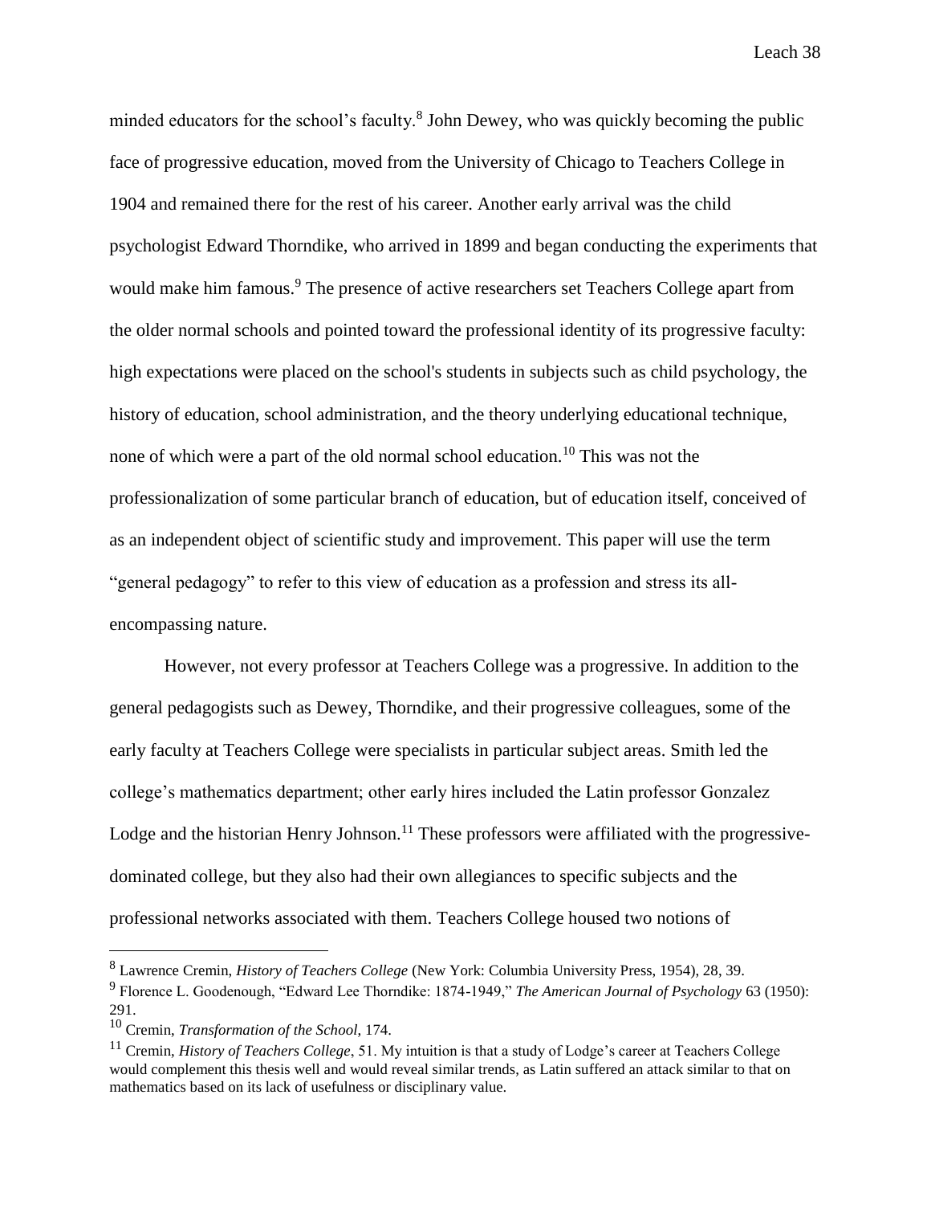minded educators for the school's faculty.[8] John Dewey, who was quickly becoming the public face of progressive education, moved from the University of Chicago to Teachers College in 1904 and remained there for the rest of his career. Another early arrival was the child psychologist Edward Thorndike, who arrived in 1899 and began conducting the experiments that would make him famous.[9] The presence of active researchers set Teachers College apart from the older normal schools and pointed toward the professional identity of its progressive faculty: high expectations were placed on the school's students in subjects such as child psychology, the history of education, school administration, and the theory underlying educational technique, none of which were a part of the old normal school education.[10] This was not the professionalization of some particular branch of education, but of education itself, conceived of as an independent object of scientific study and improvement. This paper will use the term "general pedagogy" to refer to this view of education as a profession and stress its all-encompassing nature.

However, not every professor at Teachers College was a progressive. In addition to the general pedagogists such as Dewey, Thorndike, and their progressive colleagues, some of the early faculty at Teachers College were specialists in particular subject areas. Smith led the college's mathematics department; other early hires included the Latin professor Gonzalez Lodge and the historian Henry Johnson.[11] These professors were affiliated with the progressive-dominated college, but they also had their own allegiances to specific subjects and the professional networks associated with them. Teachers College housed two notions of

---

[8] Lawrence Cremin, *History of Teachers College* (New York: Columbia University Press, 1954), 28, 39.

[9] Florence L. Goodenough, "Edward Lee Thorndike: 1874-1949," *The American Journal of Psychology* 63 (1950): 291.

[10] Cremin, *Transformation of the School*, 174.

[11] Cremin, *History of Teachers College*, 51. My intuition is that a study of Lodge's career at Teachers College would complement this thesis well and would reveal similar trends, as Latin suffered an attack similar to that on mathematics based on its lack of usefulness or disciplinary value.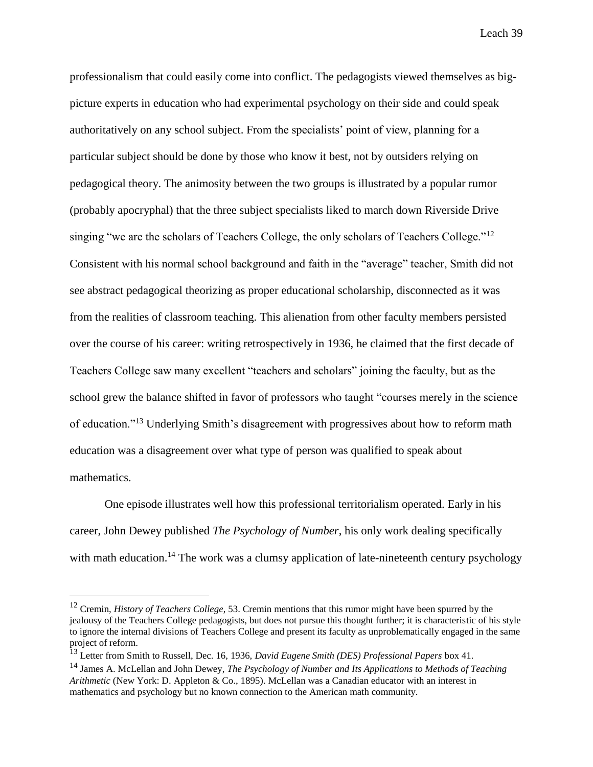professionalism that could easily come into conflict. The pedagogists viewed themselves as big-picture experts in education who had experimental psychology on their side and could speak authoritatively on any school subject. From the specialists' point of view, planning for a particular subject should be done by those who know it best, not by outsiders relying on pedagogical theory. The animosity between the two groups is illustrated by a popular rumor (probably apocryphal) that the three subject specialists liked to march down Riverside Drive singing "we are the scholars of Teachers College, the only scholars of Teachers College."[12] Consistent with his normal school background and faith in the "average" teacher, Smith did not see abstract pedagogical theorizing as proper educational scholarship, disconnected as it was from the realities of classroom teaching. This alienation from other faculty members persisted over the course of his career: writing retrospectively in 1936, he claimed that the first decade of Teachers College saw many excellent "teachers and scholars" joining the faculty, but as the school grew the balance shifted in favor of professors who taught "courses merely in the science of education."[13] Underlying Smith's disagreement with progressives about how to reform math education was a disagreement over what type of person was qualified to speak about mathematics.

One episode illustrates well how this professional territorialism operated. Early in his career, John Dewey published *The Psychology of Number*, his only work dealing specifically with math education.[14] The work was a clumsy application of late-nineteenth century psychology

---

[12] Cremin, *History of Teachers College*, 53. Cremin mentions that this rumor might have been spurred by the jealousy of the Teachers College pedagogists, but does not pursue this thought further; it is characteristic of his style to ignore the internal divisions of Teachers College and present its faculty as unproblematically engaged in the same project of reform.

[13] Letter from Smith to Russell, Dec. 16, 1936, *David Eugene Smith (DES) Professional Papers* box 41.

[14] James A. McLellan and John Dewey, *The Psychology of Number and Its Applications to Methods of Teaching Arithmetic* (New York: D. Appleton & Co., 1895). McLellan was a Canadian educator with an interest in mathematics and psychology but no known connection to the American math community.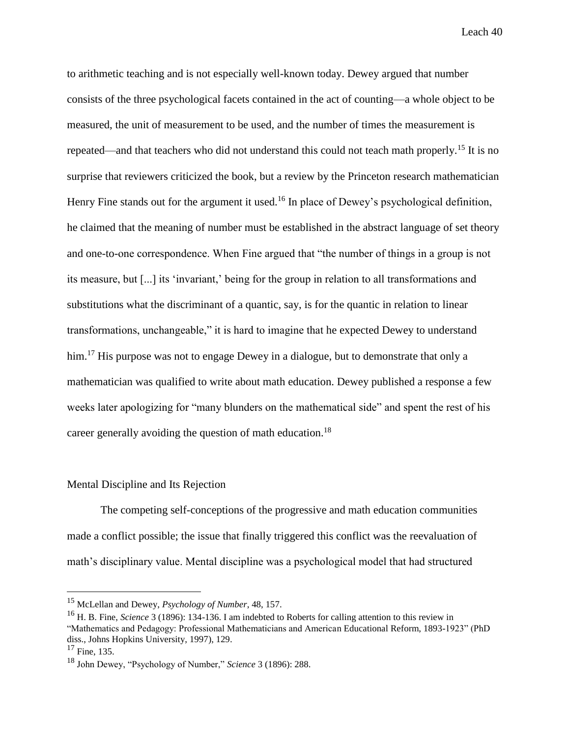to arithmetic teaching and is not especially well-known today. Dewey argued that number consists of the three psychological facets contained in the act of counting—a whole object to be measured, the unit of measurement to be used, and the number of times the measurement is repeated—and that teachers who did not understand this could not teach math properly.[15] It is no surprise that reviewers criticized the book, but a review by the Princeton research mathematician Henry Fine stands out for the argument it used.[16] In place of Dewey's psychological definition, he claimed that the meaning of number must be established in the abstract language of set theory and one-to-one correspondence. When Fine argued that "the number of things in a group is not its measure, but [...] its 'invariant,' being for the group in relation to all transformations and substitutions what the discriminant of a quantic, say, is for the quantic in relation to linear transformations, unchangeable," it is hard to imagine that he expected Dewey to understand him.[17] His purpose was not to engage Dewey in a dialogue, but to demonstrate that only a mathematician was qualified to write about math education. Dewey published a response a few weeks later apologizing for "many blunders on the mathematical side" and spent the rest of his career generally avoiding the question of math education.[18]

## Mental Discipline and Its Rejection

The competing self-conceptions of the progressive and math education communities made a conflict possible; the issue that finally triggered this conflict was the reevaluation of math's disciplinary value. Mental discipline was a psychological model that had structured

---

[15] McLellan and Dewey, *Psychology of Number*, 48, 157.

[16] H. B. Fine, *Science* 3 (1896): 134-136. I am indebted to Roberts for calling attention to this review in "Mathematics and Pedagogy: Professional Mathematicians and American Educational Reform, 1893-1923" (PhD diss., Johns Hopkins University, 1997), 129.

[17] Fine, 135.

[18] John Dewey, "Psychology of Number," *Science* 3 (1896): 288.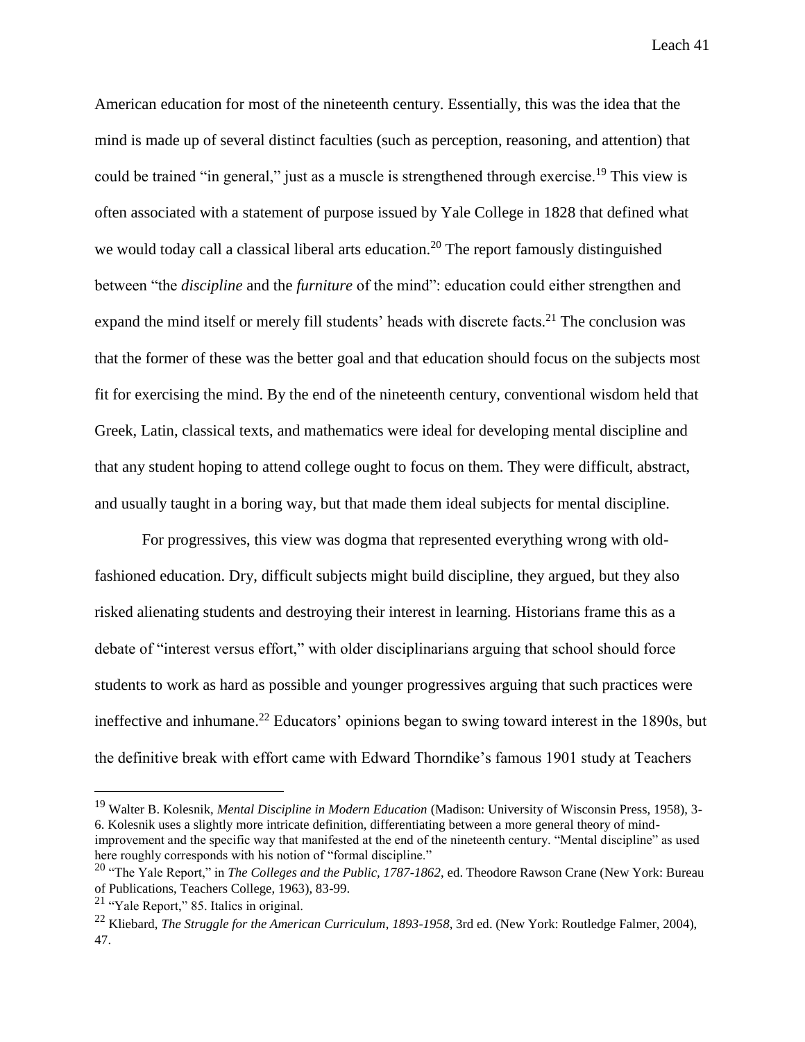American education for most of the nineteenth century. Essentially, this was the idea that the mind is made up of several distinct faculties (such as perception, reasoning, and attention) that could be trained "in general," just as a muscle is strengthened through exercise.[19] This view is often associated with a statement of purpose issued by Yale College in 1828 that defined what we would today call a classical liberal arts education.[20] The report famously distinguished between "the *discipline* and the *furniture* of the mind": education could either strengthen and expand the mind itself or merely fill students' heads with discrete facts.[21] The conclusion was that the former of these was the better goal and that education should focus on the subjects most fit for exercising the mind. By the end of the nineteenth century, conventional wisdom held that Greek, Latin, classical texts, and mathematics were ideal for developing mental discipline and that any student hoping to attend college ought to focus on them. They were difficult, abstract, and usually taught in a boring way, but that made them ideal subjects for mental discipline.

For progressives, this view was dogma that represented everything wrong with old-fashioned education. Dry, difficult subjects might build discipline, they argued, but they also risked alienating students and destroying their interest in learning. Historians frame this as a debate of "interest versus effort," with older disciplinarians arguing that school should force students to work as hard as possible and younger progressives arguing that such practices were ineffective and inhumane.[22] Educators' opinions began to swing toward interest in the 1890s, but the definitive break with effort came with Edward Thorndike's famous 1901 study at Teachers

---

[19] Walter B. Kolesnik, *Mental Discipline in Modern Education* (Madison: University of Wisconsin Press, 1958), 3-6. Kolesnik uses a slightly more intricate definition, differentiating between a more general theory of mind-improvement and the specific way that manifested at the end of the nineteenth century. "Mental discipline" as used here roughly corresponds with his notion of "formal discipline."

[20] "The Yale Report," in *The Colleges and the Public, 1787-1862*, ed. Theodore Rawson Crane (New York: Bureau of Publications, Teachers College, 1963), 83-99.

[21] "Yale Report," 85. Italics in original.

[22] Kliebard, *The Struggle for the American Curriculum, 1893-1958*, 3rd ed. (New York: Routledge Falmer, 2004), 47.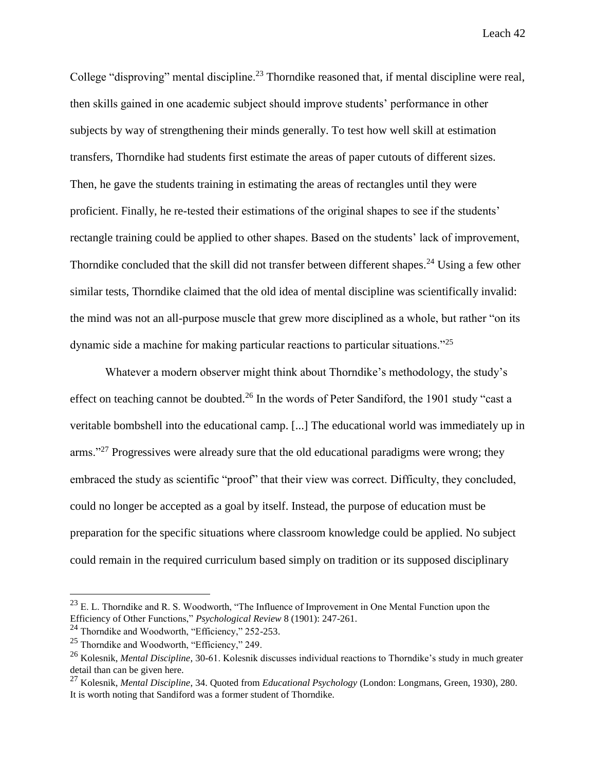College "disproving" mental discipline.[23] Thorndike reasoned that, if mental discipline were real, then skills gained in one academic subject should improve students' performance in other subjects by way of strengthening their minds generally. To test how well skill at estimation transfers, Thorndike had students first estimate the areas of paper cutouts of different sizes. Then, he gave the students training in estimating the areas of rectangles until they were proficient. Finally, he re-tested their estimations of the original shapes to see if the students' rectangle training could be applied to other shapes. Based on the students' lack of improvement, Thorndike concluded that the skill did not transfer between different shapes.[24] Using a few other similar tests, Thorndike claimed that the old idea of mental discipline was scientifically invalid: the mind was not an all-purpose muscle that grew more disciplined as a whole, but rather "on its dynamic side a machine for making particular reactions to particular situations."[25]

Whatever a modern observer might think about Thorndike's methodology, the study's effect on teaching cannot be doubted.[26] In the words of Peter Sandiford, the 1901 study "cast a veritable bombshell into the educational camp. [...] The educational world was immediately up in arms."[27] Progressives were already sure that the old educational paradigms were wrong; they embraced the study as scientific "proof" that their view was correct. Difficulty, they concluded, could no longer be accepted as a goal by itself. Instead, the purpose of education must be preparation for the specific situations where classroom knowledge could be applied. No subject could remain in the required curriculum based simply on tradition or its supposed disciplinary

---

[23] E. L. Thorndike and R. S. Woodworth, "The Influence of Improvement in One Mental Function upon the Efficiency of Other Functions," *Psychological Review* 8 (1901): 247-261.

[24] Thorndike and Woodworth, "Efficiency," 252-253.

[25] Thorndike and Woodworth, "Efficiency," 249.

[26] Kolesnik, *Mental Discipline*, 30-61. Kolesnik discusses individual reactions to Thorndike's study in much greater detail than can be given here.

[27] Kolesnik, *Mental Discipline*, 34. Quoted from *Educational Psychology* (London: Longmans, Green, 1930), 280. It is worth noting that Sandiford was a former student of Thorndike.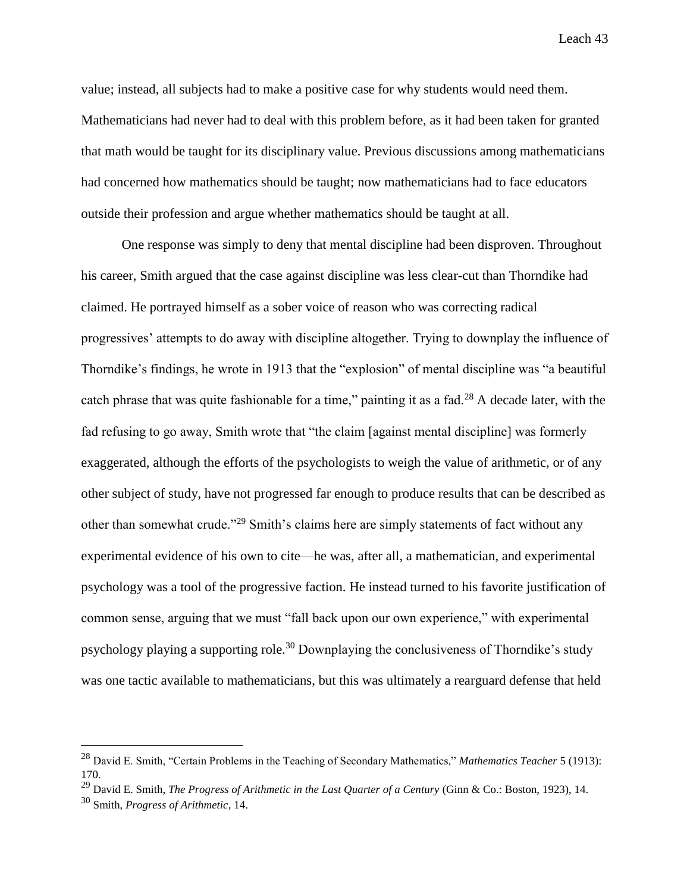value; instead, all subjects had to make a positive case for why students would need them. Mathematicians had never had to deal with this problem before, as it had been taken for granted that math would be taught for its disciplinary value. Previous discussions among mathematicians had concerned how mathematics should be taught; now mathematicians had to face educators outside their profession and argue whether mathematics should be taught at all.

One response was simply to deny that mental discipline had been disproven. Throughout his career, Smith argued that the case against discipline was less clear-cut than Thorndike had claimed. He portrayed himself as a sober voice of reason who was correcting radical progressives' attempts to do away with discipline altogether. Trying to downplay the influence of Thorndike's findings, he wrote in 1913 that the "explosion" of mental discipline was "a beautiful catch phrase that was quite fashionable for a time," painting it as a fad.[28] A decade later, with the fad refusing to go away, Smith wrote that "the claim [against mental discipline] was formerly exaggerated, although the efforts of the psychologists to weigh the value of arithmetic, or of any other subject of study, have not progressed far enough to produce results that can be described as other than somewhat crude."[29] Smith's claims here are simply statements of fact without any experimental evidence of his own to cite—he was, after all, a mathematician, and experimental psychology was a tool of the progressive faction. He instead turned to his favorite justification of common sense, arguing that we must "fall back upon our own experience," with experimental psychology playing a supporting role.[30] Downplaying the conclusiveness of Thorndike's study was one tactic available to mathematicians, but this was ultimately a rearguard defense that held

---

[28] David E. Smith, "Certain Problems in the Teaching of Secondary Mathematics," *Mathematics Teacher* 5 (1913): 170.

[29] David E. Smith, *The Progress of Arithmetic in the Last Quarter of a Century* (Ginn & Co.: Boston, 1923), 14.

[30] Smith, *Progress of Arithmetic*, 14.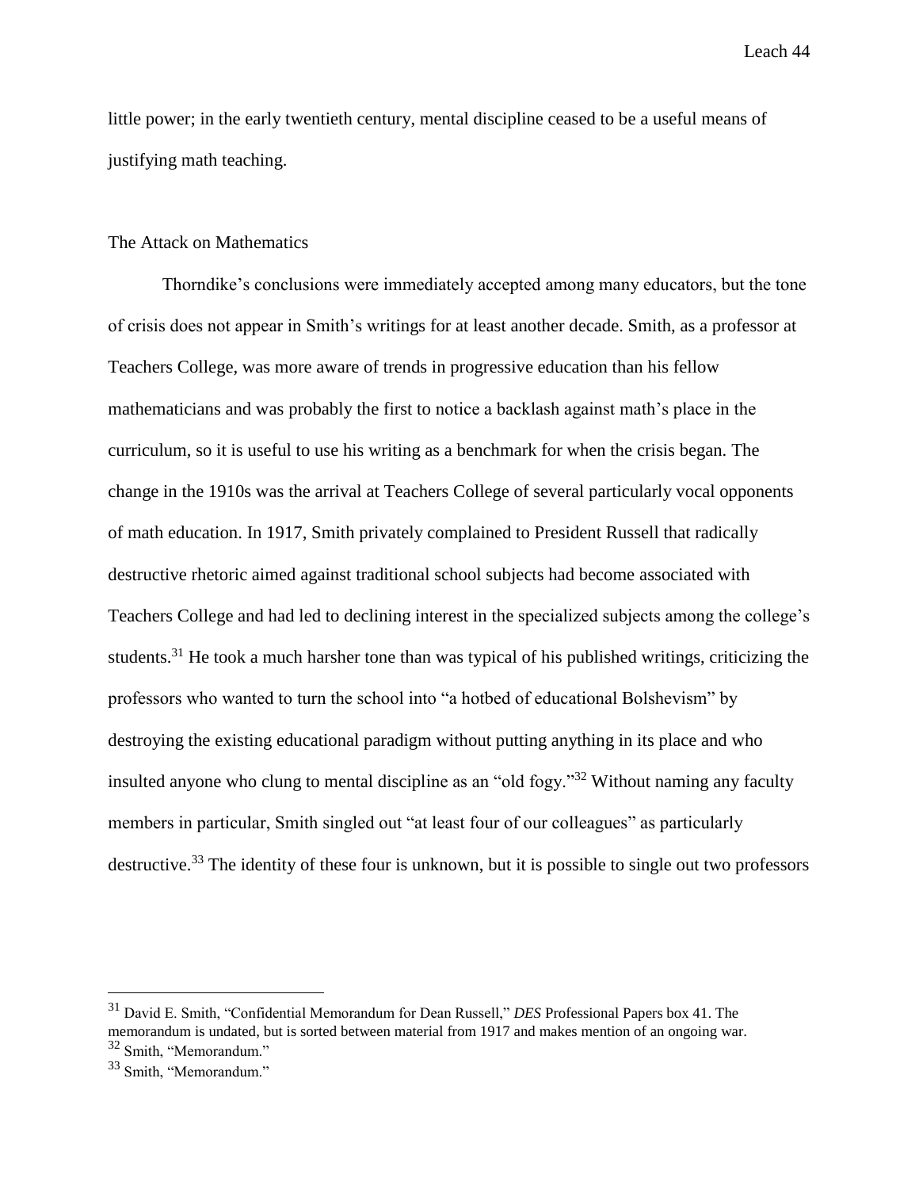little power; in the early twentieth century, mental discipline ceased to be a useful means of justifying math teaching.

## The Attack on Mathematics

Thorndike's conclusions were immediately accepted among many educators, but the tone of crisis does not appear in Smith's writings for at least another decade. Smith, as a professor at Teachers College, was more aware of trends in progressive education than his fellow mathematicians and was probably the first to notice a backlash against math's place in the curriculum, so it is useful to use his writing as a benchmark for when the crisis began. The change in the 1910s was the arrival at Teachers College of several particularly vocal opponents of math education. In 1917, Smith privately complained to President Russell that radically destructive rhetoric aimed against traditional school subjects had become associated with Teachers College and had led to declining interest in the specialized subjects among the college's students.[31] He took a much harsher tone than was typical of his published writings, criticizing the professors who wanted to turn the school into "a hotbed of educational Bolshevism" by destroying the existing educational paradigm without putting anything in its place and who insulted anyone who clung to mental discipline as an "old fogy."[32] Without naming any faculty members in particular, Smith singled out "at least four of our colleagues" as particularly destructive.[33] The identity of these four is unknown, but it is possible to single out two professors

---

[31] David E. Smith, "Confidential Memorandum for Dean Russell," *DES* Professional Papers box 41. The memorandum is undated, but is sorted between material from 1917 and makes mention of an ongoing war.

[32] Smith, "Memorandum."

[33] Smith, "Memorandum."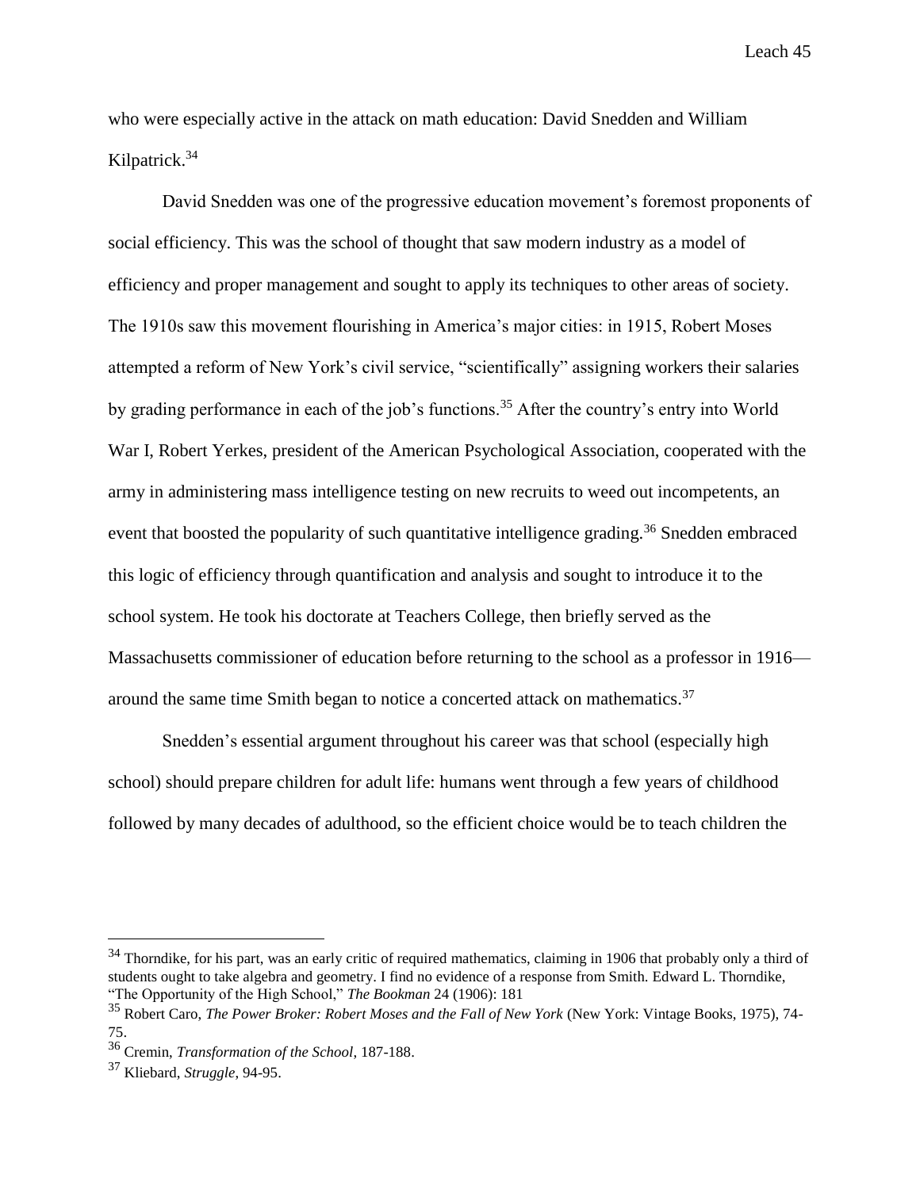who were especially active in the attack on math education: David Snedden and William Kilpatrick.[34]

David Snedden was one of the progressive education movement's foremost proponents of social efficiency. This was the school of thought that saw modern industry as a model of efficiency and proper management and sought to apply its techniques to other areas of society. The 1910s saw this movement flourishing in America's major cities: in 1915, Robert Moses attempted a reform of New York's civil service, "scientifically" assigning workers their salaries by grading performance in each of the job's functions.[35] After the country's entry into World War I, Robert Yerkes, president of the American Psychological Association, cooperated with the army in administering mass intelligence testing on new recruits to weed out incompetents, an event that boosted the popularity of such quantitative intelligence grading.[36] Snedden embraced this logic of efficiency through quantification and analysis and sought to introduce it to the school system. He took his doctorate at Teachers College, then briefly served as the Massachusetts commissioner of education before returning to the school as a professor in 1916—around the same time Smith began to notice a concerted attack on mathematics.[37]

Snedden's essential argument throughout his career was that school (especially high school) should prepare children for adult life: humans went through a few years of childhood followed by many decades of adulthood, so the efficient choice would be to teach children the

---

[34] Thorndike, for his part, was an early critic of required mathematics, claiming in 1906 that probably only a third of students ought to take algebra and geometry. I find no evidence of a response from Smith. Edward L. Thorndike, "The Opportunity of the High School," *The Bookman* 24 (1906): 181

[35] Robert Caro, *The Power Broker: Robert Moses and the Fall of New York* (New York: Vintage Books, 1975), 74-75.

[36] Cremin, *Transformation of the School*, 187-188.

[37] Kliebard, *Struggle*, 94-95.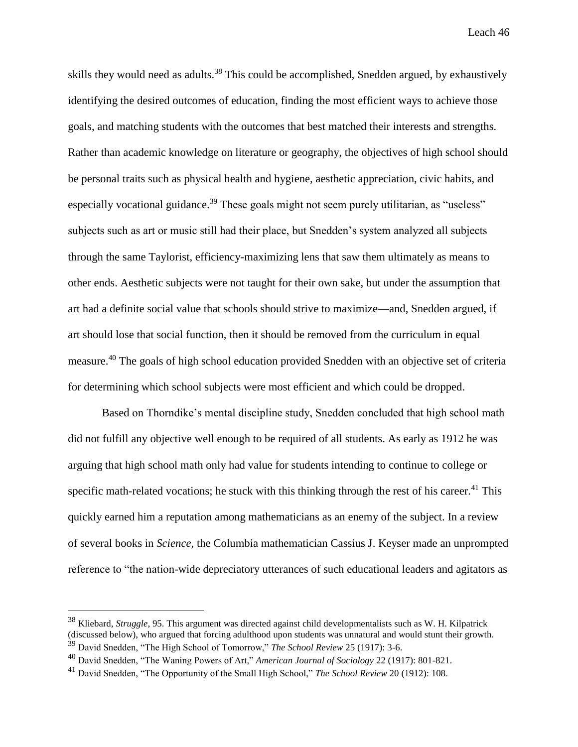skills they would need as adults.[38] This could be accomplished, Snedden argued, by exhaustively identifying the desired outcomes of education, finding the most efficient ways to achieve those goals, and matching students with the outcomes that best matched their interests and strengths. Rather than academic knowledge on literature or geography, the objectives of high school should be personal traits such as physical health and hygiene, aesthetic appreciation, civic habits, and especially vocational guidance.[39] These goals might not seem purely utilitarian, as "useless" subjects such as art or music still had their place, but Snedden's system analyzed all subjects through the same Taylorist, efficiency-maximizing lens that saw them ultimately as means to other ends. Aesthetic subjects were not taught for their own sake, but under the assumption that art had a definite social value that schools should strive to maximize—and, Snedden argued, if art should lose that social function, then it should be removed from the curriculum in equal measure.[40] The goals of high school education provided Snedden with an objective set of criteria for determining which school subjects were most efficient and which could be dropped.

Based on Thorndike's mental discipline study, Snedden concluded that high school math did not fulfill any objective well enough to be required of all students. As early as 1912 he was arguing that high school math only had value for students intending to continue to college or specific math-related vocations; he stuck with this thinking through the rest of his career.[41] This quickly earned him a reputation among mathematicians as an enemy of the subject. In a review of several books in *Science*, the Columbia mathematician Cassius J. Keyser made an unprompted reference to "the nation-wide depreciatory utterances of such educational leaders and agitators as

---

[38] Kliebard, *Struggle*, 95. This argument was directed against child developmentalists such as W. H. Kilpatrick (discussed below), who argued that forcing adulthood upon students was unnatural and would stunt their growth.

[39] David Snedden, "The High School of Tomorrow," *The School Review* 25 (1917): 3-6.

[40] David Snedden, "The Waning Powers of Art," *American Journal of Sociology* 22 (1917): 801-821.

[41] David Snedden, "The Opportunity of the Small High School," *The School Review* 20 (1912): 108.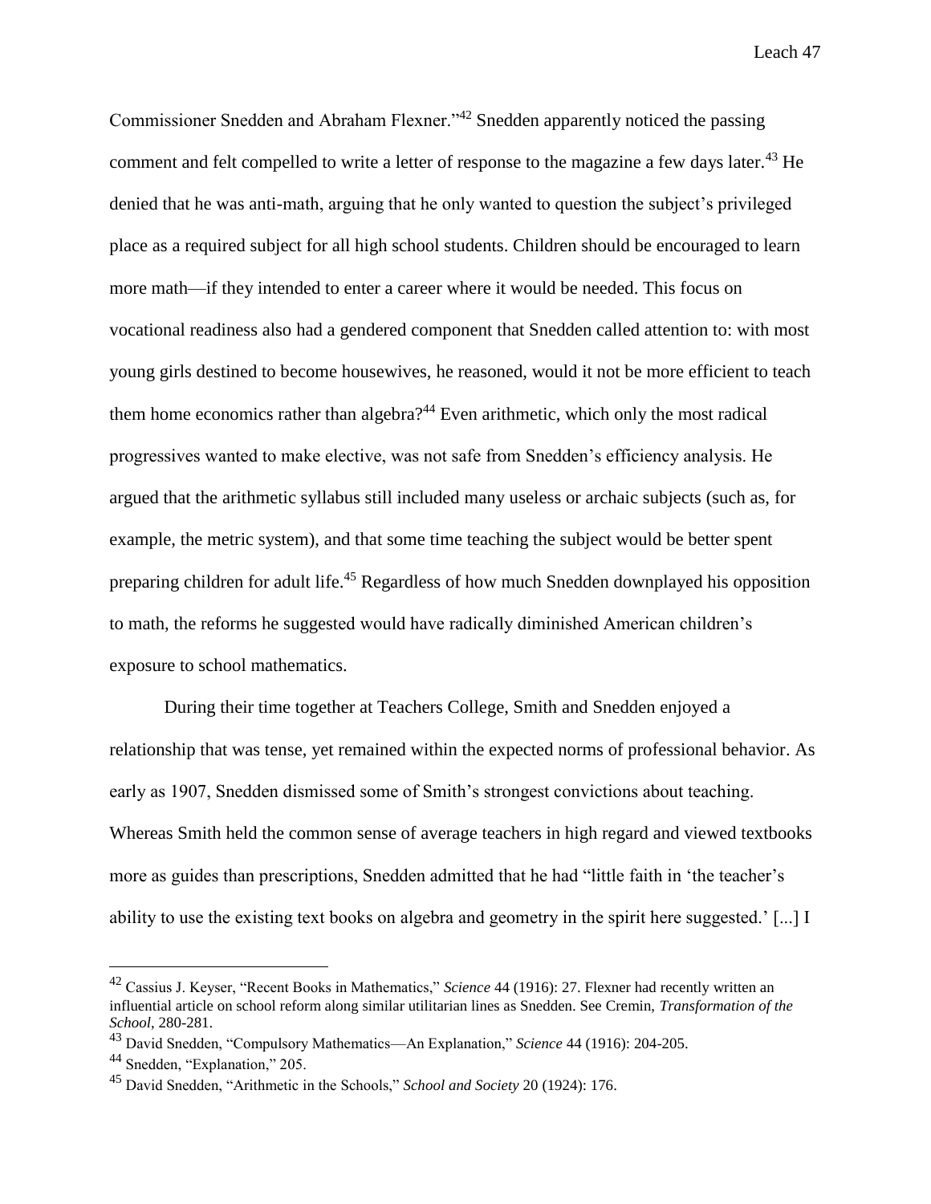Commissioner Snedden and Abraham Flexner."[42] Snedden apparently noticed the passing comment and felt compelled to write a letter of response to the magazine a few days later.[43] He denied that he was anti-math, arguing that he only wanted to question the subject's privileged place as a required subject for all high school students. Children should be encouraged to learn more math—if they intended to enter a career where it would be needed. This focus on vocational readiness also had a gendered component that Snedden called attention to: with most young girls destined to become housewives, he reasoned, would it not be more efficient to teach them home economics rather than algebra?[44] Even arithmetic, which only the most radical progressives wanted to make elective, was not safe from Snedden's efficiency analysis. He argued that the arithmetic syllabus still included many useless or archaic subjects (such as, for example, the metric system), and that some time teaching the subject would be better spent preparing children for adult life.[45] Regardless of how much Snedden downplayed his opposition to math, the reforms he suggested would have radically diminished American children's exposure to school mathematics.

During their time together at Teachers College, Smith and Snedden enjoyed a relationship that was tense, yet remained within the expected norms of professional behavior. As early as 1907, Snedden dismissed some of Smith's strongest convictions about teaching. Whereas Smith held the common sense of average teachers in high regard and viewed textbooks more as guides than prescriptions, Snedden admitted that he had "little faith in 'the teacher's ability to use the existing text books on algebra and geometry in the spirit here suggested.' [...] I

---

[42] Cassius J. Keyser, "Recent Books in Mathematics," *Science* 44 (1916): 27. Flexner had recently written an influential article on school reform along similar utilitarian lines as Snedden. See Cremin, *Transformation of the School*, 280-281.

[43] David Snedden, "Compulsory Mathematics—An Explanation," *Science* 44 (1916): 204-205.

[44] Snedden, "Explanation," 205.

[45] David Snedden, "Arithmetic in the Schools," *School and Society* 20 (1924): 176.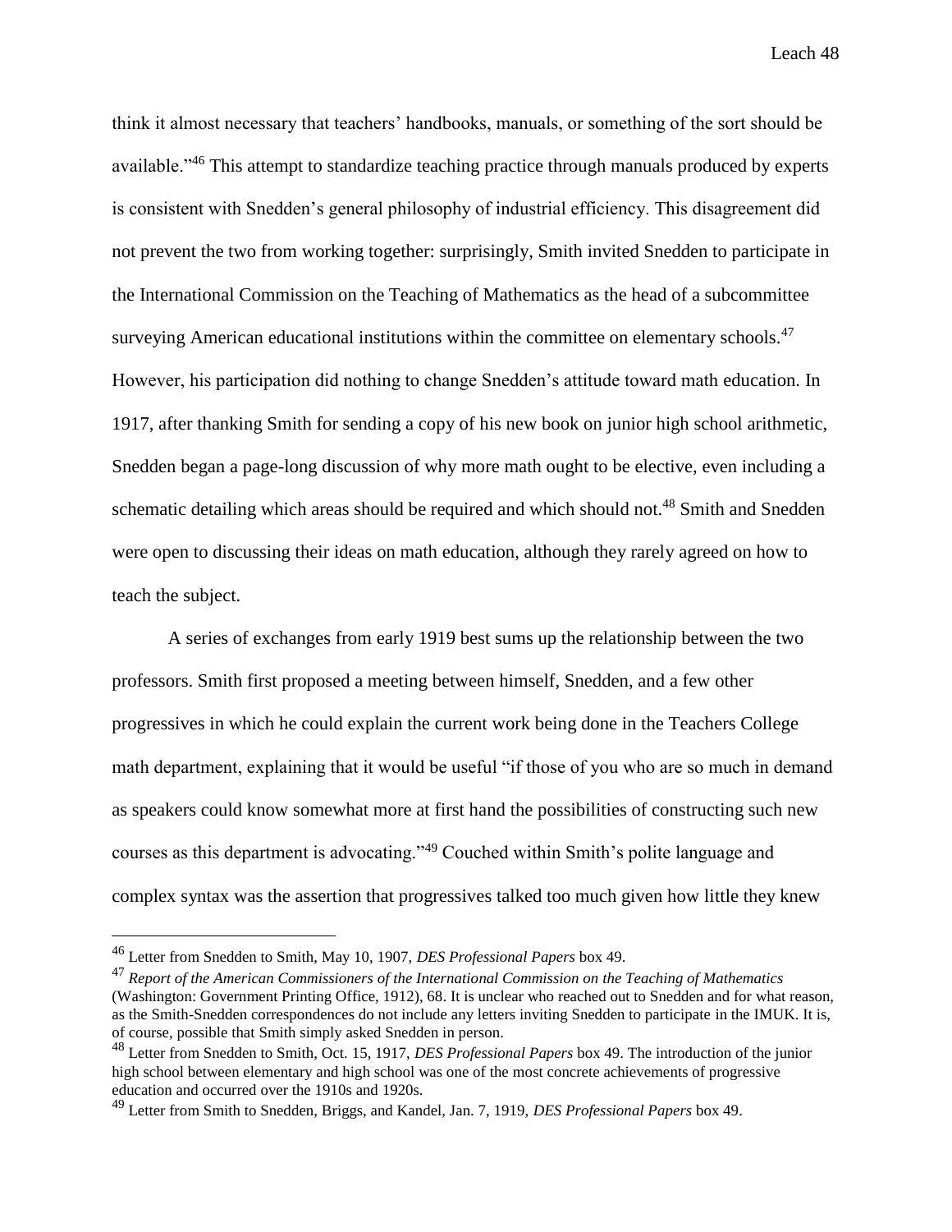think it almost necessary that teachers' handbooks, manuals, or something of the sort should be available."[46] This attempt to standardize teaching practice through manuals produced by experts is consistent with Snedden's general philosophy of industrial efficiency. This disagreement did not prevent the two from working together: surprisingly, Smith invited Snedden to participate in the International Commission on the Teaching of Mathematics as the head of a subcommittee surveying American educational institutions within the committee on elementary schools.[47] However, his participation did nothing to change Snedden's attitude toward math education. In 1917, after thanking Smith for sending a copy of his new book on junior high school arithmetic, Snedden began a page-long discussion of why more math ought to be elective, even including a schematic detailing which areas should be required and which should not.[48] Smith and Snedden were open to discussing their ideas on math education, although they rarely agreed on how to teach the subject.

A series of exchanges from early 1919 best sums up the relationship between the two professors. Smith first proposed a meeting between himself, Snedden, and a few other progressives in which he could explain the current work being done in the Teachers College math department, explaining that it would be useful "if those of you who are so much in demand as speakers could know somewhat more at first hand the possibilities of constructing such new courses as this department is advocating."[49] Couched within Smith's polite language and complex syntax was the assertion that progressives talked too much given how little they knew

---

[46] Letter from Snedden to Smith, May 10, 1907, *DES Professional Papers* box 49.

[47] *Report of the American Commissioners of the International Commission on the Teaching of Mathematics* (Washington: Government Printing Office, 1912), 68. It is unclear who reached out to Snedden and for what reason, as the Smith-Snedden correspondences do not include any letters inviting Snedden to participate in the IMUK. It is, of course, possible that Smith simply asked Snedden in person.

[48] Letter from Snedden to Smith, Oct. 15, 1917, *DES Professional Papers* box 49. The introduction of the junior high school between elementary and high school was one of the most concrete achievements of progressive education and occurred over the 1910s and 1920s.

[49] Letter from Smith to Snedden, Briggs, and Kandel, Jan. 7, 1919, *DES Professional Papers* box 49.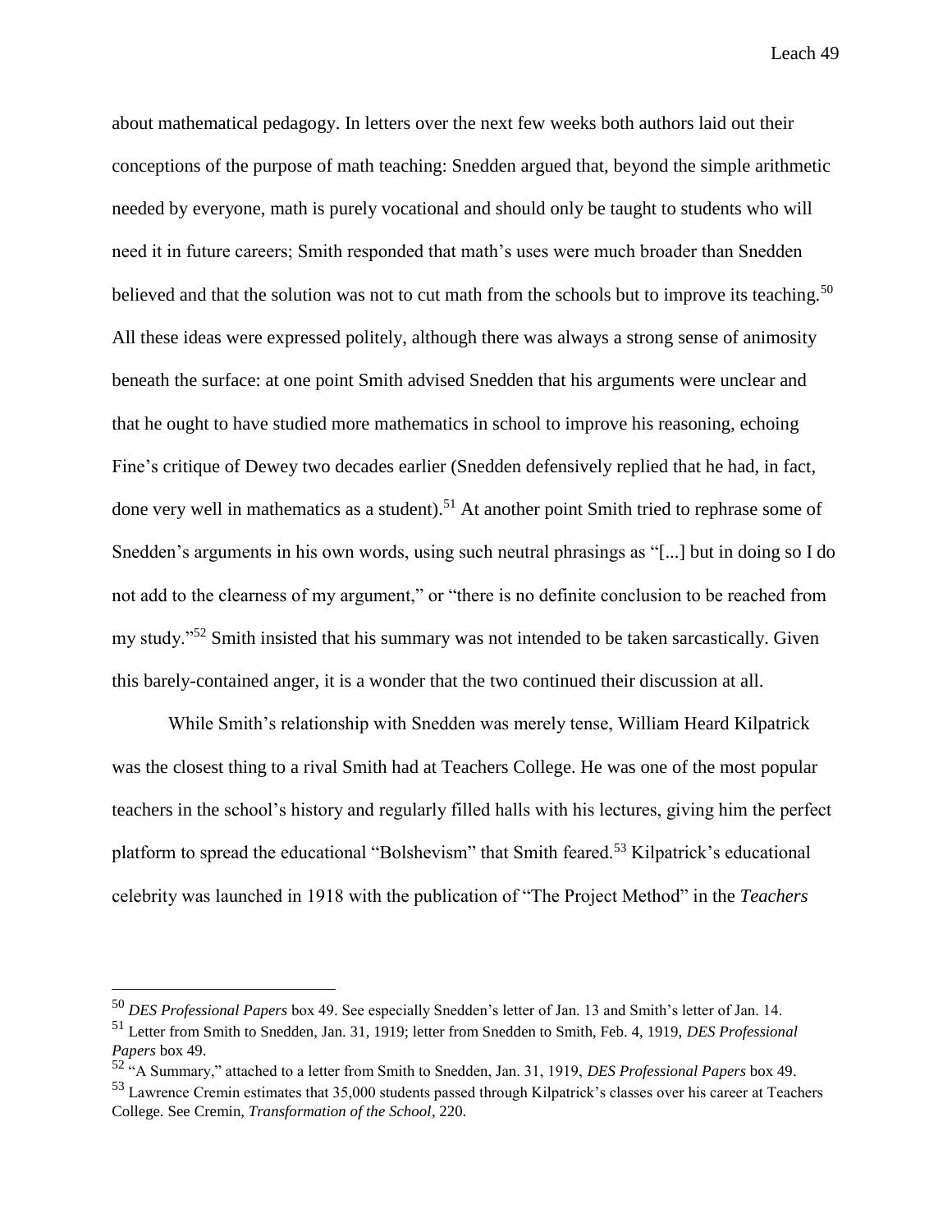about mathematical pedagogy. In letters over the next few weeks both authors laid out their conceptions of the purpose of math teaching: Snedden argued that, beyond the simple arithmetic needed by everyone, math is purely vocational and should only be taught to students who will need it in future careers; Smith responded that math's uses were much broader than Snedden believed and that the solution was not to cut math from the schools but to improve its teaching.[50] All these ideas were expressed politely, although there was always a strong sense of animosity beneath the surface: at one point Smith advised Snedden that his arguments were unclear and that he ought to have studied more mathematics in school to improve his reasoning, echoing Fine's critique of Dewey two decades earlier (Snedden defensively replied that he had, in fact, done very well in mathematics as a student).[51] At another point Smith tried to rephrase some of Snedden's arguments in his own words, using such neutral phrasings as "[...] but in doing so I do not add to the clearness of my argument," or "there is no definite conclusion to be reached from my study."[52] Smith insisted that his summary was not intended to be taken sarcastically. Given this barely-contained anger, it is a wonder that the two continued their discussion at all.

While Smith's relationship with Snedden was merely tense, William Heard Kilpatrick was the closest thing to a rival Smith had at Teachers College. He was one of the most popular teachers in the school's history and regularly filled halls with his lectures, giving him the perfect platform to spread the educational "Bolshevism" that Smith feared.[53] Kilpatrick's educational celebrity was launched in 1918 with the publication of "The Project Method" in the *Teachers*

---

[50] *DES Professional Papers* box 49. See especially Snedden's letter of Jan. 13 and Smith's letter of Jan. 14.

[51] Letter from Smith to Snedden, Jan. 31, 1919; letter from Snedden to Smith, Feb. 4, 1919, *DES Professional Papers* box 49.

[52] "A Summary," attached to a letter from Smith to Snedden, Jan. 31, 1919, *DES Professional Papers* box 49.

[53] Lawrence Cremin estimates that 35,000 students passed through Kilpatrick's classes over his career at Teachers College. See Cremin, *Transformation of the School*, 220.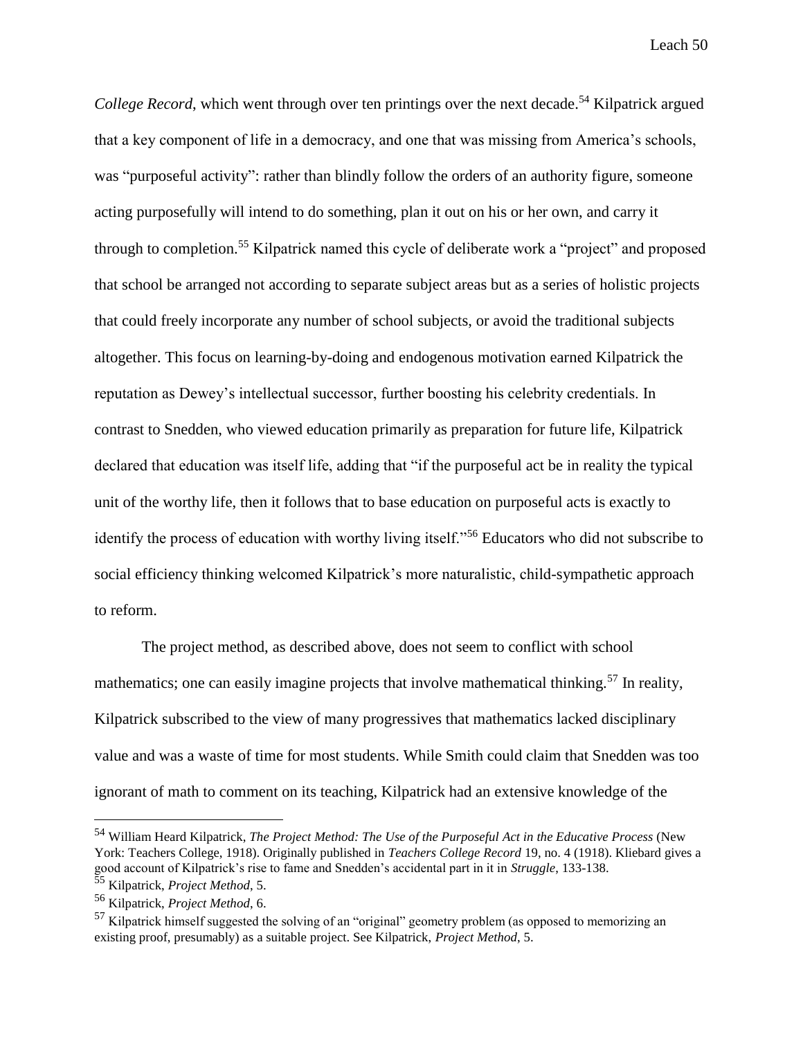*College Record*, which went through over ten printings over the next decade.[54] Kilpatrick argued that a key component of life in a democracy, and one that was missing from America's schools, was "purposeful activity": rather than blindly follow the orders of an authority figure, someone acting purposefully will intend to do something, plan it out on his or her own, and carry it through to completion.[55] Kilpatrick named this cycle of deliberate work a "project" and proposed that school be arranged not according to separate subject areas but as a series of holistic projects that could freely incorporate any number of school subjects, or avoid the traditional subjects altogether. This focus on learning-by-doing and endogenous motivation earned Kilpatrick the reputation as Dewey's intellectual successor, further boosting his celebrity credentials. In contrast to Snedden, who viewed education primarily as preparation for future life, Kilpatrick declared that education was itself life, adding that "if the purposeful act be in reality the typical unit of the worthy life, then it follows that to base education on purposeful acts is exactly to identify the process of education with worthy living itself."[56] Educators who did not subscribe to social efficiency thinking welcomed Kilpatrick's more naturalistic, child-sympathetic approach to reform.

The project method, as described above, does not seem to conflict with school mathematics; one can easily imagine projects that involve mathematical thinking.[57] In reality, Kilpatrick subscribed to the view of many progressives that mathematics lacked disciplinary value and was a waste of time for most students. While Smith could claim that Snedden was too ignorant of math to comment on its teaching, Kilpatrick had an extensive knowledge of the

---

[54] William Heard Kilpatrick, *The Project Method: The Use of the Purposeful Act in the Educative Process* (New York: Teachers College, 1918). Originally published in *Teachers College Record* 19, no. 4 (1918). Kliebard gives a good account of Kilpatrick's rise to fame and Snedden's accidental part in it in *Struggle*, 133-138.

[55] Kilpatrick, *Project Method*, 5.

[56] Kilpatrick, *Project Method*, 6.

[57] Kilpatrick himself suggested the solving of an "original" geometry problem (as opposed to memorizing an existing proof, presumably) as a suitable project. See Kilpatrick, *Project Method*, 5.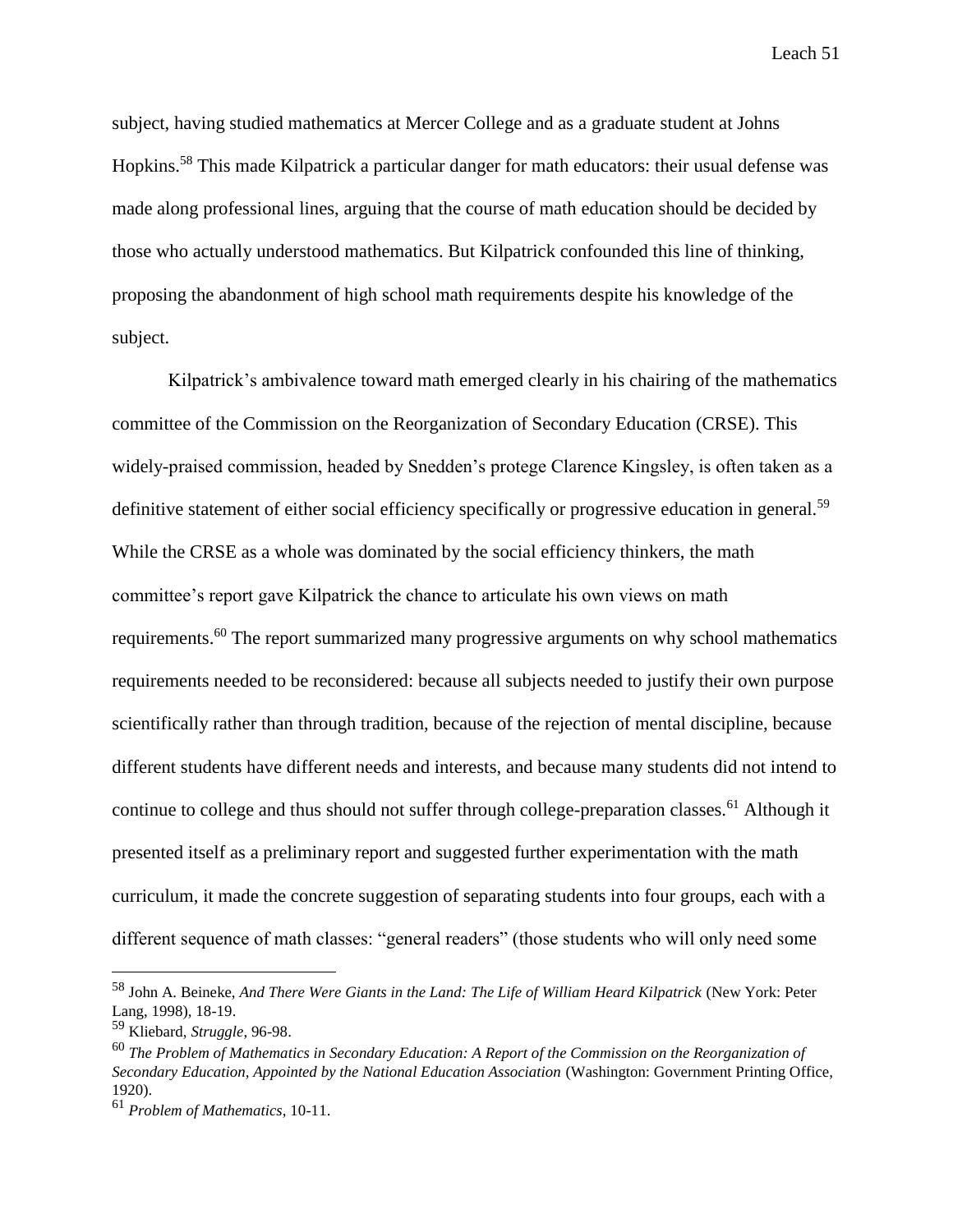subject, having studied mathematics at Mercer College and as a graduate student at Johns Hopkins.[58] This made Kilpatrick a particular danger for math educators: their usual defense was made along professional lines, arguing that the course of math education should be decided by those who actually understood mathematics. But Kilpatrick confounded this line of thinking, proposing the abandonment of high school math requirements despite his knowledge of the subject.

Kilpatrick's ambivalence toward math emerged clearly in his chairing of the mathematics committee of the Commission on the Reorganization of Secondary Education (CRSE). This widely-praised commission, headed by Snedden's protege Clarence Kingsley, is often taken as a definitive statement of either social efficiency specifically or progressive education in general.[59] While the CRSE as a whole was dominated by the social efficiency thinkers, the math committee's report gave Kilpatrick the chance to articulate his own views on math requirements.[60] The report summarized many progressive arguments on why school mathematics requirements needed to be reconsidered: because all subjects needed to justify their own purpose scientifically rather than through tradition, because of the rejection of mental discipline, because different students have different needs and interests, and because many students did not intend to continue to college and thus should not suffer through college-preparation classes.[61] Although it presented itself as a preliminary report and suggested further experimentation with the math curriculum, it made the concrete suggestion of separating students into four groups, each with a different sequence of math classes: "general readers" (those students who will only need some

---

[58] John A. Beineke, *And There Were Giants in the Land: The Life of William Heard Kilpatrick* (New York: Peter Lang, 1998), 18-19.

[59] Kliebard, *Struggle*, 96-98.

[60] *The Problem of Mathematics in Secondary Education: A Report of the Commission on the Reorganization of Secondary Education, Appointed by the National Education Association* (Washington: Government Printing Office, 1920).

[61] *Problem of Mathematics*, 10-11.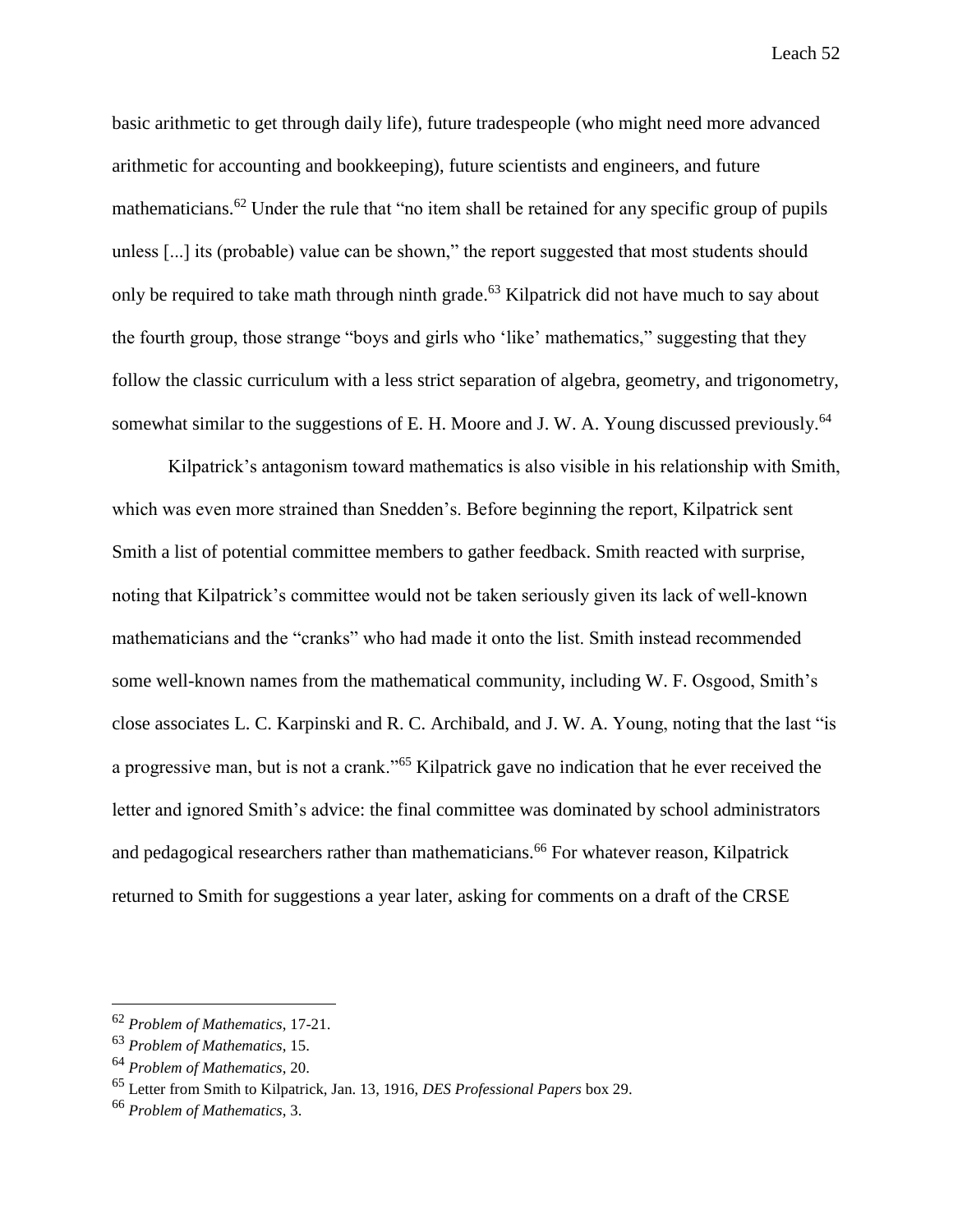basic arithmetic to get through daily life), future tradespeople (who might need more advanced arithmetic for accounting and bookkeeping), future scientists and engineers, and future mathematicians.[62] Under the rule that "no item shall be retained for any specific group of pupils unless [...] its (probable) value can be shown," the report suggested that most students should only be required to take math through ninth grade.[63] Kilpatrick did not have much to say about the fourth group, those strange "boys and girls who 'like' mathematics," suggesting that they follow the classic curriculum with a less strict separation of algebra, geometry, and trigonometry, somewhat similar to the suggestions of E. H. Moore and J. W. A. Young discussed previously.[64]

Kilpatrick's antagonism toward mathematics is also visible in his relationship with Smith, which was even more strained than Snedden's. Before beginning the report, Kilpatrick sent Smith a list of potential committee members to gather feedback. Smith reacted with surprise, noting that Kilpatrick's committee would not be taken seriously given its lack of well-known mathematicians and the "cranks" who had made it onto the list. Smith instead recommended some well-known names from the mathematical community, including W. F. Osgood, Smith's close associates L. C. Karpinski and R. C. Archibald, and J. W. A. Young, noting that the last "is a progressive man, but is not a crank."[65] Kilpatrick gave no indication that he ever received the letter and ignored Smith's advice: the final committee was dominated by school administrators and pedagogical researchers rather than mathematicians.[66] For whatever reason, Kilpatrick returned to Smith for suggestions a year later, asking for comments on a draft of the CRSE

---

[62] *Problem of Mathematics*, 17-21.

[63] *Problem of Mathematics*, 15.

[64] *Problem of Mathematics*, 20.

[65] Letter from Smith to Kilpatrick, Jan. 13, 1916, *DES Professional Papers* box 29.

[66] *Problem of Mathematics*, 3.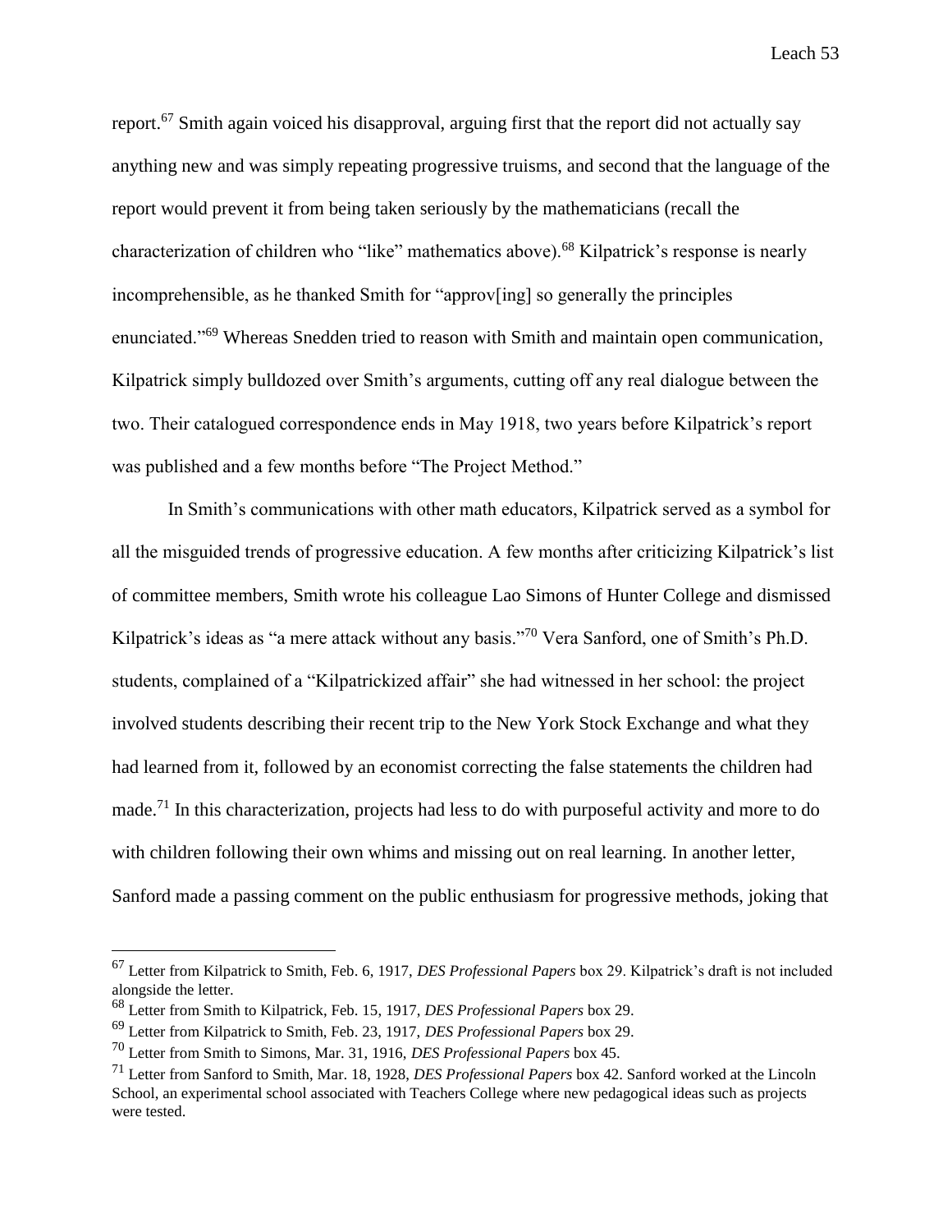report.[67] Smith again voiced his disapproval, arguing first that the report did not actually say anything new and was simply repeating progressive truisms, and second that the language of the report would prevent it from being taken seriously by the mathematicians (recall the characterization of children who "like" mathematics above).[68] Kilpatrick's response is nearly incomprehensible, as he thanked Smith for "approv[ing] so generally the principles enunciated."[69] Whereas Snedden tried to reason with Smith and maintain open communication, Kilpatrick simply bulldozed over Smith's arguments, cutting off any real dialogue between the two. Their catalogued correspondence ends in May 1918, two years before Kilpatrick's report was published and a few months before "The Project Method."

In Smith's communications with other math educators, Kilpatrick served as a symbol for all the misguided trends of progressive education. A few months after criticizing Kilpatrick's list of committee members, Smith wrote his colleague Lao Simons of Hunter College and dismissed Kilpatrick's ideas as "a mere attack without any basis."[70] Vera Sanford, one of Smith's Ph.D. students, complained of a "Kilpatrickized affair" she had witnessed in her school: the project involved students describing their recent trip to the New York Stock Exchange and what they had learned from it, followed by an economist correcting the false statements the children had made.[71] In this characterization, projects had less to do with purposeful activity and more to do with children following their own whims and missing out on real learning. In another letter, Sanford made a passing comment on the public enthusiasm for progressive methods, joking that

---

[67] Letter from Kilpatrick to Smith, Feb. 6, 1917, *DES Professional Papers* box 29. Kilpatrick's draft is not included alongside the letter.

[68] Letter from Smith to Kilpatrick, Feb. 15, 1917, *DES Professional Papers* box 29.

[69] Letter from Kilpatrick to Smith, Feb. 23, 1917, *DES Professional Papers* box 29.

[70] Letter from Smith to Simons, Mar. 31, 1916, *DES Professional Papers* box 45.

[71] Letter from Sanford to Smith, Mar. 18, 1928, *DES Professional Papers* box 42. Sanford worked at the Lincoln School, an experimental school associated with Teachers College where new pedagogical ideas such as projects were tested.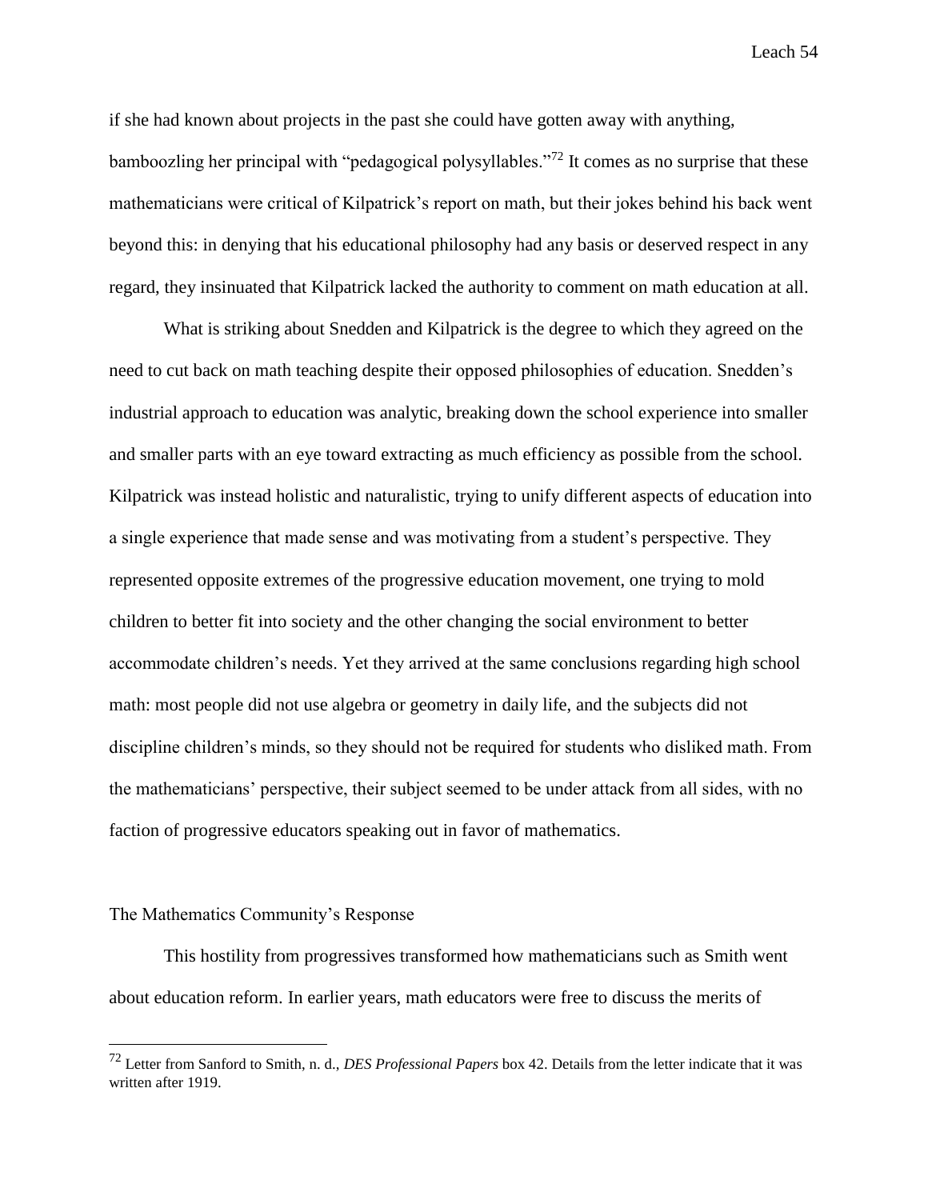if she had known about projects in the past she could have gotten away with anything, bamboozling her principal with "pedagogical polysyllables."[72] It comes as no surprise that these mathematicians were critical of Kilpatrick's report on math, but their jokes behind his back went beyond this: in denying that his educational philosophy had any basis or deserved respect in any regard, they insinuated that Kilpatrick lacked the authority to comment on math education at all.

What is striking about Snedden and Kilpatrick is the degree to which they agreed on the need to cut back on math teaching despite their opposed philosophies of education. Snedden's industrial approach to education was analytic, breaking down the school experience into smaller and smaller parts with an eye toward extracting as much efficiency as possible from the school. Kilpatrick was instead holistic and naturalistic, trying to unify different aspects of education into a single experience that made sense and was motivating from a student's perspective. They represented opposite extremes of the progressive education movement, one trying to mold children to better fit into society and the other changing the social environment to better accommodate children's needs. Yet they arrived at the same conclusions regarding high school math: most people did not use algebra or geometry in daily life, and the subjects did not discipline children's minds, so they should not be required for students who disliked math. From the mathematicians' perspective, their subject seemed to be under attack from all sides, with no faction of progressive educators speaking out in favor of mathematics.

## The Mathematics Community's Response

This hostility from progressives transformed how mathematicians such as Smith went about education reform. In earlier years, math educators were free to discuss the merits of

[72] Letter from Sanford to Smith, n. d., *DES Professional Papers* box 42. Details from the letter indicate that it was written after 1919.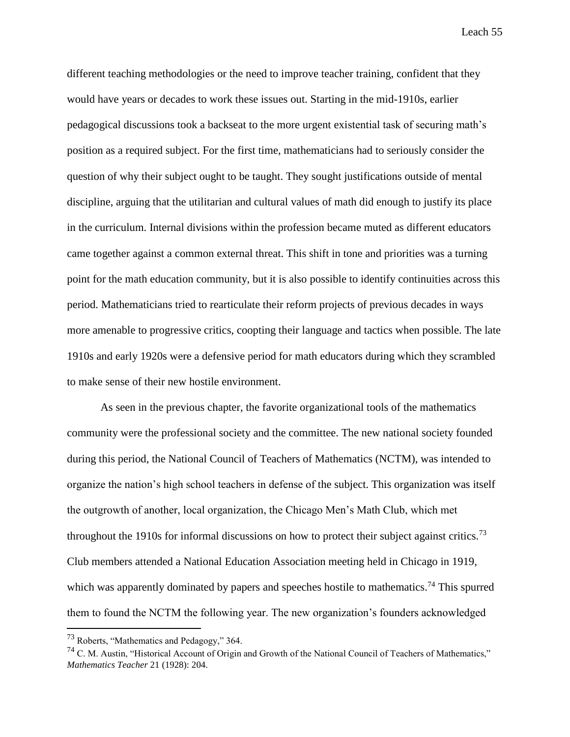different teaching methodologies or the need to improve teacher training, confident that they would have years or decades to work these issues out. Starting in the mid-1910s, earlier pedagogical discussions took a backseat to the more urgent existential task of securing math's position as a required subject. For the first time, mathematicians had to seriously consider the question of why their subject ought to be taught. They sought justifications outside of mental discipline, arguing that the utilitarian and cultural values of math did enough to justify its place in the curriculum. Internal divisions within the profession became muted as different educators came together against a common external threat. This shift in tone and priorities was a turning point for the math education community, but it is also possible to identify continuities across this period. Mathematicians tried to rearticulate their reform projects of previous decades in ways more amenable to progressive critics, coopting their language and tactics when possible. The late 1910s and early 1920s were a defensive period for math educators during which they scrambled to make sense of their new hostile environment.

As seen in the previous chapter, the favorite organizational tools of the mathematics community were the professional society and the committee. The new national society founded during this period, the National Council of Teachers of Mathematics (NCTM), was intended to organize the nation's high school teachers in defense of the subject. This organization was itself the outgrowth of another, local organization, the Chicago Men's Math Club, which met throughout the 1910s for informal discussions on how to protect their subject against critics.[73] Club members attended a National Education Association meeting held in Chicago in 1919, which was apparently dominated by papers and speeches hostile to mathematics.[74] This spurred them to found the NCTM the following year. The new organization's founders acknowledged

[73] Roberts, "Mathematics and Pedagogy," 364.

[74] C. M. Austin, "Historical Account of Origin and Growth of the National Council of Teachers of Mathematics," *Mathematics Teacher* 21 (1928): 204.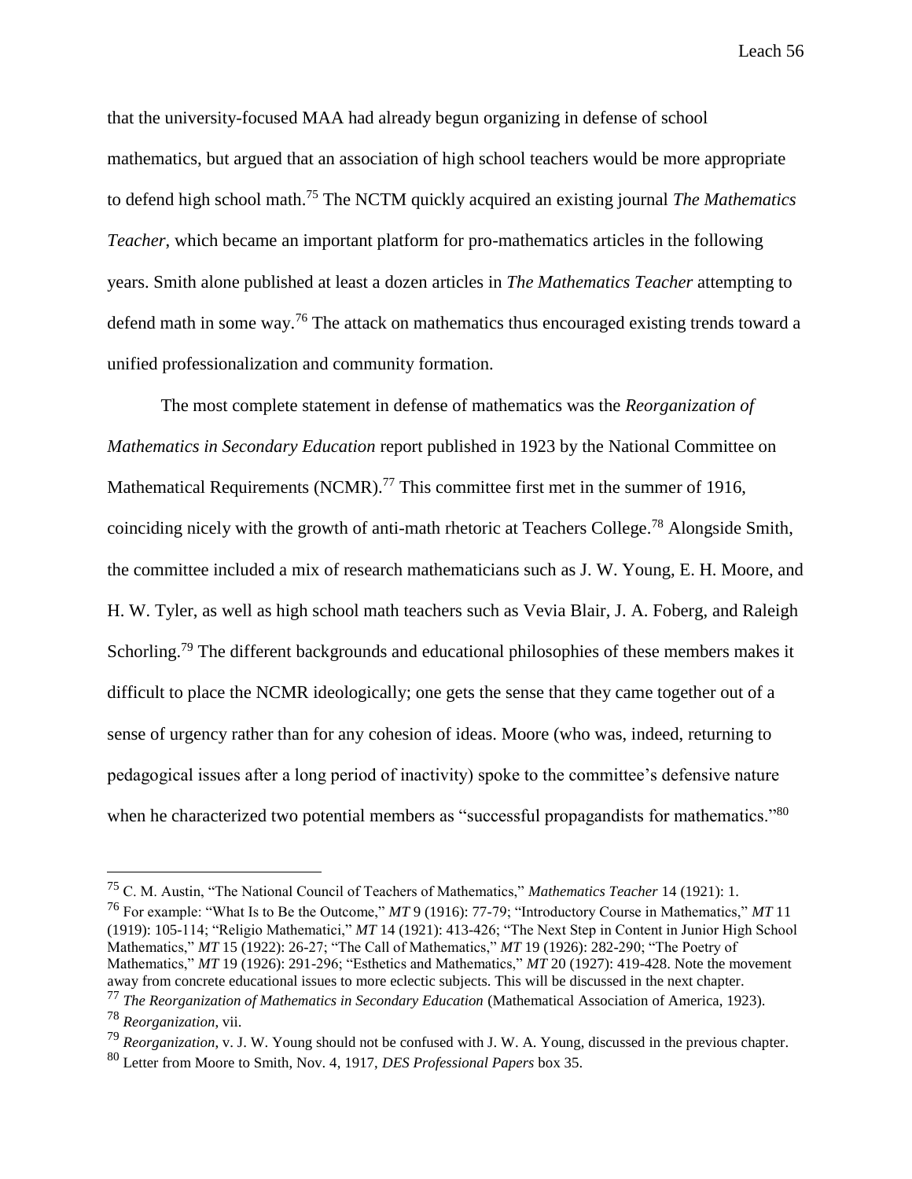that the university-focused MAA had already begun organizing in defense of school mathematics, but argued that an association of high school teachers would be more appropriate to defend high school math.[75] The NCTM quickly acquired an existing journal *The Mathematics Teacher*, which became an important platform for pro-mathematics articles in the following years. Smith alone published at least a dozen articles in *The Mathematics Teacher* attempting to defend math in some way.[76] The attack on mathematics thus encouraged existing trends toward a unified professionalization and community formation.

The most complete statement in defense of mathematics was the *Reorganization of Mathematics in Secondary Education* report published in 1923 by the National Committee on Mathematical Requirements (NCMR).[77] This committee first met in the summer of 1916, coinciding nicely with the growth of anti-math rhetoric at Teachers College.[78] Alongside Smith, the committee included a mix of research mathematicians such as J. W. Young, E. H. Moore, and H. W. Tyler, as well as high school math teachers such as Vevia Blair, J. A. Foberg, and Raleigh Schorling.[79] The different backgrounds and educational philosophies of these members makes it difficult to place the NCMR ideologically; one gets the sense that they came together out of a sense of urgency rather than for any cohesion of ideas. Moore (who was, indeed, returning to pedagogical issues after a long period of inactivity) spoke to the committee's defensive nature when he characterized two potential members as "successful propagandists for mathematics."[80]

---

[75] C. M. Austin, "The National Council of Teachers of Mathematics," *Mathematics Teacher* 14 (1921): 1.

[76] For example: "What Is to Be the Outcome," *MT* 9 (1916): 77-79; "Introductory Course in Mathematics," *MT* 11 (1919): 105-114; "Religio Mathematici," *MT* 14 (1921): 413-426; "The Next Step in Content in Junior High School Mathematics," *MT* 15 (1922): 26-27; "The Call of Mathematics," *MT* 19 (1926): 282-290; "The Poetry of Mathematics," *MT* 19 (1926): 291-296; "Esthetics and Mathematics," *MT* 20 (1927): 419-428. Note the movement away from concrete educational issues to more eclectic subjects. This will be discussed in the next chapter.

[77] *The Reorganization of Mathematics in Secondary Education* (Mathematical Association of America, 1923).

[78] *Reorganization*, vii.

[79] *Reorganization*, v. J. W. Young should not be confused with J. W. A. Young, discussed in the previous chapter.

[80] Letter from Moore to Smith, Nov. 4, 1917, *DES Professional Papers* box 35.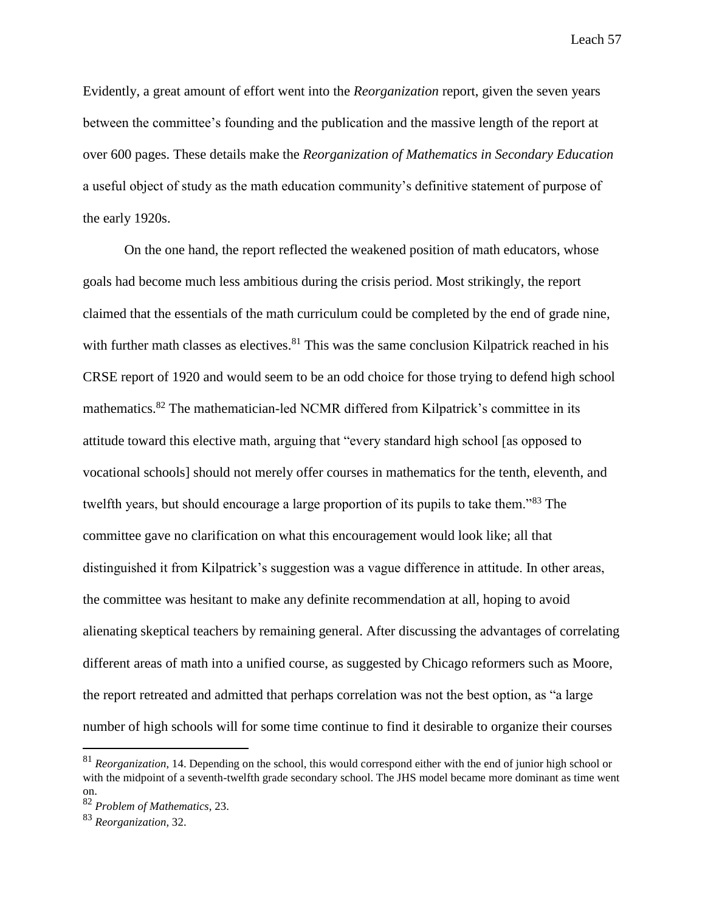Evidently, a great amount of effort went into the *Reorganization* report, given the seven years between the committee's founding and the publication and the massive length of the report at over 600 pages. These details make the *Reorganization of Mathematics in Secondary Education* a useful object of study as the math education community's definitive statement of purpose of the early 1920s.

On the one hand, the report reflected the weakened position of math educators, whose goals had become much less ambitious during the crisis period. Most strikingly, the report claimed that the essentials of the math curriculum could be completed by the end of grade nine, with further math classes as electives.[81] This was the same conclusion Kilpatrick reached in his CRSE report of 1920 and would seem to be an odd choice for those trying to defend high school mathematics.[82] The mathematician-led NCMR differed from Kilpatrick's committee in its attitude toward this elective math, arguing that "every standard high school [as opposed to vocational schools] should not merely offer courses in mathematics for the tenth, eleventh, and twelfth years, but should encourage a large proportion of its pupils to take them."[83] The committee gave no clarification on what this encouragement would look like; all that distinguished it from Kilpatrick's suggestion was a vague difference in attitude. In other areas, the committee was hesitant to make any definite recommendation at all, hoping to avoid alienating skeptical teachers by remaining general. After discussing the advantages of correlating different areas of math into a unified course, as suggested by Chicago reformers such as Moore, the report retreated and admitted that perhaps correlation was not the best option, as "a large number of high schools will for some time continue to find it desirable to organize their courses

---

[81] *Reorganization*, 14. Depending on the school, this would correspond either with the end of junior high school or with the midpoint of a seventh-twelfth grade secondary school. The JHS model became more dominant as time went on.

[82] *Problem of Mathematics*, 23.

[83] *Reorganization*, 32.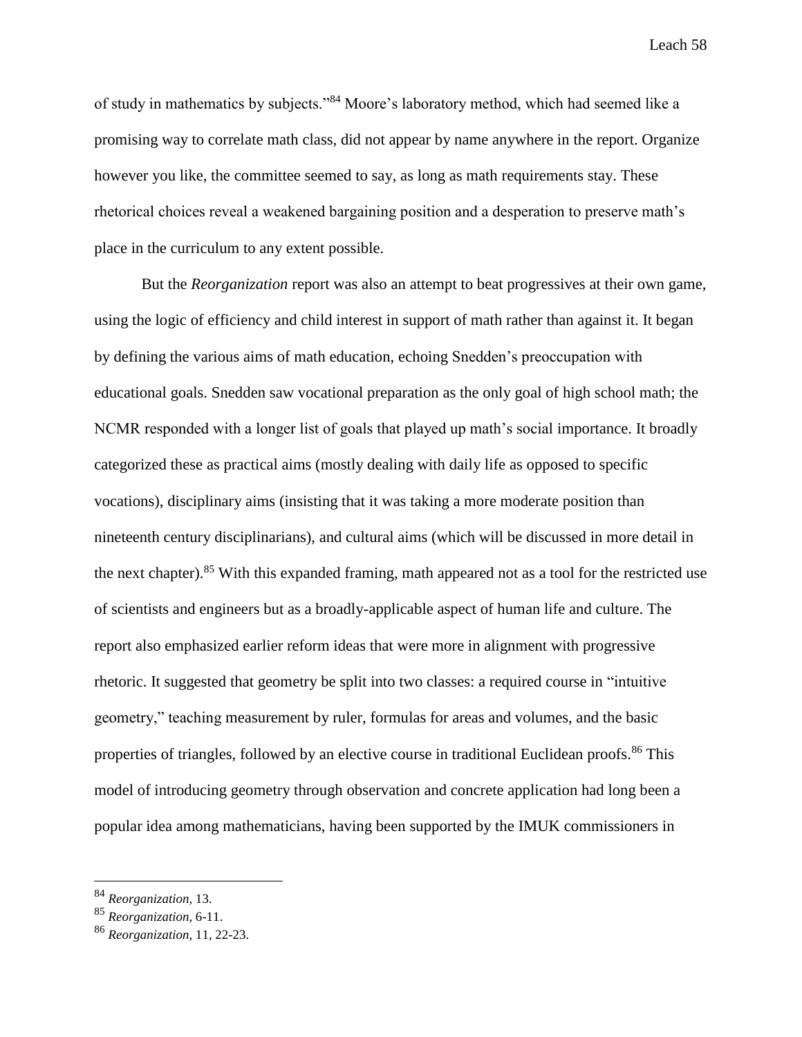of study in mathematics by subjects."[84] Moore's laboratory method, which had seemed like a promising way to correlate math class, did not appear by name anywhere in the report. Organize however you like, the committee seemed to say, as long as math requirements stay. These rhetorical choices reveal a weakened bargaining position and a desperation to preserve math's place in the curriculum to any extent possible.

But the *Reorganization* report was also an attempt to beat progressives at their own game, using the logic of efficiency and child interest in support of math rather than against it. It began by defining the various aims of math education, echoing Snedden's preoccupation with educational goals. Snedden saw vocational preparation as the only goal of high school math; the NCMR responded with a longer list of goals that played up math's social importance. It broadly categorized these as practical aims (mostly dealing with daily life as opposed to specific vocations), disciplinary aims (insisting that it was taking a more moderate position than nineteenth century disciplinarians), and cultural aims (which will be discussed in more detail in the next chapter).[85] With this expanded framing, math appeared not as a tool for the restricted use of scientists and engineers but as a broadly-applicable aspect of human life and culture. The report also emphasized earlier reform ideas that were more in alignment with progressive rhetoric. It suggested that geometry be split into two classes: a required course in "intuitive geometry," teaching measurement by ruler, formulas for areas and volumes, and the basic properties of triangles, followed by an elective course in traditional Euclidean proofs.[86] This model of introducing geometry through observation and concrete application had long been a popular idea among mathematicians, having been supported by the IMUK commissioners in

[84] *Reorganization*, 13.

[85] *Reorganization*, 6-11.

[86] *Reorganization*, 11, 22-23.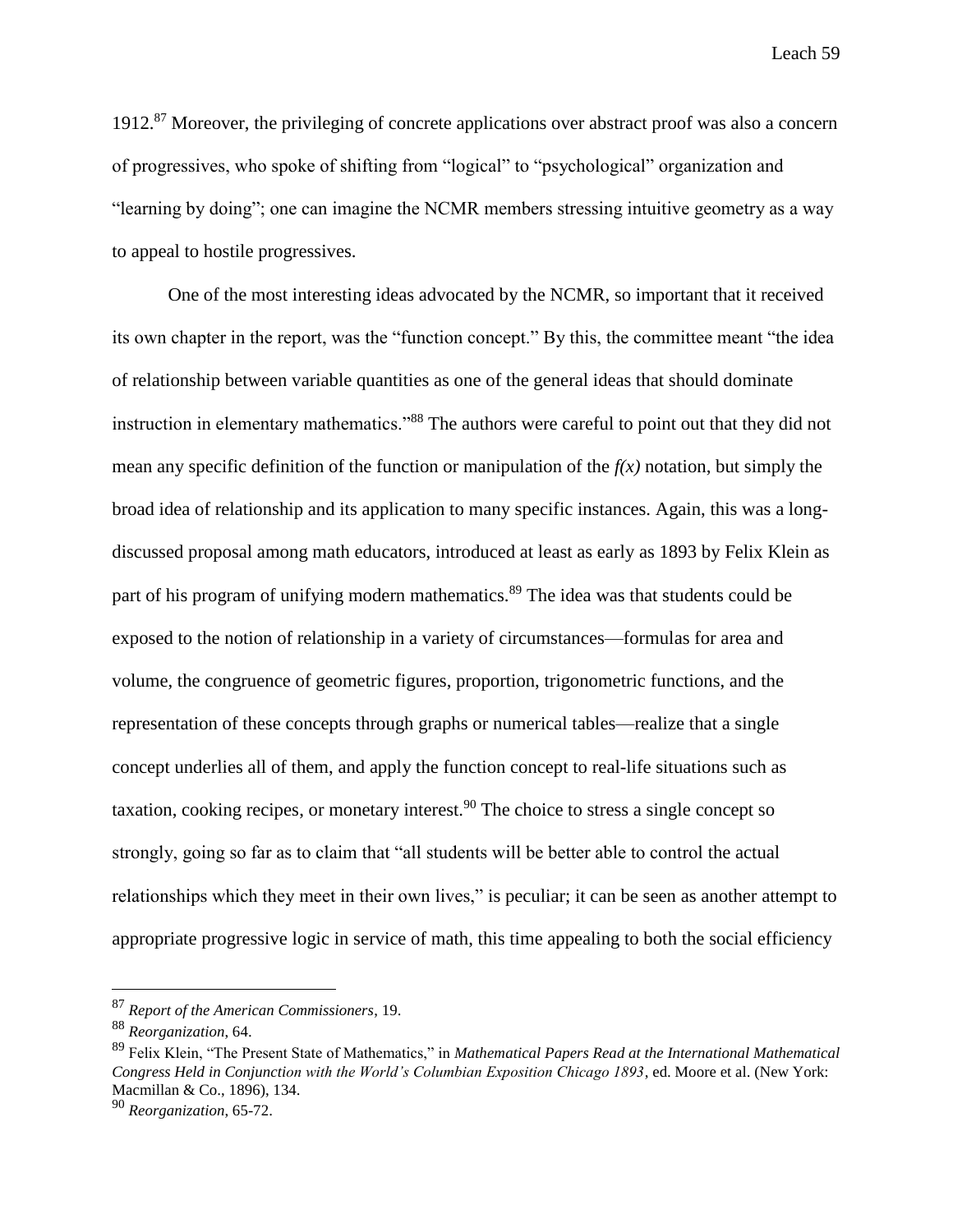1912.[87] Moreover, the privileging of concrete applications over abstract proof was also a concern of progressives, who spoke of shifting from "logical" to "psychological" organization and "learning by doing"; one can imagine the NCMR members stressing intuitive geometry as a way to appeal to hostile progressives.

One of the most interesting ideas advocated by the NCMR, so important that it received its own chapter in the report, was the "function concept." By this, the committee meant "the idea of relationship between variable quantities as one of the general ideas that should dominate instruction in elementary mathematics."[88] The authors were careful to point out that they did not mean any specific definition of the function or manipulation of the *f(x)* notation, but simply the broad idea of relationship and its application to many specific instances. Again, this was a long-discussed proposal among math educators, introduced at least as early as 1893 by Felix Klein as part of his program of unifying modern mathematics.[89] The idea was that students could be exposed to the notion of relationship in a variety of circumstances—formulas for area and volume, the congruence of geometric figures, proportion, trigonometric functions, and the representation of these concepts through graphs or numerical tables—realize that a single concept underlies all of them, and apply the function concept to real-life situations such as taxation, cooking recipes, or monetary interest.[90] The choice to stress a single concept so strongly, going so far as to claim that "all students will be better able to control the actual relationships which they meet in their own lives," is peculiar; it can be seen as another attempt to appropriate progressive logic in service of math, this time appealing to both the social efficiency

---

[87] *Report of the American Commissioners*, 19.

[88] *Reorganization*, 64.

[89] Felix Klein, "The Present State of Mathematics," in *Mathematical Papers Read at the International Mathematical Congress Held in Conjunction with the World's Columbian Exposition Chicago 1893*, ed. Moore et al. (New York: Macmillan & Co., 1896), 134.

[90] *Reorganization*, 65-72.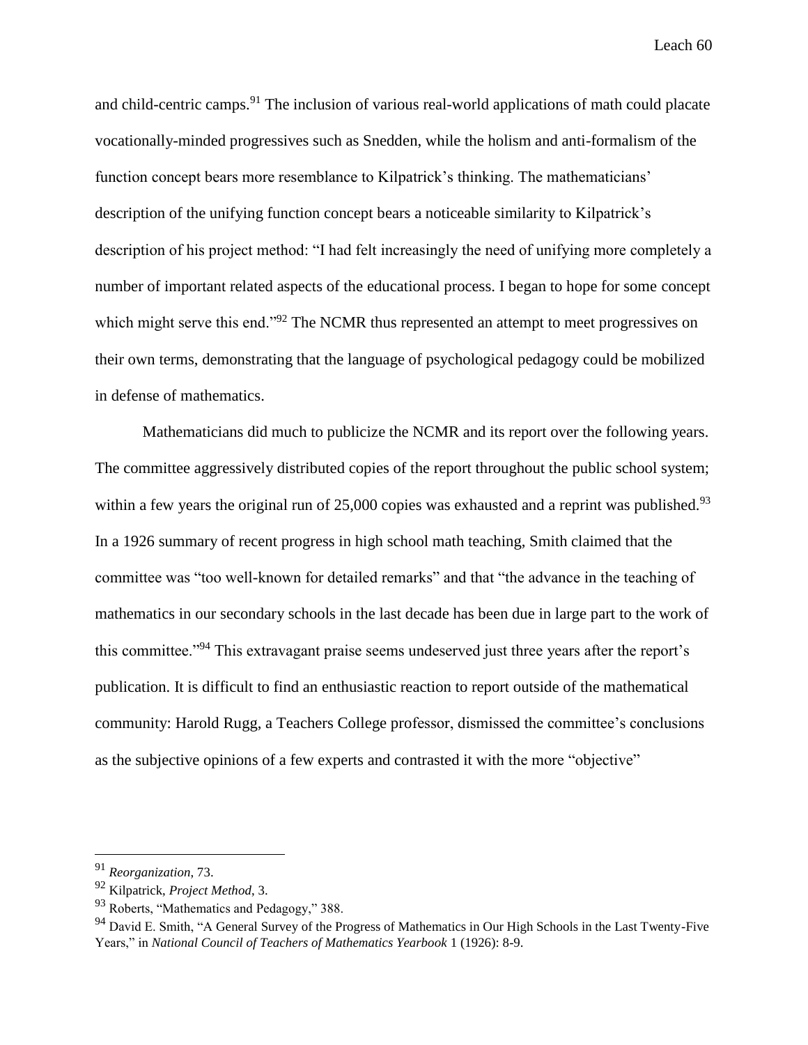and child-centric camps.[91] The inclusion of various real-world applications of math could placate vocationally-minded progressives such as Snedden, while the holism and anti-formalism of the function concept bears more resemblance to Kilpatrick's thinking. The mathematicians' description of the unifying function concept bears a noticeable similarity to Kilpatrick's description of his project method: "I had felt increasingly the need of unifying more completely a number of important related aspects of the educational process. I began to hope for some concept which might serve this end."[92] The NCMR thus represented an attempt to meet progressives on their own terms, demonstrating that the language of psychological pedagogy could be mobilized in defense of mathematics.

Mathematicians did much to publicize the NCMR and its report over the following years. The committee aggressively distributed copies of the report throughout the public school system; within a few years the original run of 25,000 copies was exhausted and a reprint was published.[93] In a 1926 summary of recent progress in high school math teaching, Smith claimed that the committee was "too well-known for detailed remarks" and that "the advance in the teaching of mathematics in our secondary schools in the last decade has been due in large part to the work of this committee."[94] This extravagant praise seems undeserved just three years after the report's publication. It is difficult to find an enthusiastic reaction to report outside of the mathematical community: Harold Rugg, a Teachers College professor, dismissed the committee's conclusions as the subjective opinions of a few experts and contrasted it with the more "objective"

---

[91] *Reorganization*, 73.

[92] Kilpatrick, *Project Method*, 3.

[93] Roberts, "Mathematics and Pedagogy," 388.

[94] David E. Smith, "A General Survey of the Progress of Mathematics in Our High Schools in the Last Twenty-Five Years," in *National Council of Teachers of Mathematics Yearbook* 1 (1926): 8-9.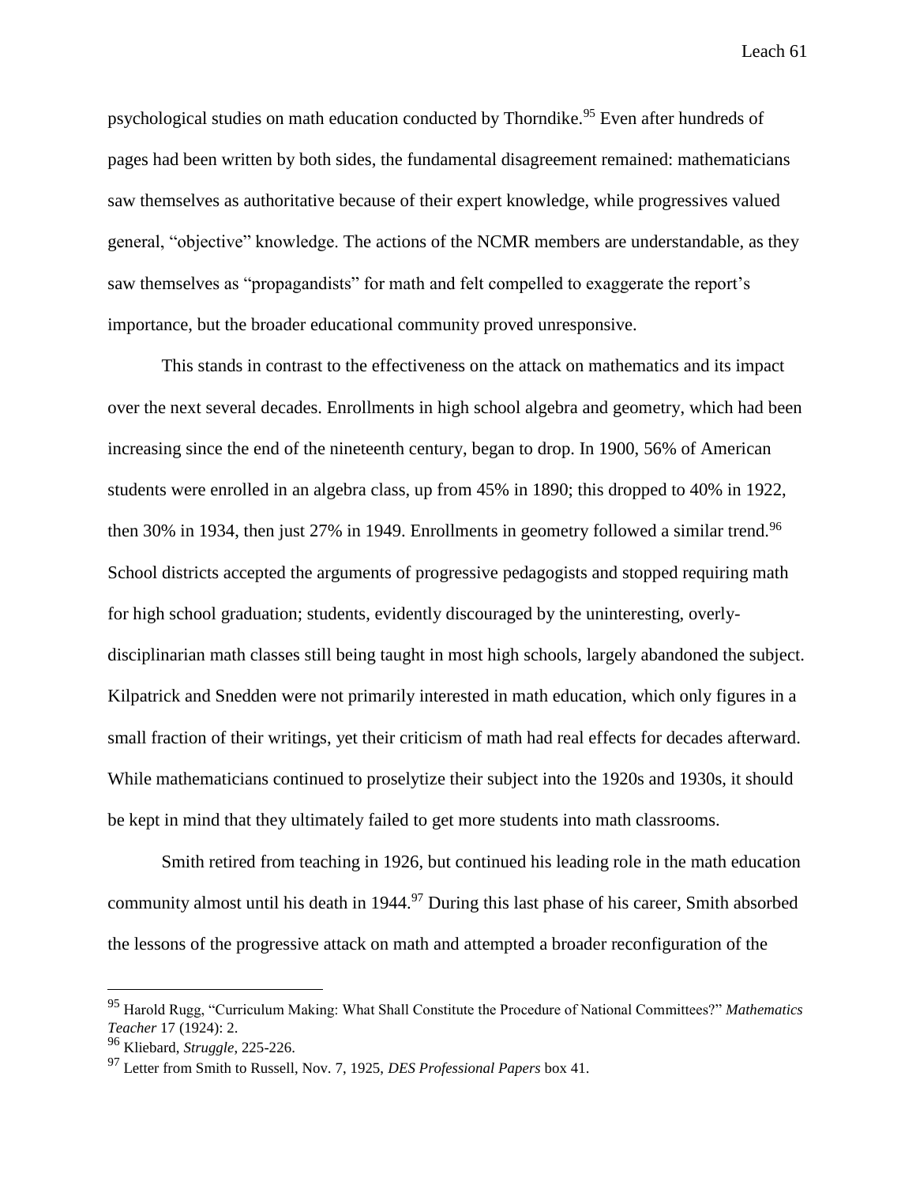psychological studies on math education conducted by Thorndike.[95] Even after hundreds of pages had been written by both sides, the fundamental disagreement remained: mathematicians saw themselves as authoritative because of their expert knowledge, while progressives valued general, "objective" knowledge. The actions of the NCMR members are understandable, as they saw themselves as "propagandists" for math and felt compelled to exaggerate the report's importance, but the broader educational community proved unresponsive.

This stands in contrast to the effectiveness on the attack on mathematics and its impact over the next several decades. Enrollments in high school algebra and geometry, which had been increasing since the end of the nineteenth century, began to drop. In 1900, 56% of American students were enrolled in an algebra class, up from 45% in 1890; this dropped to 40% in 1922, then 30% in 1934, then just 27% in 1949. Enrollments in geometry followed a similar trend.[96] School districts accepted the arguments of progressive pedagogists and stopped requiring math for high school graduation; students, evidently discouraged by the uninteresting, overly-disciplinarian math classes still being taught in most high schools, largely abandoned the subject. Kilpatrick and Snedden were not primarily interested in math education, which only figures in a small fraction of their writings, yet their criticism of math had real effects for decades afterward. While mathematicians continued to proselytize their subject into the 1920s and 1930s, it should be kept in mind that they ultimately failed to get more students into math classrooms.

Smith retired from teaching in 1926, but continued his leading role in the math education community almost until his death in 1944.[97] During this last phase of his career, Smith absorbed the lessons of the progressive attack on math and attempted a broader reconfiguration of the

---

[95] Harold Rugg, "Curriculum Making: What Shall Constitute the Procedure of National Committees?" *Mathematics Teacher* 17 (1924): 2.

[96] Kliebard, *Struggle*, 225-226.

[97] Letter from Smith to Russell, Nov. 7, 1925, *DES Professional Papers* box 41.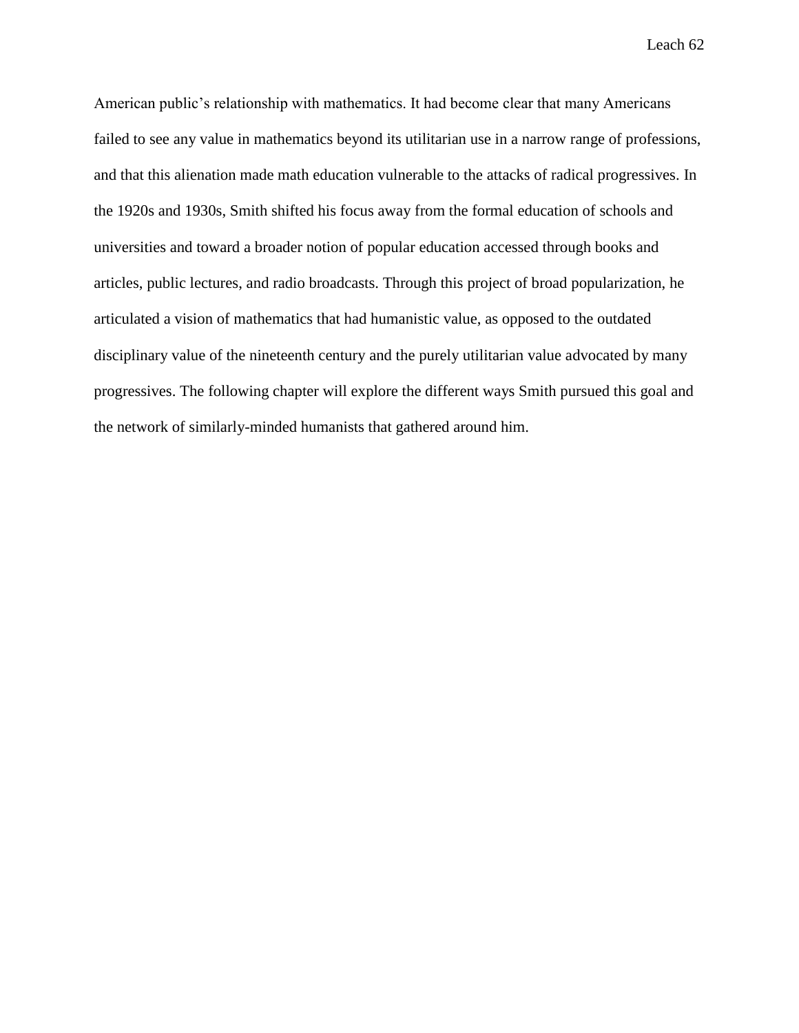American public's relationship with mathematics. It had become clear that many Americans failed to see any value in mathematics beyond its utilitarian use in a narrow range of professions, and that this alienation made math education vulnerable to the attacks of radical progressives. In the 1920s and 1930s, Smith shifted his focus away from the formal education of schools and universities and toward a broader notion of popular education accessed through books and articles, public lectures, and radio broadcasts. Through this project of broad popularization, he articulated a vision of mathematics that had humanistic value, as opposed to the outdated disciplinary value of the nineteenth century and the purely utilitarian value advocated by many progressives. The following chapter will explore the different ways Smith pursued this goal and the network of similarly-minded humanists that gathered around him.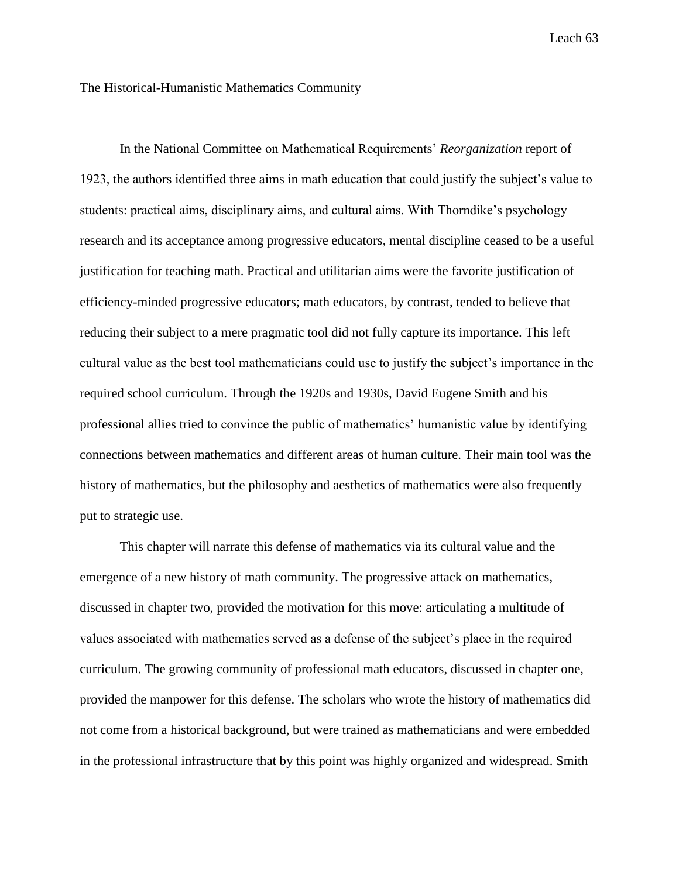## The Historical-Humanistic Mathematics Community

In the National Committee on Mathematical Requirements' *Reorganization* report of 1923, the authors identified three aims in math education that could justify the subject's value to students: practical aims, disciplinary aims, and cultural aims. With Thorndike's psychology research and its acceptance among progressive educators, mental discipline ceased to be a useful justification for teaching math. Practical and utilitarian aims were the favorite justification of efficiency-minded progressive educators; math educators, by contrast, tended to believe that reducing their subject to a mere pragmatic tool did not fully capture its importance. This left cultural value as the best tool mathematicians could use to justify the subject's importance in the required school curriculum. Through the 1920s and 1930s, David Eugene Smith and his professional allies tried to convince the public of mathematics' humanistic value by identifying connections between mathematics and different areas of human culture. Their main tool was the history of mathematics, but the philosophy and aesthetics of mathematics were also frequently put to strategic use.

This chapter will narrate this defense of mathematics via its cultural value and the emergence of a new history of math community. The progressive attack on mathematics, discussed in chapter two, provided the motivation for this move: articulating a multitude of values associated with mathematics served as a defense of the subject's place in the required curriculum. The growing community of professional math educators, discussed in chapter one, provided the manpower for this defense. The scholars who wrote the history of mathematics did not come from a historical background, but were trained as mathematicians and were embedded in the professional infrastructure that by this point was highly organized and widespread. Smith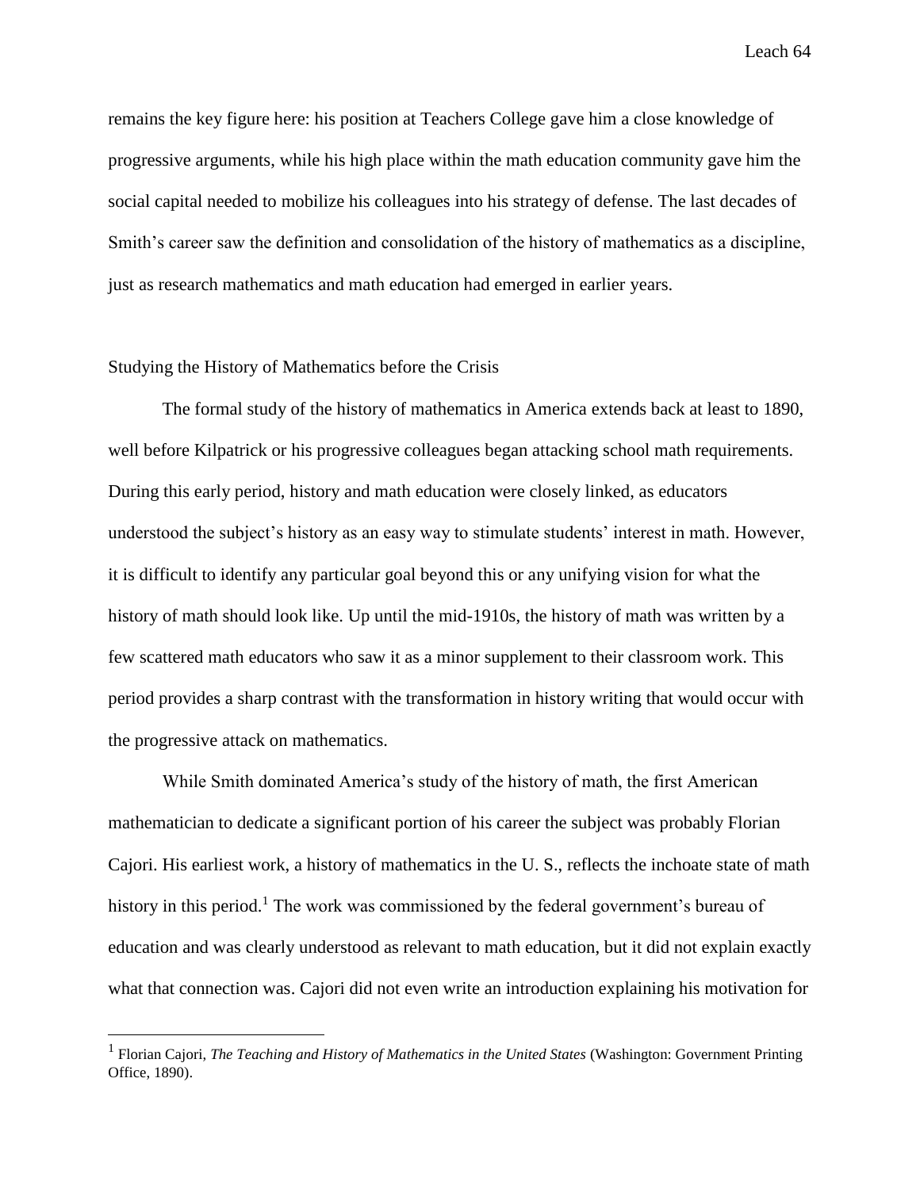remains the key figure here: his position at Teachers College gave him a close knowledge of progressive arguments, while his high place within the math education community gave him the social capital needed to mobilize his colleagues into his strategy of defense. The last decades of Smith's career saw the definition and consolidation of the history of mathematics as a discipline, just as research mathematics and math education had emerged in earlier years.

## Studying the History of Mathematics before the Crisis

The formal study of the history of mathematics in America extends back at least to 1890, well before Kilpatrick or his progressive colleagues began attacking school math requirements. During this early period, history and math education were closely linked, as educators understood the subject's history as an easy way to stimulate students' interest in math. However, it is difficult to identify any particular goal beyond this or any unifying vision for what the history of math should look like. Up until the mid-1910s, the history of math was written by a few scattered math educators who saw it as a minor supplement to their classroom work. This period provides a sharp contrast with the transformation in history writing that would occur with the progressive attack on mathematics.

While Smith dominated America's study of the history of math, the first American mathematician to dedicate a significant portion of his career the subject was probably Florian Cajori. His earliest work, a history of mathematics in the U. S., reflects the inchoate state of math history in this period.[1] The work was commissioned by the federal government's bureau of education and was clearly understood as relevant to math education, but it did not explain exactly what that connection was. Cajori did not even write an introduction explaining his motivation for

[1] Florian Cajori, *The Teaching and History of Mathematics in the United States* (Washington: Government Printing Office, 1890).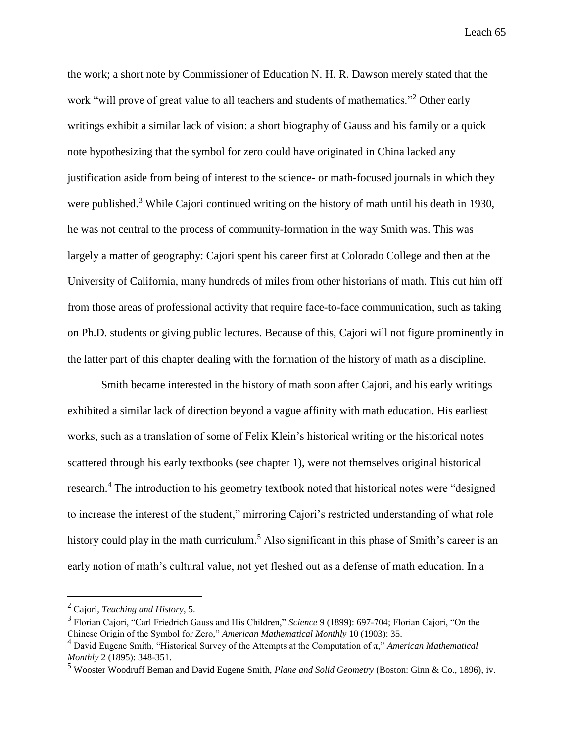the work; a short note by Commissioner of Education N. H. R. Dawson merely stated that the work "will prove of great value to all teachers and students of mathematics."[2] Other early writings exhibit a similar lack of vision: a short biography of Gauss and his family or a quick note hypothesizing that the symbol for zero could have originated in China lacked any justification aside from being of interest to the science- or math-focused journals in which they were published.[3] While Cajori continued writing on the history of math until his death in 1930, he was not central to the process of community-formation in the way Smith was. This was largely a matter of geography: Cajori spent his career first at Colorado College and then at the University of California, many hundreds of miles from other historians of math. This cut him off from those areas of professional activity that require face-to-face communication, such as taking on Ph.D. students or giving public lectures. Because of this, Cajori will not figure prominently in the latter part of this chapter dealing with the formation of the history of math as a discipline.

Smith became interested in the history of math soon after Cajori, and his early writings exhibited a similar lack of direction beyond a vague affinity with math education. His earliest works, such as a translation of some of Felix Klein's historical writing or the historical notes scattered through his early textbooks (see chapter 1), were not themselves original historical research.[4] The introduction to his geometry textbook noted that historical notes were "designed to increase the interest of the student," mirroring Cajori's restricted understanding of what role history could play in the math curriculum.[5] Also significant in this phase of Smith's career is an early notion of math's cultural value, not yet fleshed out as a defense of math education. In a

---

[2] Cajori, *Teaching and History*, 5.

[3] Florian Cajori, "Carl Friedrich Gauss and His Children," *Science* 9 (1899): 697-704; Florian Cajori, "On the Chinese Origin of the Symbol for Zero," *American Mathematical Monthly* 10 (1903): 35.

[4] David Eugene Smith, "Historical Survey of the Attempts at the Computation of π," *American Mathematical Monthly* 2 (1895): 348-351.

[5] Wooster Woodruff Beman and David Eugene Smith, *Plane and Solid Geometry* (Boston: Ginn & Co., 1896), iv.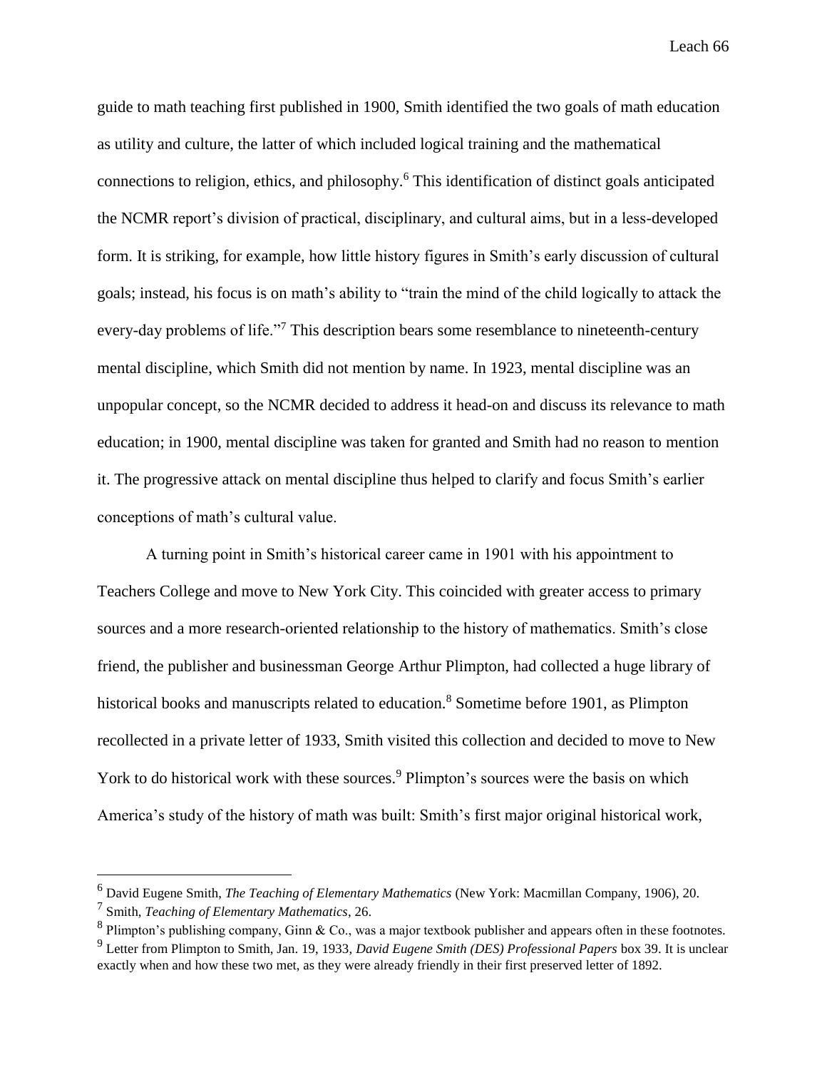guide to math teaching first published in 1900, Smith identified the two goals of math education as utility and culture, the latter of which included logical training and the mathematical connections to religion, ethics, and philosophy.[6] This identification of distinct goals anticipated the NCMR report's division of practical, disciplinary, and cultural aims, but in a less-developed form. It is striking, for example, how little history figures in Smith's early discussion of cultural goals; instead, his focus is on math's ability to "train the mind of the child logically to attack the every-day problems of life."[7] This description bears some resemblance to nineteenth-century mental discipline, which Smith did not mention by name. In 1923, mental discipline was an unpopular concept, so the NCMR decided to address it head-on and discuss its relevance to math education; in 1900, mental discipline was taken for granted and Smith had no reason to mention it. The progressive attack on mental discipline thus helped to clarify and focus Smith's earlier conceptions of math's cultural value.

A turning point in Smith's historical career came in 1901 with his appointment to Teachers College and move to New York City. This coincided with greater access to primary sources and a more research-oriented relationship to the history of mathematics. Smith's close friend, the publisher and businessman George Arthur Plimpton, had collected a huge library of historical books and manuscripts related to education.[8] Sometime before 1901, as Plimpton recollected in a private letter of 1933, Smith visited this collection and decided to move to New York to do historical work with these sources.[9] Plimpton's sources were the basis on which America's study of the history of math was built: Smith's first major original historical work,

---

[6] David Eugene Smith, *The Teaching of Elementary Mathematics* (New York: Macmillan Company, 1906), 20.

[7] Smith, *Teaching of Elementary Mathematics*, 26.

[8] Plimpton's publishing company, Ginn & Co., was a major textbook publisher and appears often in these footnotes.

[9] Letter from Plimpton to Smith, Jan. 19, 1933, *David Eugene Smith (DES) Professional Papers* box 39. It is unclear exactly when and how these two met, as they were already friendly in their first preserved letter of 1892.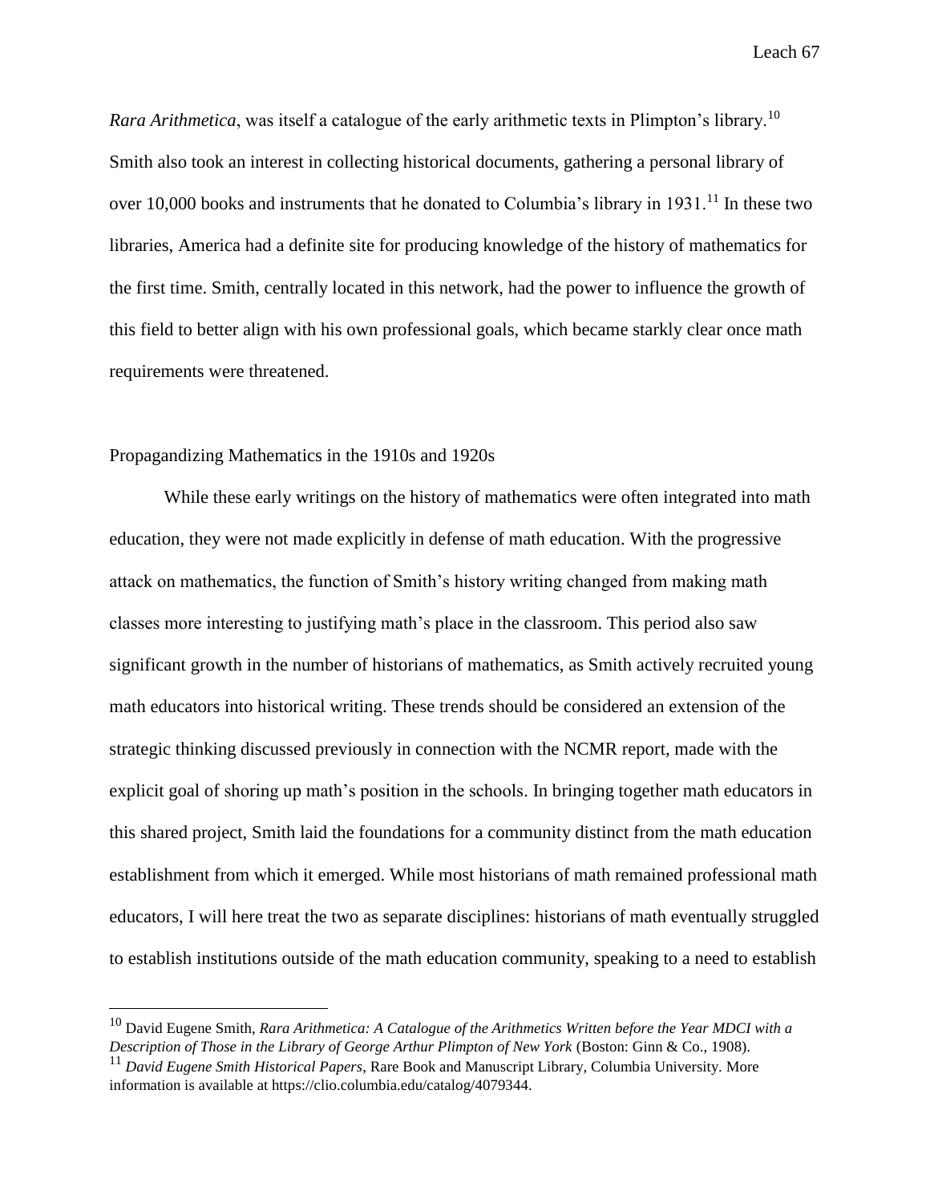*Rara Arithmetica*, was itself a catalogue of the early arithmetic texts in Plimpton's library.[10] Smith also took an interest in collecting historical documents, gathering a personal library of over 10,000 books and instruments that he donated to Columbia's library in 1931.[11] In these two libraries, America had a definite site for producing knowledge of the history of mathematics for the first time. Smith, centrally located in this network, had the power to influence the growth of this field to better align with his own professional goals, which became starkly clear once math requirements were threatened.

## Propagandizing Mathematics in the 1910s and 1920s

While these early writings on the history of mathematics were often integrated into math education, they were not made explicitly in defense of math education. With the progressive attack on mathematics, the function of Smith's history writing changed from making math classes more interesting to justifying math's place in the classroom. This period also saw significant growth in the number of historians of mathematics, as Smith actively recruited young math educators into historical writing. These trends should be considered an extension of the strategic thinking discussed previously in connection with the NCMR report, made with the explicit goal of shoring up math's position in the schools. In bringing together math educators in this shared project, Smith laid the foundations for a community distinct from the math education establishment from which it emerged. While most historians of math remained professional math educators, I will here treat the two as separate disciplines: historians of math eventually struggled to establish institutions outside of the math education community, speaking to a need to establish

---

[10] David Eugene Smith, *Rara Arithmetica: A Catalogue of the Arithmetics Written before the Year MDCI with a Description of Those in the Library of George Arthur Plimpton of New York* (Boston: Ginn & Co., 1908).

[11] *David Eugene Smith Historical Papers*, Rare Book and Manuscript Library, Columbia University. More information is available at https://clio.columbia.edu/catalog/4079344.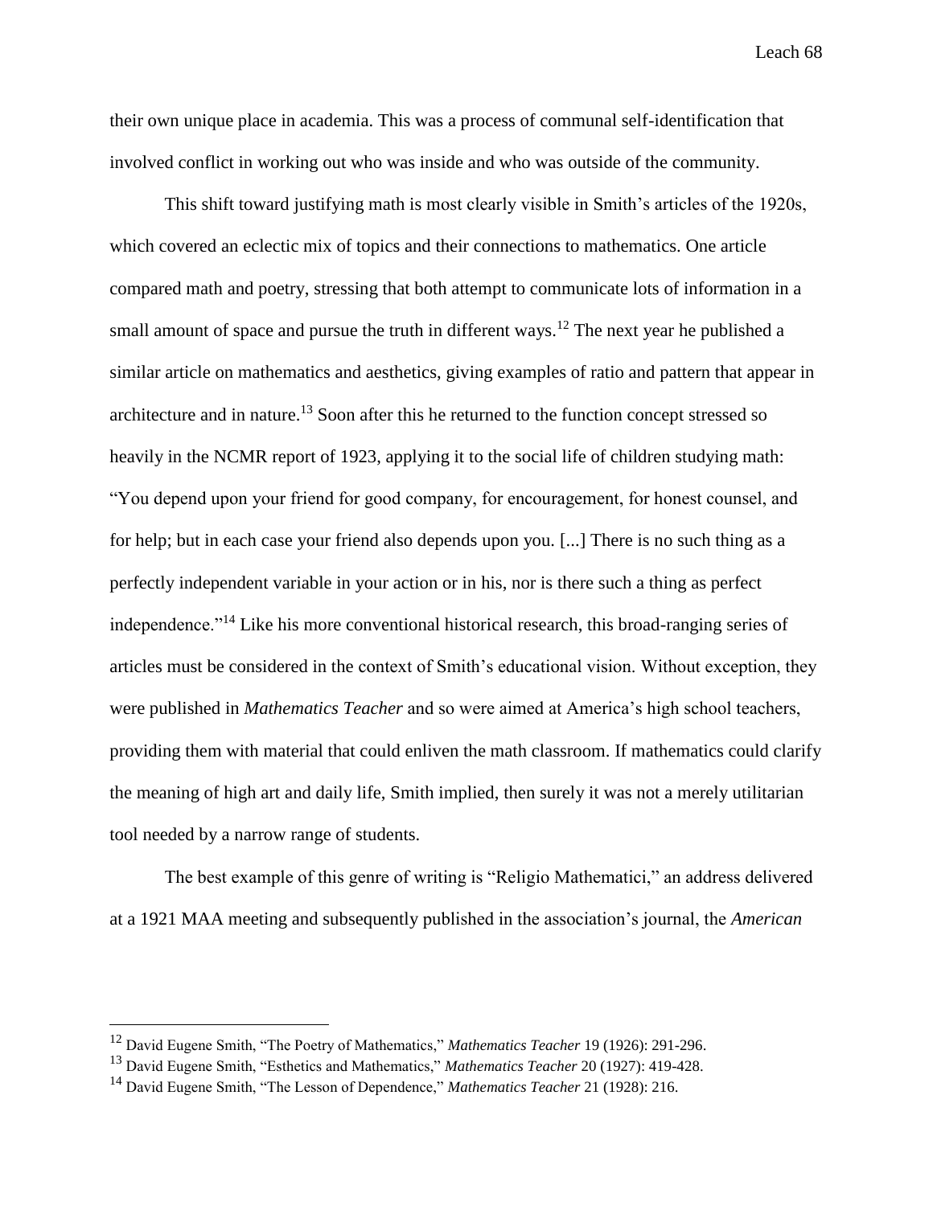their own unique place in academia. This was a process of communal self-identification that involved conflict in working out who was inside and who was outside of the community.

This shift toward justifying math is most clearly visible in Smith's articles of the 1920s, which covered an eclectic mix of topics and their connections to mathematics. One article compared math and poetry, stressing that both attempt to communicate lots of information in a small amount of space and pursue the truth in different ways.[12] The next year he published a similar article on mathematics and aesthetics, giving examples of ratio and pattern that appear in architecture and in nature.[13] Soon after this he returned to the function concept stressed so heavily in the NCMR report of 1923, applying it to the social life of children studying math: "You depend upon your friend for good company, for encouragement, for honest counsel, and for help; but in each case your friend also depends upon you. [...] There is no such thing as a perfectly independent variable in your action or in his, nor is there such a thing as perfect independence."[14] Like his more conventional historical research, this broad-ranging series of articles must be considered in the context of Smith's educational vision. Without exception, they were published in *Mathematics Teacher* and so were aimed at America's high school teachers, providing them with material that could enliven the math classroom. If mathematics could clarify the meaning of high art and daily life, Smith implied, then surely it was not a merely utilitarian tool needed by a narrow range of students.

The best example of this genre of writing is "Religio Mathematici," an address delivered at a 1921 MAA meeting and subsequently published in the association's journal, the *American*

---

[12] David Eugene Smith, "The Poetry of Mathematics," *Mathematics Teacher* 19 (1926): 291-296.

[13] David Eugene Smith, "Esthetics and Mathematics," *Mathematics Teacher* 20 (1927): 419-428.

[14] David Eugene Smith, "The Lesson of Dependence," *Mathematics Teacher* 21 (1928): 216.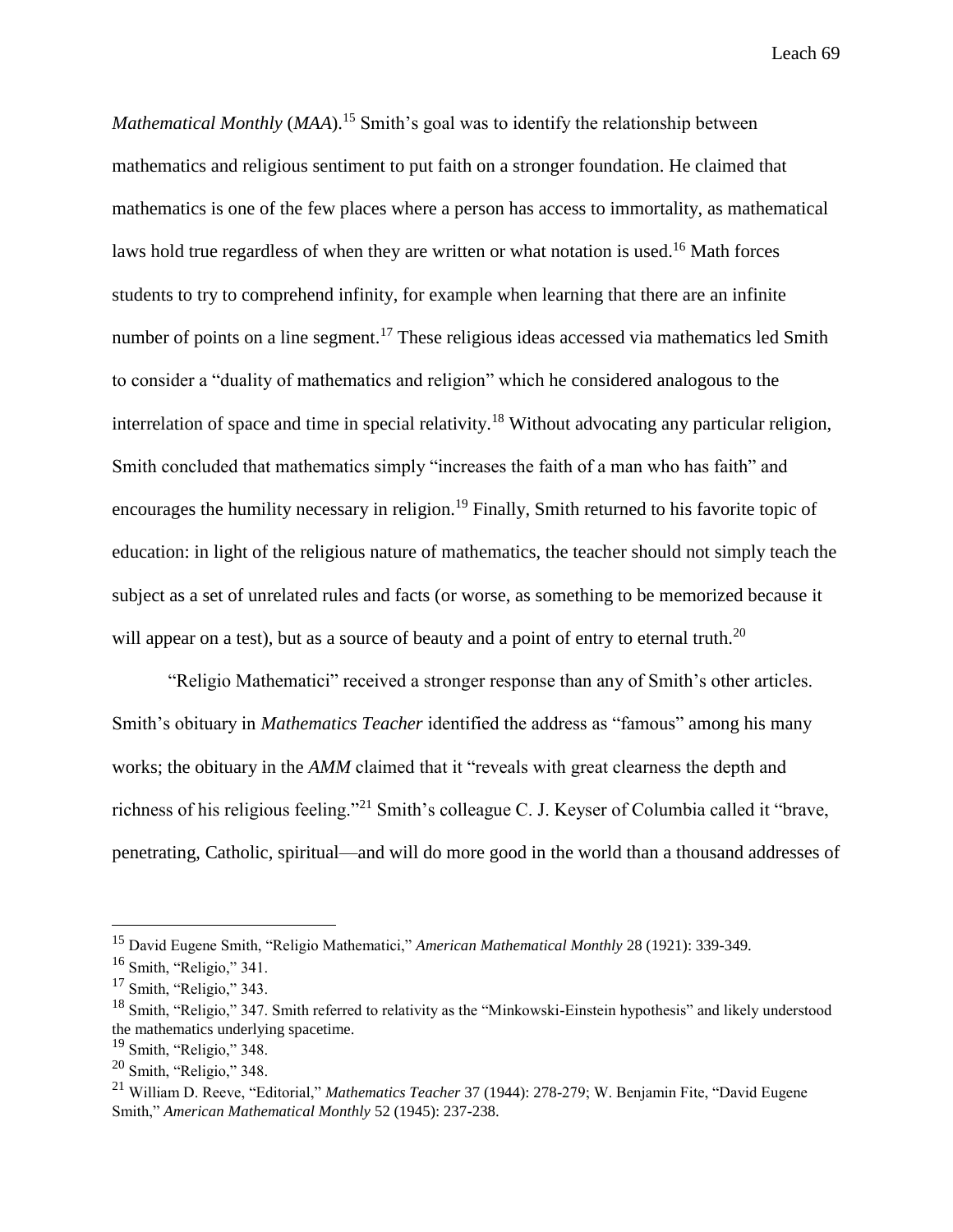*Mathematical Monthly* (*MAA*).[15] Smith's goal was to identify the relationship between mathematics and religious sentiment to put faith on a stronger foundation. He claimed that mathematics is one of the few places where a person has access to immortality, as mathematical laws hold true regardless of when they are written or what notation is used.[16] Math forces students to try to comprehend infinity, for example when learning that there are an infinite number of points on a line segment.[17] These religious ideas accessed via mathematics led Smith to consider a "duality of mathematics and religion" which he considered analogous to the interrelation of space and time in special relativity.[18] Without advocating any particular religion, Smith concluded that mathematics simply "increases the faith of a man who has faith" and encourages the humility necessary in religion.[19] Finally, Smith returned to his favorite topic of education: in light of the religious nature of mathematics, the teacher should not simply teach the subject as a set of unrelated rules and facts (or worse, as something to be memorized because it will appear on a test), but as a source of beauty and a point of entry to eternal truth.[20]

"Religio Mathematici" received a stronger response than any of Smith's other articles. Smith's obituary in *Mathematics Teacher* identified the address as "famous" among his many works; the obituary in the *AMM* claimed that it "reveals with great clearness the depth and richness of his religious feeling."[21] Smith's colleague C. J. Keyser of Columbia called it "brave, penetrating, Catholic, spiritual—and will do more good in the world than a thousand addresses of

---

[15] David Eugene Smith, "Religio Mathematici," *American Mathematical Monthly* 28 (1921): 339-349.

[16] Smith, "Religio," 341.

[17] Smith, "Religio," 343.

[18] Smith, "Religio," 347. Smith referred to relativity as the "Minkowski-Einstein hypothesis" and likely understood the mathematics underlying spacetime.

[19] Smith, "Religio," 348.

[20] Smith, "Religio," 348.

[21] William D. Reeve, "Editorial," *Mathematics Teacher* 37 (1944): 278-279; W. Benjamin Fite, "David Eugene Smith," *American Mathematical Monthly* 52 (1945): 237-238.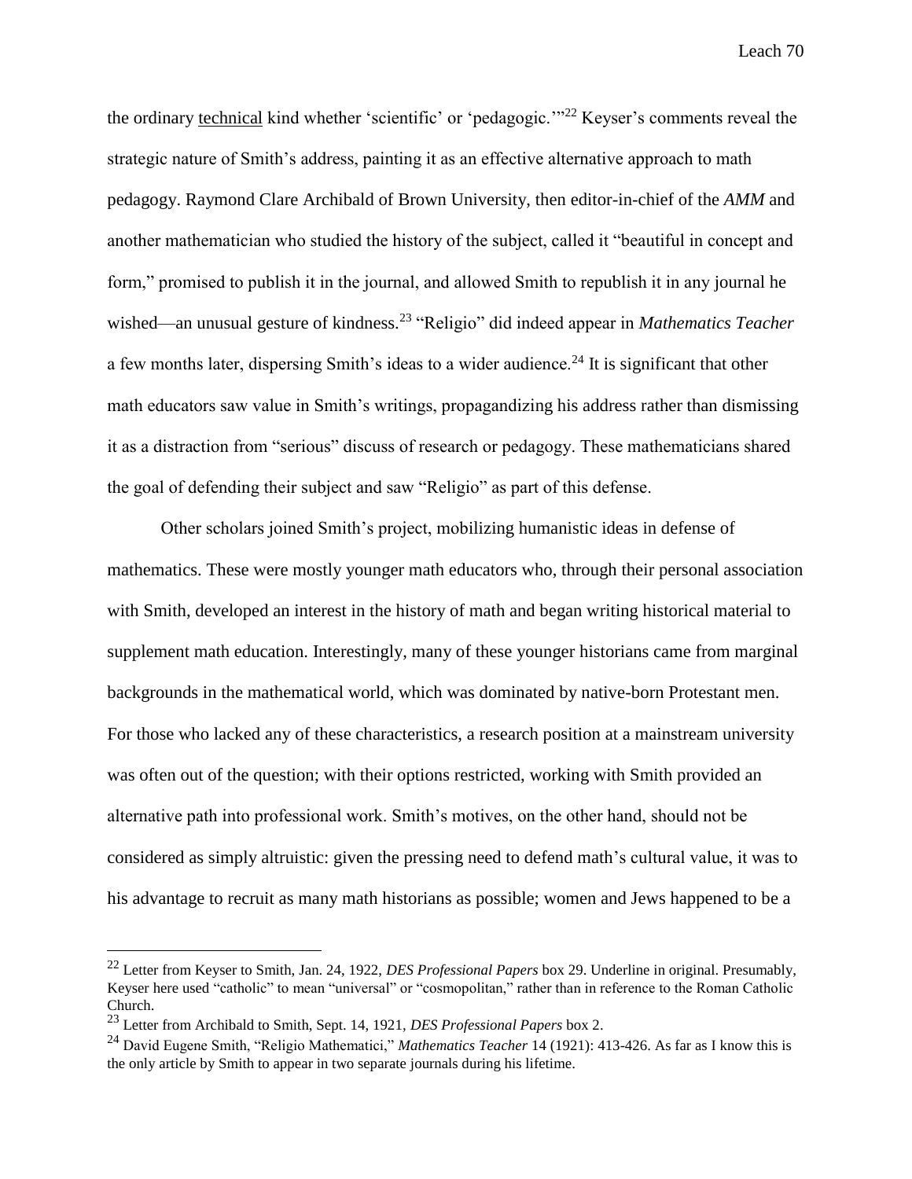the ordinary <u>technical</u> kind whether 'scientific' or 'pedagogic.'"[22] Keyser's comments reveal the strategic nature of Smith's address, painting it as an effective alternative approach to math pedagogy. Raymond Clare Archibald of Brown University, then editor-in-chief of the *AMM* and another mathematician who studied the history of the subject, called it "beautiful in concept and form," promised to publish it in the journal, and allowed Smith to republish it in any journal he wished—an unusual gesture of kindness.[23] "Religio" did indeed appear in *Mathematics Teacher* a few months later, dispersing Smith's ideas to a wider audience.[24] It is significant that other math educators saw value in Smith's writings, propagandizing his address rather than dismissing it as a distraction from "serious" discuss of research or pedagogy. These mathematicians shared the goal of defending their subject and saw "Religio" as part of this defense.

Other scholars joined Smith's project, mobilizing humanistic ideas in defense of mathematics. These were mostly younger math educators who, through their personal association with Smith, developed an interest in the history of math and began writing historical material to supplement math education. Interestingly, many of these younger historians came from marginal backgrounds in the mathematical world, which was dominated by native-born Protestant men. For those who lacked any of these characteristics, a research position at a mainstream university was often out of the question; with their options restricted, working with Smith provided an alternative path into professional work. Smith's motives, on the other hand, should not be considered as simply altruistic: given the pressing need to defend math's cultural value, it was to his advantage to recruit as many math historians as possible; women and Jews happened to be a

---

[22] Letter from Keyser to Smith, Jan. 24, 1922, *DES Professional Papers* box 29. Underline in original. Presumably, Keyser here used "catholic" to mean "universal" or "cosmopolitan," rather than in reference to the Roman Catholic Church.

[23] Letter from Archibald to Smith, Sept. 14, 1921, *DES Professional Papers* box 2.

[24] David Eugene Smith, "Religio Mathematici," *Mathematics Teacher* 14 (1921): 413-426. As far as I know this is the only article by Smith to appear in two separate journals during his lifetime.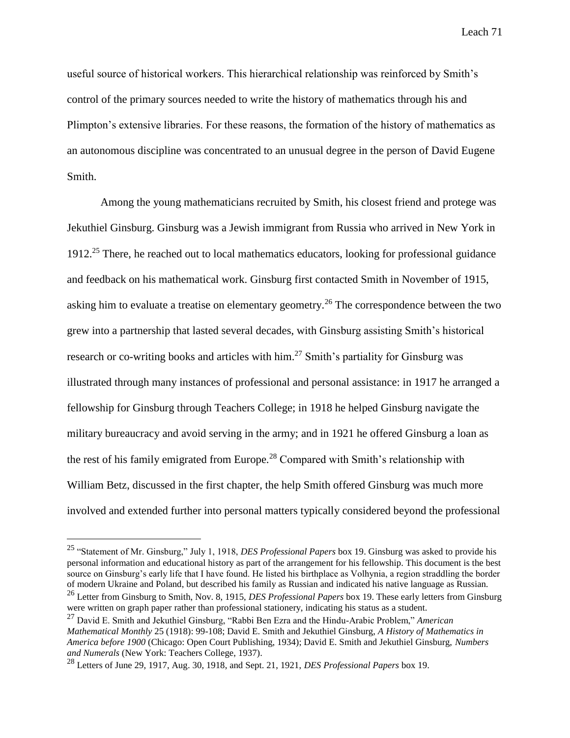useful source of historical workers. This hierarchical relationship was reinforced by Smith's control of the primary sources needed to write the history of mathematics through his and Plimpton's extensive libraries. For these reasons, the formation of the history of mathematics as an autonomous discipline was concentrated to an unusual degree in the person of David Eugene Smith.

Among the young mathematicians recruited by Smith, his closest friend and protege was Jekuthiel Ginsburg. Ginsburg was a Jewish immigrant from Russia who arrived in New York in 1912.[25] There, he reached out to local mathematics educators, looking for professional guidance and feedback on his mathematical work. Ginsburg first contacted Smith in November of 1915, asking him to evaluate a treatise on elementary geometry.[26] The correspondence between the two grew into a partnership that lasted several decades, with Ginsburg assisting Smith's historical research or co-writing books and articles with him.[27] Smith's partiality for Ginsburg was illustrated through many instances of professional and personal assistance: in 1917 he arranged a fellowship for Ginsburg through Teachers College; in 1918 he helped Ginsburg navigate the military bureaucracy and avoid serving in the army; and in 1921 he offered Ginsburg a loan as the rest of his family emigrated from Europe.[28] Compared with Smith's relationship with William Betz, discussed in the first chapter, the help Smith offered Ginsburg was much more involved and extended further into personal matters typically considered beyond the professional

---

[25] "Statement of Mr. Ginsburg," July 1, 1918, *DES Professional Papers* box 19. Ginsburg was asked to provide his personal information and educational history as part of the arrangement for his fellowship. This document is the best source on Ginsburg's early life that I have found. He listed his birthplace as Volhynia, a region straddling the border of modern Ukraine and Poland, but described his family as Russian and indicated his native language as Russian.

[26] Letter from Ginsburg to Smith, Nov. 8, 1915, *DES Professional Papers* box 19. These early letters from Ginsburg were written on graph paper rather than professional stationery, indicating his status as a student.

[27] David E. Smith and Jekuthiel Ginsburg, "Rabbi Ben Ezra and the Hindu-Arabic Problem," *American Mathematical Monthly* 25 (1918): 99-108; David E. Smith and Jekuthiel Ginsburg, *A History of Mathematics in America before 1900* (Chicago: Open Court Publishing, 1934); David E. Smith and Jekuthiel Ginsburg, *Numbers and Numerals* (New York: Teachers College, 1937).

[28] Letters of June 29, 1917, Aug. 30, 1918, and Sept. 21, 1921, *DES Professional Papers* box 19.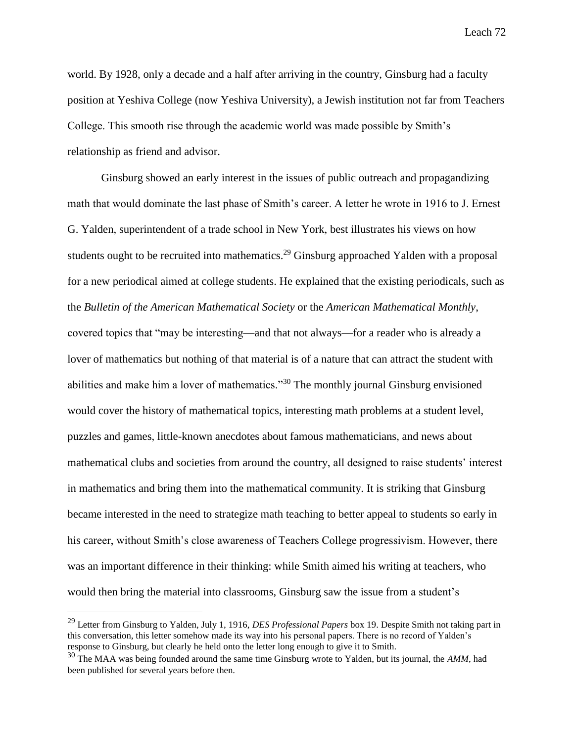world. By 1928, only a decade and a half after arriving in the country, Ginsburg had a faculty position at Yeshiva College (now Yeshiva University), a Jewish institution not far from Teachers College. This smooth rise through the academic world was made possible by Smith's relationship as friend and advisor.

Ginsburg showed an early interest in the issues of public outreach and propagandizing math that would dominate the last phase of Smith's career. A letter he wrote in 1916 to J. Ernest G. Yalden, superintendent of a trade school in New York, best illustrates his views on how students ought to be recruited into mathematics.[29] Ginsburg approached Yalden with a proposal for a new periodical aimed at college students. He explained that the existing periodicals, such as the *Bulletin of the American Mathematical Society* or the *American Mathematical Monthly*, covered topics that "may be interesting—and that not always—for a reader who is already a lover of mathematics but nothing of that material is of a nature that can attract the student with abilities and make him a lover of mathematics."[30] The monthly journal Ginsburg envisioned would cover the history of mathematical topics, interesting math problems at a student level, puzzles and games, little-known anecdotes about famous mathematicians, and news about mathematical clubs and societies from around the country, all designed to raise students' interest in mathematics and bring them into the mathematical community. It is striking that Ginsburg became interested in the need to strategize math teaching to better appeal to students so early in his career, without Smith's close awareness of Teachers College progressivism. However, there was an important difference in their thinking: while Smith aimed his writing at teachers, who would then bring the material into classrooms, Ginsburg saw the issue from a student's

---

[29] Letter from Ginsburg to Yalden, July 1, 1916, *DES Professional Papers* box 19. Despite Smith not taking part in this conversation, this letter somehow made its way into his personal papers. There is no record of Yalden's response to Ginsburg, but clearly he held onto the letter long enough to give it to Smith.

[30] The MAA was being founded around the same time Ginsburg wrote to Yalden, but its journal, the *AMM*, had been published for several years before then.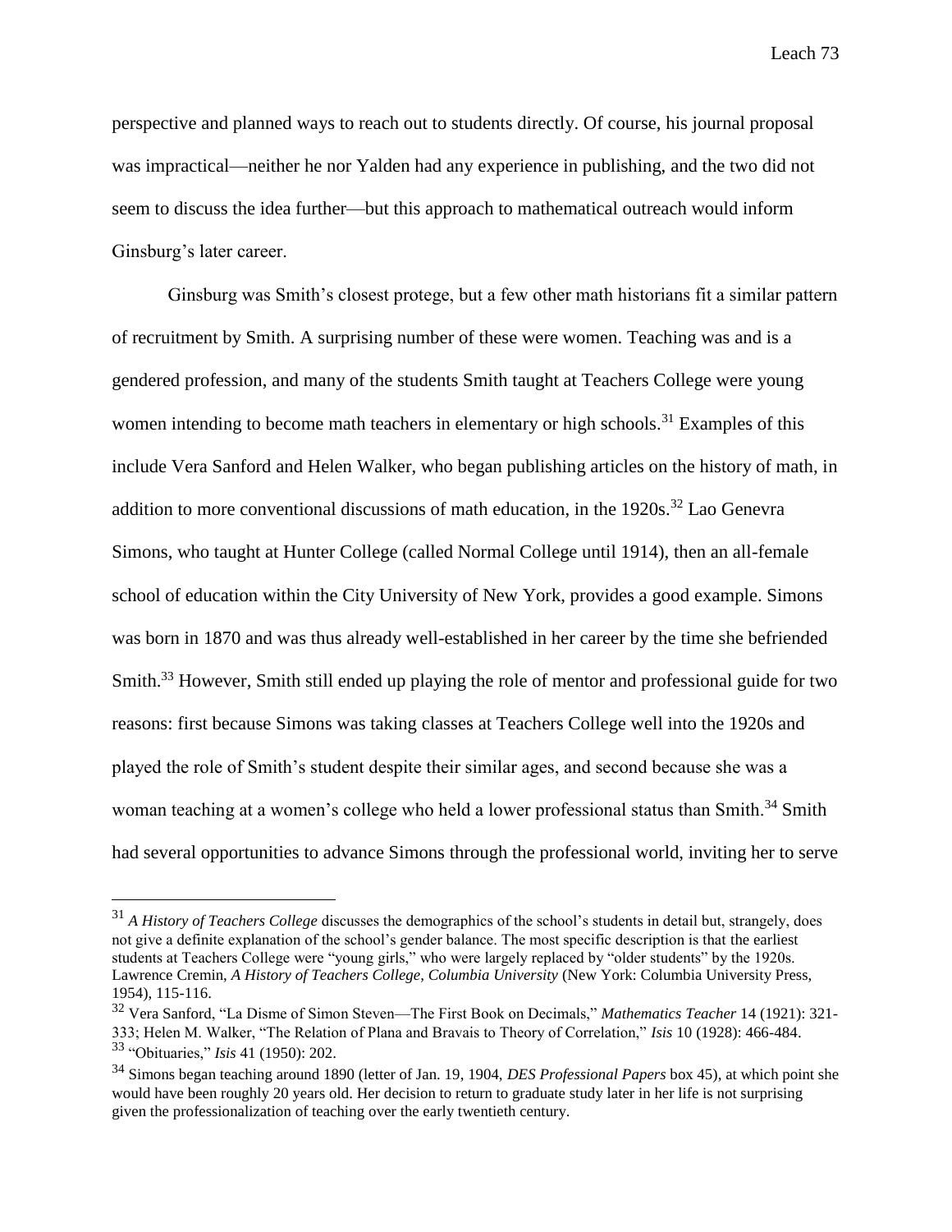perspective and planned ways to reach out to students directly. Of course, his journal proposal was impractical—neither he nor Yalden had any experience in publishing, and the two did not seem to discuss the idea further—but this approach to mathematical outreach would inform Ginsburg's later career.

Ginsburg was Smith's closest protege, but a few other math historians fit a similar pattern of recruitment by Smith. A surprising number of these were women. Teaching was and is a gendered profession, and many of the students Smith taught at Teachers College were young women intending to become math teachers in elementary or high schools.[31] Examples of this include Vera Sanford and Helen Walker, who began publishing articles on the history of math, in addition to more conventional discussions of math education, in the 1920s.[32] Lao Genevra Simons, who taught at Hunter College (called Normal College until 1914), then an all-female school of education within the City University of New York, provides a good example. Simons was born in 1870 and was thus already well-established in her career by the time she befriended Smith.[33] However, Smith still ended up playing the role of mentor and professional guide for two reasons: first because Simons was taking classes at Teachers College well into the 1920s and played the role of Smith's student despite their similar ages, and second because she was a woman teaching at a women's college who held a lower professional status than Smith.[34] Smith had several opportunities to advance Simons through the professional world, inviting her to serve

---

[31] *A History of Teachers College* discusses the demographics of the school's students in detail but, strangely, does not give a definite explanation of the school's gender balance. The most specific description is that the earliest students at Teachers College were "young girls," who were largely replaced by "older students" by the 1920s. Lawrence Cremin, *A History of Teachers College, Columbia University* (New York: Columbia University Press, 1954), 115-116.

[32] Vera Sanford, "La Disme of Simon Steven—The First Book on Decimals," *Mathematics Teacher* 14 (1921): 321-333; Helen M. Walker, "The Relation of Plana and Bravais to Theory of Correlation," *Isis* 10 (1928): 466-484.

[33] "Obituaries," *Isis* 41 (1950): 202.

[34] Simons began teaching around 1890 (letter of Jan. 19, 1904, *DES Professional Papers* box 45), at which point she would have been roughly 20 years old. Her decision to return to graduate study later in her life is not surprising given the professionalization of teaching over the early twentieth century.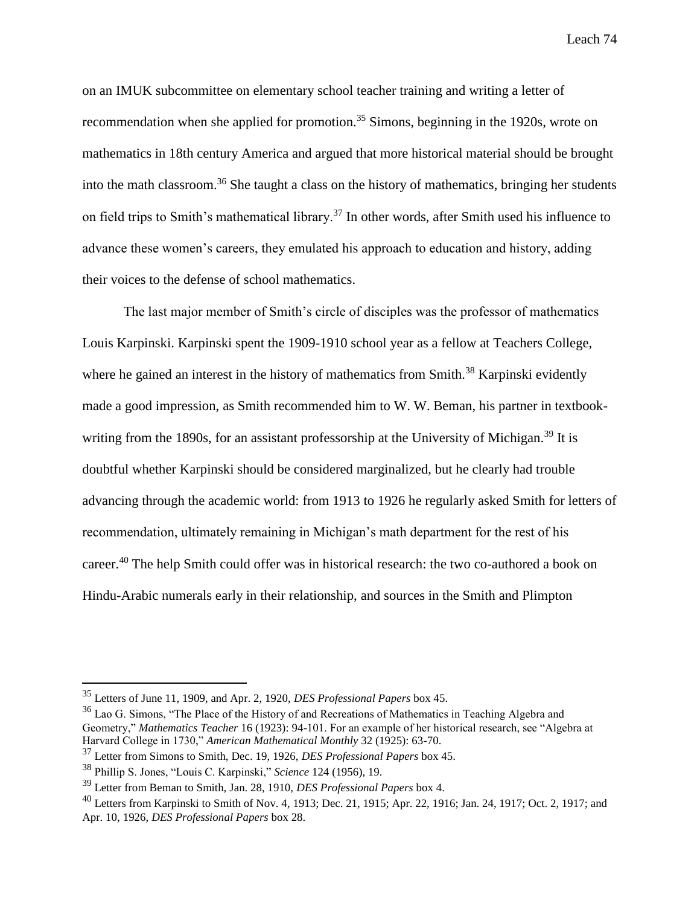on an IMUK subcommittee on elementary school teacher training and writing a letter of recommendation when she applied for promotion.[35] Simons, beginning in the 1920s, wrote on mathematics in 18th century America and argued that more historical material should be brought into the math classroom.[36] She taught a class on the history of mathematics, bringing her students on field trips to Smith's mathematical library.[37] In other words, after Smith used his influence to advance these women's careers, they emulated his approach to education and history, adding their voices to the defense of school mathematics.

The last major member of Smith's circle of disciples was the professor of mathematics Louis Karpinski. Karpinski spent the 1909-1910 school year as a fellow at Teachers College, where he gained an interest in the history of mathematics from Smith.[38] Karpinski evidently made a good impression, as Smith recommended him to W. W. Beman, his partner in textbook-writing from the 1890s, for an assistant professorship at the University of Michigan.[39] It is doubtful whether Karpinski should be considered marginalized, but he clearly had trouble advancing through the academic world: from 1913 to 1926 he regularly asked Smith for letters of recommendation, ultimately remaining in Michigan's math department for the rest of his career.[40] The help Smith could offer was in historical research: the two co-authored a book on Hindu-Arabic numerals early in their relationship, and sources in the Smith and Plimpton

---

[35] Letters of June 11, 1909, and Apr. 2, 1920, *DES Professional Papers* box 45.

[36] Lao G. Simons, "The Place of the History of and Recreations of Mathematics in Teaching Algebra and Geometry," *Mathematics Teacher* 16 (1923): 94-101. For an example of her historical research, see "Algebra at Harvard College in 1730," *American Mathematical Monthly* 32 (1925): 63-70.

[37] Letter from Simons to Smith, Dec. 19, 1926, *DES Professional Papers* box 45.

[38] Phillip S. Jones, "Louis C. Karpinski," *Science* 124 (1956), 19.

[39] Letter from Beman to Smith, Jan. 28, 1910, *DES Professional Papers* box 4.

[40] Letters from Karpinski to Smith of Nov. 4, 1913; Dec. 21, 1915; Apr. 22, 1916; Jan. 24, 1917; Oct. 2, 1917; and Apr. 10, 1926, *DES Professional Papers* box 28.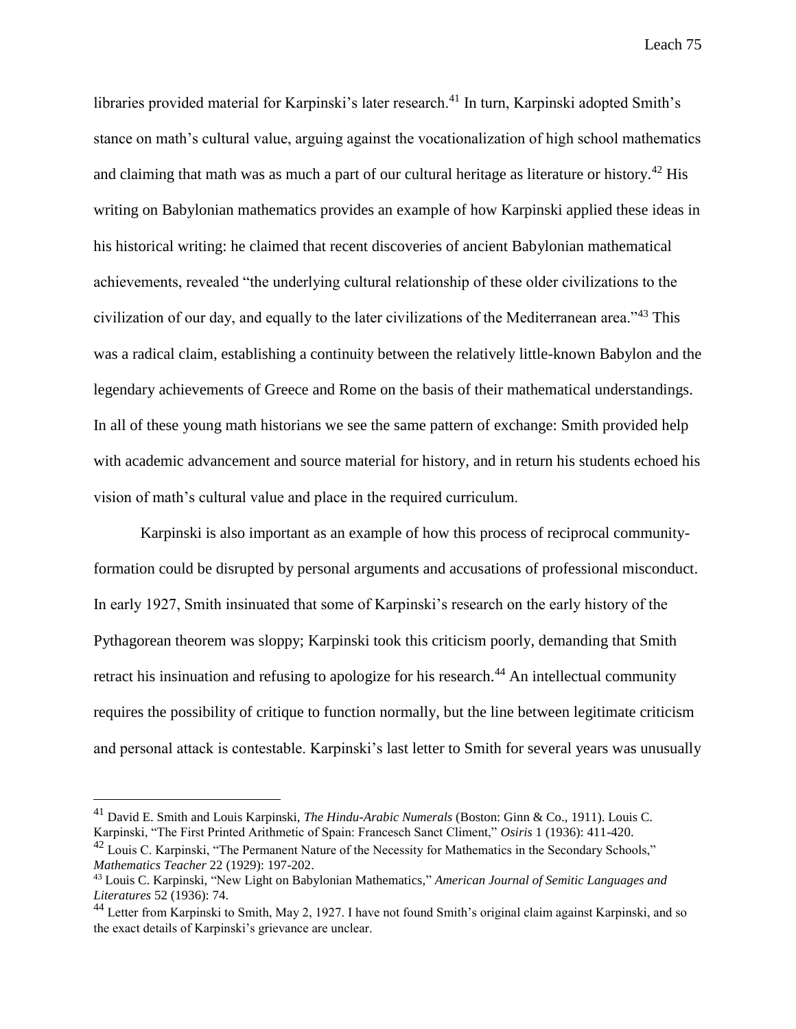libraries provided material for Karpinski's later research.[41] In turn, Karpinski adopted Smith's stance on math's cultural value, arguing against the vocationalization of high school mathematics and claiming that math was as much a part of our cultural heritage as literature or history.[42] His writing on Babylonian mathematics provides an example of how Karpinski applied these ideas in his historical writing: he claimed that recent discoveries of ancient Babylonian mathematical achievements, revealed "the underlying cultural relationship of these older civilizations to the civilization of our day, and equally to the later civilizations of the Mediterranean area."[43] This was a radical claim, establishing a continuity between the relatively little-known Babylon and the legendary achievements of Greece and Rome on the basis of their mathematical understandings. In all of these young math historians we see the same pattern of exchange: Smith provided help with academic advancement and source material for history, and in return his students echoed his vision of math's cultural value and place in the required curriculum.

Karpinski is also important as an example of how this process of reciprocal community-formation could be disrupted by personal arguments and accusations of professional misconduct. In early 1927, Smith insinuated that some of Karpinski's research on the early history of the Pythagorean theorem was sloppy; Karpinski took this criticism poorly, demanding that Smith retract his insinuation and refusing to apologize for his research.[44] An intellectual community requires the possibility of critique to function normally, but the line between legitimate criticism and personal attack is contestable. Karpinski's last letter to Smith for several years was unusually

---

[41] David E. Smith and Louis Karpinski, *The Hindu-Arabic Numerals* (Boston: Ginn & Co., 1911). Louis C. Karpinski, "The First Printed Arithmetic of Spain: Francesch Sanct Climent," *Osiris* 1 (1936): 411-420.

[42] Louis C. Karpinski, "The Permanent Nature of the Necessity for Mathematics in the Secondary Schools," *Mathematics Teacher* 22 (1929): 197-202.

[43] Louis C. Karpinski, "New Light on Babylonian Mathematics," *American Journal of Semitic Languages and Literatures* 52 (1936): 74.

[44] Letter from Karpinski to Smith, May 2, 1927. I have not found Smith's original claim against Karpinski, and so the exact details of Karpinski's grievance are unclear.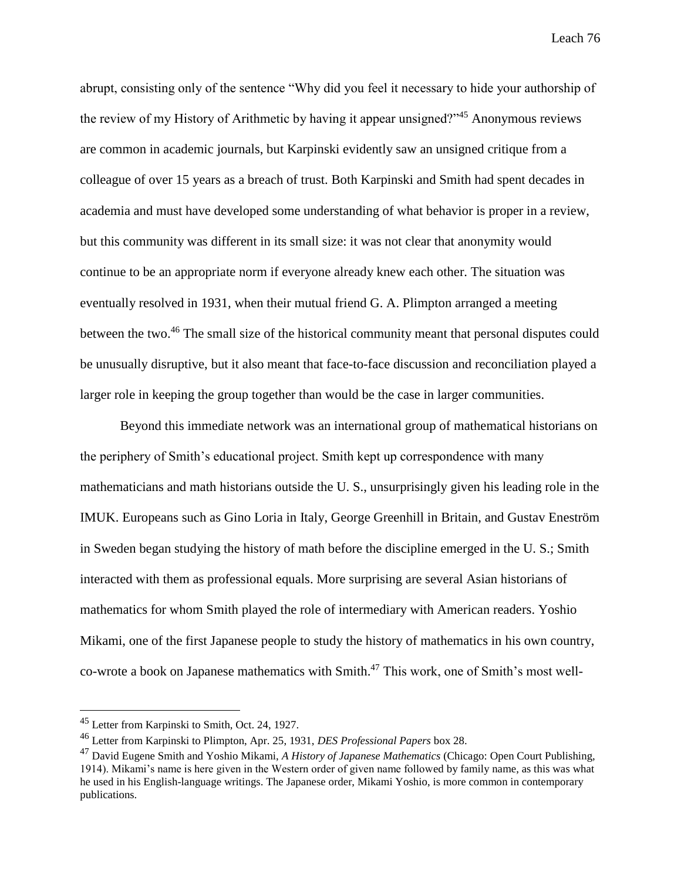abrupt, consisting only of the sentence "Why did you feel it necessary to hide your authorship of the review of my History of Arithmetic by having it appear unsigned?"[45] Anonymous reviews are common in academic journals, but Karpinski evidently saw an unsigned critique from a colleague of over 15 years as a breach of trust. Both Karpinski and Smith had spent decades in academia and must have developed some understanding of what behavior is proper in a review, but this community was different in its small size: it was not clear that anonymity would continue to be an appropriate norm if everyone already knew each other. The situation was eventually resolved in 1931, when their mutual friend G. A. Plimpton arranged a meeting between the two.[46] The small size of the historical community meant that personal disputes could be unusually disruptive, but it also meant that face-to-face discussion and reconciliation played a larger role in keeping the group together than would be the case in larger communities.

Beyond this immediate network was an international group of mathematical historians on the periphery of Smith's educational project. Smith kept up correspondence with many mathematicians and math historians outside the U. S., unsurprisingly given his leading role in the IMUK. Europeans such as Gino Loria in Italy, George Greenhill in Britain, and Gustav Eneström in Sweden began studying the history of math before the discipline emerged in the U. S.; Smith interacted with them as professional equals. More surprising are several Asian historians of mathematics for whom Smith played the role of intermediary with American readers. Yoshio Mikami, one of the first Japanese people to study the history of mathematics in his own country, co-wrote a book on Japanese mathematics with Smith.[47] This work, one of Smith's most well-

---

[45] Letter from Karpinski to Smith, Oct. 24, 1927.

[46] Letter from Karpinski to Plimpton, Apr. 25, 1931, *DES Professional Papers* box 28.

[47] David Eugene Smith and Yoshio Mikami, *A History of Japanese Mathematics* (Chicago: Open Court Publishing, 1914). Mikami's name is here given in the Western order of given name followed by family name, as this was what he used in his English-language writings. The Japanese order, Mikami Yoshio, is more common in contemporary publications.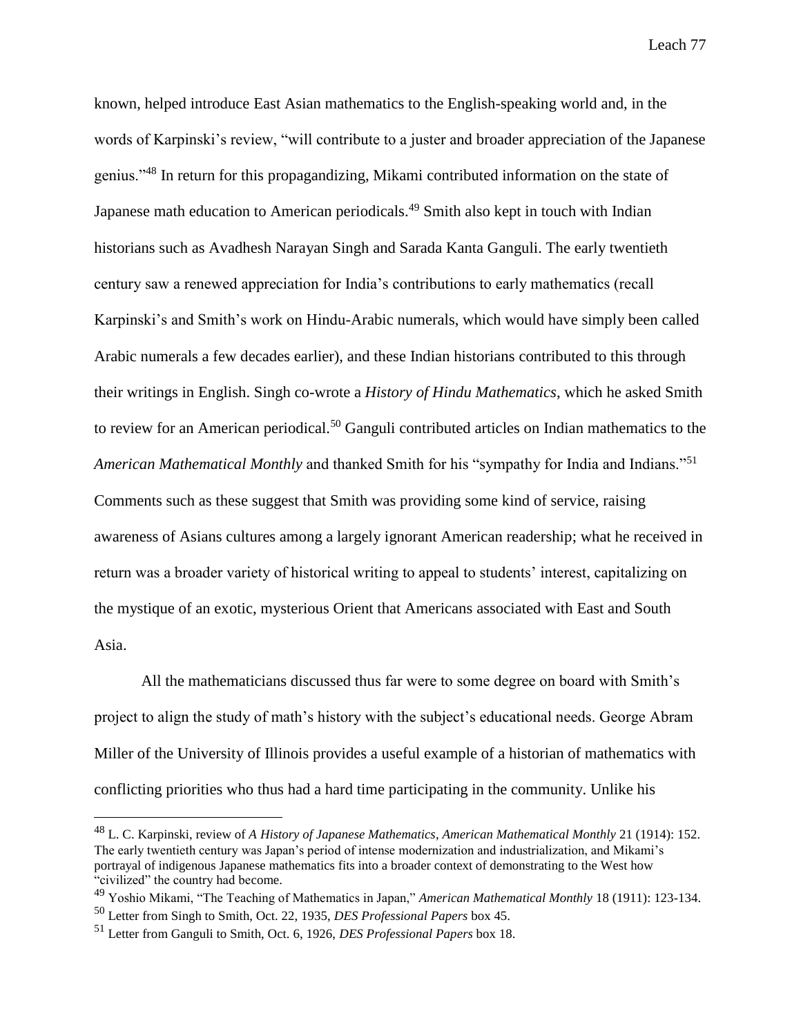known, helped introduce East Asian mathematics to the English-speaking world and, in the words of Karpinski's review, "will contribute to a juster and broader appreciation of the Japanese genius."[48] In return for this propagandizing, Mikami contributed information on the state of Japanese math education to American periodicals.[49] Smith also kept in touch with Indian historians such as Avadhesh Narayan Singh and Sarada Kanta Ganguli. The early twentieth century saw a renewed appreciation for India's contributions to early mathematics (recall Karpinski's and Smith's work on Hindu-Arabic numerals, which would have simply been called Arabic numerals a few decades earlier), and these Indian historians contributed to this through their writings in English. Singh co-wrote a *History of Hindu Mathematics*, which he asked Smith to review for an American periodical.[50] Ganguli contributed articles on Indian mathematics to the *American Mathematical Monthly* and thanked Smith for his "sympathy for India and Indians."[51] Comments such as these suggest that Smith was providing some kind of service, raising awareness of Asians cultures among a largely ignorant American readership; what he received in return was a broader variety of historical writing to appeal to students' interest, capitalizing on the mystique of an exotic, mysterious Orient that Americans associated with East and South Asia.

All the mathematicians discussed thus far were to some degree on board with Smith's project to align the study of math's history with the subject's educational needs. George Abram Miller of the University of Illinois provides a useful example of a historian of mathematics with conflicting priorities who thus had a hard time participating in the community. Unlike his

---

[48] L. C. Karpinski, review of *A History of Japanese Mathematics*, *American Mathematical Monthly* 21 (1914): 152. The early twentieth century was Japan's period of intense modernization and industrialization, and Mikami's portrayal of indigenous Japanese mathematics fits into a broader context of demonstrating to the West how "civilized" the country had become.

[49] Yoshio Mikami, "The Teaching of Mathematics in Japan," *American Mathematical Monthly* 18 (1911): 123-134.

[50] Letter from Singh to Smith, Oct. 22, 1935, *DES Professional Papers* box 45.

[51] Letter from Ganguli to Smith, Oct. 6, 1926, *DES Professional Papers* box 18.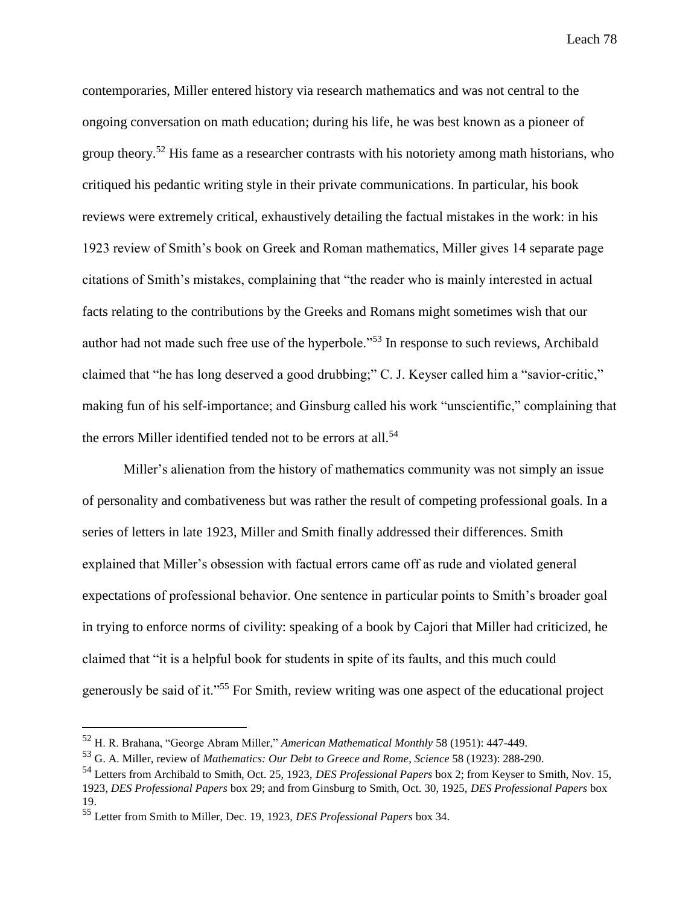contemporaries, Miller entered history via research mathematics and was not central to the ongoing conversation on math education; during his life, he was best known as a pioneer of group theory.[52] His fame as a researcher contrasts with his notoriety among math historians, who critiqued his pedantic writing style in their private communications. In particular, his book reviews were extremely critical, exhaustively detailing the factual mistakes in the work: in his 1923 review of Smith's book on Greek and Roman mathematics, Miller gives 14 separate page citations of Smith's mistakes, complaining that "the reader who is mainly interested in actual facts relating to the contributions by the Greeks and Romans might sometimes wish that our author had not made such free use of the hyperbole."[53] In response to such reviews, Archibald claimed that "he has long deserved a good drubbing;" C. J. Keyser called him a "savior-critic," making fun of his self-importance; and Ginsburg called his work "unscientific," complaining that the errors Miller identified tended not to be errors at all.[54]

Miller's alienation from the history of mathematics community was not simply an issue of personality and combativeness but was rather the result of competing professional goals. In a series of letters in late 1923, Miller and Smith finally addressed their differences. Smith explained that Miller's obsession with factual errors came off as rude and violated general expectations of professional behavior. One sentence in particular points to Smith's broader goal in trying to enforce norms of civility: speaking of a book by Cajori that Miller had criticized, he claimed that "it is a helpful book for students in spite of its faults, and this much could generously be said of it."[55] For Smith, review writing was one aspect of the educational project

---

[52] H. R. Brahana, "George Abram Miller," *American Mathematical Monthly* 58 (1951): 447-449.

[53] G. A. Miller, review of *Mathematics: Our Debt to Greece and Rome*, *Science* 58 (1923): 288-290.

[54] Letters from Archibald to Smith, Oct. 25, 1923, *DES Professional Papers* box 2; from Keyser to Smith, Nov. 15, 1923, *DES Professional Papers* box 29; and from Ginsburg to Smith, Oct. 30, 1925, *DES Professional Papers* box 19.

[55] Letter from Smith to Miller, Dec. 19, 1923, *DES Professional Papers* box 34.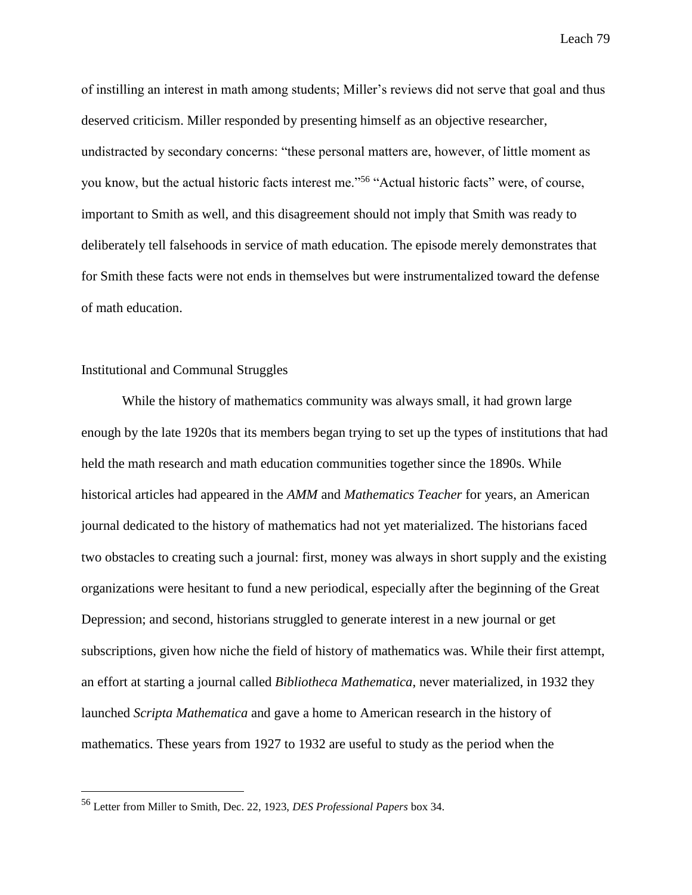of instilling an interest in math among students; Miller's reviews did not serve that goal and thus deserved criticism. Miller responded by presenting himself as an objective researcher, undistracted by secondary concerns: "these personal matters are, however, of little moment as you know, but the actual historic facts interest me."[56] "Actual historic facts" were, of course, important to Smith as well, and this disagreement should not imply that Smith was ready to deliberately tell falsehoods in service of math education. The episode merely demonstrates that for Smith these facts were not ends in themselves but were instrumentalized toward the defense of math education.

## Institutional and Communal Struggles

While the history of mathematics community was always small, it had grown large enough by the late 1920s that its members began trying to set up the types of institutions that had held the math research and math education communities together since the 1890s. While historical articles had appeared in the *AMM* and *Mathematics Teacher* for years, an American journal dedicated to the history of mathematics had not yet materialized. The historians faced two obstacles to creating such a journal: first, money was always in short supply and the existing organizations were hesitant to fund a new periodical, especially after the beginning of the Great Depression; and second, historians struggled to generate interest in a new journal or get subscriptions, given how niche the field of history of mathematics was. While their first attempt, an effort at starting a journal called *Bibliotheca Mathematica*, never materialized, in 1932 they launched *Scripta Mathematica* and gave a home to American research in the history of mathematics. These years from 1927 to 1932 are useful to study as the period when the

[56] Letter from Miller to Smith, Dec. 22, 1923, *DES Professional Papers* box 34.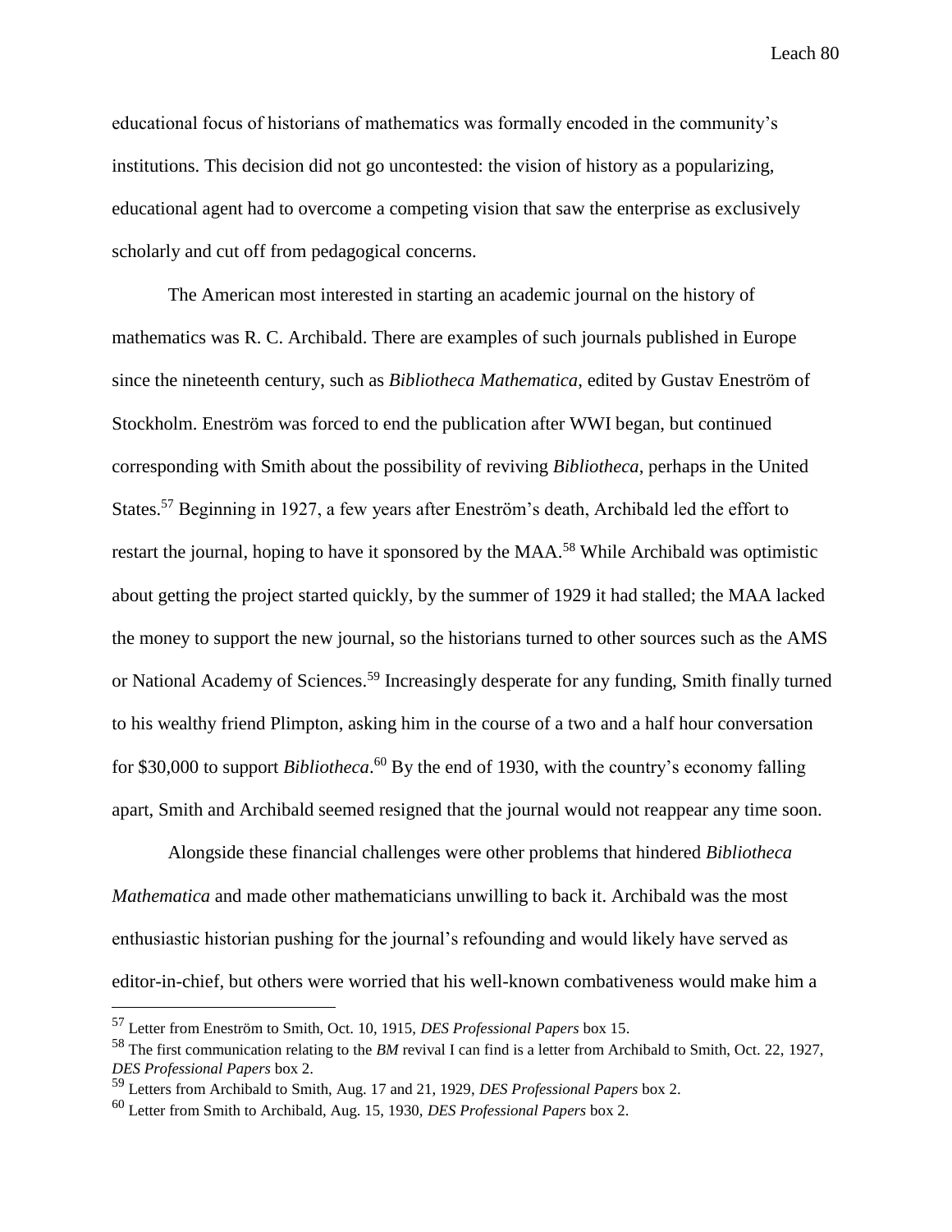educational focus of historians of mathematics was formally encoded in the community's institutions. This decision did not go uncontested: the vision of history as a popularizing, educational agent had to overcome a competing vision that saw the enterprise as exclusively scholarly and cut off from pedagogical concerns.

The American most interested in starting an academic journal on the history of mathematics was R. C. Archibald. There are examples of such journals published in Europe since the nineteenth century, such as *Bibliotheca Mathematica*, edited by Gustav Eneström of Stockholm. Eneström was forced to end the publication after WWI began, but continued corresponding with Smith about the possibility of reviving *Bibliotheca*, perhaps in the United States.[57] Beginning in 1927, a few years after Eneström's death, Archibald led the effort to restart the journal, hoping to have it sponsored by the MAA.[58] While Archibald was optimistic about getting the project started quickly, by the summer of 1929 it had stalled; the MAA lacked the money to support the new journal, so the historians turned to other sources such as the AMS or National Academy of Sciences.[59] Increasingly desperate for any funding, Smith finally turned to his wealthy friend Plimpton, asking him in the course of a two and a half hour conversation for $30,000 to support *Bibliotheca*.[60] By the end of 1930, with the country's economy falling apart, Smith and Archibald seemed resigned that the journal would not reappear any time soon.

Alongside these financial challenges were other problems that hindered *Bibliotheca Mathematica* and made other mathematicians unwilling to back it. Archibald was the most enthusiastic historian pushing for the journal's refounding and would likely have served as editor-in-chief, but others were worried that his well-known combativeness would make him a

---

[57] Letter from Eneström to Smith, Oct. 10, 1915, *DES Professional Papers* box 15.

[58] The first communication relating to the *BM* revival I can find is a letter from Archibald to Smith, Oct. 22, 1927, *DES Professional Papers* box 2.

[59] Letters from Archibald to Smith, Aug. 17 and 21, 1929, *DES Professional Papers* box 2.

[60] Letter from Smith to Archibald, Aug. 15, 1930, *DES Professional Papers* box 2.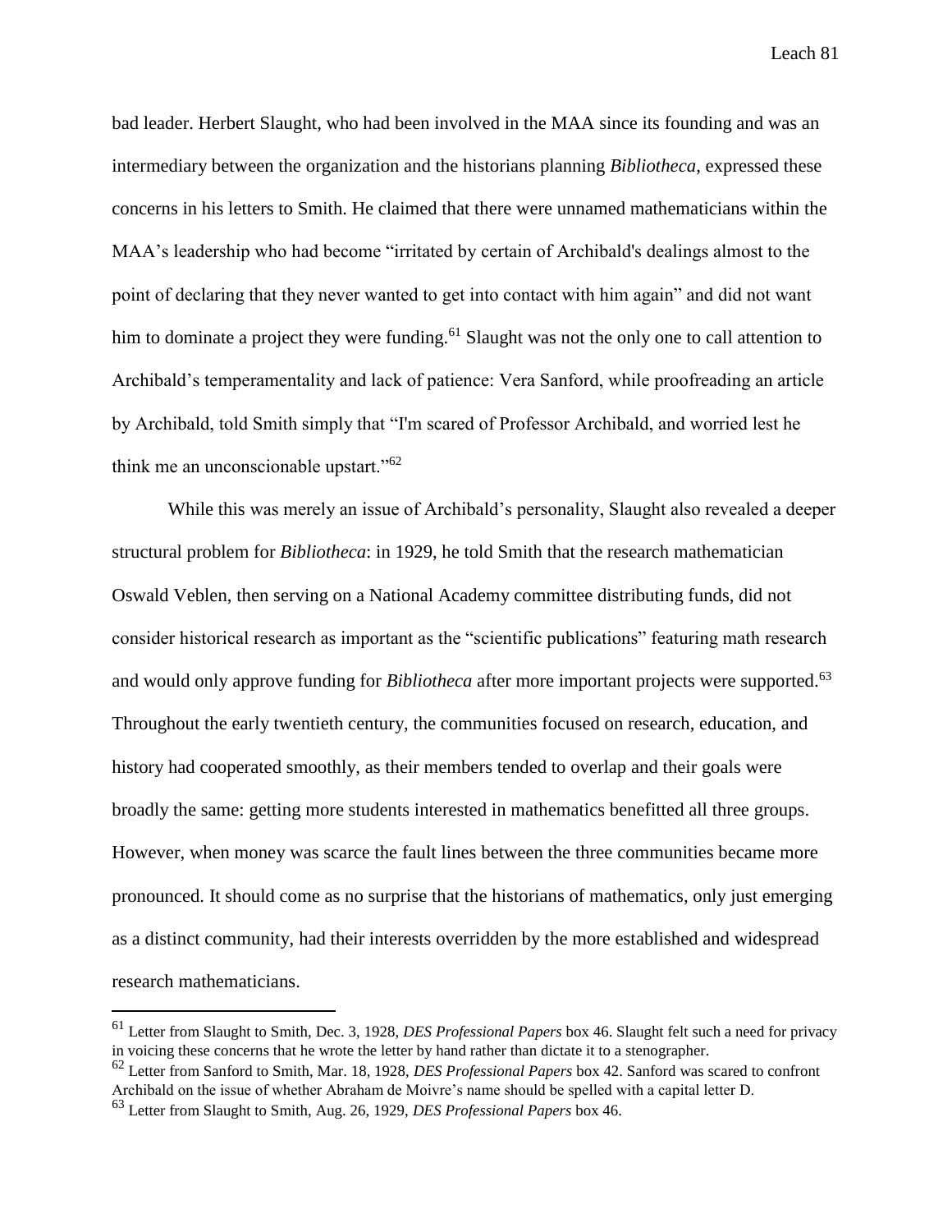bad leader. Herbert Slaught, who had been involved in the MAA since its founding and was an intermediary between the organization and the historians planning *Bibliotheca*, expressed these concerns in his letters to Smith. He claimed that there were unnamed mathematicians within the MAA's leadership who had become "irritated by certain of Archibald's dealings almost to the point of declaring that they never wanted to get into contact with him again" and did not want him to dominate a project they were funding.[61] Slaught was not the only one to call attention to Archibald's temperamentality and lack of patience: Vera Sanford, while proofreading an article by Archibald, told Smith simply that "I'm scared of Professor Archibald, and worried lest he think me an unconscionable upstart."[62]

While this was merely an issue of Archibald's personality, Slaught also revealed a deeper structural problem for *Bibliotheca*: in 1929, he told Smith that the research mathematician Oswald Veblen, then serving on a National Academy committee distributing funds, did not consider historical research as important as the "scientific publications" featuring math research and would only approve funding for *Bibliotheca* after more important projects were supported.[63] Throughout the early twentieth century, the communities focused on research, education, and history had cooperated smoothly, as their members tended to overlap and their goals were broadly the same: getting more students interested in mathematics benefitted all three groups. However, when money was scarce the fault lines between the three communities became more pronounced. It should come as no surprise that the historians of mathematics, only just emerging as a distinct community, had their interests overridden by the more established and widespread research mathematicians.

---

[61] Letter from Slaught to Smith, Dec. 3, 1928, *DES Professional Papers* box 46. Slaught felt such a need for privacy in voicing these concerns that he wrote the letter by hand rather than dictate it to a stenographer.

[62] Letter from Sanford to Smith, Mar. 18, 1928, *DES Professional Papers* box 42. Sanford was scared to confront Archibald on the issue of whether Abraham de Moivre's name should be spelled with a capital letter D.

[63] Letter from Slaught to Smith, Aug. 26, 1929, *DES Professional Papers* box 46.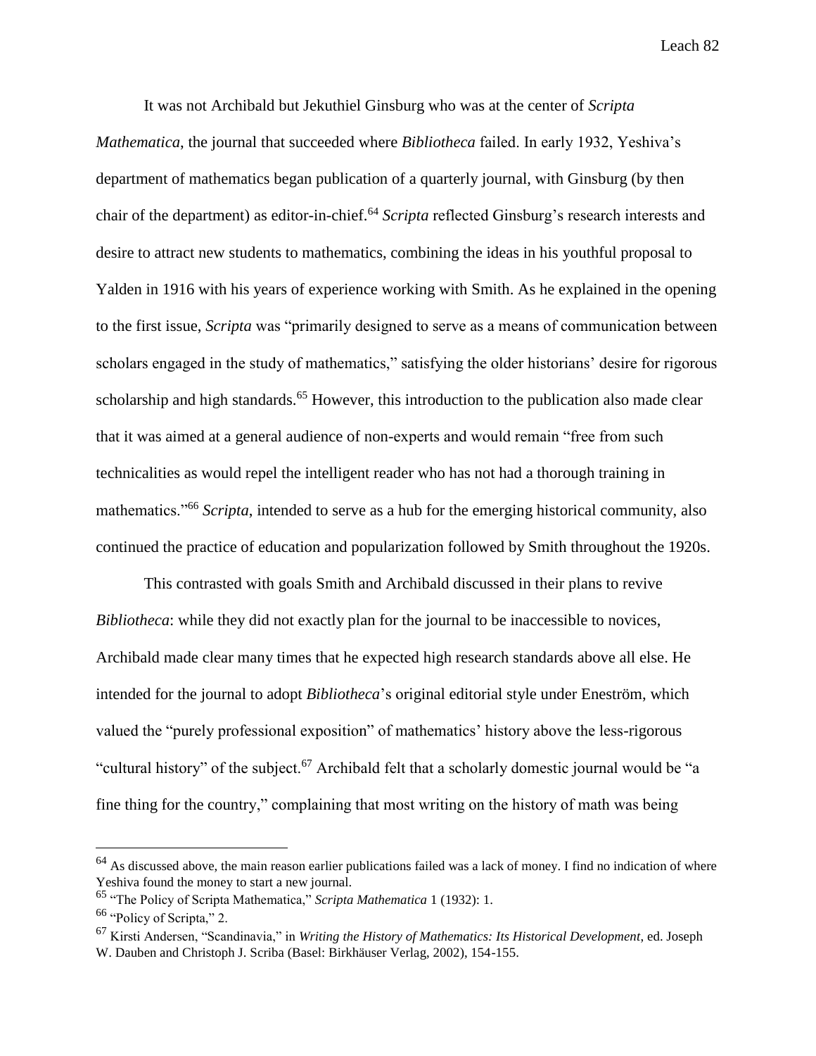It was not Archibald but Jekuthiel Ginsburg who was at the center of *Scripta Mathematica*, the journal that succeeded where *Bibliotheca* failed. In early 1932, Yeshiva's department of mathematics began publication of a quarterly journal, with Ginsburg (by then chair of the department) as editor-in-chief.[64] *Scripta* reflected Ginsburg's research interests and desire to attract new students to mathematics, combining the ideas in his youthful proposal to Yalden in 1916 with his years of experience working with Smith. As he explained in the opening to the first issue, *Scripta* was "primarily designed to serve as a means of communication between scholars engaged in the study of mathematics," satisfying the older historians' desire for rigorous scholarship and high standards.[65] However, this introduction to the publication also made clear that it was aimed at a general audience of non-experts and would remain "free from such technicalities as would repel the intelligent reader who has not had a thorough training in mathematics."[66] *Scripta*, intended to serve as a hub for the emerging historical community, also continued the practice of education and popularization followed by Smith throughout the 1920s.

This contrasted with goals Smith and Archibald discussed in their plans to revive *Bibliotheca*: while they did not exactly plan for the journal to be inaccessible to novices, Archibald made clear many times that he expected high research standards above all else. He intended for the journal to adopt *Bibliotheca*'s original editorial style under Eneström, which valued the "purely professional exposition" of mathematics' history above the less-rigorous "cultural history" of the subject.[67] Archibald felt that a scholarly domestic journal would be "a fine thing for the country," complaining that most writing on the history of math was being

---

[64] As discussed above, the main reason earlier publications failed was a lack of money. I find no indication of where Yeshiva found the money to start a new journal.

[65] "The Policy of Scripta Mathematica," *Scripta Mathematica* 1 (1932): 1.

[66] "Policy of Scripta," 2.

[67] Kirsti Andersen, "Scandinavia," in *Writing the History of Mathematics: Its Historical Development*, ed. Joseph W. Dauben and Christoph J. Scriba (Basel: Birkhäuser Verlag, 2002), 154-155.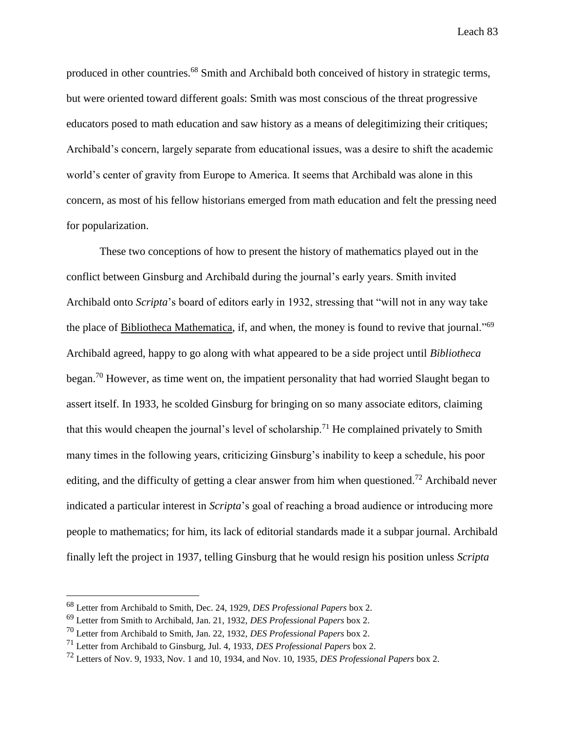produced in other countries.[68] Smith and Archibald both conceived of history in strategic terms, but were oriented toward different goals: Smith was most conscious of the threat progressive educators posed to math education and saw history as a means of delegitimizing their critiques; Archibald's concern, largely separate from educational issues, was a desire to shift the academic world's center of gravity from Europe to America. It seems that Archibald was alone in this concern, as most of his fellow historians emerged from math education and felt the pressing need for popularization.

These two conceptions of how to present the history of mathematics played out in the conflict between Ginsburg and Archibald during the journal's early years. Smith invited Archibald onto *Scripta*'s board of editors early in 1932, stressing that "will not in any way take the place of Bibliotheca Mathematica, if, and when, the money is found to revive that journal."[69] Archibald agreed, happy to go along with what appeared to be a side project until *Bibliotheca* began.[70] However, as time went on, the impatient personality that had worried Slaught began to assert itself. In 1933, he scolded Ginsburg for bringing on so many associate editors, claiming that this would cheapen the journal's level of scholarship.[71] He complained privately to Smith many times in the following years, criticizing Ginsburg's inability to keep a schedule, his poor editing, and the difficulty of getting a clear answer from him when questioned.[72] Archibald never indicated a particular interest in *Scripta*'s goal of reaching a broad audience or introducing more people to mathematics; for him, its lack of editorial standards made it a subpar journal. Archibald finally left the project in 1937, telling Ginsburg that he would resign his position unless *Scripta*

---

[68] Letter from Archibald to Smith, Dec. 24, 1929, *DES Professional Papers* box 2.

[69] Letter from Smith to Archibald, Jan. 21, 1932, *DES Professional Papers* box 2.

[70] Letter from Archibald to Smith, Jan. 22, 1932, *DES Professional Papers* box 2.

[71] Letter from Archibald to Ginsburg, Jul. 4, 1933, *DES Professional Papers* box 2.

[72] Letters of Nov. 9, 1933, Nov. 1 and 10, 1934, and Nov. 10, 1935, *DES Professional Papers* box 2.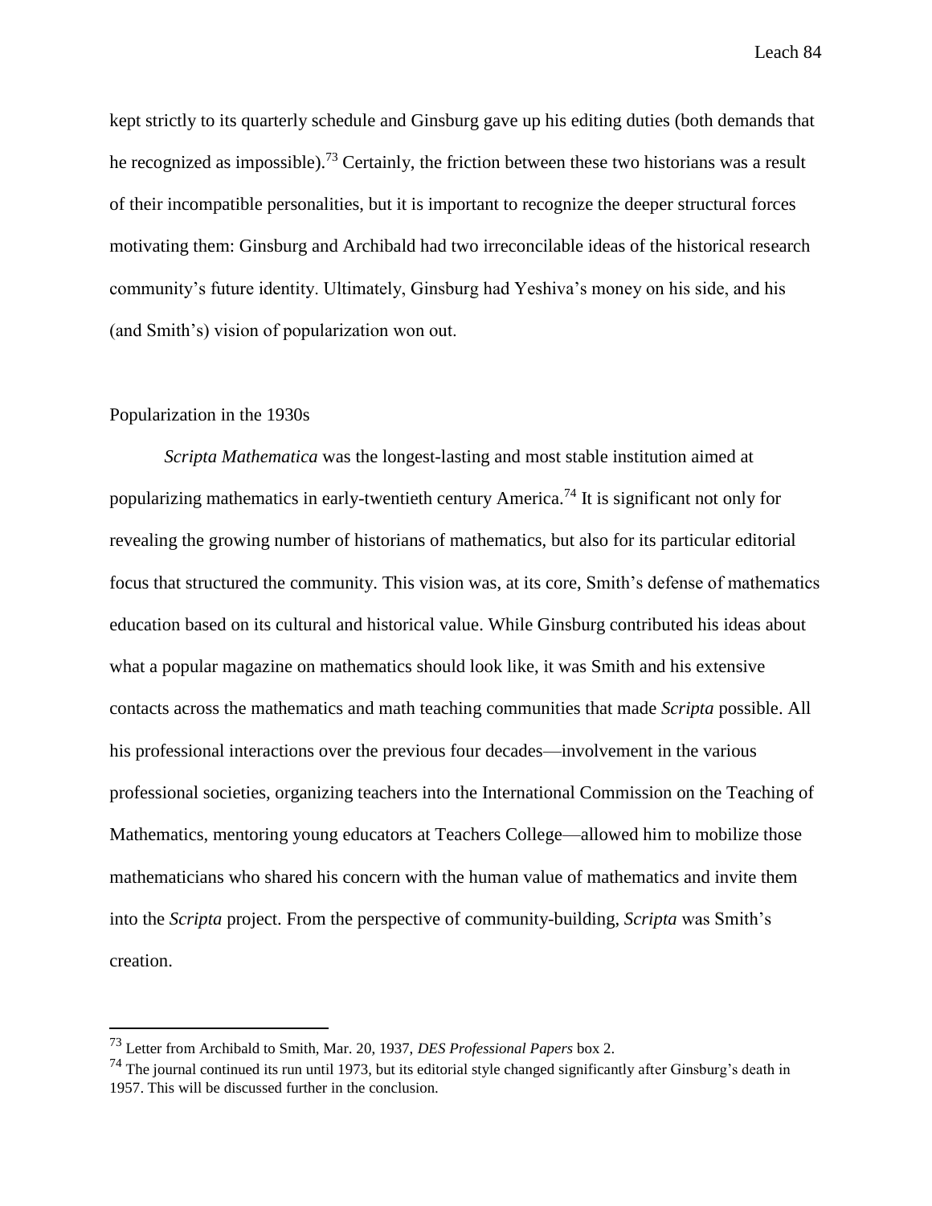kept strictly to its quarterly schedule and Ginsburg gave up his editing duties (both demands that he recognized as impossible).[73] Certainly, the friction between these two historians was a result of their incompatible personalities, but it is important to recognize the deeper structural forces motivating them: Ginsburg and Archibald had two irreconcilable ideas of the historical research community's future identity. Ultimately, Ginsburg had Yeshiva's money on his side, and his (and Smith's) vision of popularization won out.

## Popularization in the 1930s

*Scripta Mathematica* was the longest-lasting and most stable institution aimed at popularizing mathematics in early-twentieth century America.[74] It is significant not only for revealing the growing number of historians of mathematics, but also for its particular editorial focus that structured the community. This vision was, at its core, Smith's defense of mathematics education based on its cultural and historical value. While Ginsburg contributed his ideas about what a popular magazine on mathematics should look like, it was Smith and his extensive contacts across the mathematics and math teaching communities that made *Scripta* possible. All his professional interactions over the previous four decades—involvement in the various professional societies, organizing teachers into the International Commission on the Teaching of Mathematics, mentoring young educators at Teachers College—allowed him to mobilize those mathematicians who shared his concern with the human value of mathematics and invite them into the *Scripta* project. From the perspective of community-building, *Scripta* was Smith's creation.

---

[73] Letter from Archibald to Smith, Mar. 20, 1937, *DES Professional Papers* box 2.

[74] The journal continued its run until 1973, but its editorial style changed significantly after Ginsburg's death in 1957. This will be discussed further in the conclusion.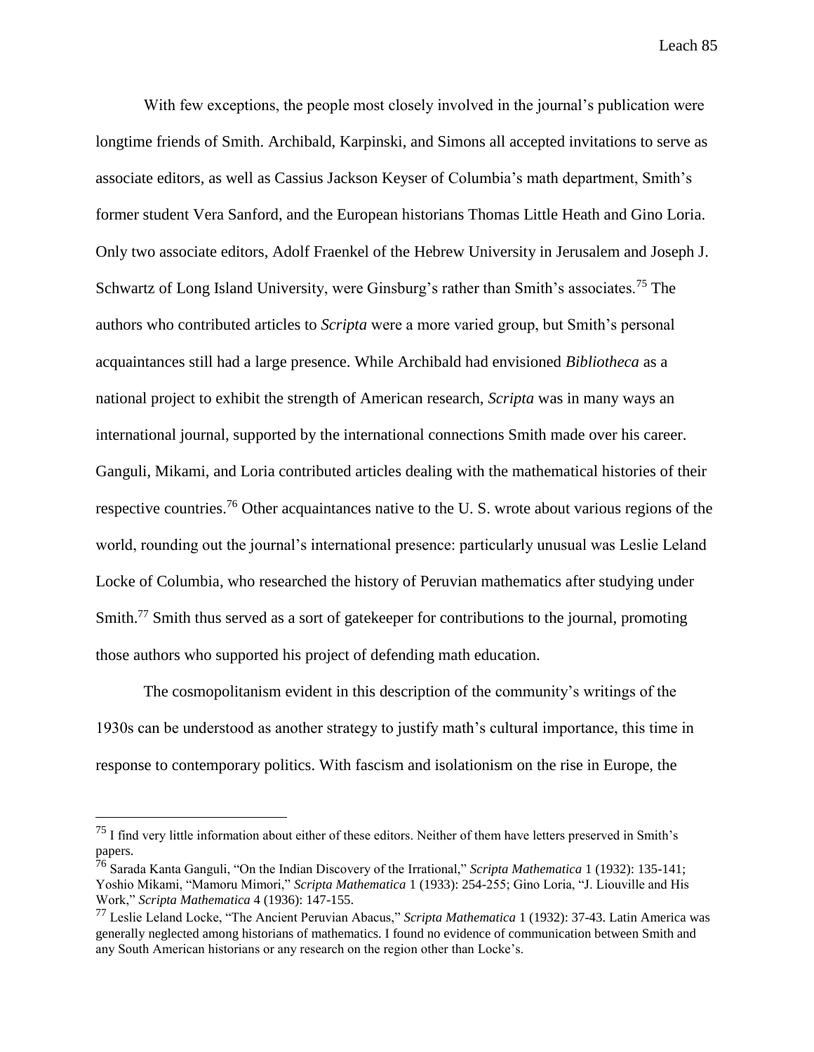With few exceptions, the people most closely involved in the journal's publication were longtime friends of Smith. Archibald, Karpinski, and Simons all accepted invitations to serve as associate editors, as well as Cassius Jackson Keyser of Columbia's math department, Smith's former student Vera Sanford, and the European historians Thomas Little Heath and Gino Loria. Only two associate editors, Adolf Fraenkel of the Hebrew University in Jerusalem and Joseph J. Schwartz of Long Island University, were Ginsburg's rather than Smith's associates.[75] The authors who contributed articles to *Scripta* were a more varied group, but Smith's personal acquaintances still had a large presence. While Archibald had envisioned *Bibliotheca* as a national project to exhibit the strength of American research, *Scripta* was in many ways an international journal, supported by the international connections Smith made over his career. Ganguli, Mikami, and Loria contributed articles dealing with the mathematical histories of their respective countries.[76] Other acquaintances native to the U. S. wrote about various regions of the world, rounding out the journal's international presence: particularly unusual was Leslie Leland Locke of Columbia, who researched the history of Peruvian mathematics after studying under Smith.[77] Smith thus served as a sort of gatekeeper for contributions to the journal, promoting those authors who supported his project of defending math education.

The cosmopolitanism evident in this description of the community's writings of the 1930s can be understood as another strategy to justify math's cultural importance, this time in response to contemporary politics. With fascism and isolationism on the rise in Europe, the

---

[75] I find very little information about either of these editors. Neither of them have letters preserved in Smith's papers.

[76] Sarada Kanta Ganguli, "On the Indian Discovery of the Irrational," *Scripta Mathematica* 1 (1932): 135-141; Yoshio Mikami, "Mamoru Mimori," *Scripta Mathematica* 1 (1933): 254-255; Gino Loria, "J. Liouville and His Work," *Scripta Mathematica* 4 (1936): 147-155.

[77] Leslie Leland Locke, "The Ancient Peruvian Abacus," *Scripta Mathematica* 1 (1932): 37-43. Latin America was generally neglected among historians of mathematics. I found no evidence of communication between Smith and any South American historians or any research on the region other than Locke's.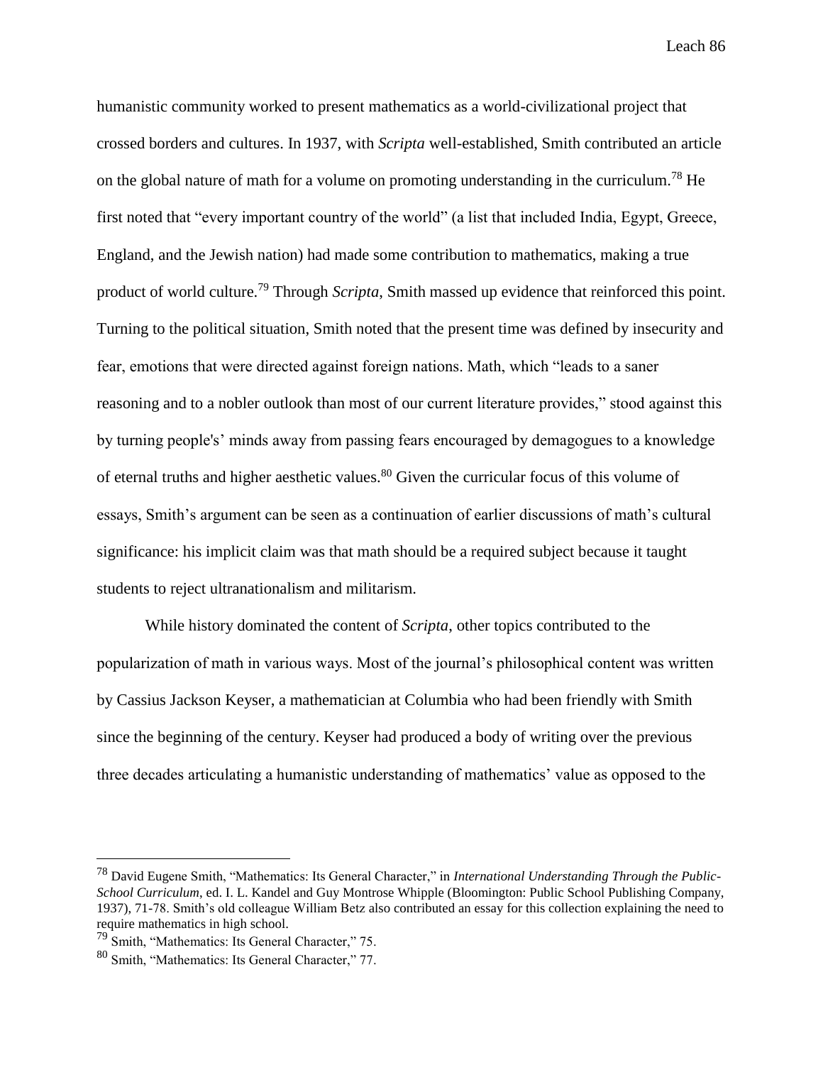humanistic community worked to present mathematics as a world-civilizational project that crossed borders and cultures. In 1937, with *Scripta* well-established, Smith contributed an article on the global nature of math for a volume on promoting understanding in the curriculum.[78] He first noted that "every important country of the world" (a list that included India, Egypt, Greece, England, and the Jewish nation) had made some contribution to mathematics, making a true product of world culture.[79] Through *Scripta*, Smith massed up evidence that reinforced this point. Turning to the political situation, Smith noted that the present time was defined by insecurity and fear, emotions that were directed against foreign nations. Math, which "leads to a saner reasoning and to a nobler outlook than most of our current literature provides," stood against this by turning people's' minds away from passing fears encouraged by demagogues to a knowledge of eternal truths and higher aesthetic values.[80] Given the curricular focus of this volume of essays, Smith's argument can be seen as a continuation of earlier discussions of math's cultural significance: his implicit claim was that math should be a required subject because it taught students to reject ultranationalism and militarism.

While history dominated the content of *Scripta*, other topics contributed to the popularization of math in various ways. Most of the journal's philosophical content was written by Cassius Jackson Keyser, a mathematician at Columbia who had been friendly with Smith since the beginning of the century. Keyser had produced a body of writing over the previous three decades articulating a humanistic understanding of mathematics' value as opposed to the

---

[78] David Eugene Smith, "Mathematics: Its General Character," in *International Understanding Through the Public-School Curriculum*, ed. I. L. Kandel and Guy Montrose Whipple (Bloomington: Public School Publishing Company, 1937), 71-78. Smith's old colleague William Betz also contributed an essay for this collection explaining the need to require mathematics in high school.

[79] Smith, "Mathematics: Its General Character," 75.

[80] Smith, "Mathematics: Its General Character," 77.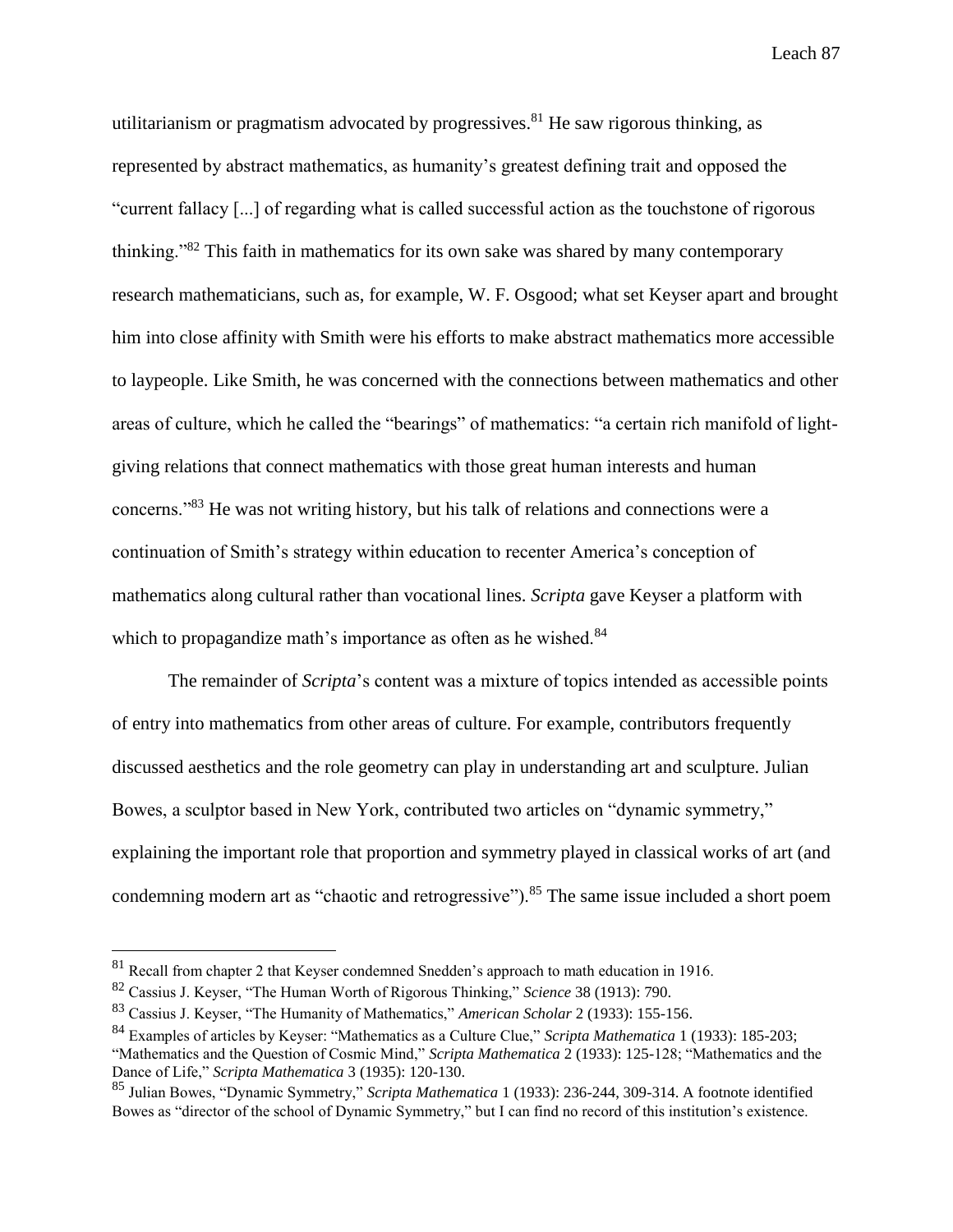utilitarianism or pragmatism advocated by progressives.[81] He saw rigorous thinking, as represented by abstract mathematics, as humanity's greatest defining trait and opposed the "current fallacy [...] of regarding what is called successful action as the touchstone of rigorous thinking."[82] This faith in mathematics for its own sake was shared by many contemporary research mathematicians, such as, for example, W. F. Osgood; what set Keyser apart and brought him into close affinity with Smith were his efforts to make abstract mathematics more accessible to laypeople. Like Smith, he was concerned with the connections between mathematics and other areas of culture, which he called the "bearings" of mathematics: "a certain rich manifold of light-giving relations that connect mathematics with those great human interests and human concerns."[83] He was not writing history, but his talk of relations and connections were a continuation of Smith's strategy within education to recenter America's conception of mathematics along cultural rather than vocational lines. *Scripta* gave Keyser a platform with which to propagandize math's importance as often as he wished.[84]

The remainder of *Scripta*'s content was a mixture of topics intended as accessible points of entry into mathematics from other areas of culture. For example, contributors frequently discussed aesthetics and the role geometry can play in understanding art and sculpture. Julian Bowes, a sculptor based in New York, contributed two articles on "dynamic symmetry," explaining the important role that proportion and symmetry played in classical works of art (and condemning modern art as "chaotic and retrogressive").[85] The same issue included a short poem

---

[81] Recall from chapter 2 that Keyser condemned Snedden's approach to math education in 1916.

[82] Cassius J. Keyser, "The Human Worth of Rigorous Thinking," *Science* 38 (1913): 790.

[83] Cassius J. Keyser, "The Humanity of Mathematics," *American Scholar* 2 (1933): 155-156.

[84] Examples of articles by Keyser: "Mathematics as a Culture Clue," *Scripta Mathematica* 1 (1933): 185-203; "Mathematics and the Question of Cosmic Mind," *Scripta Mathematica* 2 (1933): 125-128; "Mathematics and the Dance of Life," *Scripta Mathematica* 3 (1935): 120-130.

[85] Julian Bowes, "Dynamic Symmetry," *Scripta Mathematica* 1 (1933): 236-244, 309-314. A footnote identified Bowes as "director of the school of Dynamic Symmetry," but I can find no record of this institution's existence.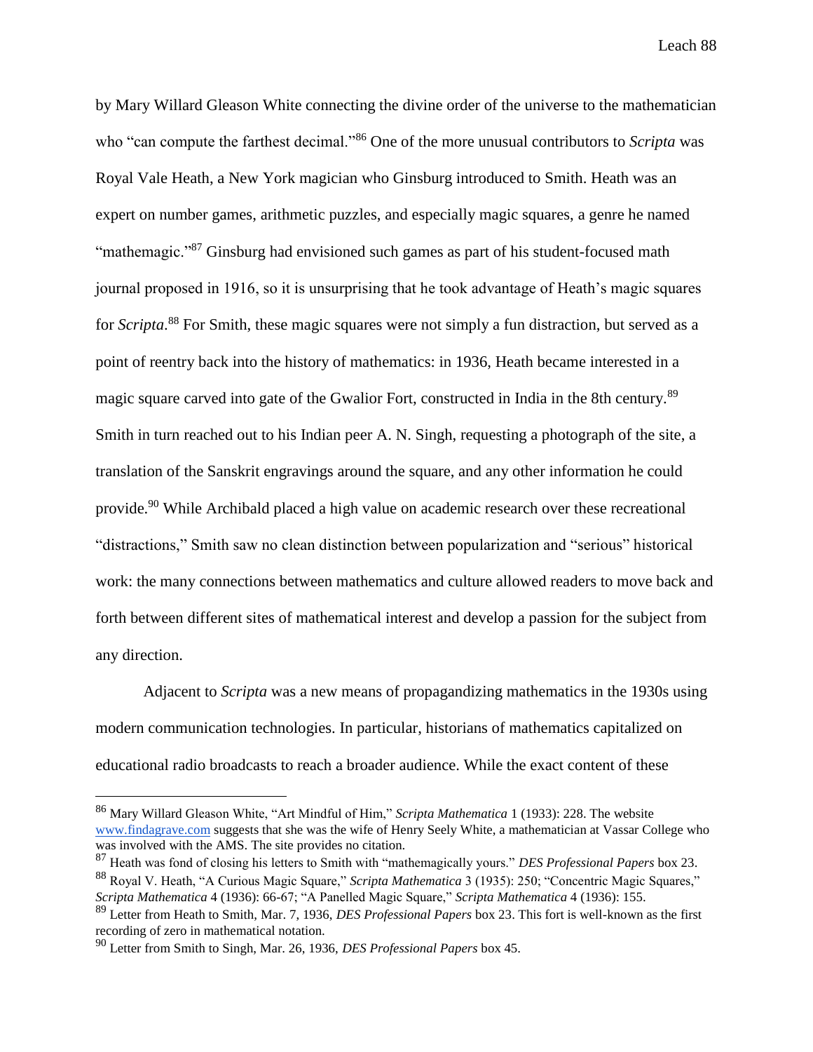by Mary Willard Gleason White connecting the divine order of the universe to the mathematician who "can compute the farthest decimal."[86] One of the more unusual contributors to *Scripta* was Royal Vale Heath, a New York magician who Ginsburg introduced to Smith. Heath was an expert on number games, arithmetic puzzles, and especially magic squares, a genre he named "mathemagic."[87] Ginsburg had envisioned such games as part of his student-focused math journal proposed in 1916, so it is unsurprising that he took advantage of Heath's magic squares for *Scripta*.[88] For Smith, these magic squares were not simply a fun distraction, but served as a point of reentry back into the history of mathematics: in 1936, Heath became interested in a magic square carved into gate of the Gwalior Fort, constructed in India in the 8th century.[89] Smith in turn reached out to his Indian peer A. N. Singh, requesting a photograph of the site, a translation of the Sanskrit engravings around the square, and any other information he could provide.[90] While Archibald placed a high value on academic research over these recreational "distractions," Smith saw no clean distinction between popularization and "serious" historical work: the many connections between mathematics and culture allowed readers to move back and forth between different sites of mathematical interest and develop a passion for the subject from any direction.

Adjacent to *Scripta* was a new means of propagandizing mathematics in the 1930s using modern communication technologies. In particular, historians of mathematics capitalized on educational radio broadcasts to reach a broader audience. While the exact content of these

---

[86] Mary Willard Gleason White, "Art Mindful of Him," *Scripta Mathematica* 1 (1933): 228. The website www.findagrave.com suggests that she was the wife of Henry Seely White, a mathematician at Vassar College who was involved with the AMS. The site provides no citation.

[87] Heath was fond of closing his letters to Smith with "mathemagically yours." *DES Professional Papers* box 23.

[88] Royal V. Heath, "A Curious Magic Square," *Scripta Mathematica* 3 (1935): 250; "Concentric Magic Squares," *Scripta Mathematica* 4 (1936): 66-67; "A Panelled Magic Square," *Scripta Mathematica* 4 (1936): 155.

[89] Letter from Heath to Smith, Mar. 7, 1936, *DES Professional Papers* box 23. This fort is well-known as the first recording of zero in mathematical notation.

[90] Letter from Smith to Singh, Mar. 26, 1936, *DES Professional Papers* box 45.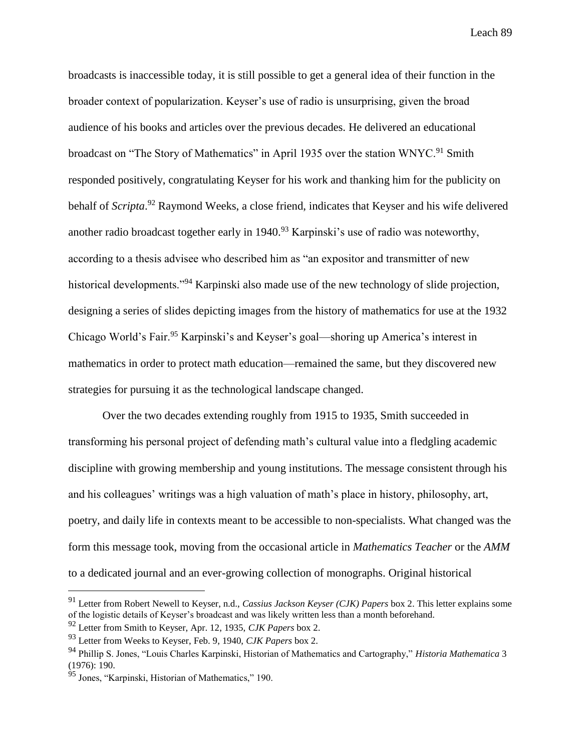broadcasts is inaccessible today, it is still possible to get a general idea of their function in the broader context of popularization. Keyser's use of radio is unsurprising, given the broad audience of his books and articles over the previous decades. He delivered an educational broadcast on "The Story of Mathematics" in April 1935 over the station WNYC.[91] Smith responded positively, congratulating Keyser for his work and thanking him for the publicity on behalf of *Scripta*.[92] Raymond Weeks, a close friend, indicates that Keyser and his wife delivered another radio broadcast together early in 1940.[93] Karpinski's use of radio was noteworthy, according to a thesis advisee who described him as "an expositor and transmitter of new historical developments."[94] Karpinski also made use of the new technology of slide projection, designing a series of slides depicting images from the history of mathematics for use at the 1932 Chicago World's Fair.[95] Karpinski's and Keyser's goal—shoring up America's interest in mathematics in order to protect math education—remained the same, but they discovered new strategies for pursuing it as the technological landscape changed.

Over the two decades extending roughly from 1915 to 1935, Smith succeeded in transforming his personal project of defending math's cultural value into a fledgling academic discipline with growing membership and young institutions. The message consistent through his and his colleagues' writings was a high valuation of math's place in history, philosophy, art, poetry, and daily life in contexts meant to be accessible to non-specialists. What changed was the form this message took, moving from the occasional article in *Mathematics Teacher* or the *AMM* to a dedicated journal and an ever-growing collection of monographs. Original historical

---

[91] Letter from Robert Newell to Keyser, n.d., *Cassius Jackson Keyser (CJK) Papers* box 2. This letter explains some of the logistic details of Keyser's broadcast and was likely written less than a month beforehand.

[92] Letter from Smith to Keyser, Apr. 12, 1935, *CJK Papers* box 2.

[93] Letter from Weeks to Keyser, Feb. 9, 1940, *CJK Papers* box 2.

[94] Phillip S. Jones, "Louis Charles Karpinski, Historian of Mathematics and Cartography," *Historia Mathematica* 3 (1976): 190.

[95] Jones, "Karpinski, Historian of Mathematics," 190.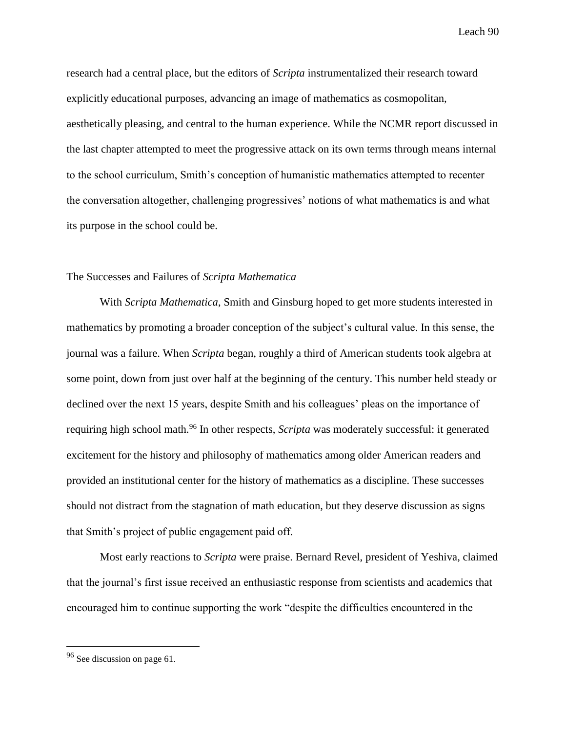research had a central place, but the editors of *Scripta* instrumentalized their research toward explicitly educational purposes, advancing an image of mathematics as cosmopolitan, aesthetically pleasing, and central to the human experience. While the NCMR report discussed in the last chapter attempted to meet the progressive attack on its own terms through means internal to the school curriculum, Smith's conception of humanistic mathematics attempted to recenter the conversation altogether, challenging progressives' notions of what mathematics is and what its purpose in the school could be.

## The Successes and Failures of *Scripta Mathematica*

With *Scripta Mathematica*, Smith and Ginsburg hoped to get more students interested in mathematics by promoting a broader conception of the subject's cultural value. In this sense, the journal was a failure. When *Scripta* began, roughly a third of American students took algebra at some point, down from just over half at the beginning of the century. This number held steady or declined over the next 15 years, despite Smith and his colleagues' pleas on the importance of requiring high school math.[96] In other respects, *Scripta* was moderately successful: it generated excitement for the history and philosophy of mathematics among older American readers and provided an institutional center for the history of mathematics as a discipline. These successes should not distract from the stagnation of math education, but they deserve discussion as signs that Smith's project of public engagement paid off.

Most early reactions to *Scripta* were praise. Bernard Revel, president of Yeshiva, claimed that the journal's first issue received an enthusiastic response from scientists and academics that encouraged him to continue supporting the work "despite the difficulties encountered in the

---

[96] See discussion on page 61.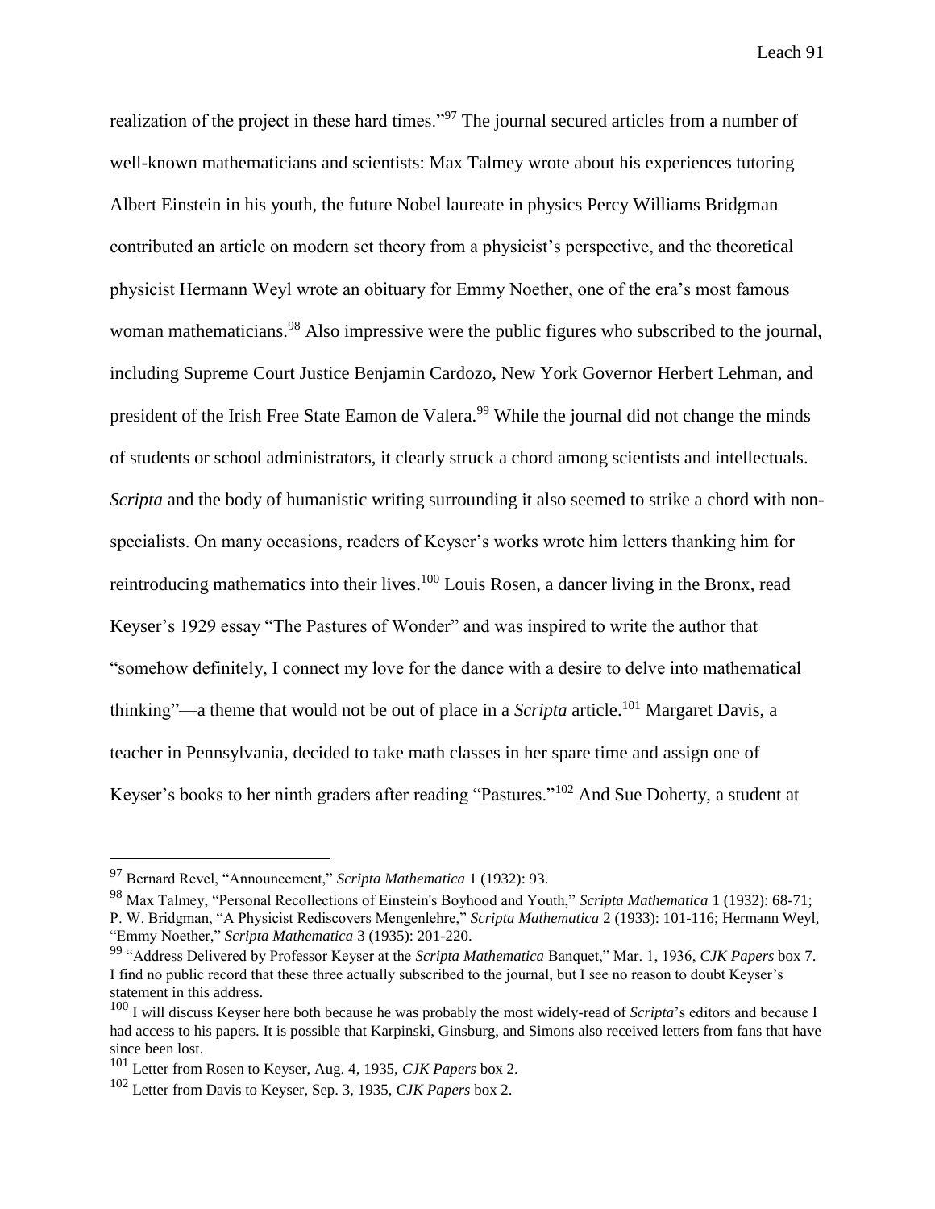realization of the project in these hard times."[97] The journal secured articles from a number of well-known mathematicians and scientists: Max Talmey wrote about his experiences tutoring Albert Einstein in his youth, the future Nobel laureate in physics Percy Williams Bridgman contributed an article on modern set theory from a physicist's perspective, and the theoretical physicist Hermann Weyl wrote an obituary for Emmy Noether, one of the era's most famous woman mathematicians.[98] Also impressive were the public figures who subscribed to the journal, including Supreme Court Justice Benjamin Cardozo, New York Governor Herbert Lehman, and president of the Irish Free State Eamon de Valera.[99] While the journal did not change the minds of students or school administrators, it clearly struck a chord among scientists and intellectuals.

*Scripta* and the body of humanistic writing surrounding it also seemed to strike a chord with non-specialists. On many occasions, readers of Keyser's works wrote him letters thanking him for reintroducing mathematics into their lives.[100] Louis Rosen, a dancer living in the Bronx, read Keyser's 1929 essay "The Pastures of Wonder" and was inspired to write the author that "somehow definitely, I connect my love for the dance with a desire to delve into mathematical thinking"—a theme that would not be out of place in a *Scripta* article.[101] Margaret Davis, a teacher in Pennsylvania, decided to take math classes in her spare time and assign one of Keyser's books to her ninth graders after reading "Pastures."[102] And Sue Doherty, a student at

---

[97] Bernard Revel, "Announcement," *Scripta Mathematica* 1 (1932): 93.

[98] Max Talmey, "Personal Recollections of Einstein's Boyhood and Youth," *Scripta Mathematica* 1 (1932): 68-71; P. W. Bridgman, "A Physicist Rediscovers Mengenlehre," *Scripta Mathematica* 2 (1933): 101-116; Hermann Weyl, "Emmy Noether," *Scripta Mathematica* 3 (1935): 201-220.

[99] "Address Delivered by Professor Keyser at the *Scripta Mathematica* Banquet," Mar. 1, 1936, *CJK Papers* box 7. I find no public record that these three actually subscribed to the journal, but I see no reason to doubt Keyser's statement in this address.

[100] I will discuss Keyser here both because he was probably the most widely-read of *Scripta*'s editors and because I had access to his papers. It is possible that Karpinski, Ginsburg, and Simons also received letters from fans that have since been lost.

[101] Letter from Rosen to Keyser, Aug. 4, 1935, *CJK Papers* box 2.

[102] Letter from Davis to Keyser, Sep. 3, 1935, *CJK Papers* box 2.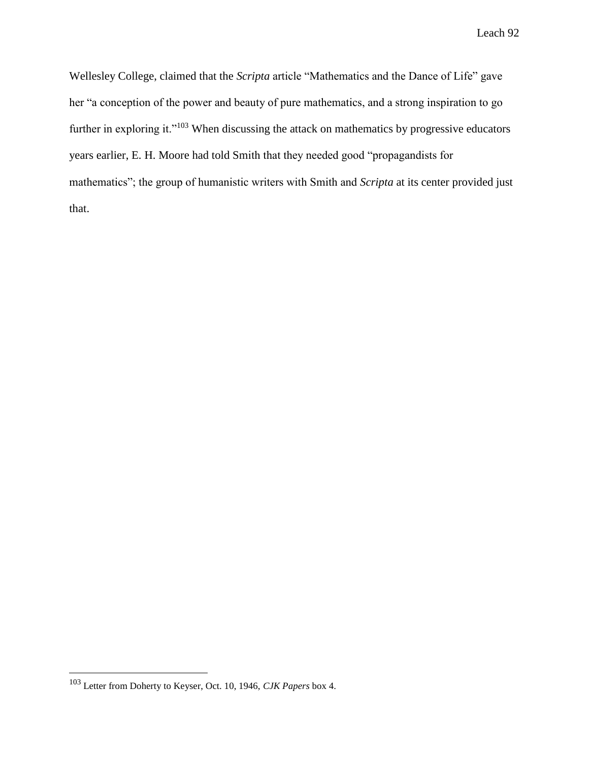Wellesley College, claimed that the *Scripta* article "Mathematics and the Dance of Life" gave her "a conception of the power and beauty of pure mathematics, and a strong inspiration to go further in exploring it."[103] When discussing the attack on mathematics by progressive educators years earlier, E. H. Moore had told Smith that they needed good "propagandists for mathematics"; the group of humanistic writers with Smith and *Scripta* at its center provided just that.

[103] Letter from Doherty to Keyser, Oct. 10, 1946, *CJK Papers* box 4.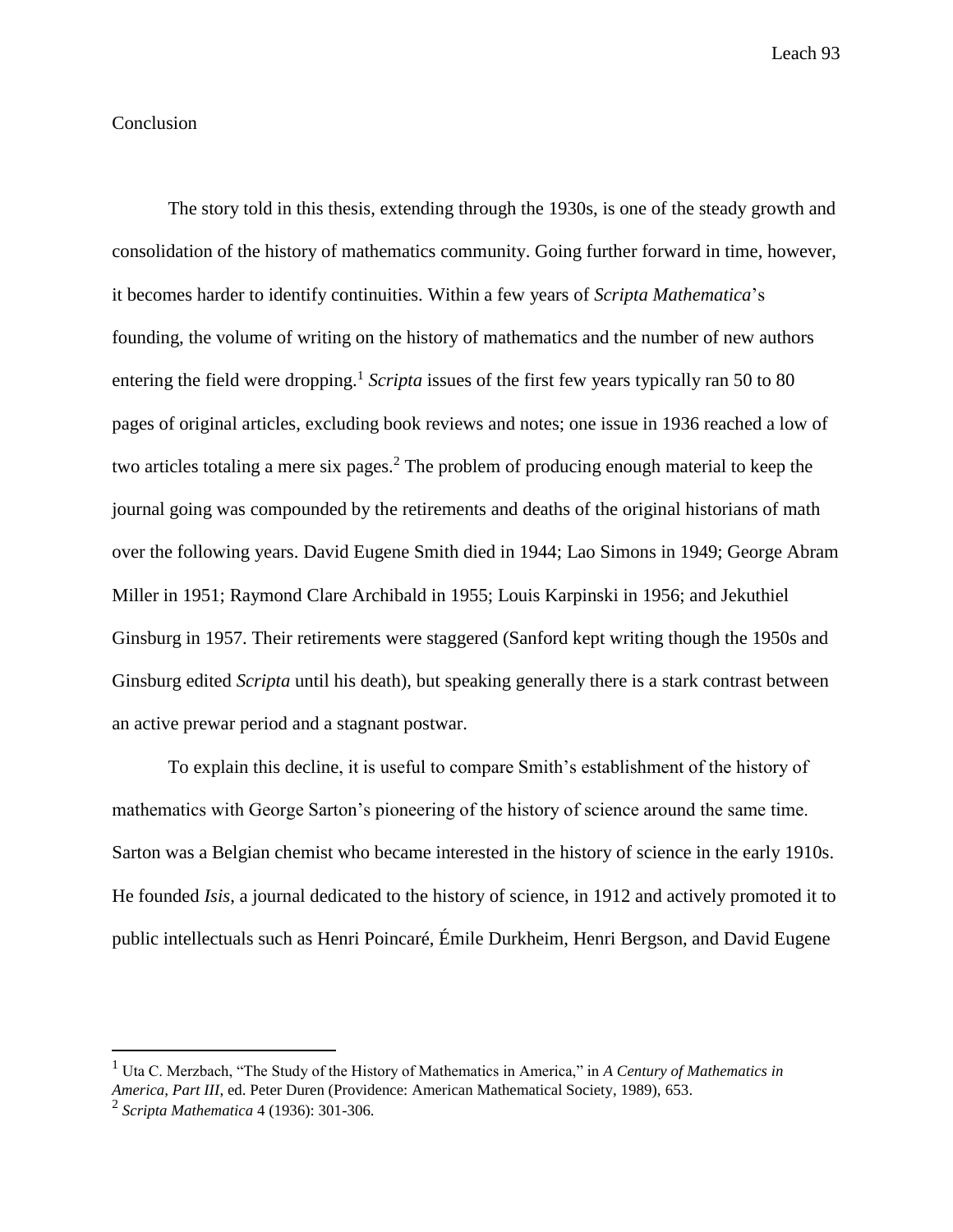## Conclusion

The story told in this thesis, extending through the 1930s, is one of the steady growth and consolidation of the history of mathematics community. Going further forward in time, however, it becomes harder to identify continuities. Within a few years of *Scripta Mathematica*'s founding, the volume of writing on the history of mathematics and the number of new authors entering the field were dropping.[1] *Scripta* issues of the first few years typically ran 50 to 80 pages of original articles, excluding book reviews and notes; one issue in 1936 reached a low of two articles totaling a mere six pages.[2] The problem of producing enough material to keep the journal going was compounded by the retirements and deaths of the original historians of math over the following years. David Eugene Smith died in 1944; Lao Simons in 1949; George Abram Miller in 1951; Raymond Clare Archibald in 1955; Louis Karpinski in 1956; and Jekuthiel Ginsburg in 1957. Their retirements were staggered (Sanford kept writing though the 1950s and Ginsburg edited *Scripta* until his death), but speaking generally there is a stark contrast between an active prewar period and a stagnant postwar.

To explain this decline, it is useful to compare Smith's establishment of the history of mathematics with George Sarton's pioneering of the history of science around the same time. Sarton was a Belgian chemist who became interested in the history of science in the early 1910s. He founded *Isis*, a journal dedicated to the history of science, in 1912 and actively promoted it to public intellectuals such as Henri Poincaré, Émile Durkheim, Henri Bergson, and David Eugene

---

[1] Uta C. Merzbach, "The Study of the History of Mathematics in America," in *A Century of Mathematics in America, Part III*, ed. Peter Duren (Providence: American Mathematical Society, 1989), 653.

[2] *Scripta Mathematica* 4 (1936): 301-306.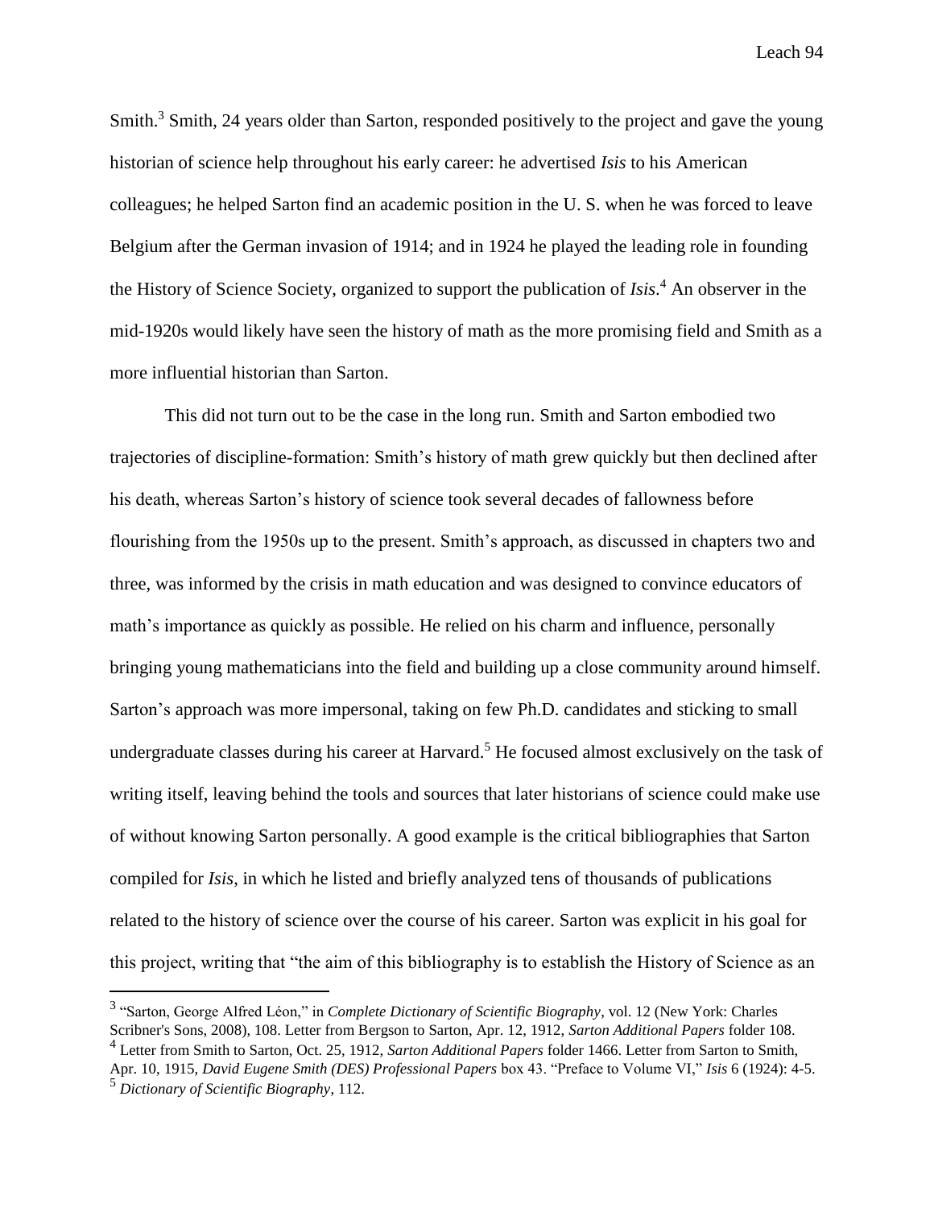Smith.[3] Smith, 24 years older than Sarton, responded positively to the project and gave the young historian of science help throughout his early career: he advertised *Isis* to his American colleagues; he helped Sarton find an academic position in the U. S. when he was forced to leave Belgium after the German invasion of 1914; and in 1924 he played the leading role in founding the History of Science Society, organized to support the publication of *Isis*.[4] An observer in the mid-1920s would likely have seen the history of math as the more promising field and Smith as a more influential historian than Sarton.

This did not turn out to be the case in the long run. Smith and Sarton embodied two trajectories of discipline-formation: Smith's history of math grew quickly but then declined after his death, whereas Sarton's history of science took several decades of fallowness before flourishing from the 1950s up to the present. Smith's approach, as discussed in chapters two and three, was informed by the crisis in math education and was designed to convince educators of math's importance as quickly as possible. He relied on his charm and influence, personally bringing young mathematicians into the field and building up a close community around himself. Sarton's approach was more impersonal, taking on few Ph.D. candidates and sticking to small undergraduate classes during his career at Harvard.[5] He focused almost exclusively on the task of writing itself, leaving behind the tools and sources that later historians of science could make use of without knowing Sarton personally. A good example is the critical bibliographies that Sarton compiled for *Isis*, in which he listed and briefly analyzed tens of thousands of publications related to the history of science over the course of his career. Sarton was explicit in his goal for this project, writing that "the aim of this bibliography is to establish the History of Science as an

---

[3] "Sarton, George Alfred Léon," in *Complete Dictionary of Scientific Biography*, vol. 12 (New York: Charles Scribner's Sons, 2008), 108. Letter from Bergson to Sarton, Apr. 12, 1912, *Sarton Additional Papers* folder 108.

[4] Letter from Smith to Sarton, Oct. 25, 1912, *Sarton Additional Papers* folder 1466. Letter from Sarton to Smith, Apr. 10, 1915, *David Eugene Smith (DES) Professional Papers* box 43. "Preface to Volume VI," *Isis* 6 (1924): 4-5.

[5] *Dictionary of Scientific Biography*, 112.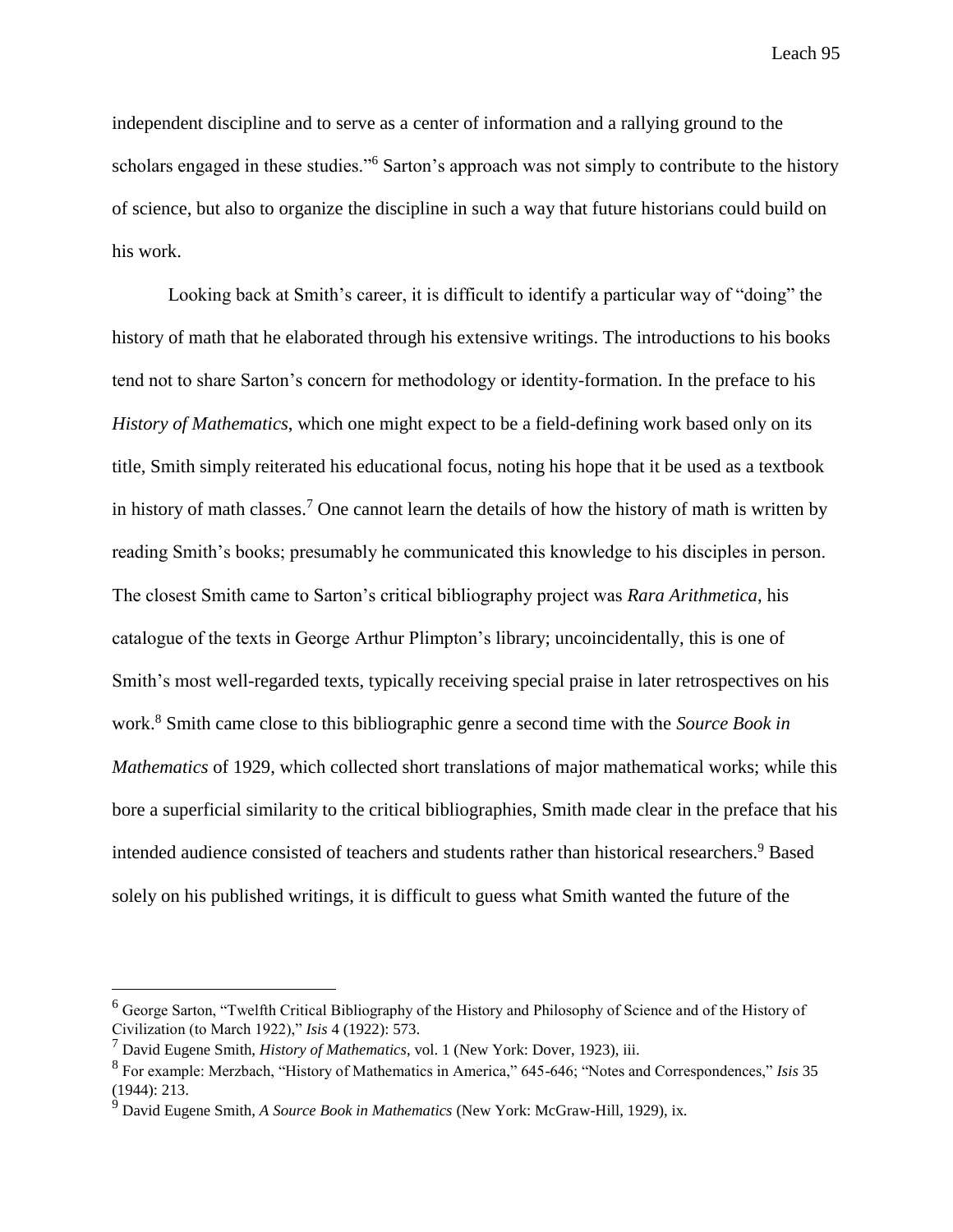independent discipline and to serve as a center of information and a rallying ground to the scholars engaged in these studies."[6] Sarton's approach was not simply to contribute to the history of science, but also to organize the discipline in such a way that future historians could build on his work.

Looking back at Smith's career, it is difficult to identify a particular way of "doing" the history of math that he elaborated through his extensive writings. The introductions to his books tend not to share Sarton's concern for methodology or identity-formation. In the preface to his *History of Mathematics*, which one might expect to be a field-defining work based only on its title, Smith simply reiterated his educational focus, noting his hope that it be used as a textbook in history of math classes.[7] One cannot learn the details of how the history of math is written by reading Smith's books; presumably he communicated this knowledge to his disciples in person. The closest Smith came to Sarton's critical bibliography project was *Rara Arithmetica*, his catalogue of the texts in George Arthur Plimpton's library; uncoincidentally, this is one of Smith's most well-regarded texts, typically receiving special praise in later retrospectives on his work.[8] Smith came close to this bibliographic genre a second time with the *Source Book in Mathematics* of 1929, which collected short translations of major mathematical works; while this bore a superficial similarity to the critical bibliographies, Smith made clear in the preface that his intended audience consisted of teachers and students rather than historical researchers.[9] Based solely on his published writings, it is difficult to guess what Smith wanted the future of the

---

[6] George Sarton, "Twelfth Critical Bibliography of the History and Philosophy of Science and of the History of Civilization (to March 1922)," *Isis* 4 (1922): 573.

[7] David Eugene Smith, *History of Mathematics*, vol. 1 (New York: Dover, 1923), iii.

[8] For example: Merzbach, "History of Mathematics in America," 645-646; "Notes and Correspondences," *Isis* 35 (1944): 213.

[9] David Eugene Smith, *A Source Book in Mathematics* (New York: McGraw-Hill, 1929), ix.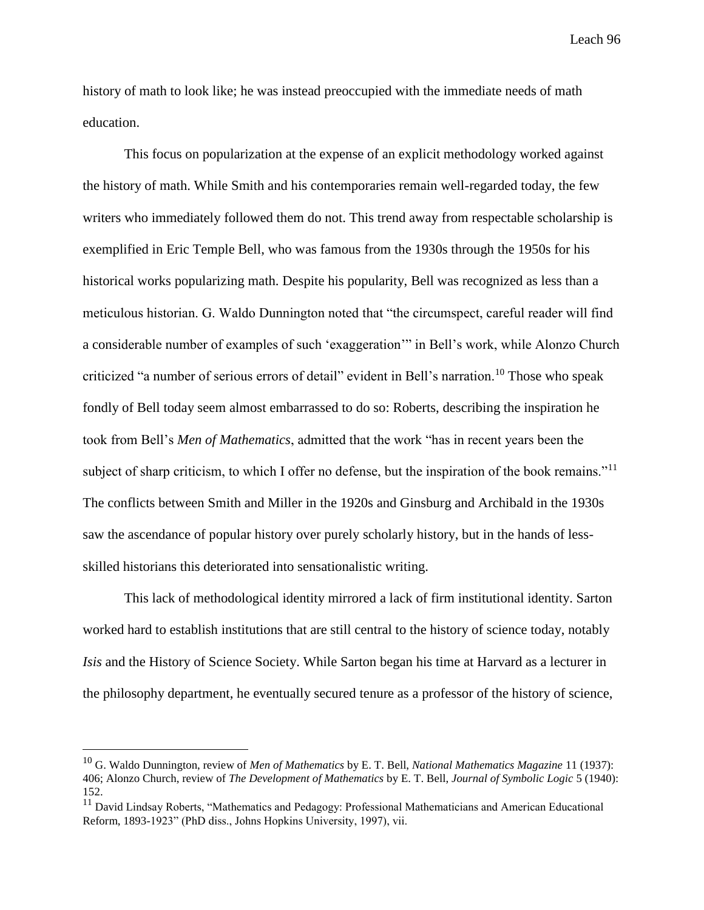history of math to look like; he was instead preoccupied with the immediate needs of math education.

This focus on popularization at the expense of an explicit methodology worked against the history of math. While Smith and his contemporaries remain well-regarded today, the few writers who immediately followed them do not. This trend away from respectable scholarship is exemplified in Eric Temple Bell, who was famous from the 1930s through the 1950s for his historical works popularizing math. Despite his popularity, Bell was recognized as less than a meticulous historian. G. Waldo Dunnington noted that "the circumspect, careful reader will find a considerable number of examples of such 'exaggeration'" in Bell's work, while Alonzo Church criticized "a number of serious errors of detail" evident in Bell's narration.[10] Those who speak fondly of Bell today seem almost embarrassed to do so: Roberts, describing the inspiration he took from Bell's *Men of Mathematics*, admitted that the work "has in recent years been the subject of sharp criticism, to which I offer no defense, but the inspiration of the book remains."[11] The conflicts between Smith and Miller in the 1920s and Ginsburg and Archibald in the 1930s saw the ascendance of popular history over purely scholarly history, but in the hands of less-skilled historians this deteriorated into sensationalistic writing.

This lack of methodological identity mirrored a lack of firm institutional identity. Sarton worked hard to establish institutions that are still central to the history of science today, notably *Isis* and the History of Science Society. While Sarton began his time at Harvard as a lecturer in the philosophy department, he eventually secured tenure as a professor of the history of science,

---

[10] G. Waldo Dunnington, review of *Men of Mathematics* by E. T. Bell, *National Mathematics Magazine* 11 (1937): 406; Alonzo Church, review of *The Development of Mathematics* by E. T. Bell, *Journal of Symbolic Logic* 5 (1940): 152.

[11] David Lindsay Roberts, "Mathematics and Pedagogy: Professional Mathematicians and American Educational Reform, 1893-1923" (PhD diss., Johns Hopkins University, 1997), vii.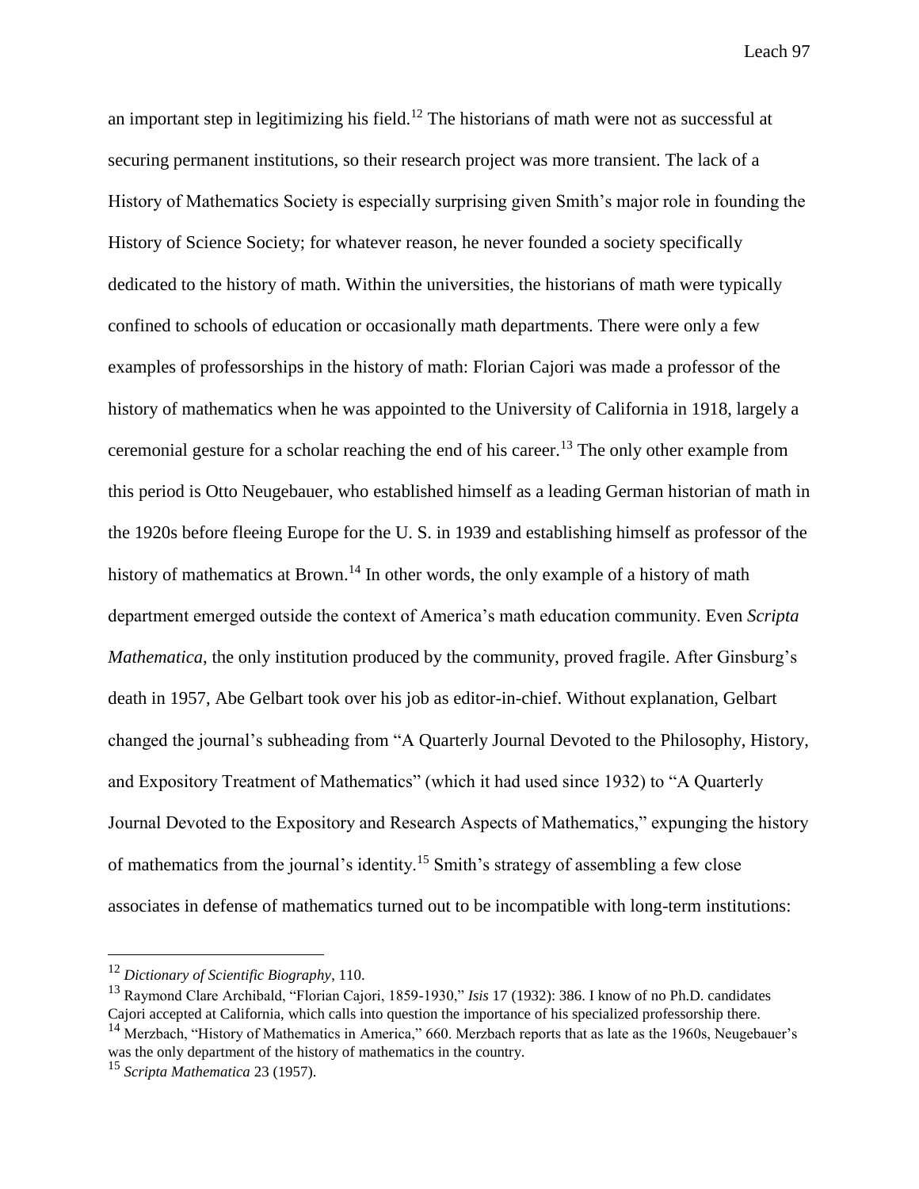an important step in legitimizing his field.[12] The historians of math were not as successful at securing permanent institutions, so their research project was more transient. The lack of a History of Mathematics Society is especially surprising given Smith's major role in founding the History of Science Society; for whatever reason, he never founded a society specifically dedicated to the history of math. Within the universities, the historians of math were typically confined to schools of education or occasionally math departments. There were only a few examples of professorships in the history of math: Florian Cajori was made a professor of the history of mathematics when he was appointed to the University of California in 1918, largely a ceremonial gesture for a scholar reaching the end of his career.[13] The only other example from this period is Otto Neugebauer, who established himself as a leading German historian of math in the 1920s before fleeing Europe for the U. S. in 1939 and establishing himself as professor of the history of mathematics at Brown.[14] In other words, the only example of a history of math department emerged outside the context of America's math education community. Even *Scripta Mathematica*, the only institution produced by the community, proved fragile. After Ginsburg's death in 1957, Abe Gelbart took over his job as editor-in-chief. Without explanation, Gelbart changed the journal's subheading from "A Quarterly Journal Devoted to the Philosophy, History, and Expository Treatment of Mathematics" (which it had used since 1932) to "A Quarterly Journal Devoted to the Expository and Research Aspects of Mathematics," expunging the history of mathematics from the journal's identity.[15] Smith's strategy of assembling a few close associates in defense of mathematics turned out to be incompatible with long-term institutions:

---

[12] *Dictionary of Scientific Biography*, 110.

[13] Raymond Clare Archibald, "Florian Cajori, 1859-1930," *Isis* 17 (1932): 386. I know of no Ph.D. candidates Cajori accepted at California, which calls into question the importance of his specialized professorship there.

[14] Merzbach, "History of Mathematics in America," 660. Merzbach reports that as late as the 1960s, Neugebauer's was the only department of the history of mathematics in the country.

[15] *Scripta Mathematica* 23 (1957).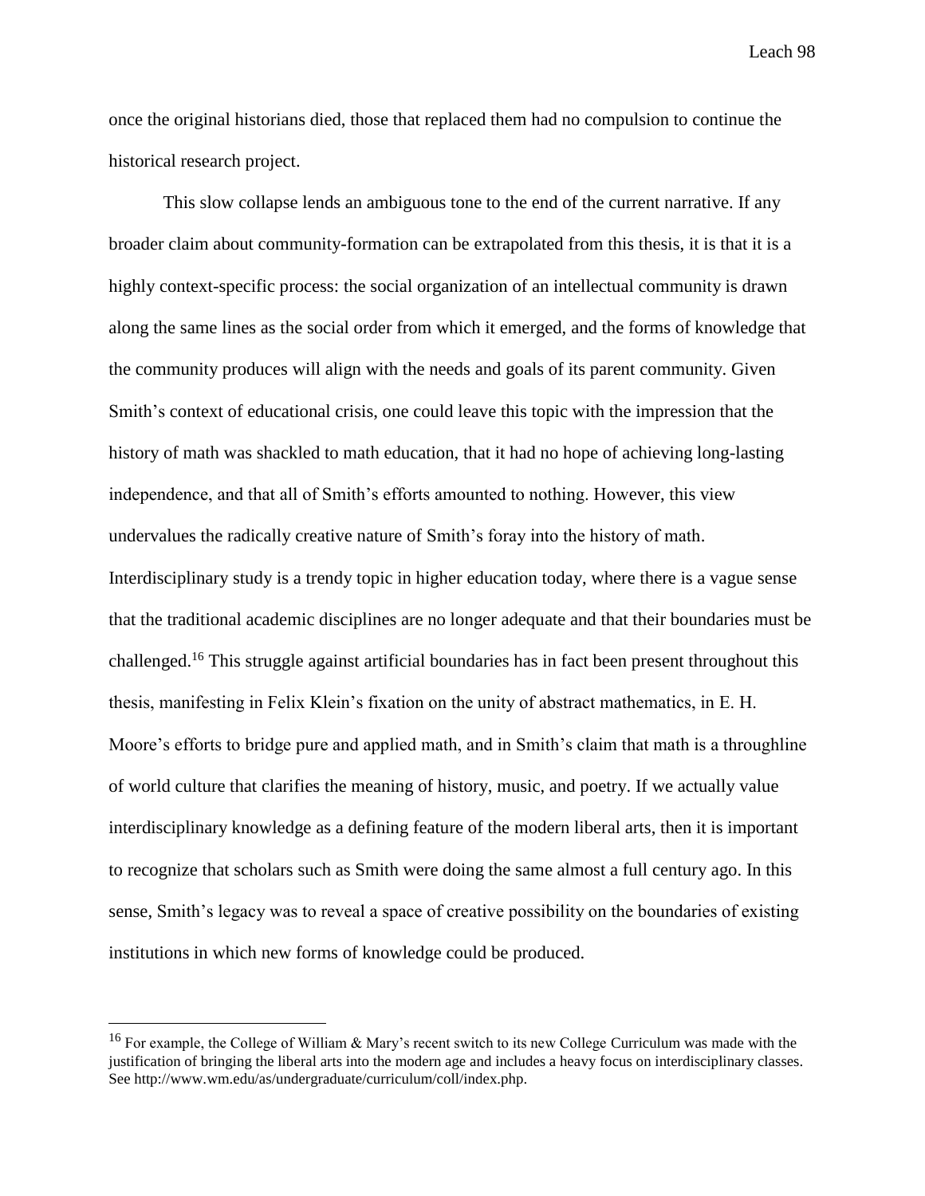once the original historians died, those that replaced them had no compulsion to continue the historical research project.

This slow collapse lends an ambiguous tone to the end of the current narrative. If any broader claim about community-formation can be extrapolated from this thesis, it is that it is a highly context-specific process: the social organization of an intellectual community is drawn along the same lines as the social order from which it emerged, and the forms of knowledge that the community produces will align with the needs and goals of its parent community. Given Smith's context of educational crisis, one could leave this topic with the impression that the history of math was shackled to math education, that it had no hope of achieving long-lasting independence, and that all of Smith's efforts amounted to nothing. However, this view undervalues the radically creative nature of Smith's foray into the history of math. Interdisciplinary study is a trendy topic in higher education today, where there is a vague sense that the traditional academic disciplines are no longer adequate and that their boundaries must be challenged.[16] This struggle against artificial boundaries has in fact been present throughout this thesis, manifesting in Felix Klein's fixation on the unity of abstract mathematics, in E. H. Moore's efforts to bridge pure and applied math, and in Smith's claim that math is a throughline of world culture that clarifies the meaning of history, music, and poetry. If we actually value interdisciplinary knowledge as a defining feature of the modern liberal arts, then it is important to recognize that scholars such as Smith were doing the same almost a full century ago. In this sense, Smith's legacy was to reveal a space of creative possibility on the boundaries of existing institutions in which new forms of knowledge could be produced.

---

[16] For example, the College of William & Mary's recent switch to its new College Curriculum was made with the justification of bringing the liberal arts into the modern age and includes a heavy focus on interdisciplinary classes. See http://www.wm.edu/as/undergraduate/curriculum/coll/index.php.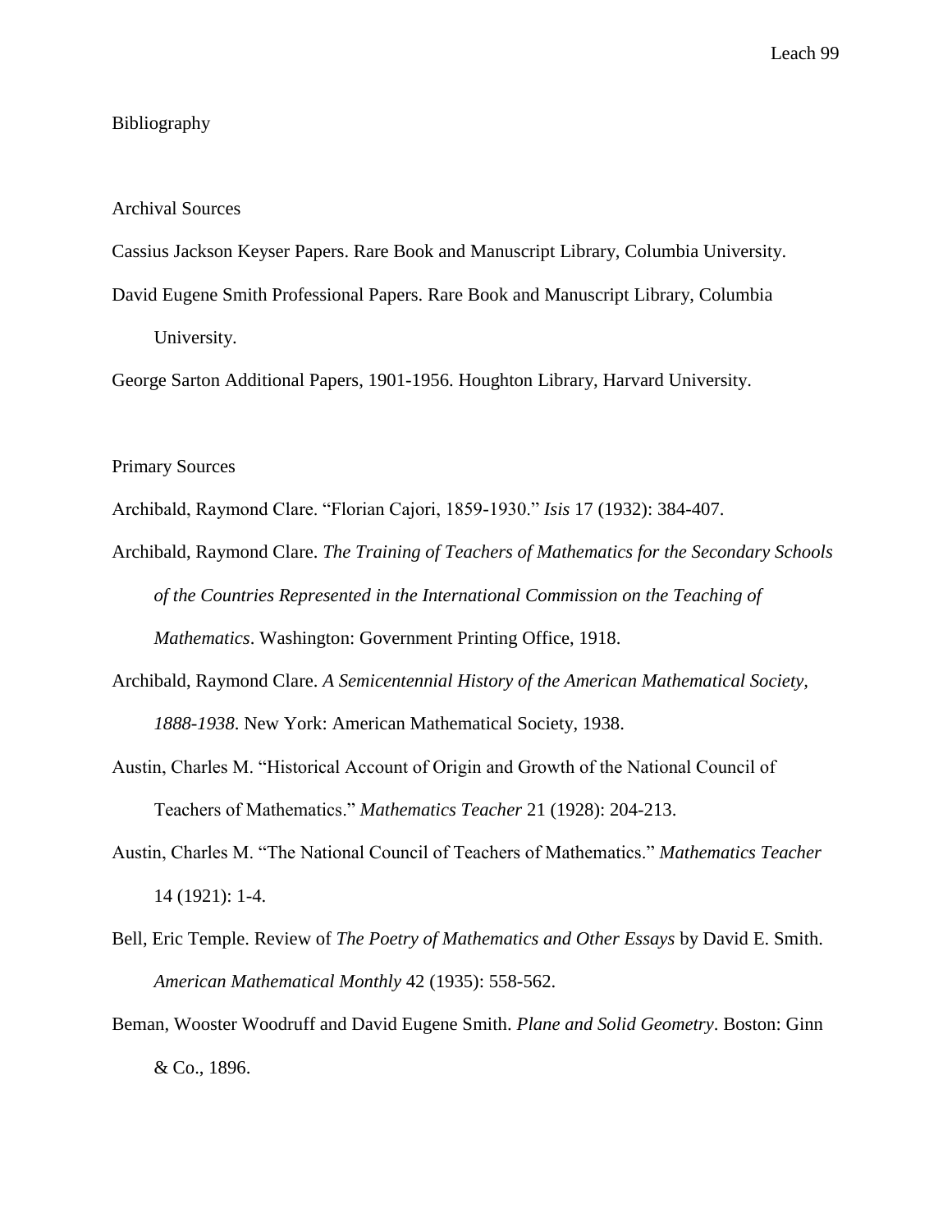# Bibliography

## Archival Sources

Cassius Jackson Keyser Papers. Rare Book and Manuscript Library, Columbia University.

David Eugene Smith Professional Papers. Rare Book and Manuscript Library, Columbia University.

George Sarton Additional Papers, 1901-1956. Houghton Library, Harvard University.

## Primary Sources

Archibald, Raymond Clare. "Florian Cajori, 1859-1930." *Isis* 17 (1932): 384-407.

Archibald, Raymond Clare. *The Training of Teachers of Mathematics for the Secondary Schools of the Countries Represented in the International Commission on the Teaching of Mathematics*. Washington: Government Printing Office, 1918.

Archibald, Raymond Clare. *A Semicentennial History of the American Mathematical Society, 1888-1938*. New York: American Mathematical Society, 1938.

Austin, Charles M. "Historical Account of Origin and Growth of the National Council of Teachers of Mathematics." *Mathematics Teacher* 21 (1928): 204-213.

Austin, Charles M. "The National Council of Teachers of Mathematics." *Mathematics Teacher* 14 (1921): 1-4.

Bell, Eric Temple. Review of *The Poetry of Mathematics and Other Essays* by David E. Smith. *American Mathematical Monthly* 42 (1935): 558-562.

Beman, Wooster Woodruff and David Eugene Smith. *Plane and Solid Geometry*. Boston: Ginn & Co., 1896.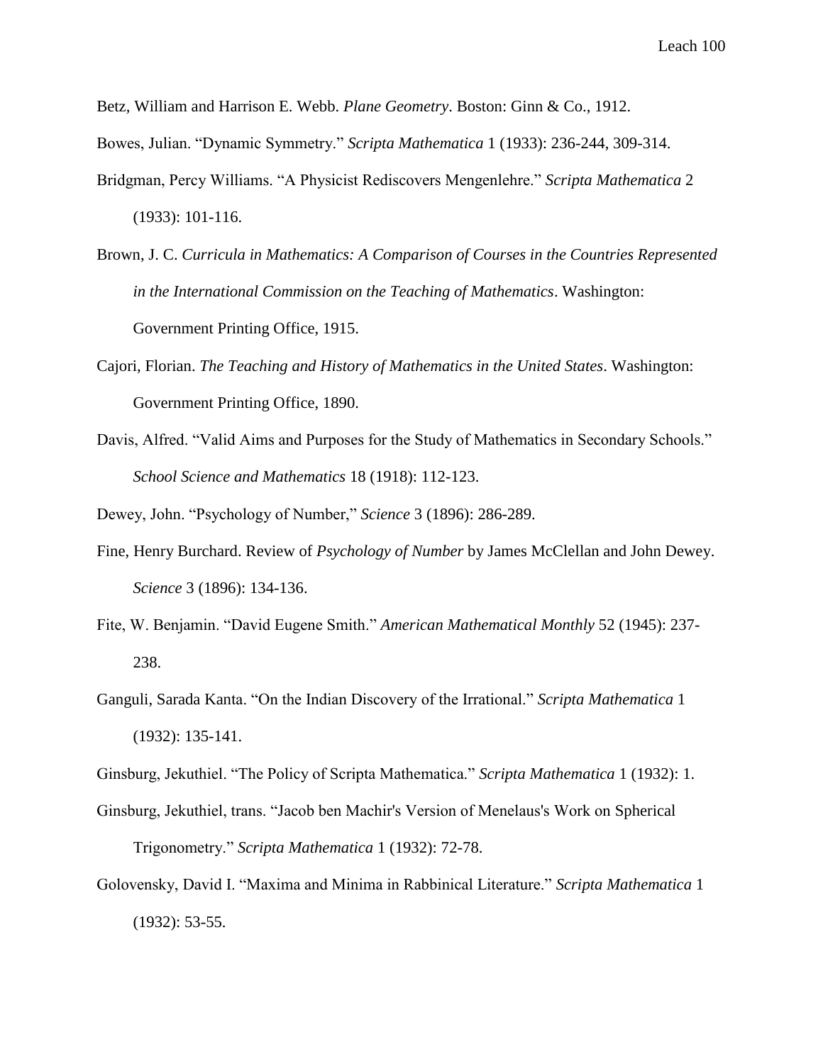Betz, William and Harrison E. Webb. *Plane Geometry*. Boston: Ginn & Co., 1912.

Bowes, Julian. "Dynamic Symmetry." *Scripta Mathematica* 1 (1933): 236-244, 309-314.

Bridgman, Percy Williams. "A Physicist Rediscovers Mengenlehre." *Scripta Mathematica* 2 (1933): 101-116.

Brown, J. C. *Curricula in Mathematics: A Comparison of Courses in the Countries Represented in the International Commission on the Teaching of Mathematics*. Washington: Government Printing Office, 1915.

Cajori, Florian. *The Teaching and History of Mathematics in the United States*. Washington: Government Printing Office, 1890.

Davis, Alfred. "Valid Aims and Purposes for the Study of Mathematics in Secondary Schools." *School Science and Mathematics* 18 (1918): 112-123.

Dewey, John. "Psychology of Number," *Science* 3 (1896): 286-289.

Fine, Henry Burchard. Review of *Psychology of Number* by James McClellan and John Dewey. *Science* 3 (1896): 134-136.

Fite, W. Benjamin. "David Eugene Smith." *American Mathematical Monthly* 52 (1945): 237-238.

Ganguli, Sarada Kanta. "On the Indian Discovery of the Irrational." *Scripta Mathematica* 1 (1932): 135-141.

Ginsburg, Jekuthiel. "The Policy of Scripta Mathematica." *Scripta Mathematica* 1 (1932): 1.

Ginsburg, Jekuthiel, trans. "Jacob ben Machir's Version of Menelaus's Work on Spherical Trigonometry." *Scripta Mathematica* 1 (1932): 72-78.

Golovensky, David I. "Maxima and Minima in Rabbinical Literature." *Scripta Mathematica* 1 (1932): 53-55.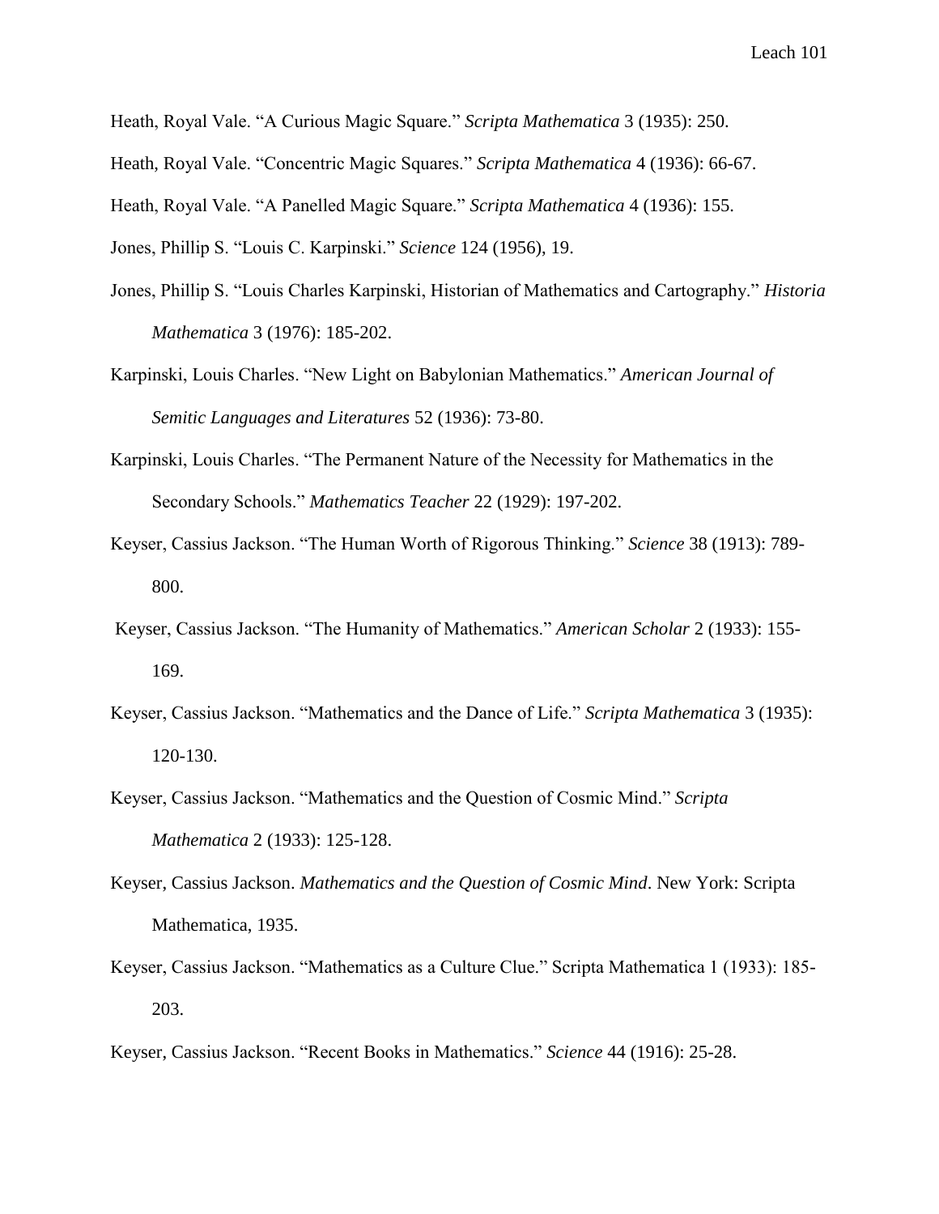Heath, Royal Vale. “A Curious Magic Square.” *Scripta Mathematica* 3 (1935): 250.

Heath, Royal Vale. “Concentric Magic Squares.” *Scripta Mathematica* 4 (1936): 66-67.

Heath, Royal Vale. “A Panelled Magic Square.” *Scripta Mathematica* 4 (1936): 155.

Jones, Phillip S. “Louis C. Karpinski.” *Science* 124 (1956), 19.

Jones, Phillip S. “Louis Charles Karpinski, Historian of Mathematics and Cartography.” *Historia Mathematica* 3 (1976): 185-202.

Karpinski, Louis Charles. “New Light on Babylonian Mathematics.” *American Journal of Semitic Languages and Literatures* 52 (1936): 73-80.

Karpinski, Louis Charles. “The Permanent Nature of the Necessity for Mathematics in the Secondary Schools.” *Mathematics Teacher* 22 (1929): 197-202.

Keyser, Cassius Jackson. “The Human Worth of Rigorous Thinking.” *Science* 38 (1913): 789-800.

Keyser, Cassius Jackson. “The Humanity of Mathematics.” *American Scholar* 2 (1933): 155-169.

Keyser, Cassius Jackson. “Mathematics and the Dance of Life.” *Scripta Mathematica* 3 (1935): 120-130.

Keyser, Cassius Jackson. “Mathematics and the Question of Cosmic Mind.” *Scripta Mathematica* 2 (1933): 125-128.

Keyser, Cassius Jackson. *Mathematics and the Question of Cosmic Mind*. New York: Scripta Mathematica, 1935.

Keyser, Cassius Jackson. “Mathematics as a Culture Clue.” Scripta Mathematica 1 (1933): 185-203.

Keyser, Cassius Jackson. “Recent Books in Mathematics.” *Science* 44 (1916): 25-28.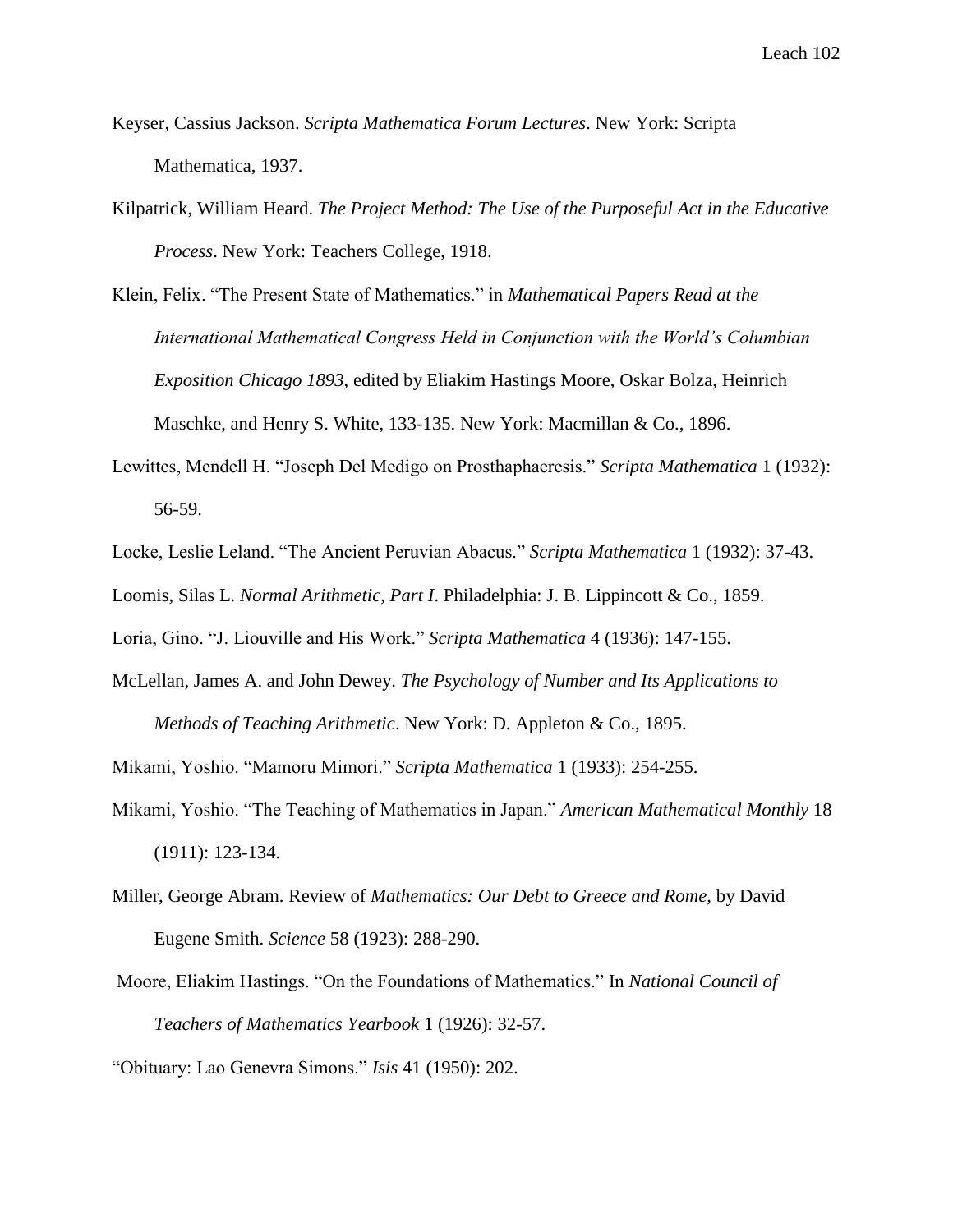Keyser, Cassius Jackson. *Scripta Mathematica Forum Lectures*. New York: Scripta Mathematica, 1937.

Kilpatrick, William Heard. *The Project Method: The Use of the Purposeful Act in the Educative Process*. New York: Teachers College, 1918.

Klein, Felix. "The Present State of Mathematics." in *Mathematical Papers Read at the International Mathematical Congress Held in Conjunction with the World's Columbian Exposition Chicago 1893*, edited by Eliakim Hastings Moore, Oskar Bolza, Heinrich Maschke, and Henry S. White, 133-135. New York: Macmillan & Co., 1896.

Lewittes, Mendell H. "Joseph Del Medigo on Prosthaphaeresis." *Scripta Mathematica* 1 (1932): 56-59.

Locke, Leslie Leland. "The Ancient Peruvian Abacus." *Scripta Mathematica* 1 (1932): 37-43.

Loomis, Silas L. *Normal Arithmetic, Part I*. Philadelphia: J. B. Lippincott & Co., 1859.

Loria, Gino. "J. Liouville and His Work." *Scripta Mathematica* 4 (1936): 147-155.

McLellan, James A. and John Dewey. *The Psychology of Number and Its Applications to Methods of Teaching Arithmetic*. New York: D. Appleton & Co., 1895.

Mikami, Yoshio. "Mamoru Mimori." *Scripta Mathematica* 1 (1933): 254-255.

Mikami, Yoshio. "The Teaching of Mathematics in Japan." *American Mathematical Monthly* 18 (1911): 123-134.

Miller, George Abram. Review of *Mathematics: Our Debt to Greece and Rome*, by David Eugene Smith. *Science* 58 (1923): 288-290.

Moore, Eliakim Hastings. "On the Foundations of Mathematics." In *National Council of Teachers of Mathematics Yearbook* 1 (1926): 32-57.

"Obituary: Lao Genevra Simons." *Isis* 41 (1950): 202.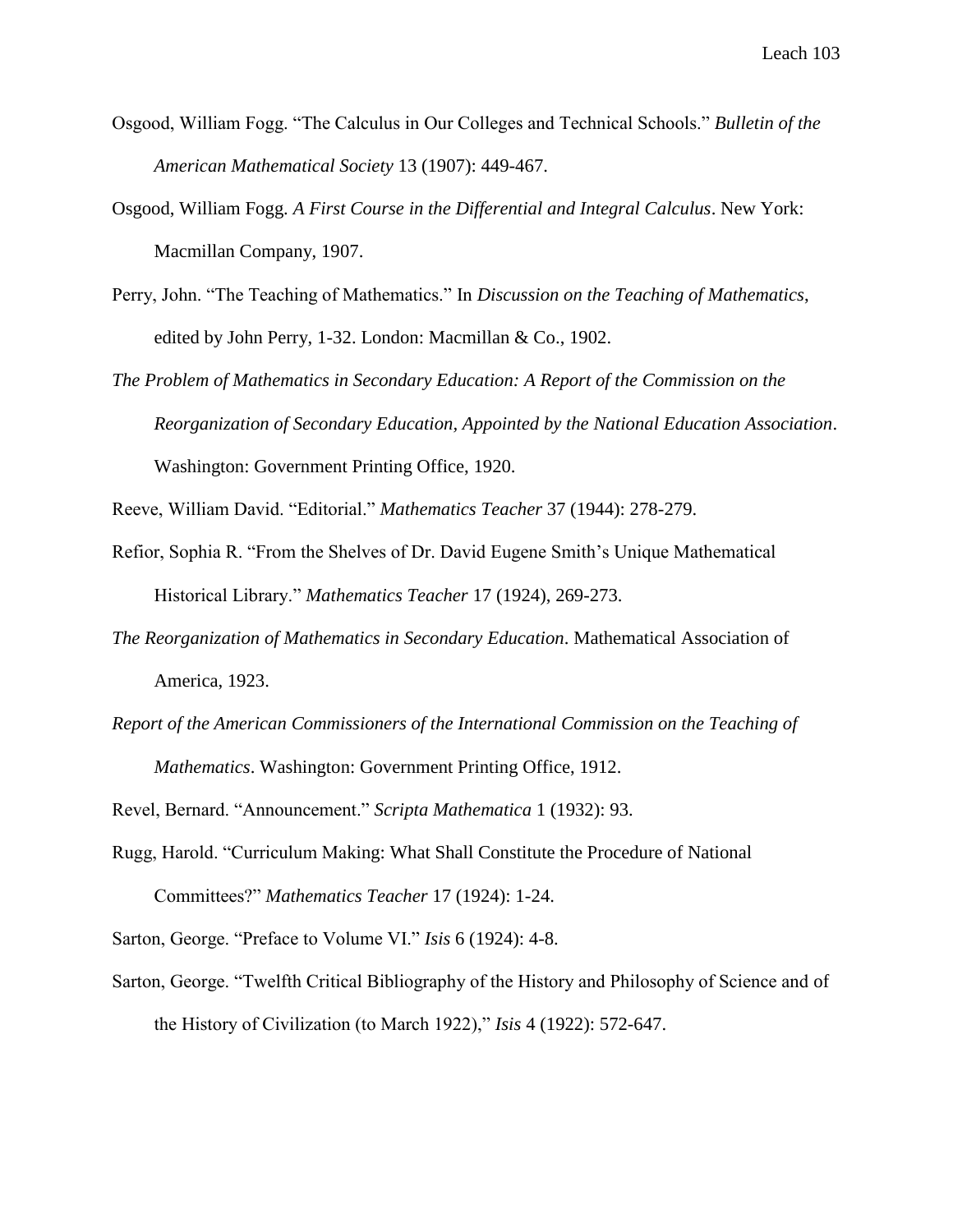Osgood, William Fogg. “The Calculus in Our Colleges and Technical Schools.” *Bulletin of the American Mathematical Society* 13 (1907): 449-467.

Osgood, William Fogg. *A First Course in the Differential and Integral Calculus*. New York: Macmillan Company, 1907.

Perry, John. “The Teaching of Mathematics.” In *Discussion on the Teaching of Mathematics*, edited by John Perry, 1-32. London: Macmillan & Co., 1902.

*The Problem of Mathematics in Secondary Education: A Report of the Commission on the Reorganization of Secondary Education, Appointed by the National Education Association*. Washington: Government Printing Office, 1920.

Reeve, William David. “Editorial.” *Mathematics Teacher* 37 (1944): 278-279.

Refior, Sophia R. “From the Shelves of Dr. David Eugene Smith’s Unique Mathematical Historical Library.” *Mathematics Teacher* 17 (1924), 269-273.

*The Reorganization of Mathematics in Secondary Education*. Mathematical Association of America, 1923.

*Report of the American Commissioners of the International Commission on the Teaching of Mathematics*. Washington: Government Printing Office, 1912.

Revel, Bernard. “Announcement.” *Scripta Mathematica* 1 (1932): 93.

Rugg, Harold. “Curriculum Making: What Shall Constitute the Procedure of National Committees?” *Mathematics Teacher* 17 (1924): 1-24.

Sarton, George. “Preface to Volume VI.” *Isis* 6 (1924): 4-8.

Sarton, George. “Twelfth Critical Bibliography of the History and Philosophy of Science and of the History of Civilization (to March 1922),” *Isis* 4 (1922): 572-647.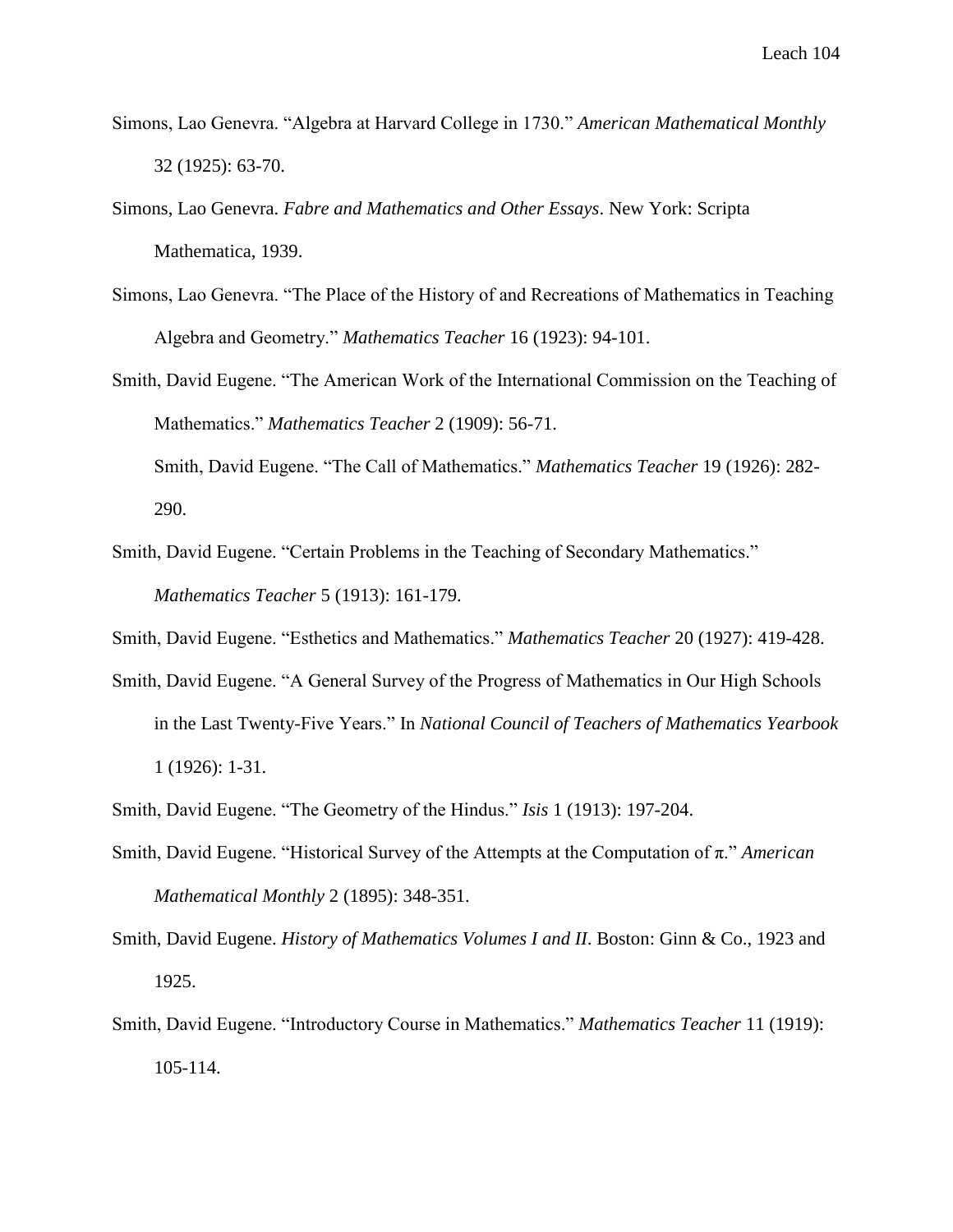Simons, Lao Genevra. "Algebra at Harvard College in 1730." *American Mathematical Monthly* 32 (1925): 63-70.

Simons, Lao Genevra. *Fabre and Mathematics and Other Essays*. New York: Scripta Mathematica, 1939.

Simons, Lao Genevra. "The Place of the History of and Recreations of Mathematics in Teaching Algebra and Geometry." *Mathematics Teacher* 16 (1923): 94-101.

Smith, David Eugene. "The American Work of the International Commission on the Teaching of Mathematics." *Mathematics Teacher* 2 (1909): 56-71.

Smith, David Eugene. "The Call of Mathematics." *Mathematics Teacher* 19 (1926): 282-290.

Smith, David Eugene. "Certain Problems in the Teaching of Secondary Mathematics." *Mathematics Teacher* 5 (1913): 161-179.

Smith, David Eugene. "Esthetics and Mathematics." *Mathematics Teacher* 20 (1927): 419-428.

Smith, David Eugene. "A General Survey of the Progress of Mathematics in Our High Schools in the Last Twenty-Five Years." In *National Council of Teachers of Mathematics Yearbook* 1 (1926): 1-31.

Smith, David Eugene. "The Geometry of the Hindus." *Isis* 1 (1913): 197-204.

Smith, David Eugene. "Historical Survey of the Attempts at the Computation of π." *American Mathematical Monthly* 2 (1895): 348-351.

Smith, David Eugene. *History of Mathematics Volumes I and II*. Boston: Ginn & Co., 1923 and 1925.

Smith, David Eugene. "Introductory Course in Mathematics." *Mathematics Teacher* 11 (1919): 105-114.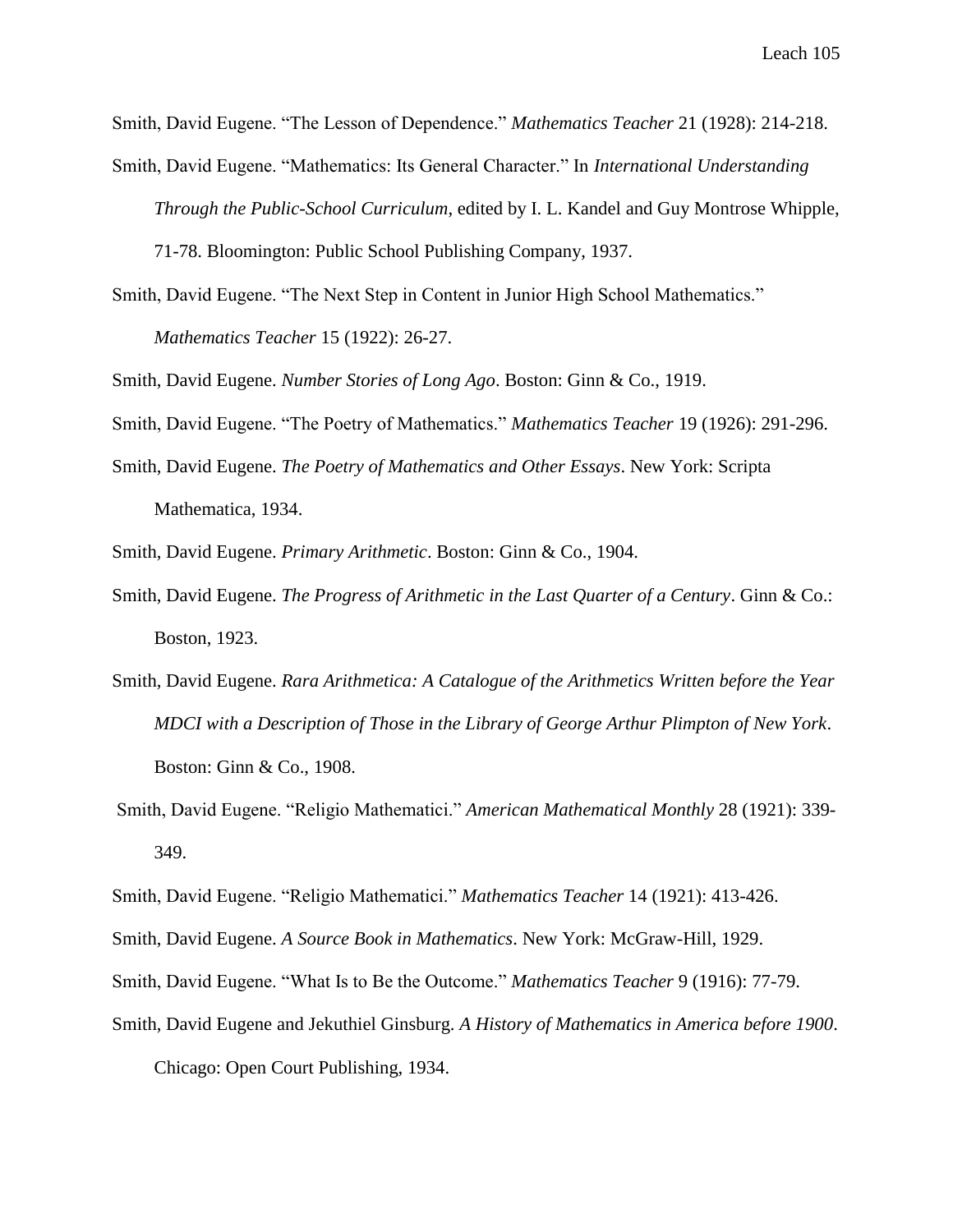Smith, David Eugene. "The Lesson of Dependence." *Mathematics Teacher* 21 (1928): 214-218.

Smith, David Eugene. "Mathematics: Its General Character." In *International Understanding Through the Public-School Curriculum*, edited by I. L. Kandel and Guy Montrose Whipple, 71-78. Bloomington: Public School Publishing Company, 1937.

Smith, David Eugene. "The Next Step in Content in Junior High School Mathematics." *Mathematics Teacher* 15 (1922): 26-27.

Smith, David Eugene. *Number Stories of Long Ago*. Boston: Ginn & Co., 1919.

Smith, David Eugene. "The Poetry of Mathematics." *Mathematics Teacher* 19 (1926): 291-296.

Smith, David Eugene. *The Poetry of Mathematics and Other Essays*. New York: Scripta Mathematica, 1934.

Smith, David Eugene. *Primary Arithmetic*. Boston: Ginn & Co., 1904.

Smith, David Eugene. *The Progress of Arithmetic in the Last Quarter of a Century*. Ginn & Co.: Boston, 1923.

Smith, David Eugene. *Rara Arithmetica: A Catalogue of the Arithmetics Written before the Year MDCI with a Description of Those in the Library of George Arthur Plimpton of New York*. Boston: Ginn & Co., 1908.

Smith, David Eugene. "Religio Mathematici." *American Mathematical Monthly* 28 (1921): 339-349.

Smith, David Eugene. "Religio Mathematici." *Mathematics Teacher* 14 (1921): 413-426.

Smith, David Eugene. *A Source Book in Mathematics*. New York: McGraw-Hill, 1929.

Smith, David Eugene. "What Is to Be the Outcome." *Mathematics Teacher* 9 (1916): 77-79.

Smith, David Eugene and Jekuthiel Ginsburg. *A History of Mathematics in America before 1900*. Chicago: Open Court Publishing, 1934.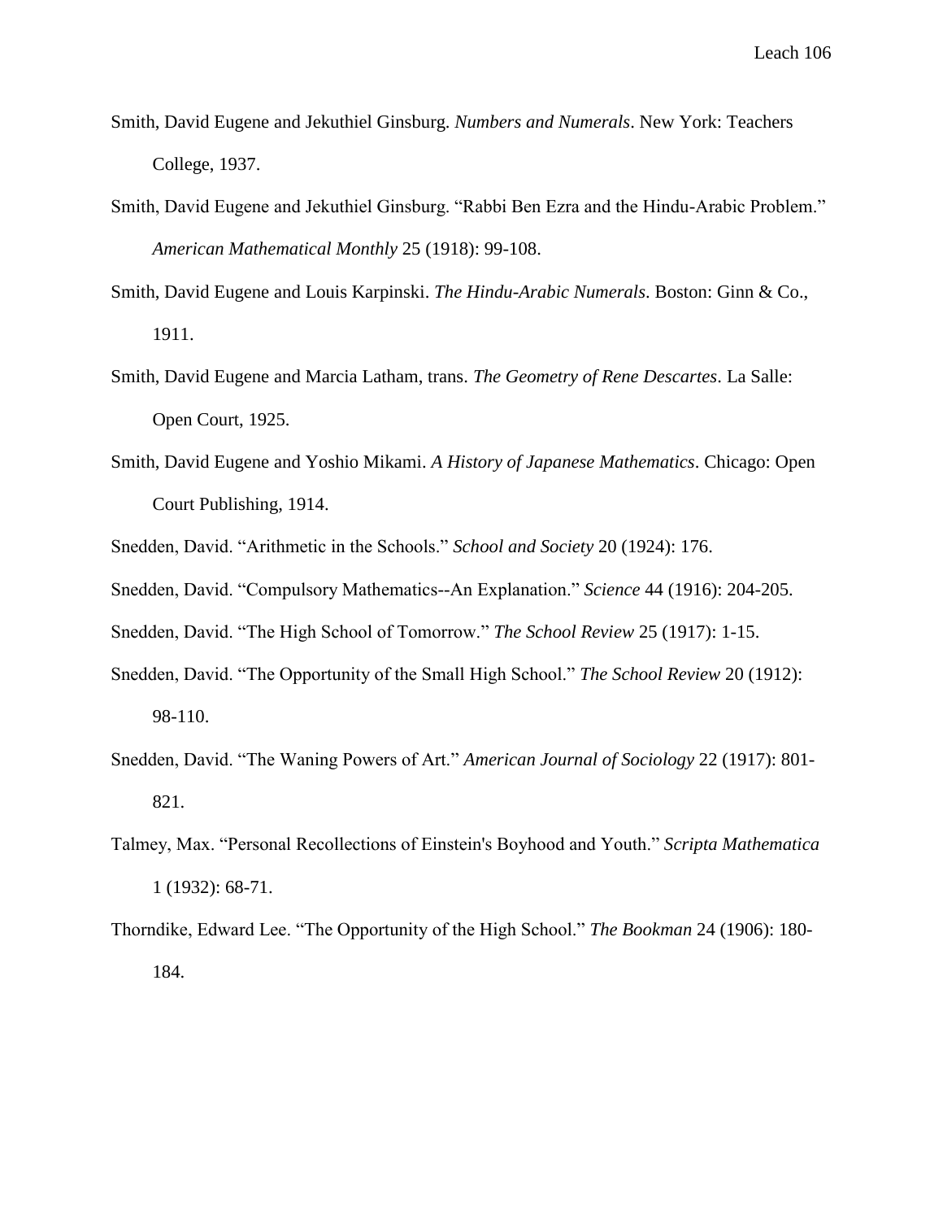Smith, David Eugene and Jekuthiel Ginsburg. *Numbers and Numerals*. New York: Teachers College, 1937.

Smith, David Eugene and Jekuthiel Ginsburg. "Rabbi Ben Ezra and the Hindu-Arabic Problem." *American Mathematical Monthly* 25 (1918): 99-108.

Smith, David Eugene and Louis Karpinski. *The Hindu-Arabic Numerals*. Boston: Ginn & Co., 1911.

Smith, David Eugene and Marcia Latham, trans. *The Geometry of Rene Descartes*. La Salle: Open Court, 1925.

Smith, David Eugene and Yoshio Mikami. *A History of Japanese Mathematics*. Chicago: Open Court Publishing, 1914.

Snedden, David. "Arithmetic in the Schools." *School and Society* 20 (1924): 176.

Snedden, David. "Compulsory Mathematics--An Explanation." *Science* 44 (1916): 204-205.

Snedden, David. "The High School of Tomorrow." *The School Review* 25 (1917): 1-15.

Snedden, David. "The Opportunity of the Small High School." *The School Review* 20 (1912): 98-110.

Snedden, David. "The Waning Powers of Art." *American Journal of Sociology* 22 (1917): 801-821.

Talmey, Max. "Personal Recollections of Einstein's Boyhood and Youth." *Scripta Mathematica* 1 (1932): 68-71.

Thorndike, Edward Lee. "The Opportunity of the High School." *The Bookman* 24 (1906): 180-184.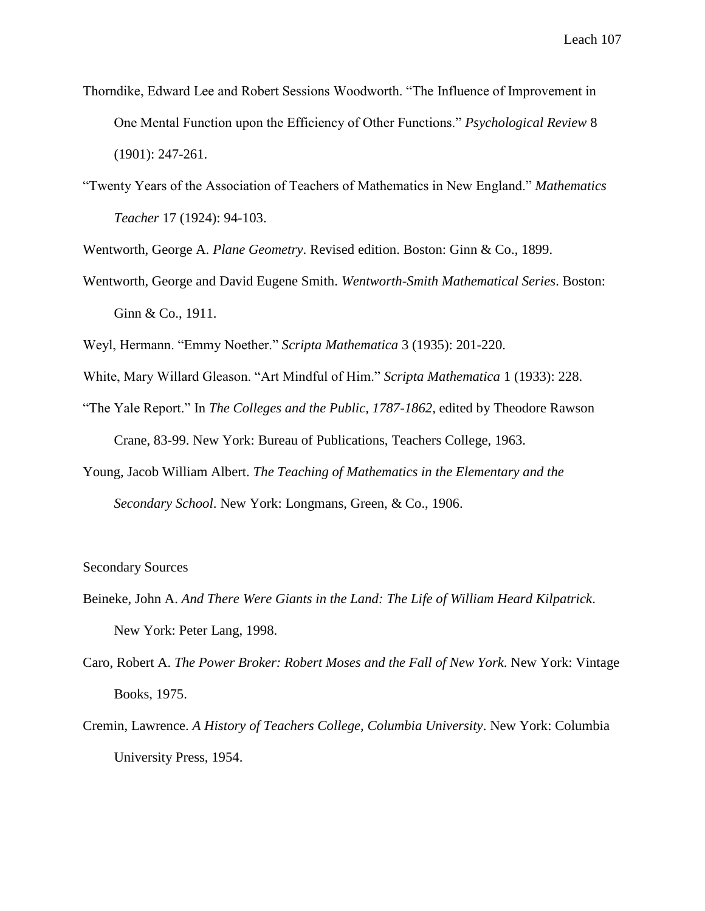Thorndike, Edward Lee and Robert Sessions Woodworth. "The Influence of Improvement in One Mental Function upon the Efficiency of Other Functions." *Psychological Review* 8 (1901): 247-261.

"Twenty Years of the Association of Teachers of Mathematics in New England." *Mathematics Teacher* 17 (1924): 94-103.

Wentworth, George A. *Plane Geometry*. Revised edition. Boston: Ginn & Co., 1899.

Wentworth, George and David Eugene Smith. *Wentworth-Smith Mathematical Series*. Boston: Ginn & Co., 1911.

Weyl, Hermann. "Emmy Noether." *Scripta Mathematica* 3 (1935): 201-220.

White, Mary Willard Gleason. "Art Mindful of Him." *Scripta Mathematica* 1 (1933): 228.

"The Yale Report." In *The Colleges and the Public, 1787-1862*, edited by Theodore Rawson Crane, 83-99. New York: Bureau of Publications, Teachers College, 1963.

Young, Jacob William Albert. *The Teaching of Mathematics in the Elementary and the Secondary School*. New York: Longmans, Green, & Co., 1906.

## Secondary Sources

Beineke, John A. *And There Were Giants in the Land: The Life of William Heard Kilpatrick*. New York: Peter Lang, 1998.

Caro, Robert A. *The Power Broker: Robert Moses and the Fall of New York*. New York: Vintage Books, 1975.

Cremin, Lawrence. *A History of Teachers College, Columbia University*. New York: Columbia University Press, 1954.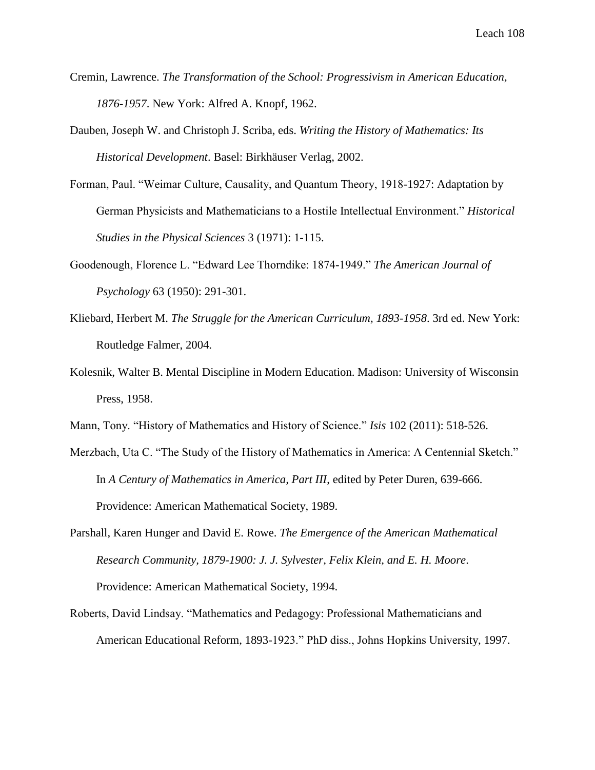Cremin, Lawrence. *The Transformation of the School: Progressivism in American Education, 1876-1957*. New York: Alfred A. Knopf, 1962.

Dauben, Joseph W. and Christoph J. Scriba, eds. *Writing the History of Mathematics: Its Historical Development*. Basel: Birkhäuser Verlag, 2002.

Forman, Paul. "Weimar Culture, Causality, and Quantum Theory, 1918-1927: Adaptation by German Physicists and Mathematicians to a Hostile Intellectual Environment." *Historical Studies in the Physical Sciences* 3 (1971): 1-115.

Goodenough, Florence L. "Edward Lee Thorndike: 1874-1949." *The American Journal of Psychology* 63 (1950): 291-301.

Kliebard, Herbert M. *The Struggle for the American Curriculum, 1893-1958*. 3rd ed. New York: Routledge Falmer, 2004.

Kolesnik, Walter B. Mental Discipline in Modern Education. Madison: University of Wisconsin Press, 1958.

Mann, Tony. "History of Mathematics and History of Science." *Isis* 102 (2011): 518-526.

Merzbach, Uta C. "The Study of the History of Mathematics in America: A Centennial Sketch." In *A Century of Mathematics in America, Part III*, edited by Peter Duren, 639-666. Providence: American Mathematical Society, 1989.

Parshall, Karen Hunger and David E. Rowe. *The Emergence of the American Mathematical Research Community, 1879-1900: J. J. Sylvester, Felix Klein, and E. H. Moore*. Providence: American Mathematical Society, 1994.

Roberts, David Lindsay. "Mathematics and Pedagogy: Professional Mathematicians and American Educational Reform, 1893-1923." PhD diss., Johns Hopkins University, 1997.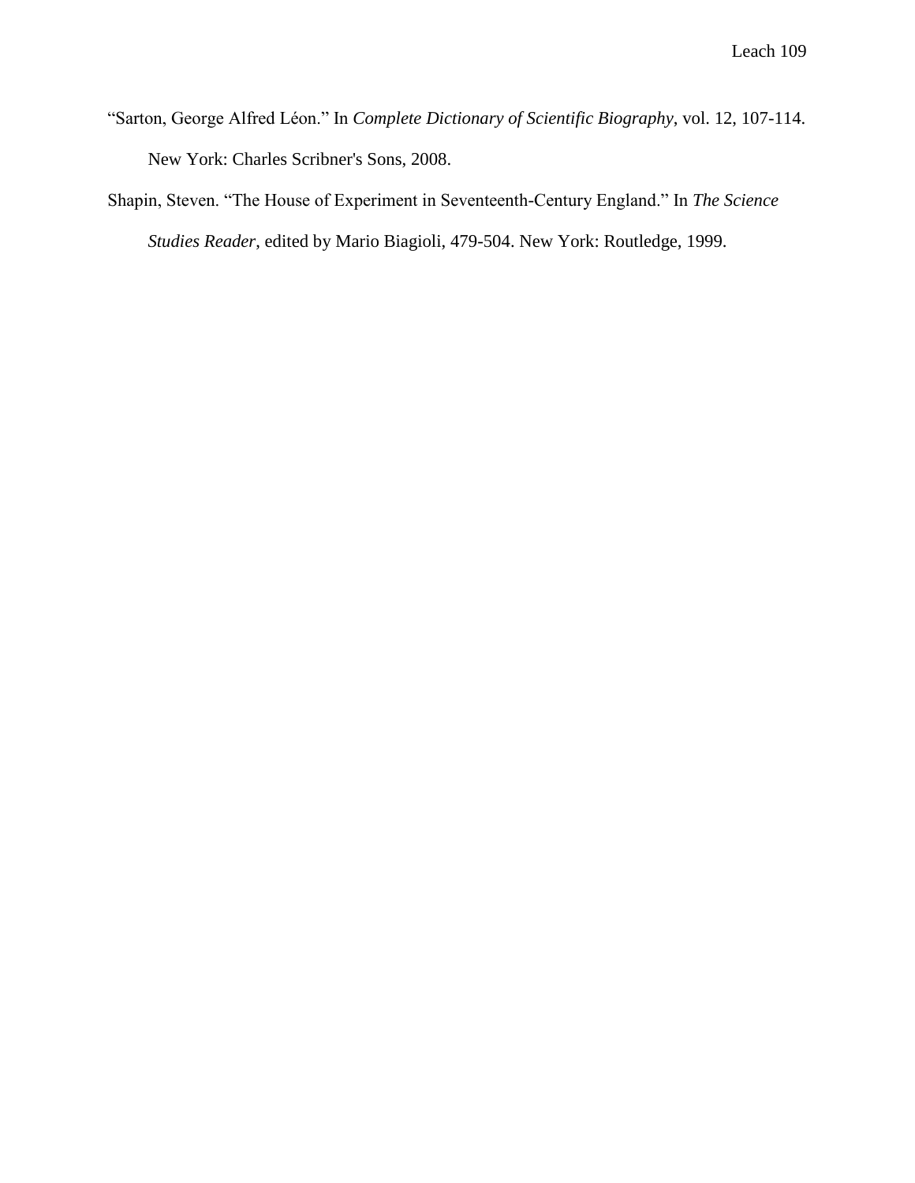"Sarton, George Alfred Léon." In *Complete Dictionary of Scientific Biography*, vol. 12, 107-114. New York: Charles Scribner's Sons, 2008.

Shapin, Steven. "The House of Experiment in Seventeenth-Century England." In *The Science Studies Reader*, edited by Mario Biagioli, 479-504. New York: Routledge, 1999.